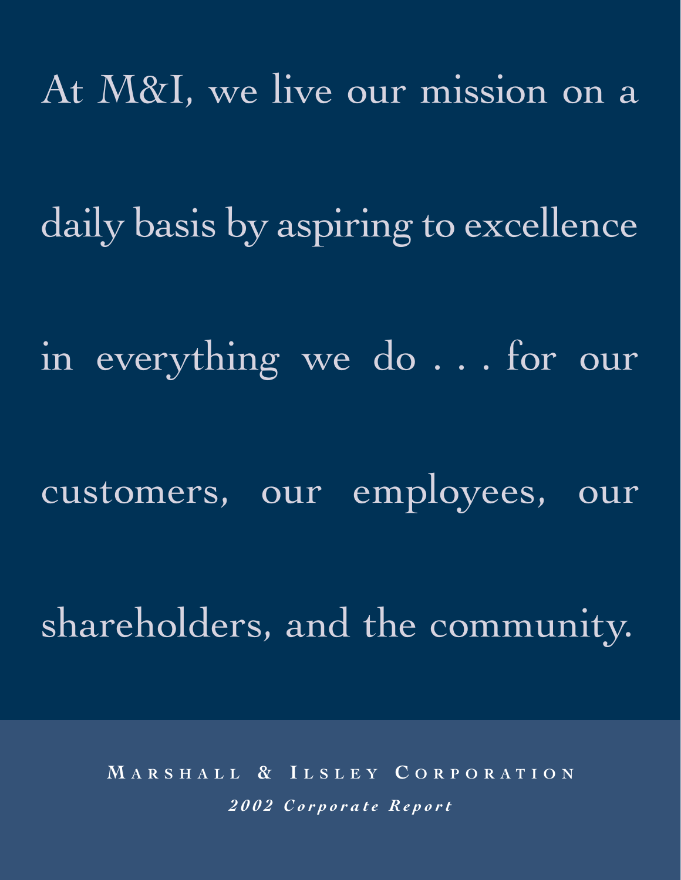At M&I, we live our mission on a daily basis by aspiring to excellence in everything we do . . . for our customers, our employees, our shareholders, and the community.

**Marshall & Ilsley Corporation**

***2002 Corporate Report***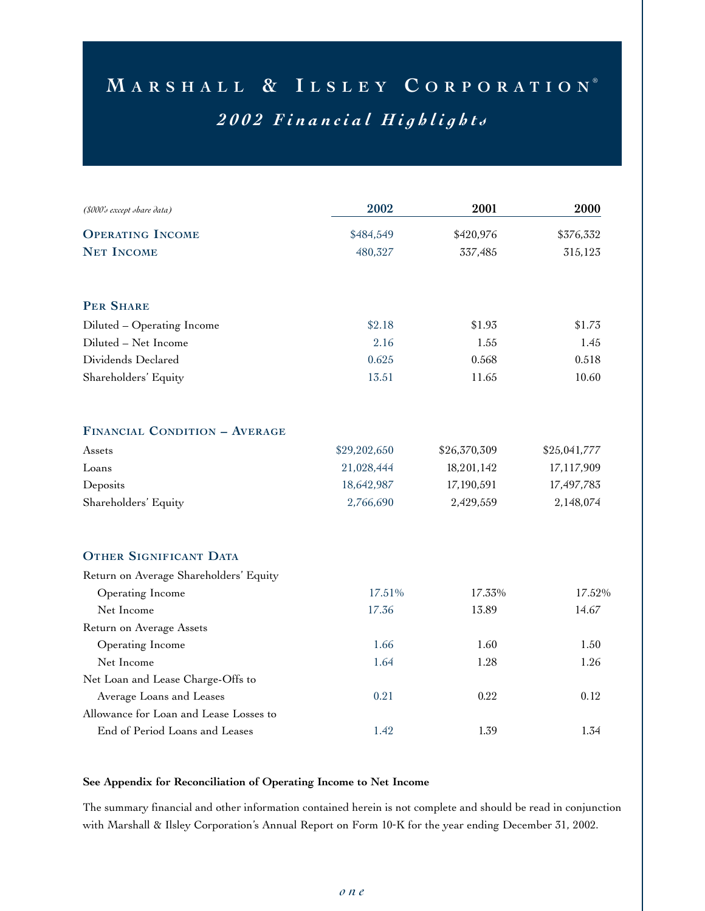# Marshall & Ilsley Corporation®

## *2002 Financial Highlights*

| *($000's except share data)* | 2002 | 2001 | 2000 |
|---|---|---|---|
| **Operating Income** | $484,549 | $420,976 | $376,332 |
| **Net Income** | 480,327 | 337,485 | 315,123 |
| | | | |
| **Per Share** | | | |
| Diluted – Operating Income | $2.18 | $1.93 | $1.73 |
| Diluted – Net Income | 2.16 | 1.55 | 1.45 |
| Dividends Declared | 0.625 | 0.568 | 0.518 |
| Shareholders' Equity | 13.51 | 11.65 | 10.60 |
| | | | |
| **Financial Condition – Average** | | | |
| Assets | $29,202,650 | $26,370,309 | $25,041,777 |
| Loans | 21,028,444 | 18,201,142 | 17,117,909 |
| Deposits | 18,642,987 | 17,190,591 | 17,497,783 |
| Shareholders' Equity | 2,766,690 | 2,429,559 | 2,148,074 |
| | | | |
| **Other Significant Data** | | | |
| Return on Average Shareholders' Equity | | | |
| Operating Income | 17.51% | 17.33% | 17.52% |
| Net Income | 17.36 | 13.89 | 14.67 |
| Return on Average Assets | | | |
| Operating Income | 1.66 | 1.60 | 1.50 |
| Net Income | 1.64 | 1.28 | 1.26 |
| Net Loan and Lease Charge-Offs to Average Loans and Leases | 0.21 | 0.22 | 0.12 |
| Allowance for Loan and Lease Losses to End of Period Loans and Leases | 1.42 | 1.39 | 1.34 |

**See Appendix for Reconciliation of Operating Income to Net Income**

The summary financial and other information contained herein is not complete and should be read in conjunction with Marshall & Ilsley Corporation's Annual Report on Form 10-K for the year ending December 31, 2002.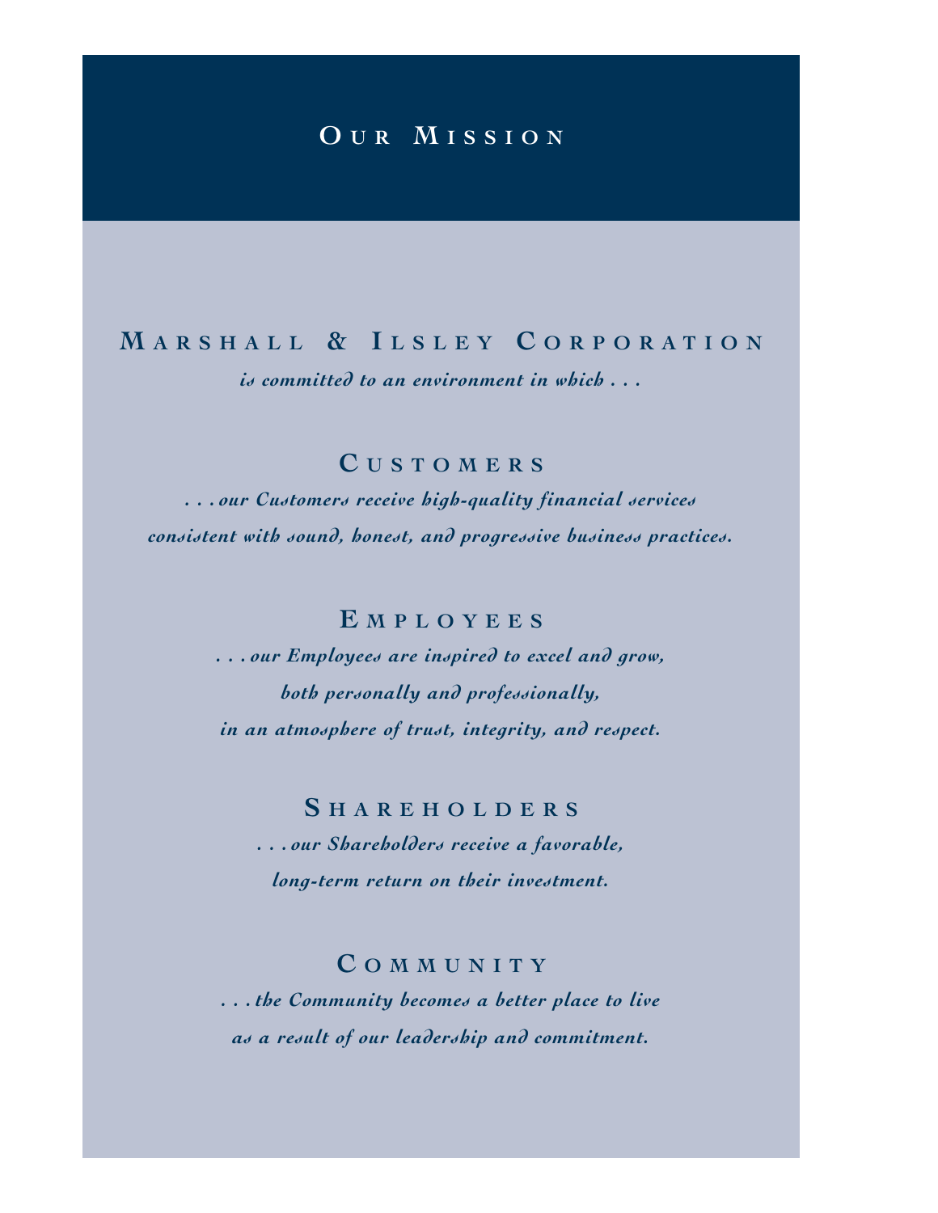# Our Mission

## Marshall & Ilsley Corporation

*is committed to an environment in which . . .*

### Customers

*. . . our Customers receive high-quality financial services consistent with sound, honest, and progressive business practices.*

### Employees

*. . . our Employees are inspired to excel and grow, both personally and professionally, in an atmosphere of trust, integrity, and respect.*

### Shareholders

*. . . our Shareholders receive a favorable, long-term return on their investment.*

### Community

*. . . the Community becomes a better place to live as a result of our leadership and commitment.*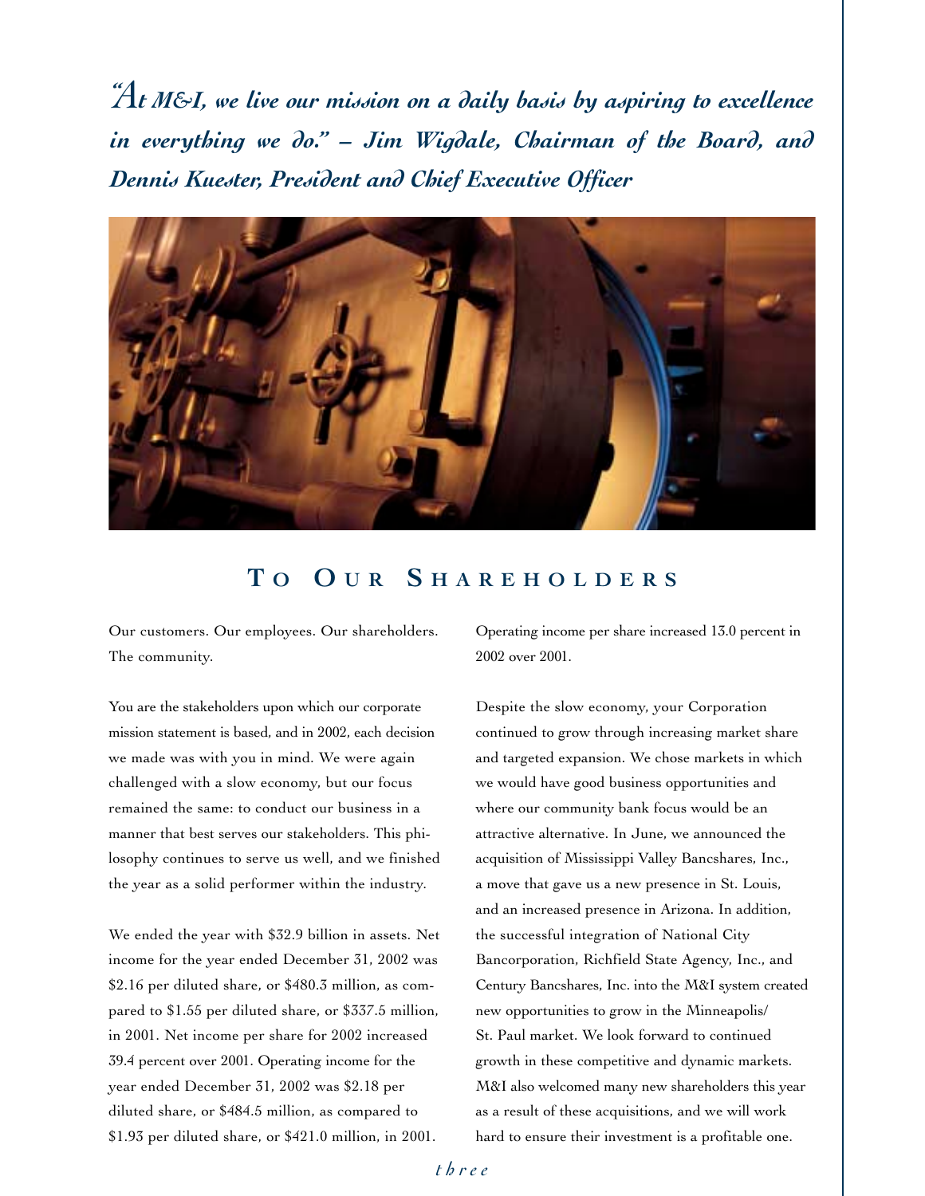*"At M&I, we live our mission on a daily basis by aspiring to excellence in everything we do." – Jim Wigdale, Chairman of the Board, and Dennis Kuester, President and Chief Executive Officer*

## To Our Shareholders

Our customers. Our employees. Our shareholders. The community.

You are the stakeholders upon which our corporate mission statement is based, and in 2002, each decision we made was with you in mind. We were again challenged with a slow economy, but our focus remained the same: to conduct our business in a manner that best serves our stakeholders. This philosophy continues to serve us well, and we finished the year as a solid performer within the industry.

We ended the year with $32.9 billion in assets. Net income for the year ended December 31, 2002 was $2.16 per diluted share, or $480.3 million, as compared to $1.55 per diluted share, or $337.5 million, in 2001. Net income per share for 2002 increased 39.4 percent over 2001. Operating income for the year ended December 31, 2002 was $2.18 per diluted share, or $484.5 million, as compared to $1.93 per diluted share, or $421.0 million, in 2001. Operating income per share increased 13.0 percent in 2002 over 2001.

Despite the slow economy, your Corporation continued to grow through increasing market share and targeted expansion. We chose markets in which we would have good business opportunities and where our community bank focus would be an attractive alternative. In June, we announced the acquisition of Mississippi Valley Bancshares, Inc., a move that gave us a new presence in St. Louis, and an increased presence in Arizona. In addition, the successful integration of National City Bancorporation, Richfield State Agency, Inc., and Century Bancshares, Inc. into the M&I system created new opportunities to grow in the Minneapolis/St. Paul market. We look forward to continued growth in these competitive and dynamic markets. M&I also welcomed many new shareholders this year as a result of these acquisitions, and we will work hard to ensure their investment is a profitable one.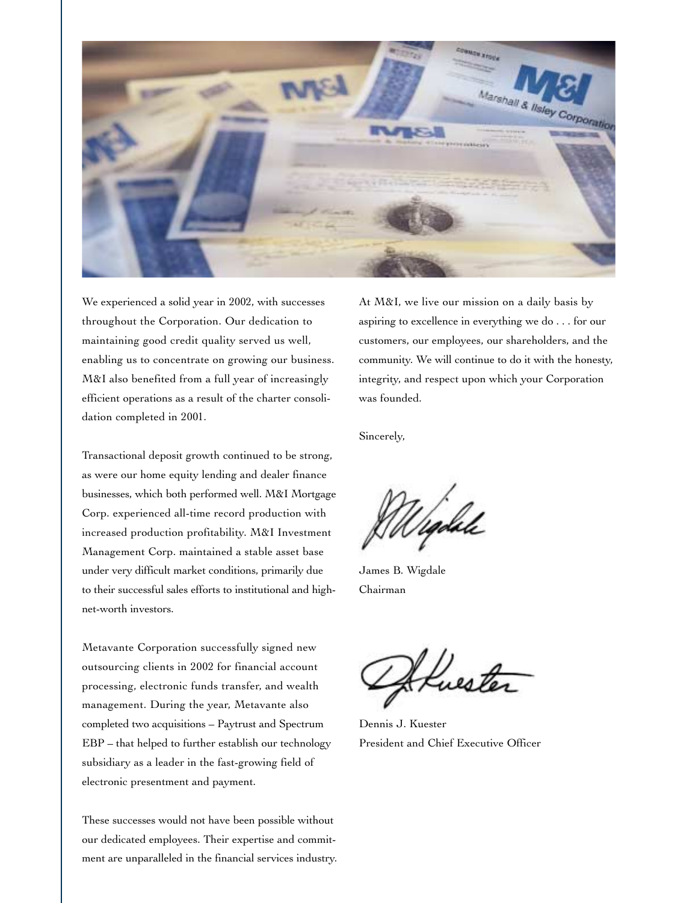We experienced a solid year in 2002, with successes throughout the Corporation. Our dedication to maintaining good credit quality served us well, enabling us to concentrate on growing our business. M&I also benefited from a full year of increasingly efficient operations as a result of the charter consolidation completed in 2001.

Transactional deposit growth continued to be strong, as were our home equity lending and dealer finance businesses, which both performed well. M&I Mortgage Corp. experienced all-time record production with increased production profitability. M&I Investment Management Corp. maintained a stable asset base under very difficult market conditions, primarily due to their successful sales efforts to institutional and high-net-worth investors.

Metavante Corporation successfully signed new outsourcing clients in 2002 for financial account processing, electronic funds transfer, and wealth management. During the year, Metavante also completed two acquisitions – Paytrust and Spectrum EBP – that helped to further establish our technology subsidiary as a leader in the fast-growing field of electronic presentment and payment.

These successes would not have been possible without our dedicated employees. Their expertise and commitment are unparalleled in the financial services industry.

At M&I, we live our mission on a daily basis by aspiring to excellence in everything we do . . . for our customers, our employees, our shareholders, and the community. We will continue to do it with the honesty, integrity, and respect upon which your Corporation was founded.

Sincerely,

James B. Wigdale
Chairman

Dennis J. Kuester
President and Chief Executive Officer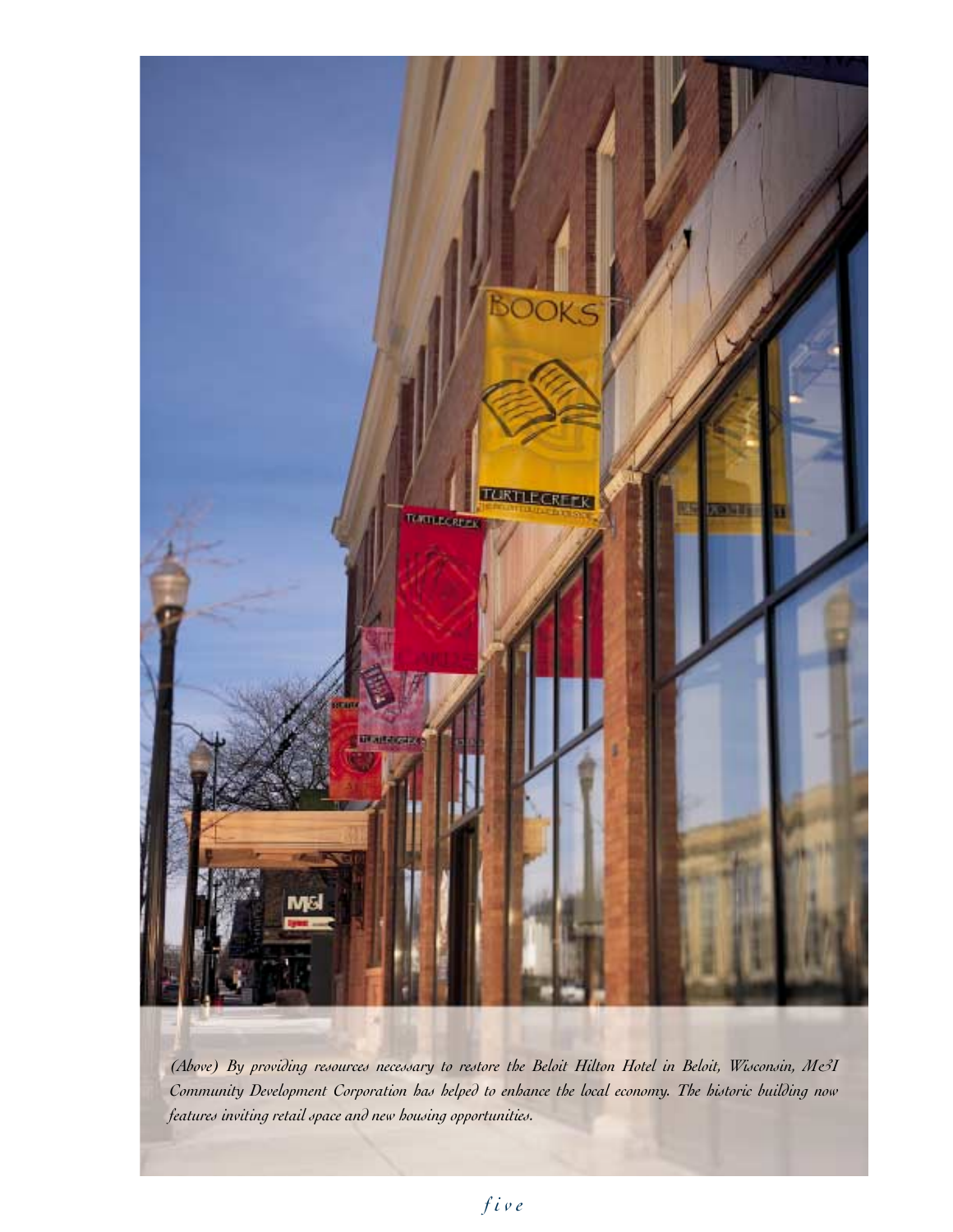*(Above) By providing resources necessary to restore the Beloit Hilton Hotel in Beloit, Wisconsin, M&I Community Development Corporation has helped to enhance the local economy. The historic building now features inviting retail space and new housing opportunities.*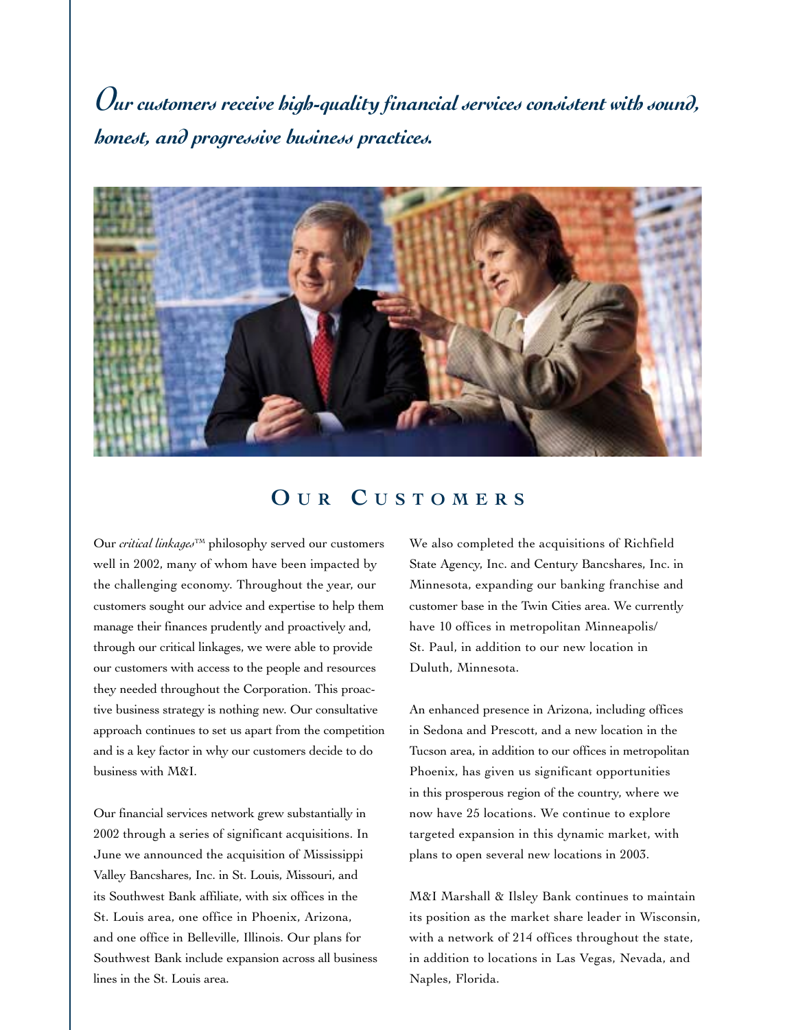*Our customers receive high-quality financial services consistent with sound, honest, and progressive business practices.*

## OUR CUSTOMERS

Our *critical linkages*™ philosophy served our customers well in 2002, many of whom have been impacted by the challenging economy. Throughout the year, our customers sought our advice and expertise to help them manage their finances prudently and proactively and, through our critical linkages, we were able to provide our customers with access to the people and resources they needed throughout the Corporation. This proactive business strategy is nothing new. Our consultative approach continues to set us apart from the competition and is a key factor in why our customers decide to do business with M&I.

Our financial services network grew substantially in 2002 through a series of significant acquisitions. In June we announced the acquisition of Mississippi Valley Bancshares, Inc. in St. Louis, Missouri, and its Southwest Bank affiliate, with six offices in the St. Louis area, one office in Phoenix, Arizona, and one office in Belleville, Illinois. Our plans for Southwest Bank include expansion across all business lines in the St. Louis area.

We also completed the acquisitions of Richfield State Agency, Inc. and Century Bancshares, Inc. in Minnesota, expanding our banking franchise and customer base in the Twin Cities area. We currently have 10 offices in metropolitan Minneapolis/ St. Paul, in addition to our new location in Duluth, Minnesota.

An enhanced presence in Arizona, including offices in Sedona and Prescott, and a new location in the Tucson area, in addition to our offices in metropolitan Phoenix, has given us significant opportunities in this prosperous region of the country, where we now have 25 locations. We continue to explore targeted expansion in this dynamic market, with plans to open several new locations in 2003.

M&I Marshall & Ilsley Bank continues to maintain its position as the market share leader in Wisconsin, with a network of 214 offices throughout the state, in addition to locations in Las Vegas, Nevada, and Naples, Florida.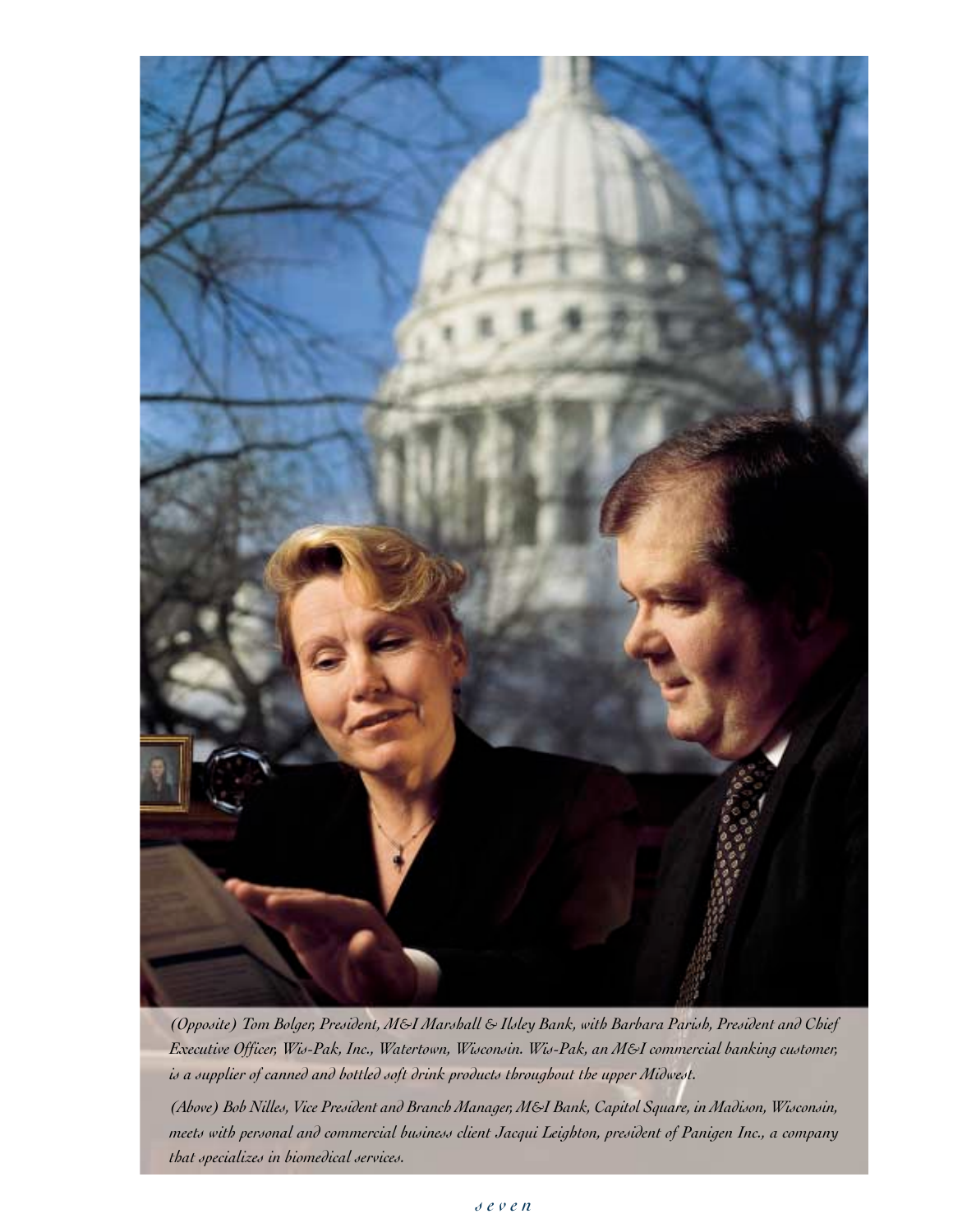*(Opposite) Tom Bolger, President, M&I Marshall & Ilsley Bank, with Barbara Parish, President and Chief Executive Officer, Wis-Pak, Inc., Watertown, Wisconsin. Wis-Pak, an M&I commercial banking customer, is a supplier of canned and bottled soft drink products throughout the upper Midwest.*

*(Above) Bob Nilles, Vice President and Branch Manager, M&I Bank, Capitol Square, in Madison, Wisconsin, meets with personal and commercial business client Jacqui Leighton, president of Panigen Inc., a company that specializes in biomedical services.*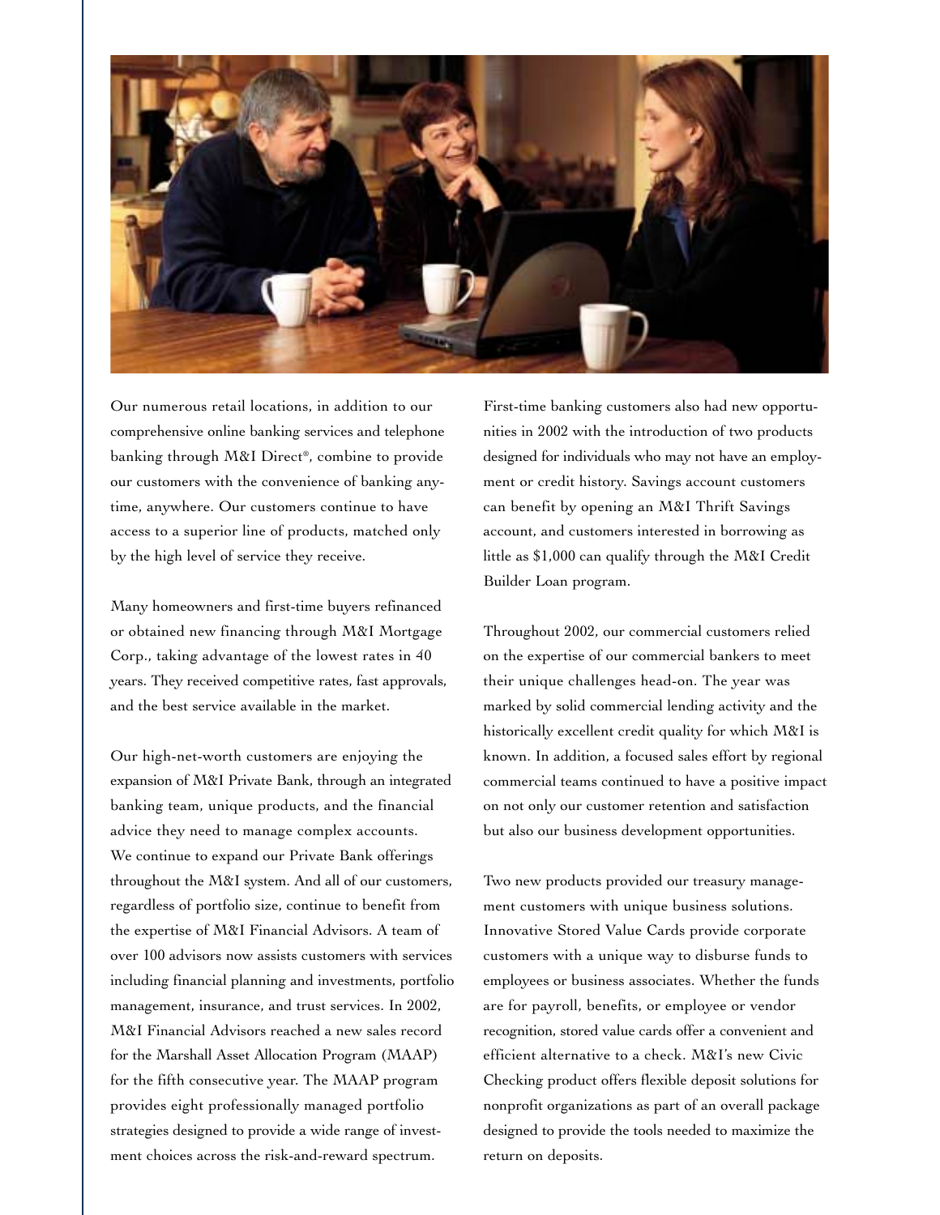Our numerous retail locations, in addition to our comprehensive online banking services and telephone banking through M&I Direct®, combine to provide our customers with the convenience of banking anytime, anywhere. Our customers continue to have access to a superior line of products, matched only by the high level of service they receive.

Many homeowners and first-time buyers refinanced or obtained new financing through M&I Mortgage Corp., taking advantage of the lowest rates in 40 years. They received competitive rates, fast approvals, and the best service available in the market.

Our high-net-worth customers are enjoying the expansion of M&I Private Bank, through an integrated banking team, unique products, and the financial advice they need to manage complex accounts. We continue to expand our Private Bank offerings throughout the M&I system. And all of our customers, regardless of portfolio size, continue to benefit from the expertise of M&I Financial Advisors. A team of over 100 advisors now assists customers with services including financial planning and investments, portfolio management, insurance, and trust services. In 2002, M&I Financial Advisors reached a new sales record for the Marshall Asset Allocation Program (MAAP) for the fifth consecutive year. The MAAP program provides eight professionally managed portfolio strategies designed to provide a wide range of investment choices across the risk-and-reward spectrum.

First-time banking customers also had new opportunities in 2002 with the introduction of two products designed for individuals who may not have an employment or credit history. Savings account customers can benefit by opening an M&I Thrift Savings account, and customers interested in borrowing as little as $1,000 can qualify through the M&I Credit Builder Loan program.

Throughout 2002, our commercial customers relied on the expertise of our commercial bankers to meet their unique challenges head-on. The year was marked by solid commercial lending activity and the historically excellent credit quality for which M&I is known. In addition, a focused sales effort by regional commercial teams continued to have a positive impact on not only our customer retention and satisfaction but also our business development opportunities.

Two new products provided our treasury management customers with unique business solutions. Innovative Stored Value Cards provide corporate customers with a unique way to disburse funds to employees or business associates. Whether the funds are for payroll, benefits, or employee or vendor recognition, stored value cards offer a convenient and efficient alternative to a check. M&I's new Civic Checking product offers flexible deposit solutions for nonprofit organizations as part of an overall package designed to provide the tools needed to maximize the return on deposits.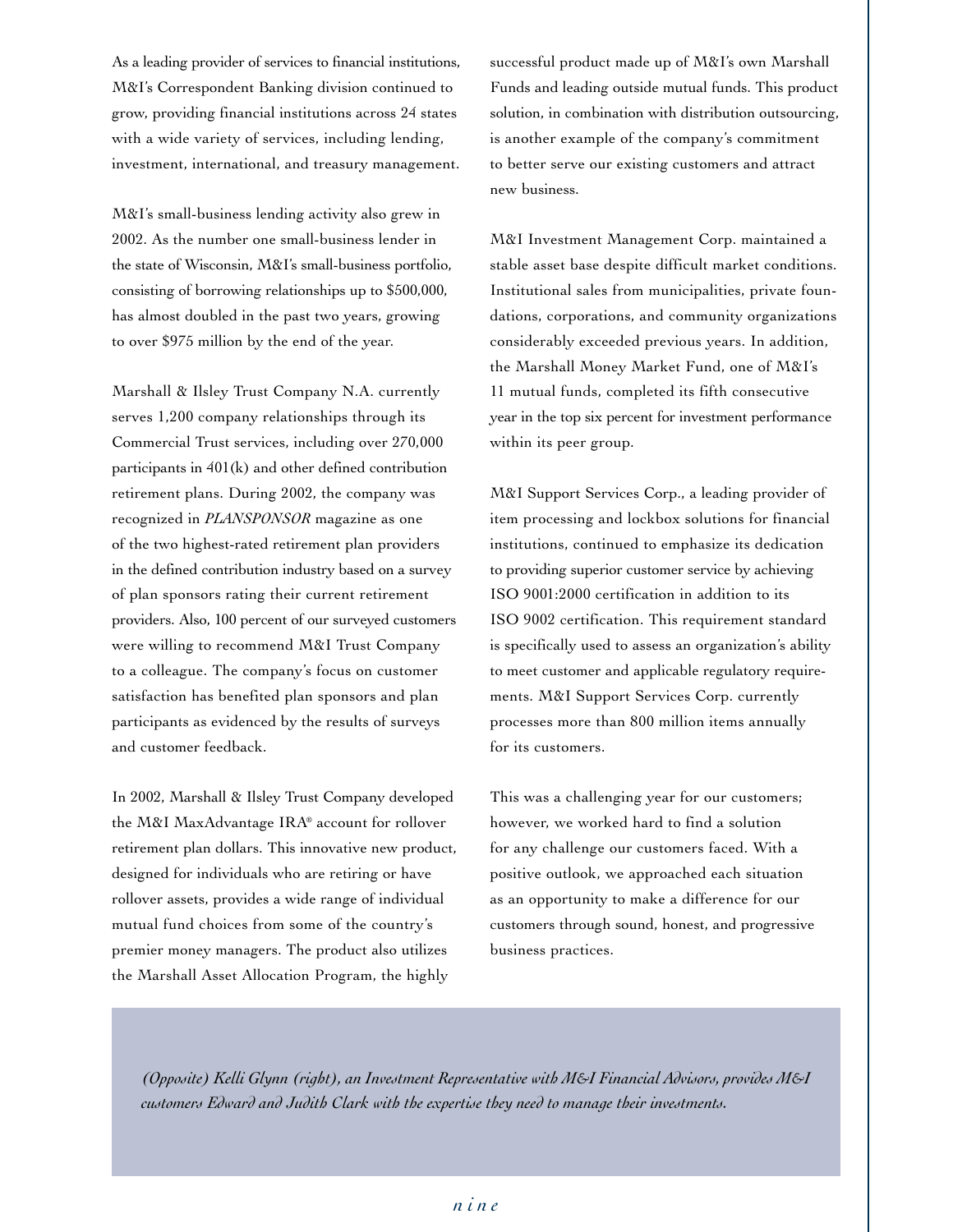As a leading provider of services to financial institutions, M&I's Correspondent Banking division continued to grow, providing financial institutions across 24 states with a wide variety of services, including lending, investment, international, and treasury management.

M&I's small-business lending activity also grew in 2002. As the number one small-business lender in the state of Wisconsin, M&I's small-business portfolio, consisting of borrowing relationships up to $500,000, has almost doubled in the past two years, growing to over $975 million by the end of the year.

Marshall & Ilsley Trust Company N.A. currently serves 1,200 company relationships through its Commercial Trust services, including over 270,000 participants in 401(k) and other defined contribution retirement plans. During 2002, the company was recognized in *PLANSPONSOR* magazine as one of the two highest-rated retirement plan providers in the defined contribution industry based on a survey of plan sponsors rating their current retirement providers. Also, 100 percent of our surveyed customers were willing to recommend M&I Trust Company to a colleague. The company's focus on customer satisfaction has benefited plan sponsors and plan participants as evidenced by the results of surveys and customer feedback.

In 2002, Marshall & Ilsley Trust Company developed the M&I MaxAdvantage IRA® account for rollover retirement plan dollars. This innovative new product, designed for individuals who are retiring or have rollover assets, provides a wide range of individual mutual fund choices from some of the country's premier money managers. The product also utilizes the Marshall Asset Allocation Program, the highly successful product made up of M&I's own Marshall Funds and leading outside mutual funds. This product solution, in combination with distribution outsourcing, is another example of the company's commitment to better serve our existing customers and attract new business.

M&I Investment Management Corp. maintained a stable asset base despite difficult market conditions. Institutional sales from municipalities, private foundations, corporations, and community organizations considerably exceeded previous years. In addition, the Marshall Money Market Fund, one of M&I's 11 mutual funds, completed its fifth consecutive year in the top six percent for investment performance within its peer group.

M&I Support Services Corp., a leading provider of item processing and lockbox solutions for financial institutions, continued to emphasize its dedication to providing superior customer service by achieving ISO 9001:2000 certification in addition to its ISO 9002 certification. This requirement standard is specifically used to assess an organization's ability to meet customer and applicable regulatory requirements. M&I Support Services Corp. currently processes more than 800 million items annually for its customers.

This was a challenging year for our customers; however, we worked hard to find a solution for any challenge our customers faced. With a positive outlook, we approached each situation as an opportunity to make a difference for our customers through sound, honest, and progressive business practices.

*(Opposite) Kelli Glynn (right), an Investment Representative with M&I Financial Advisors, provides M&I customers Edward and Judith Clark with the expertise they need to manage their investments.*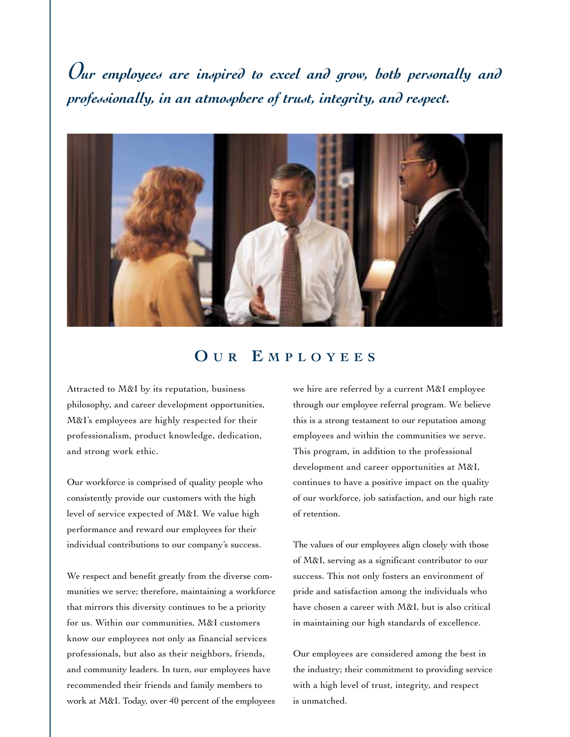*Our employees are inspired to excel and grow, both personally and professionally, in an atmosphere of trust, integrity, and respect.*

## Our Employees

Attracted to M&I by its reputation, business philosophy, and career development opportunities, M&I's employees are highly respected for their professionalism, product knowledge, dedication, and strong work ethic.

Our workforce is comprised of quality people who consistently provide our customers with the high level of service expected of M&I. We value high performance and reward our employees for their individual contributions to our company's success.

We respect and benefit greatly from the diverse communities we serve; therefore, maintaining a workforce that mirrors this diversity continues to be a priority for us. Within our communities, M&I customers know our employees not only as financial services professionals, but also as their neighbors, friends, and community leaders. In turn, our employees have recommended their friends and family members to work at M&I. Today, over 40 percent of the employees we hire are referred by a current M&I employee through our employee referral program. We believe this is a strong testament to our reputation among employees and within the communities we serve. This program, in addition to the professional development and career opportunities at M&I, continues to have a positive impact on the quality of our workforce, job satisfaction, and our high rate of retention.

The values of our employees align closely with those of M&I, serving as a significant contributor to our success. This not only fosters an environment of pride and satisfaction among the individuals who have chosen a career with M&I, but is also critical in maintaining our high standards of excellence.

Our employees are considered among the best in the industry; their commitment to providing service with a high level of trust, integrity, and respect is unmatched.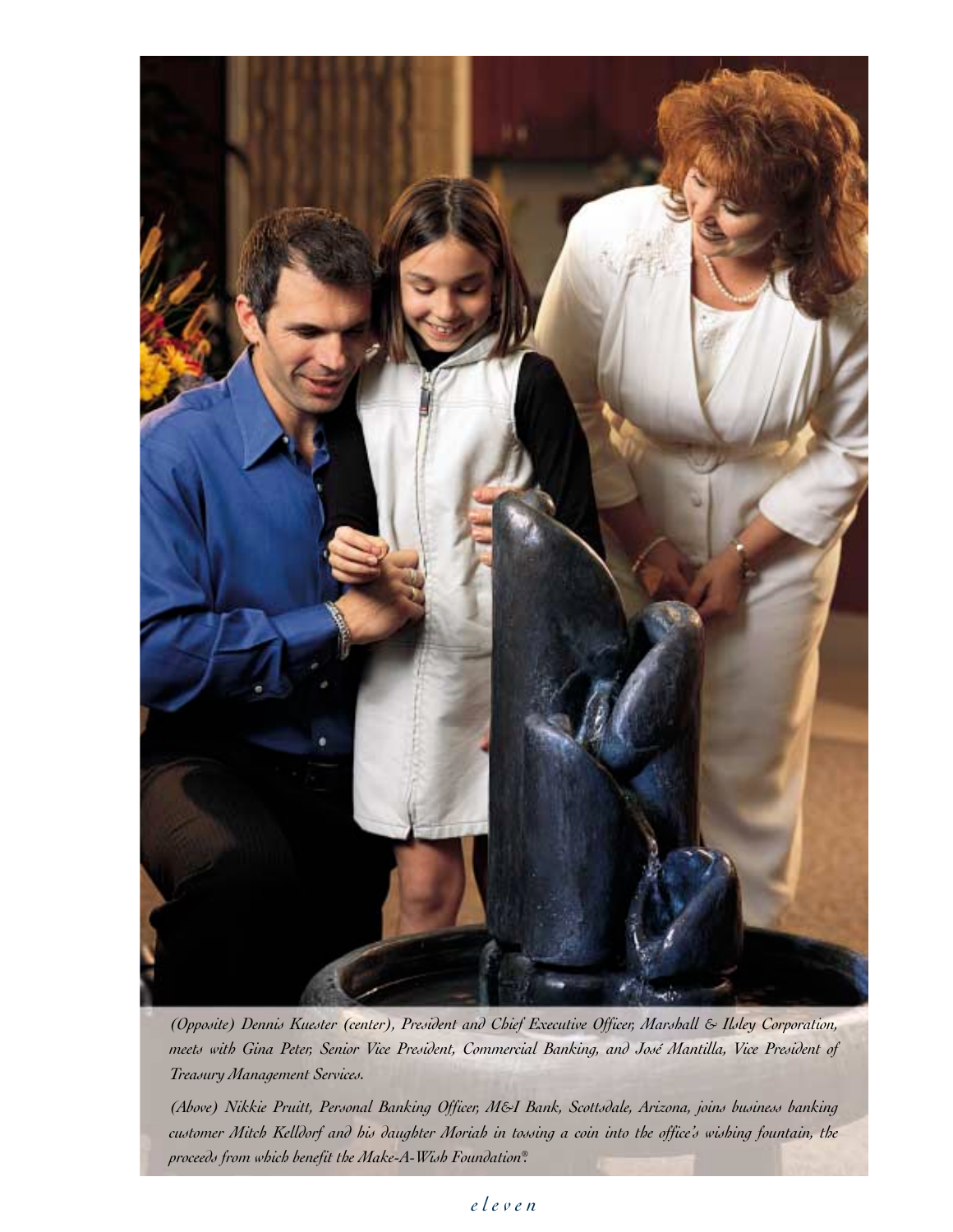*(Opposite) Dennis Kuester (center), President and Chief Executive Officer, Marshall & Ilsley Corporation, meets with Gina Peter, Senior Vice President, Commercial Banking, and José Mantilla, Vice President of Treasury Management Services.*

*(Above) Nikkie Pruitt, Personal Banking Officer, M&I Bank, Scottsdale, Arizona, joins business banking customer Mitch Kelldorf and his daughter Moriah in tossing a coin into the office's wishing fountain, the proceeds from which benefit the Make-A-Wish Foundation®.*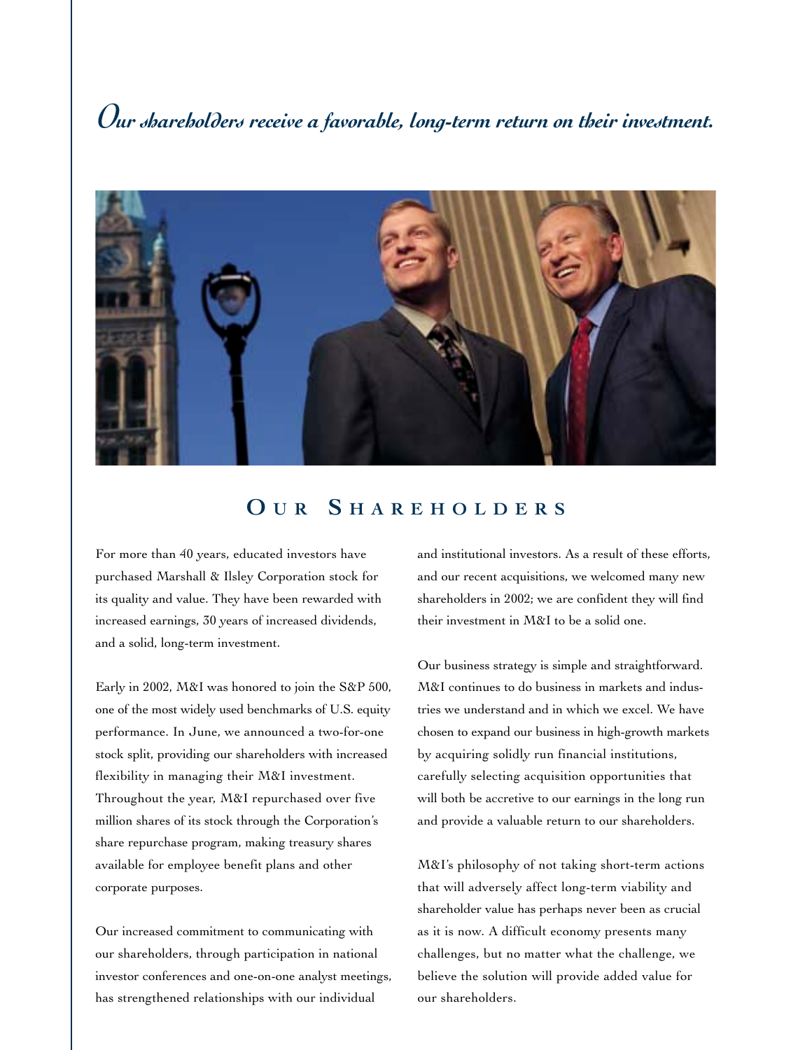*Our shareholders receive a favorable, long-term return on their investment.*

## Our Shareholders

For more than 40 years, educated investors have purchased Marshall & Ilsley Corporation stock for its quality and value. They have been rewarded with increased earnings, 30 years of increased dividends, and a solid, long-term investment.

Early in 2002, M&I was honored to join the S&P 500, one of the most widely used benchmarks of U.S. equity performance. In June, we announced a two-for-one stock split, providing our shareholders with increased flexibility in managing their M&I investment. Throughout the year, M&I repurchased over five million shares of its stock through the Corporation's share repurchase program, making treasury shares available for employee benefit plans and other corporate purposes.

Our increased commitment to communicating with our shareholders, through participation in national investor conferences and one-on-one analyst meetings, has strengthened relationships with our individual and institutional investors. As a result of these efforts, and our recent acquisitions, we welcomed many new shareholders in 2002; we are confident they will find their investment in M&I to be a solid one.

Our business strategy is simple and straightforward. M&I continues to do business in markets and industries we understand and in which we excel. We have chosen to expand our business in high-growth markets by acquiring solidly run financial institutions, carefully selecting acquisition opportunities that will both be accretive to our earnings in the long run and provide a valuable return to our shareholders.

M&I's philosophy of not taking short-term actions that will adversely affect long-term viability and shareholder value has perhaps never been as crucial as it is now. A difficult economy presents many challenges, but no matter what the challenge, we believe the solution will provide added value for our shareholders.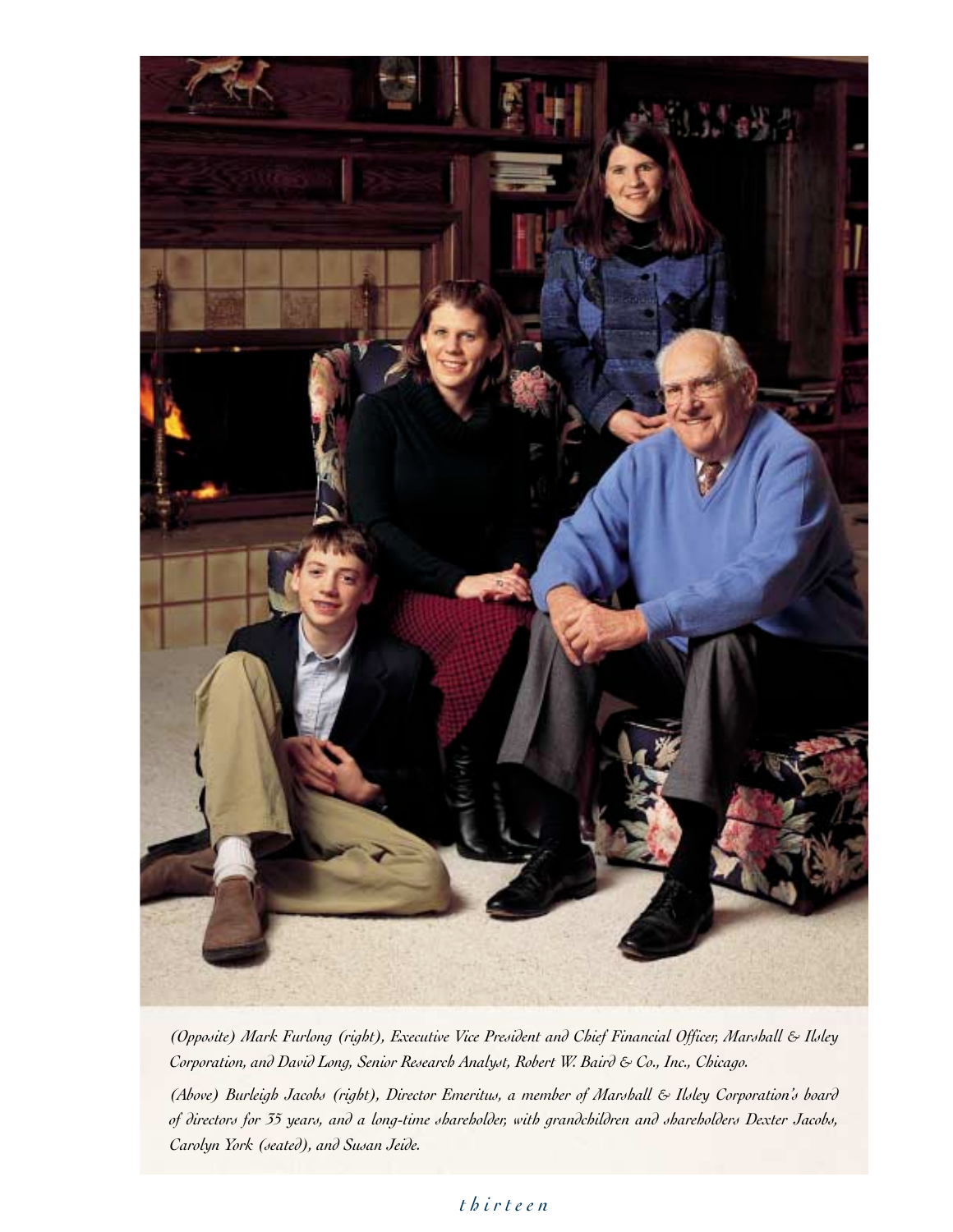*(Opposite) Mark Furlong (right), Executive Vice President and Chief Financial Officer, Marshall & Ilsley Corporation, and David Long, Senior Research Analyst, Robert W. Baird & Co., Inc., Chicago.*

*(Above) Burleigh Jacobs (right), Director Emeritus, a member of Marshall & Ilsley Corporation's board of directors for 35 years, and a long-time shareholder, with grandchildren and shareholders Dexter Jacobs, Carolyn York (seated), and Susan Jeide.*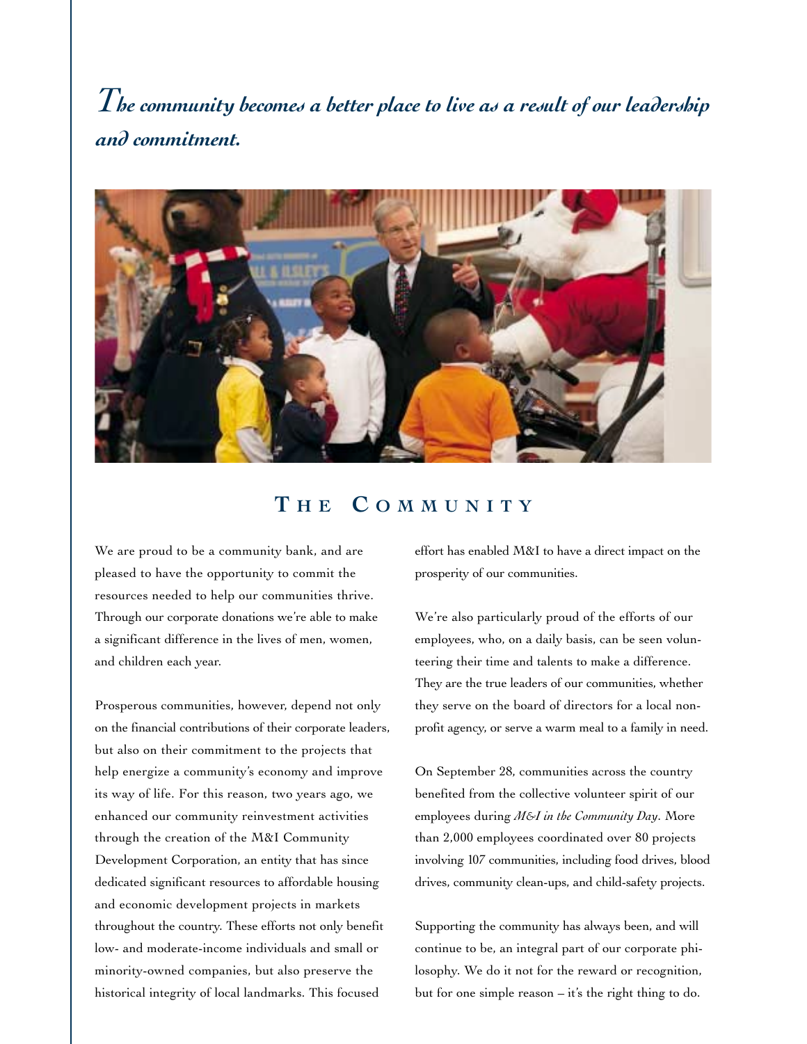*The community becomes a better place to live as a result of our leadership and commitment.*

## THE COMMUNITY

We are proud to be a community bank, and are pleased to have the opportunity to commit the resources needed to help our communities thrive. Through our corporate donations we're able to make a significant difference in the lives of men, women, and children each year.

Prosperous communities, however, depend not only on the financial contributions of their corporate leaders, but also on their commitment to the projects that help energize a community's economy and improve its way of life. For this reason, two years ago, we enhanced our community reinvestment activities through the creation of the M&I Community Development Corporation, an entity that has since dedicated significant resources to affordable housing and economic development projects in markets throughout the country. These efforts not only benefit low- and moderate-income individuals and small or minority-owned companies, but also preserve the historical integrity of local landmarks. This focused effort has enabled M&I to have a direct impact on the prosperity of our communities.

We're also particularly proud of the efforts of our employees, who, on a daily basis, can be seen volunteering their time and talents to make a difference. They are the true leaders of our communities, whether they serve on the board of directors for a local non-profit agency, or serve a warm meal to a family in need.

On September 28, communities across the country benefited from the collective volunteer spirit of our employees during *M&I in the Community Day*. More than 2,000 employees coordinated over 80 projects involving 107 communities, including food drives, blood drives, community clean-ups, and child-safety projects.

Supporting the community has always been, and will continue to be, an integral part of our corporate philosophy. We do it not for the reward or recognition, but for one simple reason – it's the right thing to do.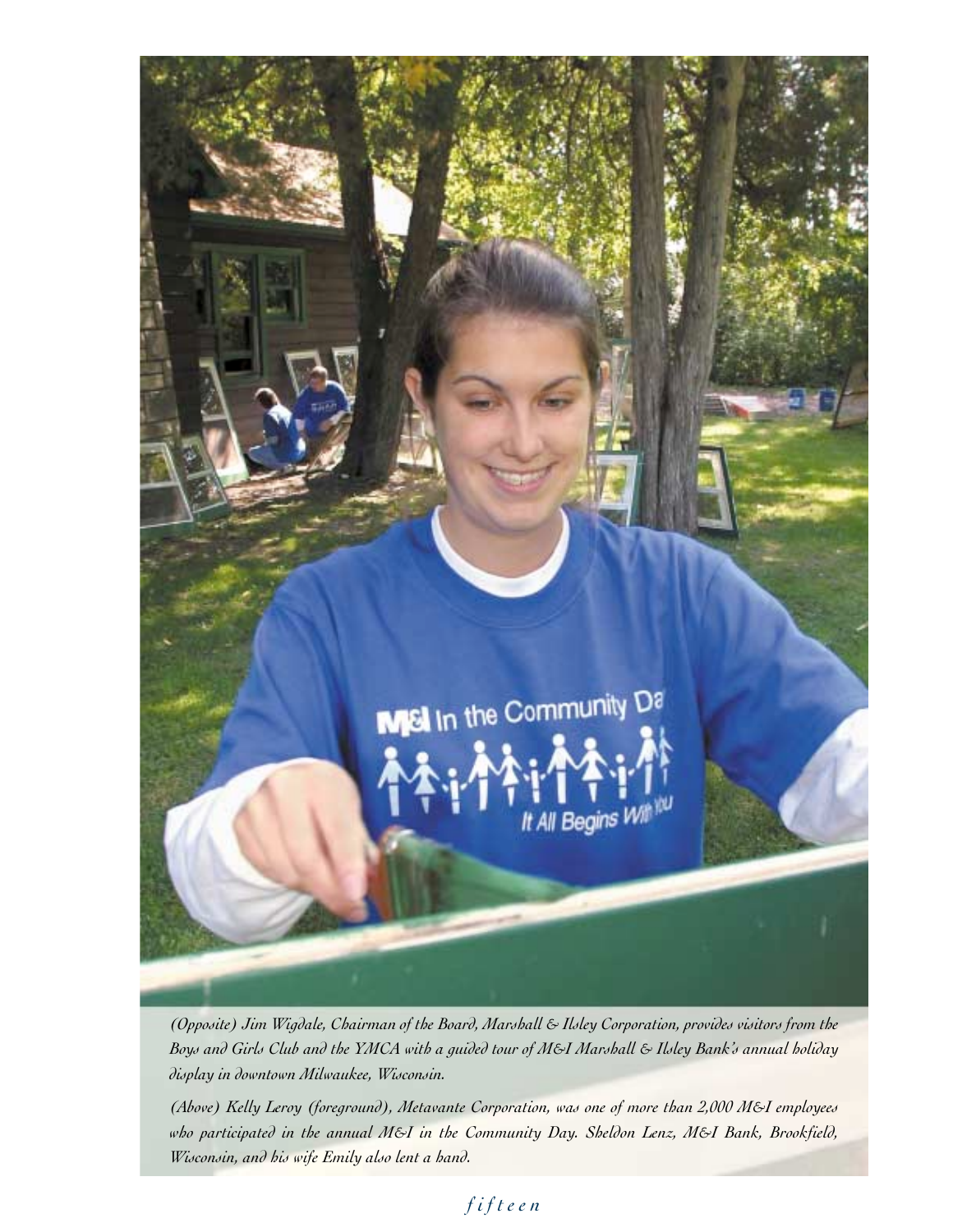*(Opposite) Jim Wigdale, Chairman of the Board, Marshall & Ilsley Corporation, provides visitors from the Boys and Girls Club and the YMCA with a guided tour of M&I Marshall & Ilsley Bank's annual holiday display in downtown Milwaukee, Wisconsin.*

*(Above) Kelly Leroy (foreground), Metavante Corporation, was one of more than 2,000 M&I employees who participated in the annual M&I in the Community Day. Sheldon Lenz, M&I Bank, Brookfield, Wisconsin, and his wife Emily also lent a hand.*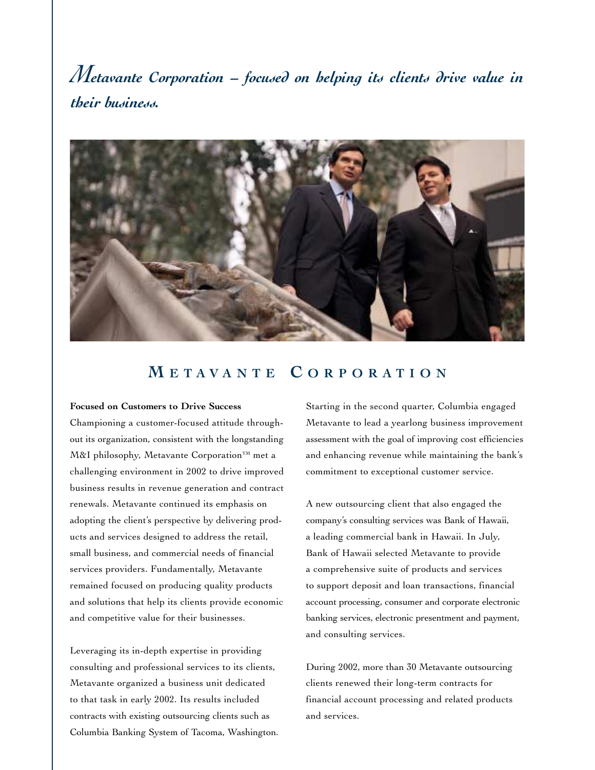*Metavante Corporation – focused on helping its clients drive value in their business.*

# METAVANTE CORPORATION

**Focused on Customers to Drive Success**

Championing a customer-focused attitude throughout its organization, consistent with the longstanding M&I philosophy, Metavante Corporation™ met a challenging environment in 2002 to drive improved business results in revenue generation and contract renewals. Metavante continued its emphasis on adopting the client's perspective by delivering products and services designed to address the retail, small business, and commercial needs of financial services providers. Fundamentally, Metavante remained focused on producing quality products and solutions that help its clients provide economic and competitive value for their businesses.

Leveraging its in-depth expertise in providing consulting and professional services to its clients, Metavante organized a business unit dedicated to that task in early 2002. Its results included contracts with existing outsourcing clients such as Columbia Banking System of Tacoma, Washington. Starting in the second quarter, Columbia engaged Metavante to lead a yearlong business improvement assessment with the goal of improving cost efficiencies and enhancing revenue while maintaining the bank's commitment to exceptional customer service.

A new outsourcing client that also engaged the company's consulting services was Bank of Hawaii, a leading commercial bank in Hawaii. In July, Bank of Hawaii selected Metavante to provide a comprehensive suite of products and services to support deposit and loan transactions, financial account processing, consumer and corporate electronic banking services, electronic presentment and payment, and consulting services.

During 2002, more than 30 Metavante outsourcing clients renewed their long-term contracts for financial account processing and related products and services.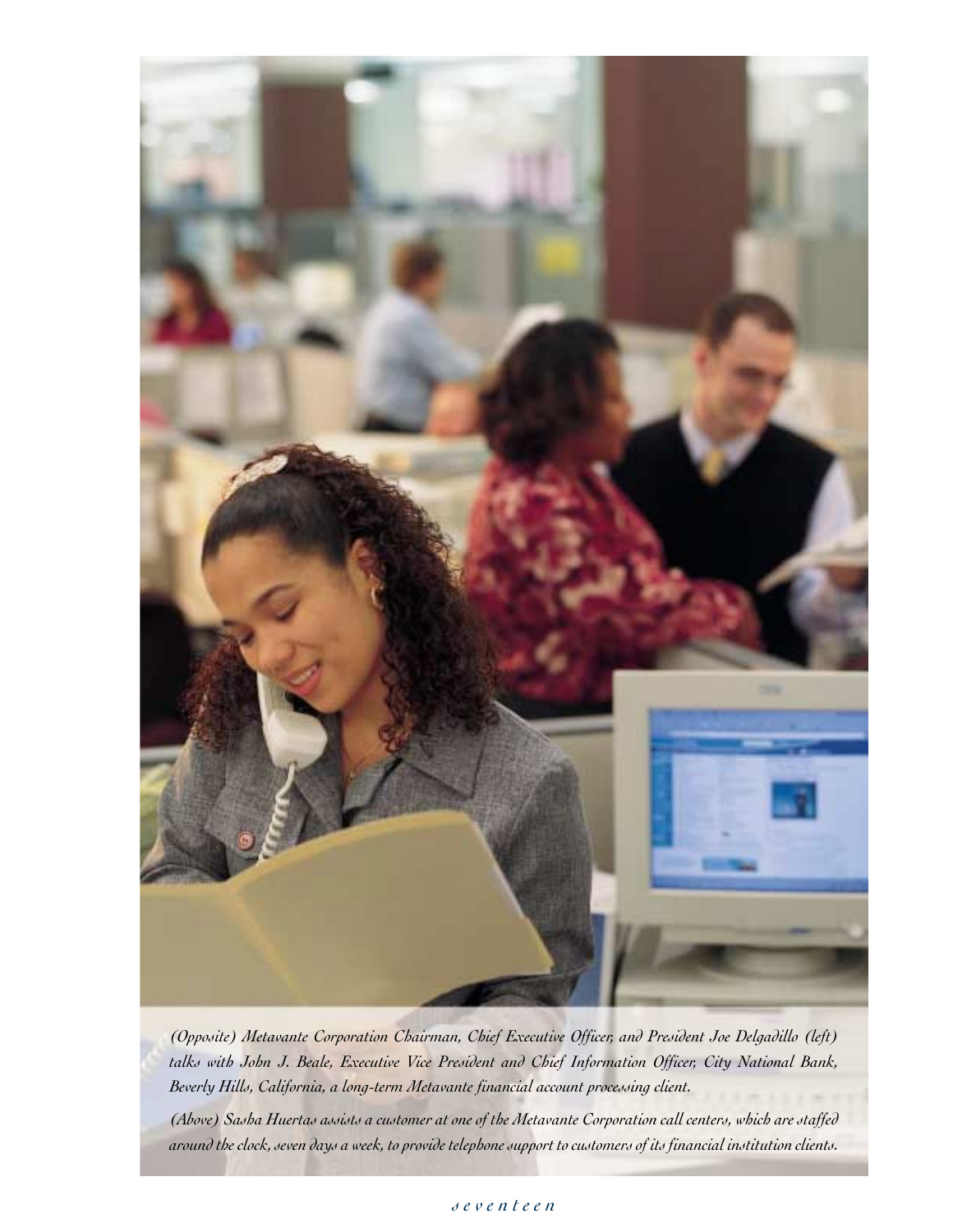*(Opposite) Metavante Corporation Chairman, Chief Executive Officer, and President Joe Delgadillo (left) talks with John J. Beale, Executive Vice President and Chief Information Officer, City National Bank, Beverly Hills, California, a long-term Metavante financial account processing client.*

*(Above) Sasha Huertas assists a customer at one of the Metavante Corporation call centers, which are staffed around the clock, seven days a week, to provide telephone support to customers of its financial institution clients.*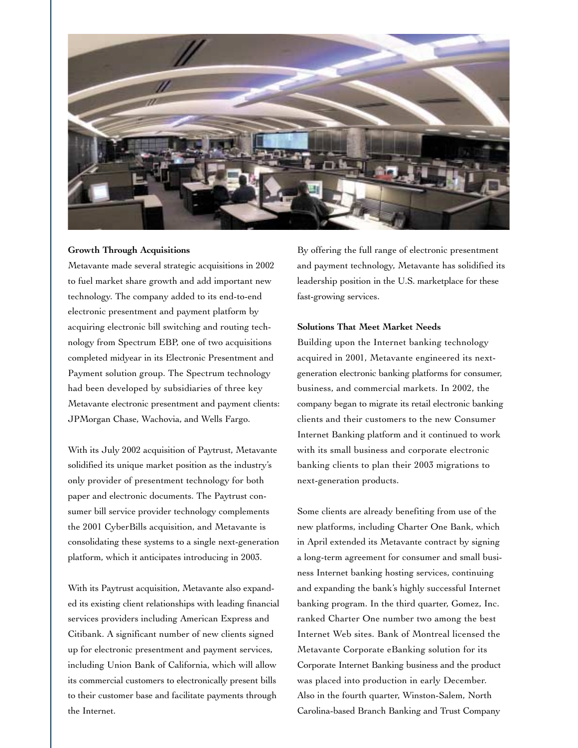**Growth Through Acquisitions**

Metavante made several strategic acquisitions in 2002 to fuel market share growth and add important new technology. The company added to its end-to-end electronic presentment and payment platform by acquiring electronic bill switching and routing technology from Spectrum EBP, one of two acquisitions completed midyear in its Electronic Presentment and Payment solution group. The Spectrum technology had been developed by subsidiaries of three key Metavante electronic presentment and payment clients: JPMorgan Chase, Wachovia, and Wells Fargo.

With its July 2002 acquisition of Paytrust, Metavante solidified its unique market position as the industry's only provider of presentment technology for both paper and electronic documents. The Paytrust consumer bill service provider technology complements the 2001 CyberBills acquisition, and Metavante is consolidating these systems to a single next-generation platform, which it anticipates introducing in 2003.

With its Paytrust acquisition, Metavante also expanded its existing client relationships with leading financial services providers including American Express and Citibank. A significant number of new clients signed up for electronic presentment and payment services, including Union Bank of California, which will allow its commercial customers to electronically present bills to their customer base and facilitate payments through the Internet.

By offering the full range of electronic presentment and payment technology, Metavante has solidified its leadership position in the U.S. marketplace for these fast-growing services.

**Solutions That Meet Market Needs**

Building upon the Internet banking technology acquired in 2001, Metavante engineered its next-generation electronic banking platforms for consumer, business, and commercial markets. In 2002, the company began to migrate its retail electronic banking clients and their customers to the new Consumer Internet Banking platform and it continued to work with its small business and corporate electronic banking clients to plan their 2003 migrations to next-generation products.

Some clients are already benefiting from use of the new platforms, including Charter One Bank, which in April extended its Metavante contract by signing a long-term agreement for consumer and small business Internet banking hosting services, continuing and expanding the bank's highly successful Internet banking program. In the third quarter, Gomez, Inc. ranked Charter One number two among the best Internet Web sites. Bank of Montreal licensed the Metavante Corporate eBanking solution for its Corporate Internet Banking business and the product was placed into production in early December. Also in the fourth quarter, Winston-Salem, North Carolina-based Branch Banking and Trust Company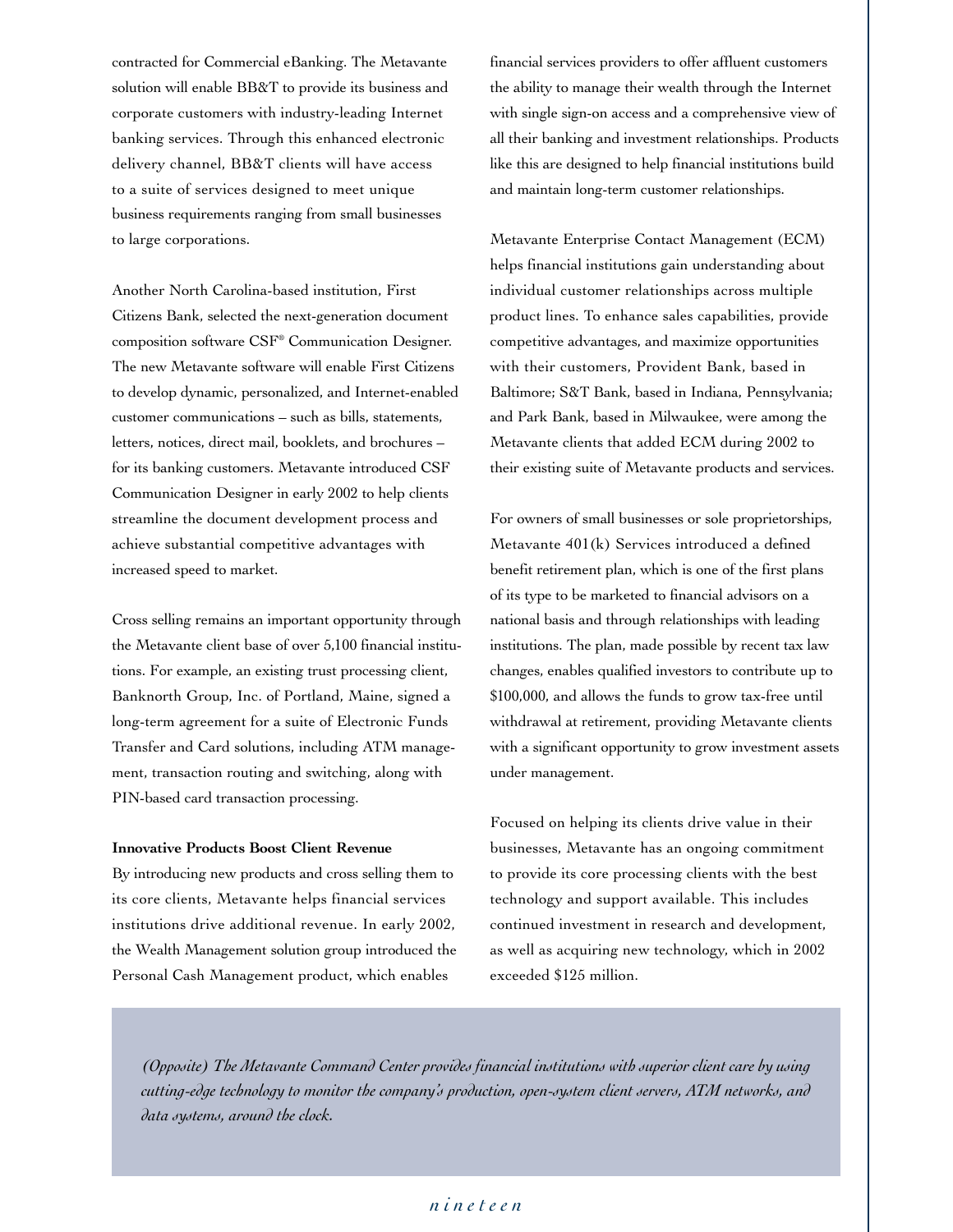contracted for Commercial eBanking. The Metavante solution will enable BB&T to provide its business and corporate customers with industry-leading Internet banking services. Through this enhanced electronic delivery channel, BB&T clients will have access to a suite of services designed to meet unique business requirements ranging from small businesses to large corporations.

Another North Carolina-based institution, First Citizens Bank, selected the next-generation document composition software CSF® Communication Designer. The new Metavante software will enable First Citizens to develop dynamic, personalized, and Internet-enabled customer communications – such as bills, statements, letters, notices, direct mail, booklets, and brochures – for its banking customers. Metavante introduced CSF Communication Designer in early 2002 to help clients streamline the document development process and achieve substantial competitive advantages with increased speed to market.

Cross selling remains an important opportunity through the Metavante client base of over 5,100 financial institutions. For example, an existing trust processing client, Banknorth Group, Inc. of Portland, Maine, signed a long-term agreement for a suite of Electronic Funds Transfer and Card solutions, including ATM management, transaction routing and switching, along with PIN-based card transaction processing.

**Innovative Products Boost Client Revenue**

By introducing new products and cross selling them to its core clients, Metavante helps financial services institutions drive additional revenue. In early 2002, the Wealth Management solution group introduced the Personal Cash Management product, which enables financial services providers to offer affluent customers the ability to manage their wealth through the Internet with single sign-on access and a comprehensive view of all their banking and investment relationships. Products like this are designed to help financial institutions build and maintain long-term customer relationships.

Metavante Enterprise Contact Management (ECM) helps financial institutions gain understanding about individual customer relationships across multiple product lines. To enhance sales capabilities, provide competitive advantages, and maximize opportunities with their customers, Provident Bank, based in Baltimore; S&T Bank, based in Indiana, Pennsylvania; and Park Bank, based in Milwaukee, were among the Metavante clients that added ECM during 2002 to their existing suite of Metavante products and services.

For owners of small businesses or sole proprietorships, Metavante 401(k) Services introduced a defined benefit retirement plan, which is one of the first plans of its type to be marketed to financial advisors on a national basis and through relationships with leading institutions. The plan, made possible by recent tax law changes, enables qualified investors to contribute up to $100,000, and allows the funds to grow tax-free until withdrawal at retirement, providing Metavante clients with a significant opportunity to grow investment assets under management.

Focused on helping its clients drive value in their businesses, Metavante has an ongoing commitment to provide its core processing clients with the best technology and support available. This includes continued investment in research and development, as well as acquiring new technology, which in 2002 exceeded $125 million.

*(Opposite) The Metavante Command Center provides financial institutions with superior client care by using cutting-edge technology to monitor the company's production, open-system client servers, ATM networks, and data systems, around the clock.*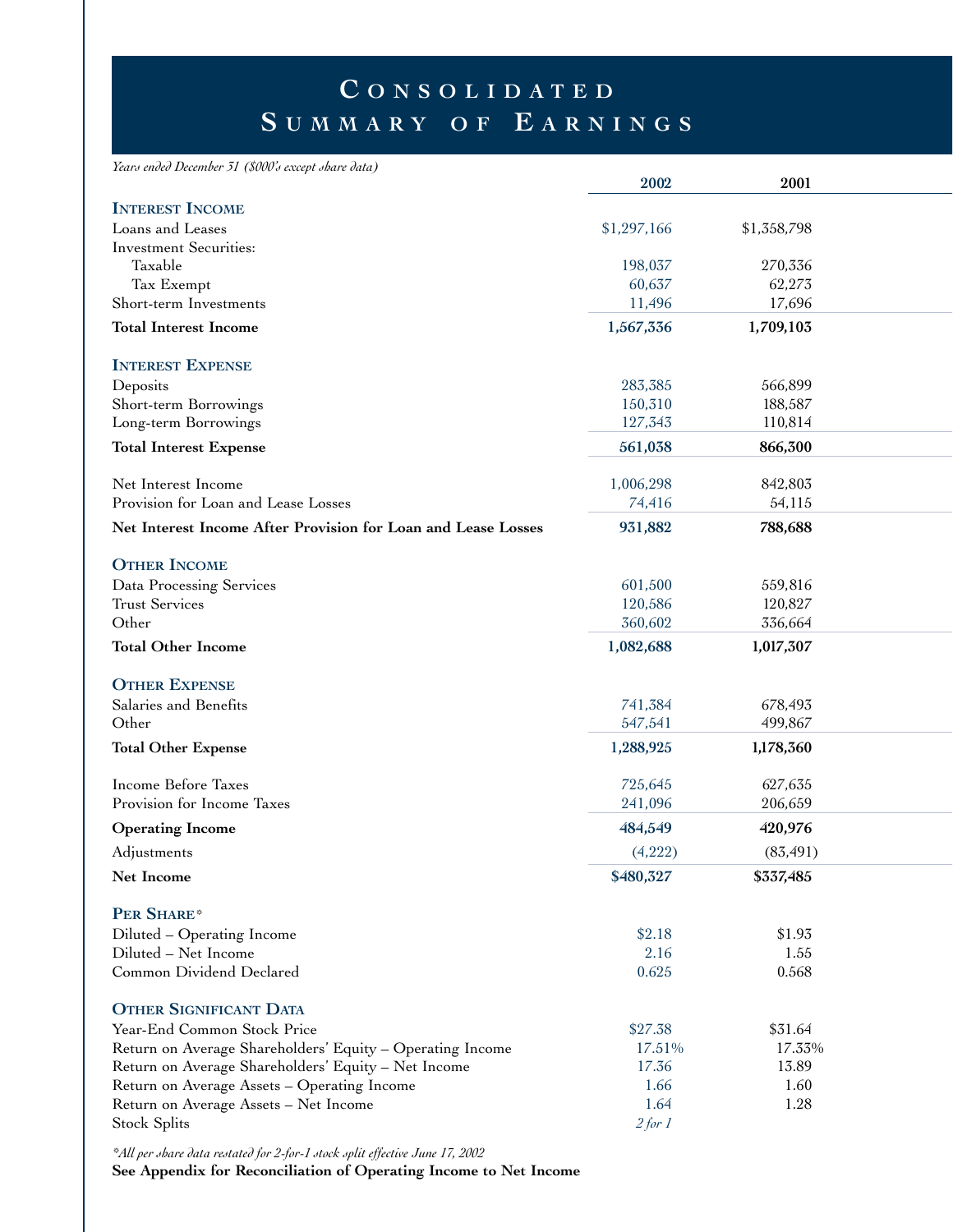# Consolidated Summary of Earnings

*Years ended December 31 ($000's except share data)*

| | 2002 | 2001 |
|---|---|---|
| **Interest Income** | | |
| Loans and Leases | $1,297,166 | $1,358,798 |
| Investment Securities: | | |
| Taxable | 198,037 | 270,336 |
| Tax Exempt | 60,637 | 62,273 |
| Short-term Investments | 11,496 | 17,696 |
| **Total Interest Income** | **1,567,336** | **1,709,103** |
| **Interest Expense** | | |
| Deposits | 283,385 | 566,899 |
| Short-term Borrowings | 150,310 | 188,587 |
| Long-term Borrowings | 127,343 | 110,814 |
| **Total Interest Expense** | **561,038** | **866,300** |
| Net Interest Income | 1,006,298 | 842,803 |
| Provision for Loan and Lease Losses | 74,416 | 54,115 |
| **Net Interest Income After Provision for Loan and Lease Losses** | **931,882** | **788,688** |
| **Other Income** | | |
| Data Processing Services | 601,500 | 559,816 |
| Trust Services | 120,586 | 120,827 |
| Other | 360,602 | 336,664 |
| **Total Other Income** | **1,082,688** | **1,017,307** |
| **Other Expense** | | |
| Salaries and Benefits | 741,384 | 678,493 |
| Other | 547,541 | 499,867 |
| **Total Other Expense** | **1,288,925** | **1,178,360** |
| Income Before Taxes | 725,645 | 627,635 |
| Provision for Income Taxes | 241,096 | 206,659 |
| **Operating Income** | **484,549** | **420,976** |
| Adjustments | (4,222) | (83,491) |
| **Net Income** | **$480,327** | **$337,485** |
| **Per Share*** | | |
| Diluted – Operating Income | $2.18 | $1.93 |
| Diluted – Net Income | 2.16 | 1.55 |
| Common Dividend Declared | 0.625 | 0.568 |
| **Other Significant Data** | | |
| Year-End Common Stock Price | $27.38 | $31.64 |
| Return on Average Shareholders' Equity – Operating Income | 17.51% | 17.33% |
| Return on Average Shareholders' Equity – Net Income | 17.36 | 13.89 |
| Return on Average Assets – Operating Income | 1.66 | 1.60 |
| Return on Average Assets – Net Income | 1.64 | 1.28 |
| Stock Splits | *2 for 1* | |

*\*All per share data restated for 2-for-1 stock split effective June 17, 2002*

**See Appendix for Reconciliation of Operating Income to Net Income**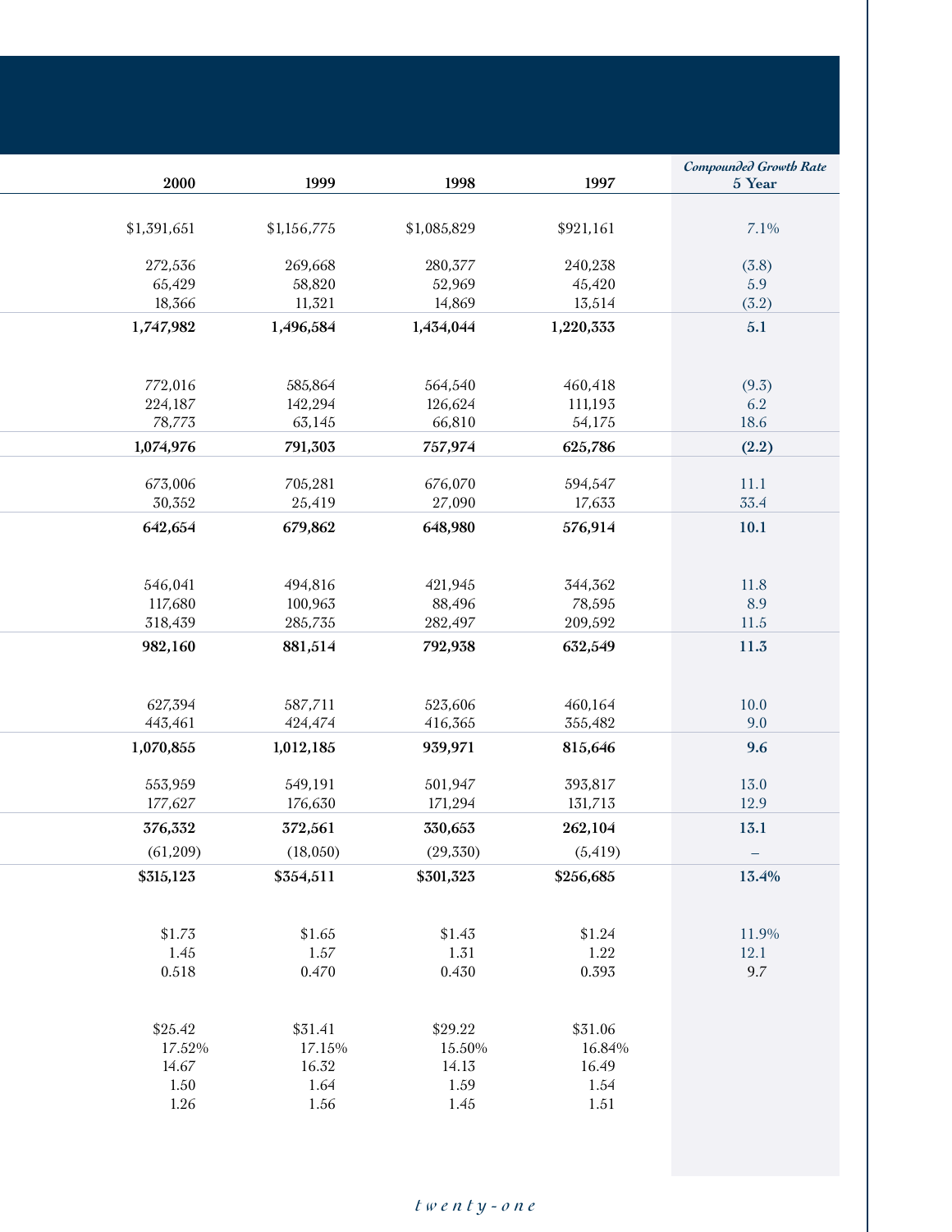| 2000 | 1999 | 1998 | 1997 | *Compounded Growth Rate* 5 Year |
|---|---|---|---|---|
| $1,391,651 | $1,156,775 | $1,085,829 | $921,161 | 7.1% |
| 272,536 | 269,668 | 280,377 | 240,238 | (3.8) |
| 65,429 | 58,820 | 52,969 | 45,420 | 5.9 |
| 18,366 | 11,321 | 14,869 | 13,514 | (3.2) |
| **1,747,982** | **1,496,584** | **1,434,044** | **1,220,333** | **5.1** |
| 772,016 | 585,864 | 564,540 | 460,418 | (9.3) |
| 224,187 | 142,294 | 126,624 | 111,193 | 6.2 |
| 78,773 | 63,145 | 66,810 | 54,175 | 18.6 |
| **1,074,976** | **791,303** | **757,974** | **625,786** | **(2.2)** |
| 673,006 | 705,281 | 676,070 | 594,547 | 11.1 |
| 30,352 | 25,419 | 27,090 | 17,633 | 33.4 |
| **642,654** | **679,862** | **648,980** | **576,914** | **10.1** |
| 546,041 | 494,816 | 421,945 | 344,362 | 11.8 |
| 117,680 | 100,963 | 88,496 | 78,595 | 8.9 |
| 318,439 | 285,735 | 282,497 | 209,592 | 11.5 |
| **982,160** | **881,514** | **792,938** | **632,549** | **11.3** |
| 627,394 | 587,711 | 523,606 | 460,164 | 10.0 |
| 443,461 | 424,474 | 416,365 | 355,482 | 9.0 |
| **1,070,855** | **1,012,185** | **939,971** | **815,646** | **9.6** |
| 553,959 | 549,191 | 501,947 | 393,817 | 13.0 |
| 177,627 | 176,630 | 171,294 | 131,713 | 12.9 |
| **376,332** | **372,561** | **330,653** | **262,104** | **13.1** |
| (61,209) | (18,050) | (29,330) | (5,419) | – |
| **$315,123** | **$354,511** | **$301,323** | **$256,685** | **13.4%** |
| $1.73 | $1.65 | $1.43 | $1.24 | 11.9% |
| 1.45 | 1.57 | 1.31 | 1.22 | 12.1 |
| 0.518 | 0.470 | 0.430 | 0.393 | 9.7 |
| $25.42 | $31.41 | $29.22 | $31.06 | |
| 17.52% | 17.15% | 15.50% | 16.84% | |
| 14.67 | 16.32 | 14.13 | 16.49 | |
| 1.50 | 1.64 | 1.59 | 1.54 | |
| 1.26 | 1.56 | 1.45 | 1.51 | |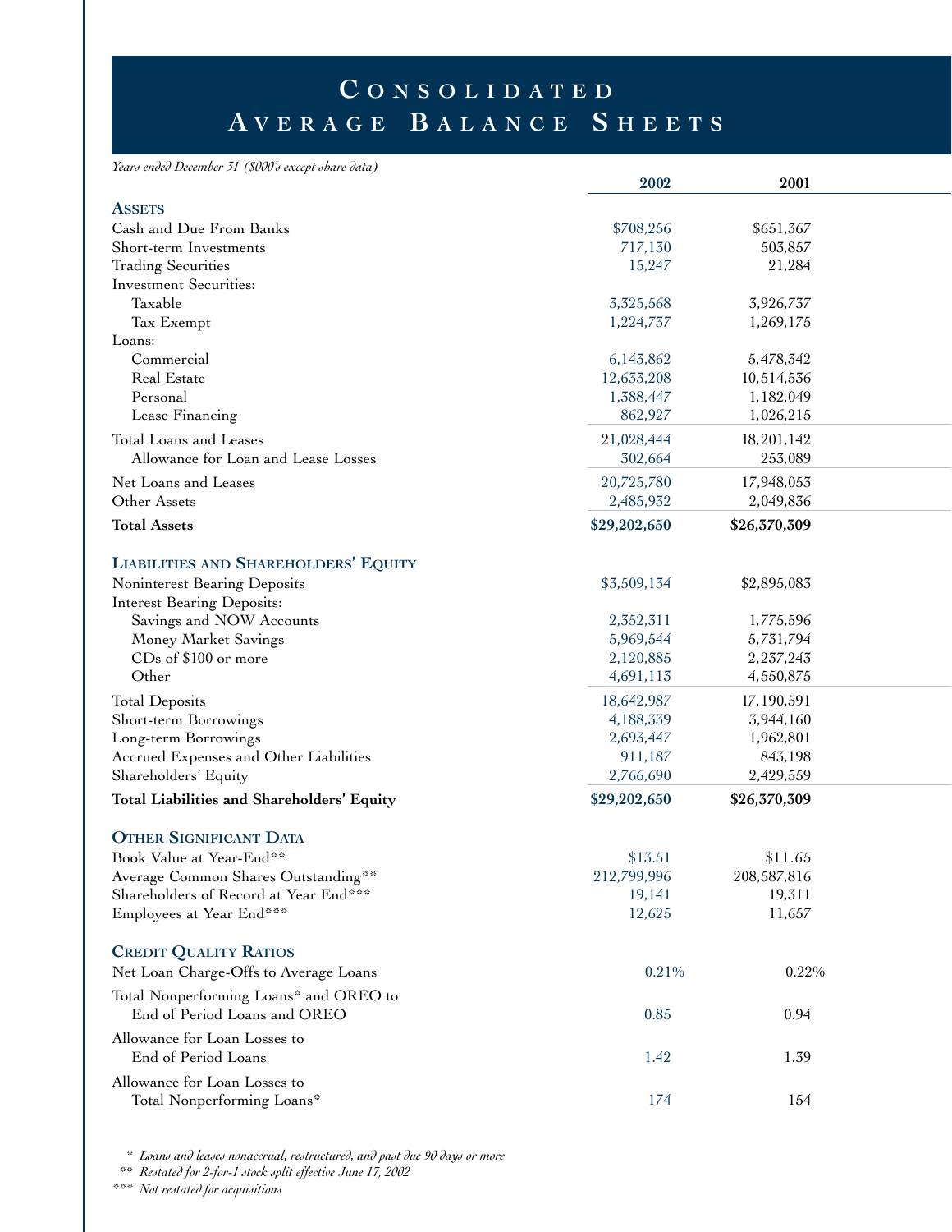# Consolidated Average Balance Sheets

*Years ended December 31 ($000's except share data)*

| | 2002 | 2001 |
|---|---|---|
| **Assets** | | |
| Cash and Due From Banks | $708,256 | $651,367 |
| Short-term Investments | 717,130 | 503,857 |
| Trading Securities | 15,247 | 21,284 |
| Investment Securities: | | |
| Taxable | 3,325,568 | 3,926,737 |
| Tax Exempt | 1,224,737 | 1,269,175 |
| Loans: | | |
| Commercial | 6,143,862 | 5,478,342 |
| Real Estate | 12,633,208 | 10,514,536 |
| Personal | 1,388,447 | 1,182,049 |
| Lease Financing | 862,927 | 1,026,215 |
| Total Loans and Leases | 21,028,444 | 18,201,142 |
| Allowance for Loan and Lease Losses | 302,664 | 253,089 |
| Net Loans and Leases | 20,725,780 | 17,948,053 |
| Other Assets | 2,485,932 | 2,049,836 |
| **Total Assets** | **$29,202,650** | **$26,370,309** |
| **Liabilities and Shareholders' Equity** | | |
| Noninterest Bearing Deposits | $3,509,134 | $2,895,083 |
| Interest Bearing Deposits: | | |
| Savings and NOW Accounts | 2,352,311 | 1,775,596 |
| Money Market Savings | 5,969,544 | 5,731,794 |
| CDs of $100 or more | 2,120,885 | 2,237,243 |
| Other | 4,691,113 | 4,550,875 |
| Total Deposits | 18,642,987 | 17,190,591 |
| Short-term Borrowings | 4,188,339 | 3,944,160 |
| Long-term Borrowings | 2,693,447 | 1,962,801 |
| Accrued Expenses and Other Liabilities | 911,187 | 843,198 |
| Shareholders' Equity | 2,766,690 | 2,429,559 |
| **Total Liabilities and Shareholders' Equity** | **$29,202,650** | **$26,370,309** |
| **Other Significant Data** | | |
| Book Value at Year-End** | $13.51 | $11.65 |
| Average Common Shares Outstanding** | 212,799,996 | 208,587,816 |
| Shareholders of Record at Year End*** | 19,141 | 19,311 |
| Employees at Year End*** | 12,625 | 11,657 |
| **Credit Quality Ratios** | | |
| Net Loan Charge-Offs to Average Loans | 0.21% | 0.22% |
| Total Nonperforming Loans* and OREO to End of Period Loans and OREO | 0.85 | 0.94 |
| Allowance for Loan Losses to End of Period Loans | 1.42 | 1.39 |
| Allowance for Loan Losses to Total Nonperforming Loans* | 174 | 154 |

\* *Loans and leases nonaccrual, restructured, and past due 90 days or more*

\*\* *Restated for 2-for-1 stock split effective June 17, 2002*

\*\*\* *Not restated for acquisitions*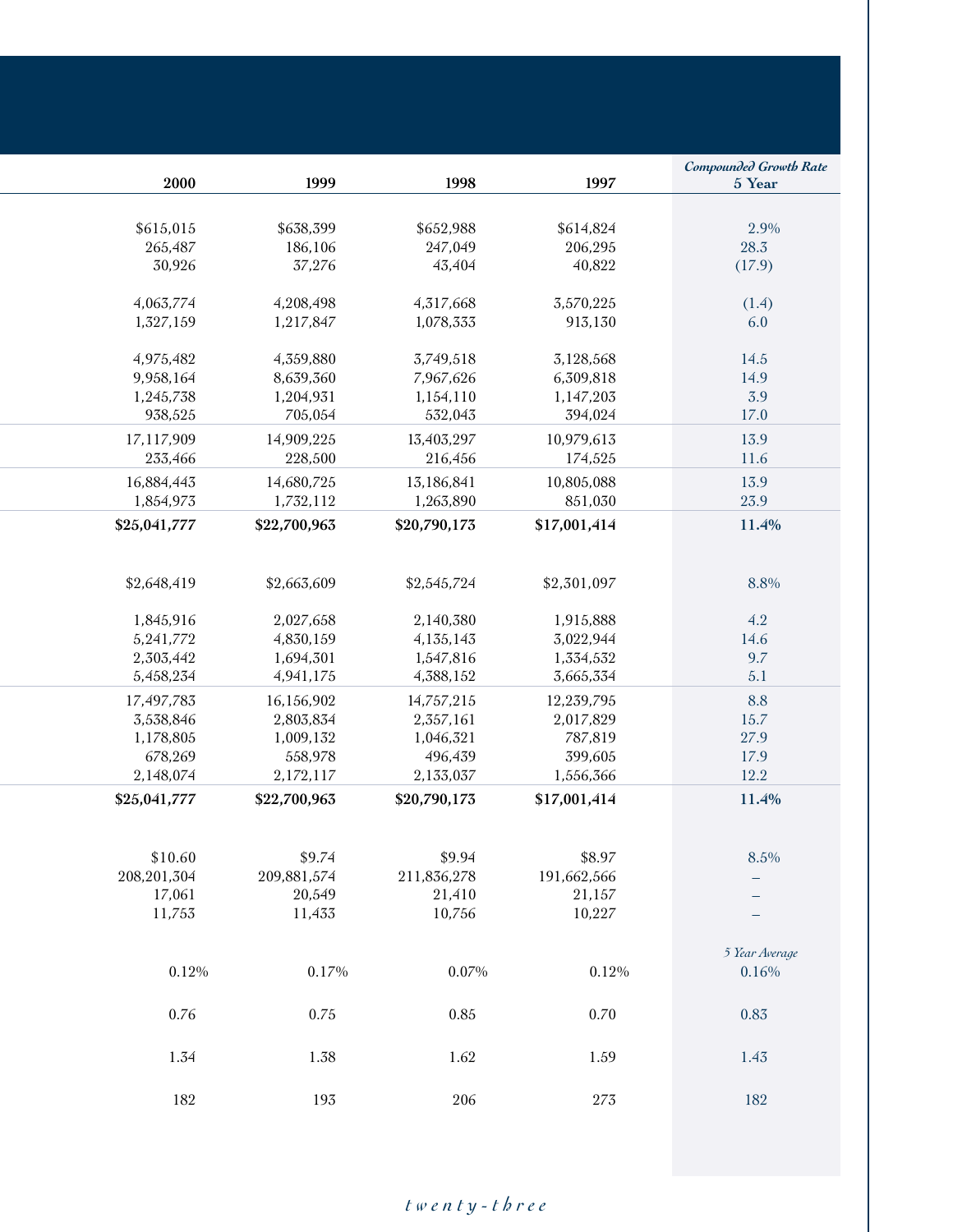| 2000 | 1999 | 1998 | 1997 | *Compounded Growth Rate* 5 Year |
|---|---|---|---|---|
| | | | | |
| $615,015 | $638,399 | $652,988 | $614,824 | 2.9% |
| 265,487 | 186,106 | 247,049 | 206,295 | 28.3 |
| 30,926 | 37,276 | 43,404 | 40,822 | (17.9) |
| | | | | |
| 4,063,774 | 4,208,498 | 4,317,668 | 3,570,225 | (1.4) |
| 1,327,159 | 1,217,847 | 1,078,333 | 913,130 | 6.0 |
| | | | | |
| 4,975,482 | 4,359,880 | 3,749,518 | 3,128,568 | 14.5 |
| 9,958,164 | 8,639,360 | 7,967,626 | 6,309,818 | 14.9 |
| 1,245,738 | 1,204,931 | 1,154,110 | 1,147,203 | 3.9 |
| 938,525 | 705,054 | 532,043 | 394,024 | 17.0 |
| 17,117,909 | 14,909,225 | 13,403,297 | 10,979,613 | 13.9 |
| 233,466 | 228,500 | 216,456 | 174,525 | 11.6 |
| 16,884,443 | 14,680,725 | 13,186,841 | 10,805,088 | 13.9 |
| 1,854,973 | 1,732,112 | 1,263,890 | 851,030 | 23.9 |
| **$25,041,777** | **$22,700,963** | **$20,790,173** | **$17,001,414** | **11.4%** |
| | | | | |
| $2,648,419 | $2,663,609 | $2,545,724 | $2,301,097 | 8.8% |
| | | | | |
| 1,845,916 | 2,027,658 | 2,140,380 | 1,915,888 | 4.2 |
| 5,241,772 | 4,830,159 | 4,135,143 | 3,022,944 | 14.6 |
| 2,303,442 | 1,694,301 | 1,547,816 | 1,334,532 | 9.7 |
| 5,458,234 | 4,941,175 | 4,388,152 | 3,665,334 | 5.1 |
| 17,497,783 | 16,156,902 | 14,757,215 | 12,239,795 | 8.8 |
| 3,538,846 | 2,803,834 | 2,357,161 | 2,017,829 | 15.7 |
| 1,178,805 | 1,009,132 | 1,046,321 | 787,819 | 27.9 |
| 678,269 | 558,978 | 496,439 | 399,605 | 17.9 |
| 2,148,074 | 2,172,117 | 2,133,037 | 1,556,366 | 12.2 |
| **$25,041,777** | **$22,700,963** | **$20,790,173** | **$17,001,414** | **11.4%** |
| | | | | |
| $10.60 | $9.74 | $9.94 | $8.97 | 8.5% |
| 208,201,304 | 209,881,574 | 211,836,278 | 191,662,566 | – |
| 17,061 | 20,549 | 21,410 | 21,157 | – |
| 11,753 | 11,433 | 10,756 | 10,227 | – |
| | | | | *5 Year Average* |
| 0.12% | 0.17% | 0.07% | 0.12% | 0.16% |
| 0.76 | 0.75 | 0.85 | 0.70 | 0.83 |
| 1.34 | 1.38 | 1.62 | 1.59 | 1.43 |
| 182 | 193 | 206 | 273 | 182 |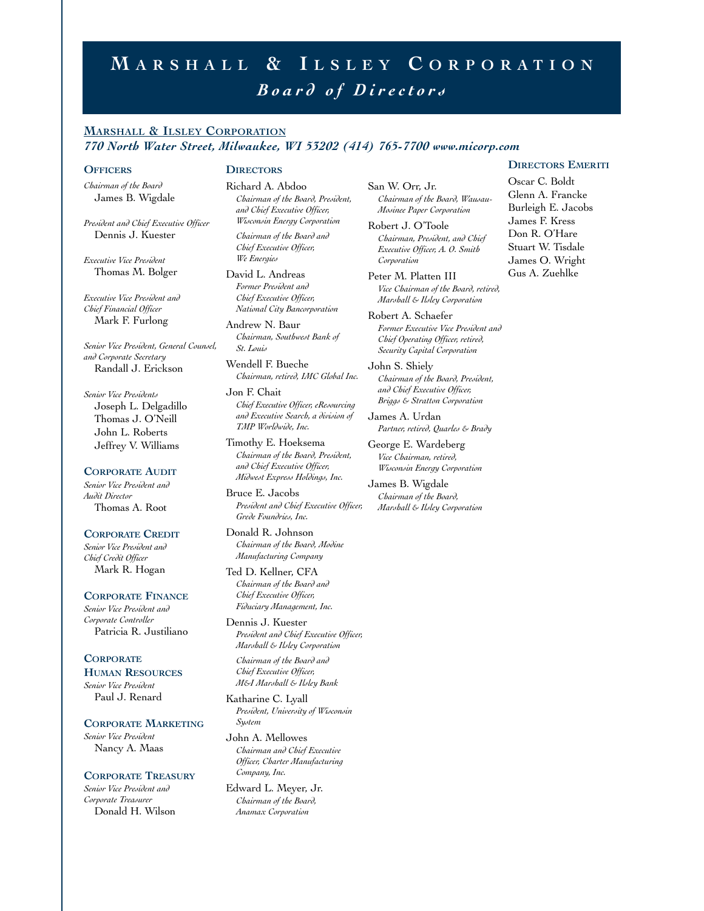# Marshall & Ilsley Corporation

## *Board of Directors*

**Marshall & Ilsley Corporation**

***770 North Water Street, Milwaukee, WI 53202 (414) 765-7700 www.micorp.com***

### Officers

*Chairman of the Board*
James B. Wigdale

*President and Chief Executive Officer*
Dennis J. Kuester

*Executive Vice President*
Thomas M. Bolger

*Executive Vice President and Chief Financial Officer*
Mark F. Furlong

*Senior Vice President, General Counsel, and Corporate Secretary*
Randall J. Erickson

*Senior Vice Presidents*
Joseph L. Delgadillo
Thomas J. O'Neill
John L. Roberts
Jeffrey V. Williams

### Corporate Audit

*Senior Vice President and Audit Director*
Thomas A. Root

### Corporate Credit

*Senior Vice President and Chief Credit Officer*
Mark R. Hogan

### Corporate Finance

*Senior Vice President and Corporate Controller*
Patricia R. Justiliano

### Corporate Human Resources

*Senior Vice President*
Paul J. Renard

### Corporate Marketing

*Senior Vice President*
Nancy A. Maas

### Corporate Treasury

*Senior Vice President and Corporate Treasurer*
Donald H. Wilson

### Directors

Richard A. Abdoo
*Chairman of the Board, President, and Chief Executive Officer, Wisconsin Energy Corporation*
*Chairman of the Board and Chief Executive Officer, We Energies*

David L. Andreas
*Former President and Chief Executive Officer, National City Bancorporation*

Andrew N. Baur
*Chairman, Southwest Bank of St. Louis*

Wendell F. Bueche
*Chairman, retired, IMC Global Inc.*

Jon F. Chait
*Chief Executive Officer, eResourcing and Executive Search, a division of TMP Worldwide, Inc.*

Timothy E. Hoeksema
*Chairman of the Board, President, and Chief Executive Officer, Midwest Express Holdings, Inc.*

Bruce E. Jacobs
*President and Chief Executive Officer, Grede Foundries, Inc.*

Donald R. Johnson
*Chairman of the Board, Modine Manufacturing Company*

Ted D. Kellner, CFA
*Chairman of the Board and Chief Executive Officer, Fiduciary Management, Inc.*

Dennis J. Kuester
*President and Chief Executive Officer, Marshall & Ilsley Corporation*
*Chairman of the Board and Chief Executive Officer, M&I Marshall & Ilsley Bank*

Katharine C. Lyall
*President, University of Wisconsin System*

John A. Mellowes
*Chairman and Chief Executive Officer, Charter Manufacturing Company, Inc.*

Edward L. Meyer, Jr.
*Chairman of the Board, Anamax Corporation*

San W. Orr, Jr.
*Chairman of the Board, Wausau-Mosinee Paper Corporation*

Robert J. O'Toole
*Chairman, President, and Chief Executive Officer, A. O. Smith Corporation*

Peter M. Platten III
*Vice Chairman of the Board, retired, Marshall & Ilsley Corporation*

Robert A. Schaefer
*Former Executive Vice President and Chief Operating Officer, retired, Security Capital Corporation*

John S. Shiely
*Chairman of the Board, President, and Chief Executive Officer, Briggs & Stratton Corporation*

James A. Urdan
*Partner, retired, Quarles & Brady*

George E. Wardeberg
*Vice Chairman, retired, Wisconsin Energy Corporation*

James B. Wigdale
*Chairman of the Board, Marshall & Ilsley Corporation*

### Directors Emeriti

Oscar C. Boldt
Glenn A. Francke
Burleigh E. Jacobs
James F. Kress
Don R. O'Hare
Stuart W. Tisdale
James O. Wright
Gus A. Zuehlke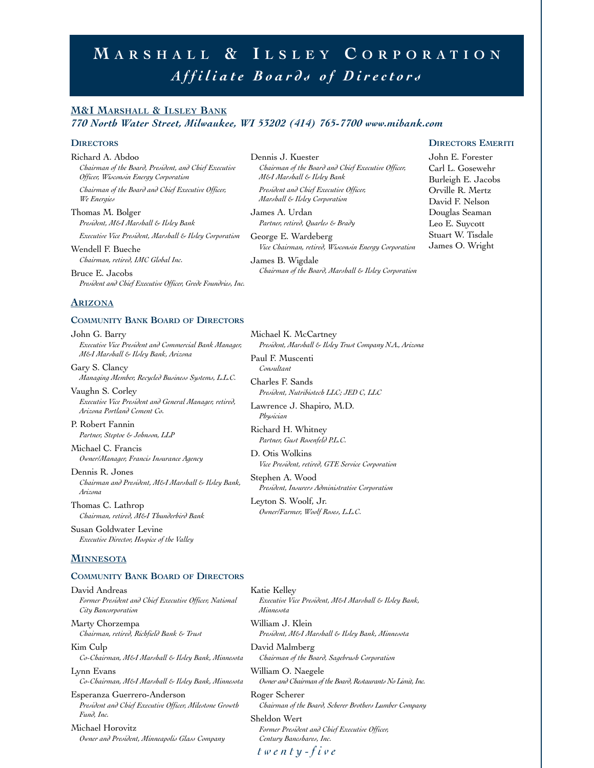# Marshall & Ilsley Corporation

## *Affiliate Boards of Directors*

## M&I Marshall & Ilsley Bank

***770 North Water Street, Milwaukee, WI 53202 (414) 765-7700 www.mibank.com***

### Directors

Richard A. Abdoo
*Chairman of the Board, President, and Chief Executive Officer, Wisconsin Energy Corporation*
*Chairman of the Board and Chief Executive Officer, We Energies*

Thomas M. Bolger
*President, M&I Marshall & Ilsley Bank*
*Executive Vice President, Marshall & Ilsley Corporation*

Wendell F. Bueche
*Chairman, retired, IMC Global Inc.*

Bruce E. Jacobs
*President and Chief Executive Officer, Grede Foundries, Inc.*

Dennis J. Kuester
*Chairman of the Board and Chief Executive Officer, M&I Marshall & Ilsley Bank*
*President and Chief Executive Officer, Marshall & Ilsley Corporation*

James A. Urdan
*Partner, retired, Quarles & Brady*

George E. Wardeberg
*Vice Chairman, retired, Wisconsin Energy Corporation*

James B. Wigdale
*Chairman of the Board, Marshall & Ilsley Corporation*

### Directors Emeriti

John E. Forester
Carl L. Gosewehr
Burleigh E. Jacobs
Orville R. Mertz
David F. Nelson
Douglas Seaman
Leo E. Suycott
Stuart W. Tisdale
James O. Wright

## Arizona

### Community Bank Board of Directors

John G. Barry
*Executive Vice President and Commercial Bank Manager, M&I Marshall & Ilsley Bank, Arizona*

Gary S. Clancy
*Managing Member, Recycled Business Systems, L.L.C.*

Vaughn S. Corley
*Executive Vice President and General Manager, retired, Arizona Portland Cement Co.*

P. Robert Fannin
*Partner, Steptoe & Johnson, LLP*

Michael C. Francis
*Owner/Manager, Francis Insurance Agency*

Dennis R. Jones
*Chairman and President, M&I Marshall & Ilsley Bank, Arizona*

Thomas C. Lathrop
*Chairman, retired, M&I Thunderbird Bank*

Susan Goldwater Levine
*Executive Director, Hospice of the Valley*

Michael K. McCartney
*President, Marshall & Ilsley Trust Company N.A., Arizona*

Paul F. Muscenti
*Consultant*

Charles F. Sands
*President, Nutribiotech LLC; JED C, LLC*

Lawrence J. Shapiro, M.D.
*Physician*

Richard H. Whitney
*Partner, Gust Rosenfeld P.L.C.*

D. Otis Wolkins
*Vice President, retired, GTE Service Corporation*

Stephen A. Wood
*President, Insurers Administrative Corporation*

Leyton S. Woolf, Jr.
*Owner/Farmer, Woolf Roses, L.L.C.*

## Minnesota

### Community Bank Board of Directors

David Andreas
*Former President and Chief Executive Officer, National City Bancorporation*

Marty Chorzempa
*Chairman, retired, Richfield Bank & Trust*

Kim Culp
*Co-Chairman, M&I Marshall & Ilsley Bank, Minnesota*

Lynn Evans
*Co-Chairman, M&I Marshall & Ilsley Bank, Minnesota*

Esperanza Guerrero-Anderson
*President and Chief Executive Officer, Milestone Growth Fund, Inc.*

Michael Horovitz
*Owner and President, Minneapolis Glass Company*

Katie Kelley
*Executive Vice President, M&I Marshall & Ilsley Bank, Minnesota*

William J. Klein
*President, M&I Marshall & Ilsley Bank, Minnesota*

David Malmberg
*Chairman of the Board, Sagebrush Corporation*

William O. Naegele
*Owner and Chairman of the Board, Restaurants No Limit, Inc.*

Roger Scherer
*Chairman of the Board, Scherer Brothers Lumber Company*

Sheldon Wert
*Former President and Chief Executive Officer, Century Bancshares, Inc.*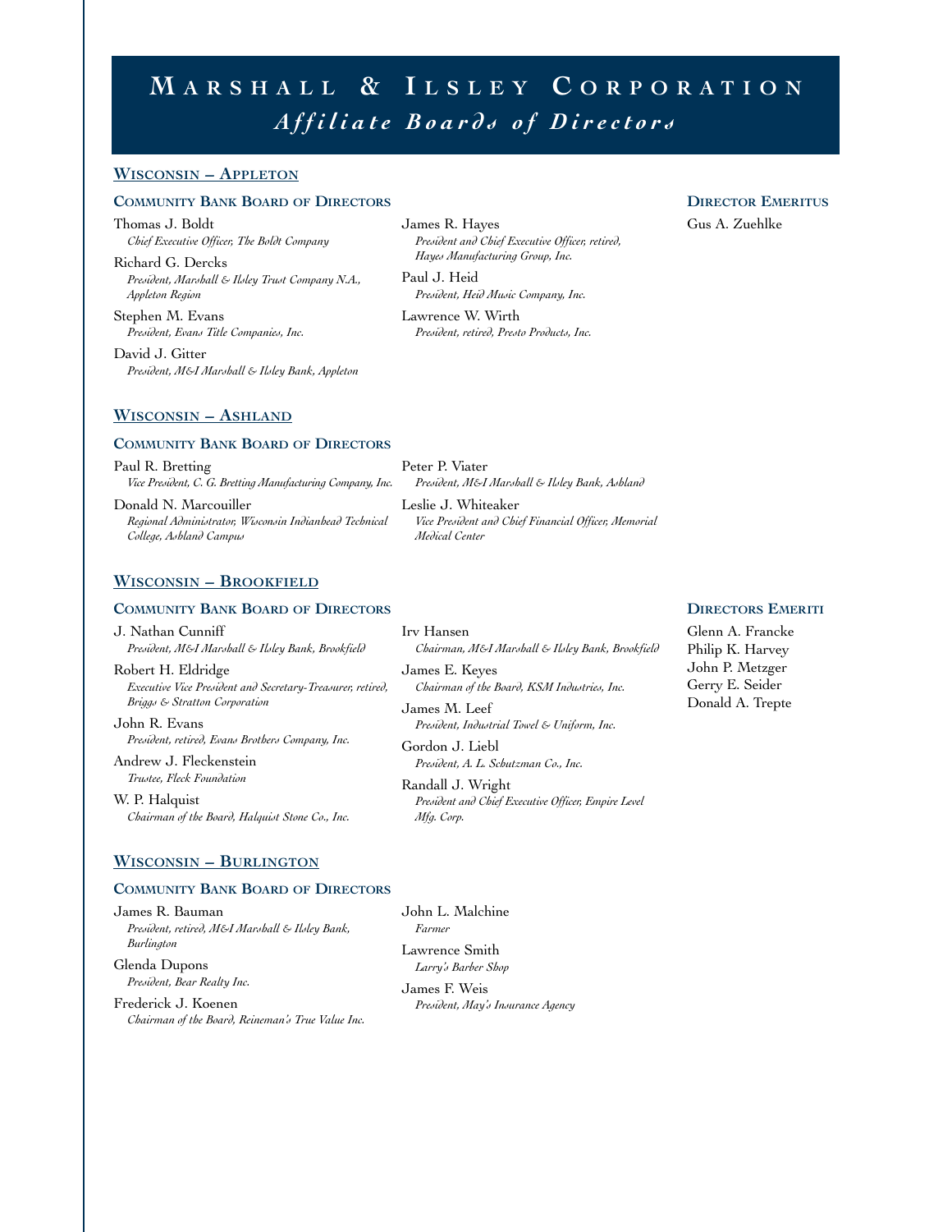# Marshall & Ilsley Corporation
## *Affiliate Boards of Directors*

## Wisconsin – Appleton

### Community Bank Board of Directors

Thomas J. Boldt
*Chief Executive Officer, The Boldt Company*

Richard G. Dercks
*President, Marshall & Ilsley Trust Company N.A., Appleton Region*

Stephen M. Evans
*President, Evans Title Companies, Inc.*

David J. Gitter
*President, M&I Marshall & Ilsley Bank, Appleton*

James R. Hayes
*President and Chief Executive Officer, retired, Hayes Manufacturing Group, Inc.*

Paul J. Heid
*President, Heid Music Company, Inc.*

Lawrence W. Wirth
*President, retired, Presto Products, Inc.*

### Director Emeritus

Gus A. Zuehlke

## Wisconsin – Ashland

### Community Bank Board of Directors

Paul R. Bretting
*Vice President, C. G. Bretting Manufacturing Company, Inc.*

Donald N. Marcouiller
*Regional Administrator, Wisconsin Indianhead Technical College, Ashland Campus*

Peter P. Viater
*President, M&I Marshall & Ilsley Bank, Ashland*

Leslie J. Whiteaker
*Vice President and Chief Financial Officer, Memorial Medical Center*

## Wisconsin – Brookfield

### Community Bank Board of Directors

J. Nathan Cunniff
*President, M&I Marshall & Ilsley Bank, Brookfield*

Robert H. Eldridge
*Executive Vice President and Secretary-Treasurer, retired, Briggs & Stratton Corporation*

John R. Evans
*President, retired, Evans Brothers Company, Inc.*

Andrew J. Fleckenstein
*Trustee, Fleck Foundation*

W. P. Halquist
*Chairman of the Board, Halquist Stone Co., Inc.*

Irv Hansen
*Chairman, M&I Marshall & Ilsley Bank, Brookfield*

James E. Keyes
*Chairman of the Board, KSM Industries, Inc.*

James M. Leef
*President, Industrial Towel & Uniform, Inc.*

Gordon J. Liebl
*President, A. L. Schutzman Co., Inc.*

Randall J. Wright
*President and Chief Executive Officer, Empire Level Mfg. Corp.*

### Directors Emeriti

Glenn A. Francke
Philip K. Harvey
John P. Metzger
Gerry E. Seider
Donald A. Trepte

## Wisconsin – Burlington

### Community Bank Board of Directors

James R. Bauman
*President, retired, M&I Marshall & Ilsley Bank, Burlington*

Glenda Dupons
*President, Bear Realty Inc.*

Frederick J. Koenen
*Chairman of the Board, Reineman's True Value Inc.*

John L. Malchine
*Farmer*

Lawrence Smith
*Larry's Barber Shop*

James F. Weis
*President, May's Insurance Agency*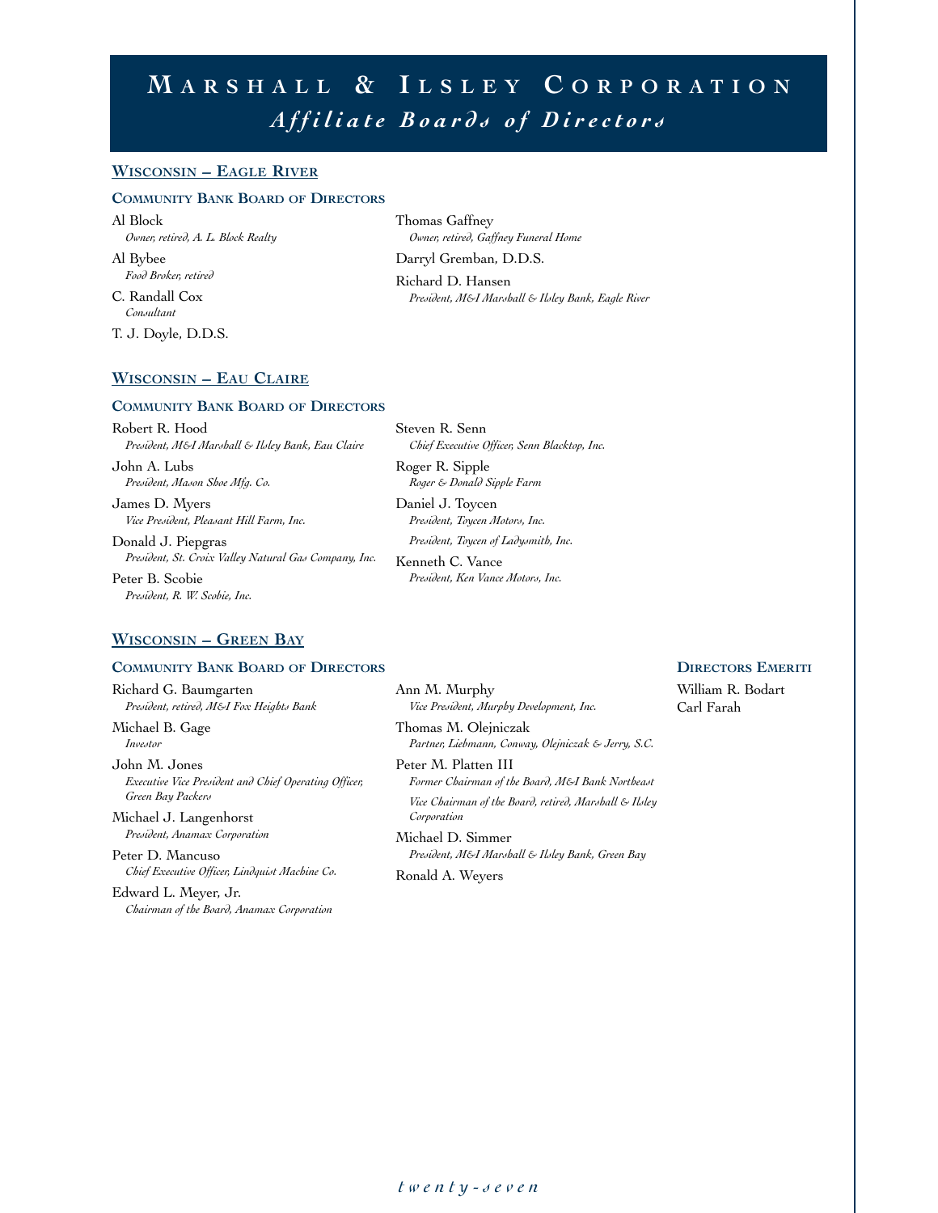# Marshall & Ilsley Corporation

## *Affiliate Boards of Directors*

### Wisconsin – Eagle River

#### Community Bank Board of Directors

Al Block
*Owner, retired, A. L. Block Realty*

Al Bybee
*Food Broker, retired*

C. Randall Cox
*Consultant*

T. J. Doyle, D.D.S.

Thomas Gaffney
*Owner, retired, Gaffney Funeral Home*

Darryl Gremban, D.D.S.

Richard D. Hansen
*President, M&I Marshall & Ilsley Bank, Eagle River*

### Wisconsin – Eau Claire

#### Community Bank Board of Directors

Robert R. Hood
*President, M&I Marshall & Ilsley Bank, Eau Claire*

John A. Lubs
*President, Mason Shoe Mfg. Co.*

James D. Myers
*Vice President, Pleasant Hill Farm, Inc.*

Donald J. Piepgras
*President, St. Croix Valley Natural Gas Company, Inc.*

Peter B. Scobie
*President, R. W. Scobie, Inc.*

Steven R. Senn
*Chief Executive Officer, Senn Blacktop, Inc.*

Roger R. Sipple
*Roger & Donald Sipple Farm*

Daniel J. Toycen
*President, Toycen Motors, Inc.*
*President, Toycen of Ladysmith, Inc.*

Kenneth C. Vance
*President, Ken Vance Motors, Inc.*

### Wisconsin – Green Bay

#### Community Bank Board of Directors

Richard G. Baumgarten
*President, retired, M&I Fox Heights Bank*

Michael B. Gage
*Investor*

John M. Jones
*Executive Vice President and Chief Operating Officer, Green Bay Packers*

Michael J. Langenhorst
*President, Anamax Corporation*

Peter D. Mancuso
*Chief Executive Officer, Lindquist Machine Co.*

Edward L. Meyer, Jr.
*Chairman of the Board, Anamax Corporation*

Ann M. Murphy
*Vice President, Murphy Development, Inc.*

Thomas M. Olejniczak
*Partner, Liebmann, Conway, Olejniczak & Jerry, S.C.*

Peter M. Platten III
*Former Chairman of the Board, M&I Bank Northeast*
*Vice Chairman of the Board, retired, Marshall & Ilsley Corporation*

Michael D. Simmer
*President, M&I Marshall & Ilsley Bank, Green Bay*

Ronald A. Weyers

#### Directors Emeriti

William R. Bodart
Carl Farah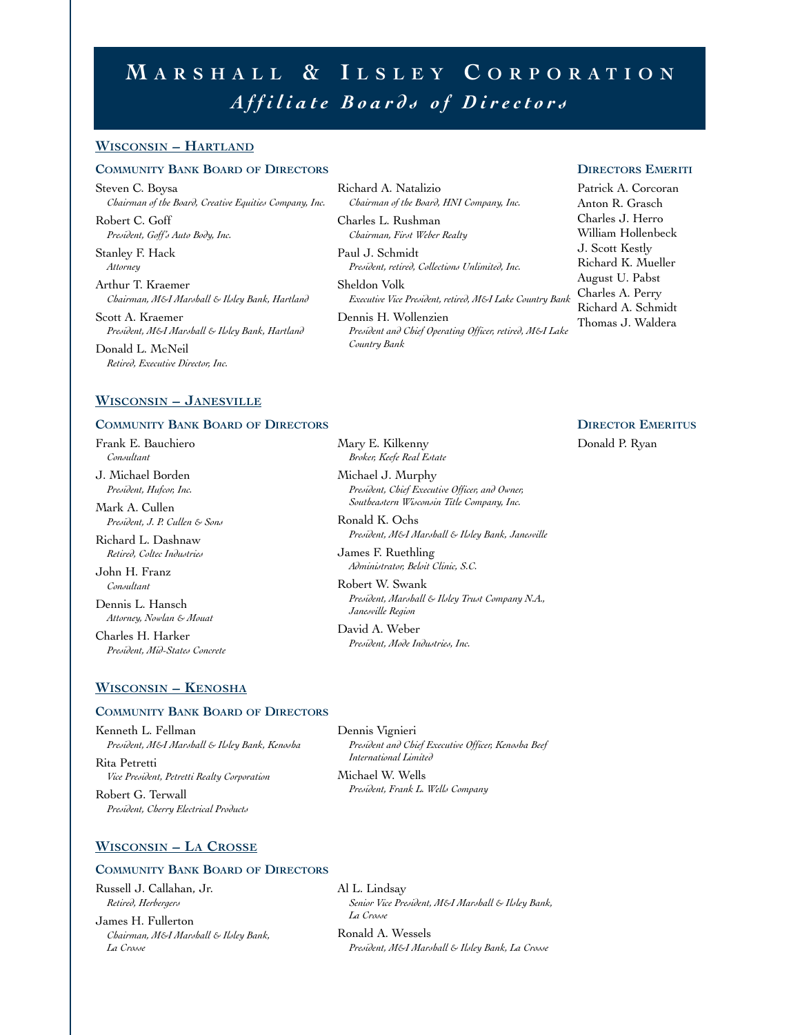# Marshall & Ilsley Corporation

## *Affiliate Boards of Directors*

### Wisconsin – Hartland

#### Community Bank Board of Directors

Steven C. Boysa
*Chairman of the Board, Creative Equities Company, Inc.*

Robert C. Goff
*President, Goff's Auto Body, Inc.*

Stanley F. Hack
*Attorney*

Arthur T. Kraemer
*Chairman, M&I Marshall & Ilsley Bank, Hartland*

Scott A. Kraemer
*President, M&I Marshall & Ilsley Bank, Hartland*

Donald L. McNeil
*Retired, Executive Director, Inc.*

Richard A. Natalizio
*Chairman of the Board, HNI Company, Inc.*

Charles L. Rushman
*Chairman, First Weber Realty*

Paul J. Schmidt
*President, retired, Collections Unlimited, Inc.*

Sheldon Volk
*Executive Vice President, retired, M&I Lake Country Bank*

Dennis H. Wollenzien
*President and Chief Operating Officer, retired, M&I Lake Country Bank*

#### Directors Emeriti

Patrick A. Corcoran
Anton R. Grasch
Charles J. Herro
William Hollenbeck
J. Scott Kestly
Richard K. Mueller
August U. Pabst
Charles A. Perry
Richard A. Schmidt
Thomas J. Waldera

### Wisconsin – Janesville

#### Community Bank Board of Directors

Frank E. Bauchiero
*Consultant*

J. Michael Borden
*President, Hufcor, Inc.*

Mark A. Cullen
*President, J. P. Cullen & Sons*

Richard L. Dashnaw
*Retired, Coltec Industries*

John H. Franz
*Consultant*

Dennis L. Hansch
*Attorney, Nowlan & Mouat*

Charles H. Harker
*President, Mid-States Concrete*

Mary E. Kilkenny
*Broker, Keefe Real Estate*

Michael J. Murphy
*President, Chief Executive Officer, and Owner, Southeastern Wisconsin Title Company, Inc.*

Ronald K. Ochs
*President, M&I Marshall & Ilsley Bank, Janesville*

James F. Ruethling
*Administrator, Beloit Clinic, S.C.*

Robert W. Swank
*President, Marshall & Ilsley Trust Company N.A., Janesville Region*

David A. Weber
*President, Mode Industries, Inc.*

#### Director Emeritus

Donald P. Ryan

### Wisconsin – Kenosha

#### Community Bank Board of Directors

Kenneth L. Fellman
*President, M&I Marshall & Ilsley Bank, Kenosha*

Rita Petretti
*Vice President, Petretti Realty Corporation*

Robert G. Terwall
*President, Cherry Electrical Products*

Dennis Vignieri
*President and Chief Executive Officer, Kenosha Beef International Limited*

Michael W. Wells
*President, Frank L. Wells Company*

### Wisconsin – La Crosse

#### Community Bank Board of Directors

Russell J. Callahan, Jr.
*Retired, Herbergers*

James H. Fullerton
*Chairman, M&I Marshall & Ilsley Bank, La Crosse*

Al L. Lindsay
*Senior Vice President, M&I Marshall & Ilsley Bank, La Crosse*

Ronald A. Wessels
*President, M&I Marshall & Ilsley Bank, La Crosse*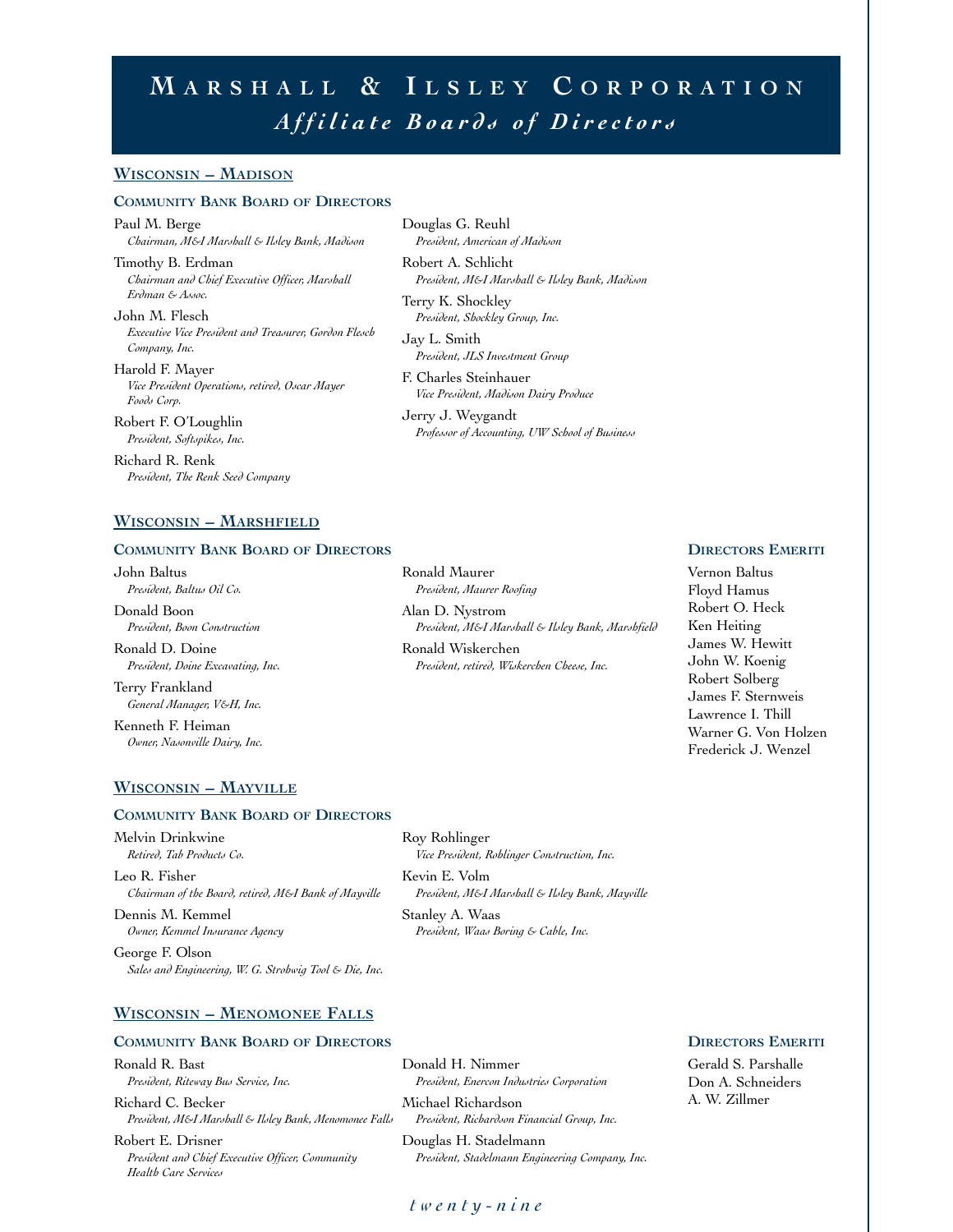# Marshall & Ilsley Corporation
## *Affiliate Boards of Directors*

### Wisconsin – Madison

#### Community Bank Board of Directors

Paul M. Berge
*Chairman, M&I Marshall & Ilsley Bank, Madison*

Timothy B. Erdman
*Chairman and Chief Executive Officer, Marshall Erdman & Assoc.*

John M. Flesch
*Executive Vice President and Treasurer, Gordon Flesch Company, Inc.*

Harold F. Mayer
*Vice President Operations, retired, Oscar Mayer Foods Corp.*

Robert F. O'Loughlin
*President, Softspikes, Inc.*

Richard R. Renk
*President, The Renk Seed Company*

Douglas G. Reuhl
*President, American of Madison*

Robert A. Schlicht
*President, M&I Marshall & Ilsley Bank, Madison*

Terry K. Shockley
*President, Shockley Group, Inc.*

Jay L. Smith
*President, JLS Investment Group*

F. Charles Steinhauer
*Vice President, Madison Dairy Produce*

Jerry J. Weygandt
*Professor of Accounting, UW School of Business*

### Wisconsin – Marshfield

#### Community Bank Board of Directors

John Baltus
*President, Baltus Oil Co.*

Donald Boon
*President, Boon Construction*

Ronald D. Doine
*President, Doine Excavating, Inc.*

Terry Frankland
*General Manager, V&H, Inc.*

Kenneth F. Heiman
*Owner, Nasonville Dairy, Inc.*

Ronald Maurer
*President, Maurer Roofing*

Alan D. Nystrom
*President, M&I Marshall & Ilsley Bank, Marshfield*

Ronald Wiskerchen
*President, retired, Wiskerchen Cheese, Inc.*

#### Directors Emeriti

Vernon Baltus
Floyd Hamus
Robert O. Heck
Ken Heiting
James W. Hewitt
John W. Koenig
Robert Solberg
James F. Sternweis
Lawrence I. Thill
Warner G. Von Holzen
Frederick J. Wenzel

### Wisconsin – Mayville

#### Community Bank Board of Directors

Melvin Drinkwine
*Retired, Tab Products Co.*

Leo R. Fisher
*Chairman of the Board, retired, M&I Bank of Mayville*

Dennis M. Kemmel
*Owner, Kemmel Insurance Agency*

George F. Olson
*Sales and Engineering, W. G. Strohwig Tool & Die, Inc.*

Roy Rohlinger
*Vice President, Rohlinger Construction, Inc.*

Kevin E. Volm
*President, M&I Marshall & Ilsley Bank, Mayville*

Stanley A. Waas
*President, Waas Boring & Cable, Inc.*

### Wisconsin – Menomonee Falls

#### Community Bank Board of Directors

Ronald R. Bast
*President, Riteway Bus Service, Inc.*

Richard C. Becker
*President, M&I Marshall & Ilsley Bank, Menomonee Falls*

Robert E. Drisner
*President and Chief Executive Officer, Community Health Care Services*

Donald H. Nimmer
*President, Enercon Industries Corporation*

Michael Richardson
*President, Richardson Financial Group, Inc.*

Douglas H. Stadelmann
*President, Stadelmann Engineering Company, Inc.*

#### Directors Emeriti

Gerald S. Parshalle
Don A. Schneiders
A. W. Zillmer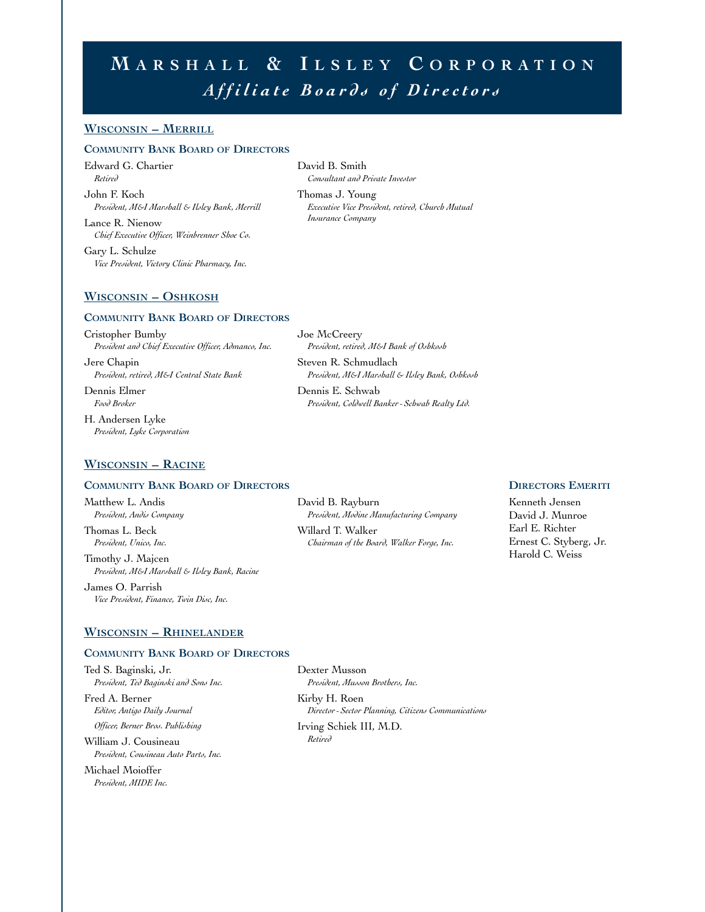# Marshall & Ilsley Corporation
## *Affiliate Boards of Directors*

### Wisconsin – Merrill

**Community Bank Board of Directors**

Edward G. Chartier
*Retired*

John F. Koch
*President, M&I Marshall & Ilsley Bank, Merrill*

Lance R. Nienow
*Chief Executive Officer, Weinbrenner Shoe Co.*

Gary L. Schulze
*Vice President, Victory Clinic Pharmacy, Inc.*

David B. Smith
*Consultant and Private Investor*

Thomas J. Young
*Executive Vice President, retired, Church Mutual Insurance Company*

### Wisconsin – Oshkosh

**Community Bank Board of Directors**

Cristopher Bumby
*President and Chief Executive Officer, Admanco, Inc.*

Jere Chapin
*President, retired, M&I Central State Bank*

Dennis Elmer
*Food Broker*

H. Andersen Lyke
*President, Lyke Corporation*

Joe McCreery
*President, retired, M&I Bank of Oshkosh*

Steven R. Schmudlach
*President, M&I Marshall & Ilsley Bank, Oshkosh*

Dennis E. Schwab
*President, Coldwell Banker - Schwab Realty Ltd.*

### Wisconsin – Racine

**Community Bank Board of Directors**

Matthew L. Andis
*President, Andis Company*

Thomas L. Beck
*President, Unico, Inc.*

Timothy J. Majcen
*President, M&I Marshall & Ilsley Bank, Racine*

James O. Parrish
*Vice President, Finance, Twin Disc, Inc.*

David B. Rayburn
*President, Modine Manufacturing Company*

Willard T. Walker
*Chairman of the Board, Walker Forge, Inc.*

**Directors Emeriti**

Kenneth Jensen
David J. Munroe
Earl E. Richter
Ernest C. Styberg, Jr.
Harold C. Weiss

### Wisconsin – Rhinelander

**Community Bank Board of Directors**

Ted S. Baginski, Jr.
*President, Ted Baginski and Sons Inc.*

Fred A. Berner
*Editor, Antigo Daily Journal*
*Officer, Berner Bros. Publishing*

William J. Cousineau
*President, Cousineau Auto Parts, Inc.*

Michael Moioffer
*President, MIDE Inc.*

Dexter Musson
*President, Musson Brothers, Inc.*

Kirby H. Roen
*Director - Sector Planning, Citizens Communications*

Irving Schiek III, M.D.
*Retired*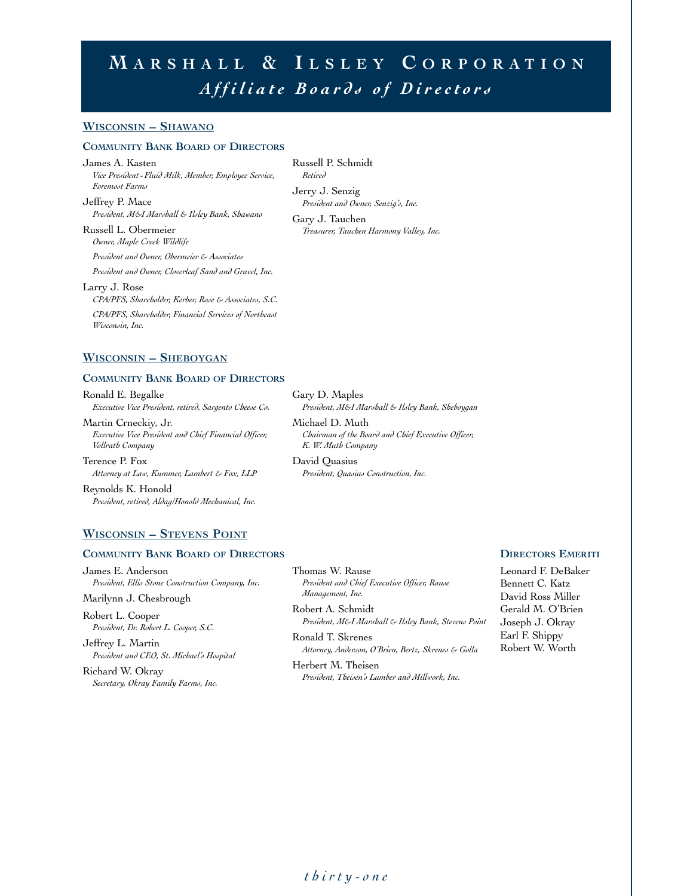# Marshall & Ilsley Corporation
## *Affiliate Boards of Directors*

### Wisconsin – Shawano

#### Community Bank Board of Directors

James A. Kasten
*Vice President - Fluid Milk, Member, Employee Service, Foremost Farms*

Jeffrey P. Mace
*President, M&I Marshall & Ilsley Bank, Shawano*

Russell L. Obermeier
*Owner, Maple Creek Wildlife*
*President and Owner, Obermeier & Associates*
*President and Owner, Cloverleaf Sand and Gravel, Inc.*

Larry J. Rose
*CPA/PFS, Shareholder, Kerber, Rose & Associates, S.C.*
*CPA/PFS, Shareholder, Financial Services of Northeast Wisconsin, Inc.*

Russell P. Schmidt
*Retired*

Jerry J. Senzig
*President and Owner, Senzig's, Inc.*

Gary J. Tauchen
*Treasurer, Tauchen Harmony Valley, Inc.*

### Wisconsin – Sheboygan

#### Community Bank Board of Directors

Ronald E. Begalke
*Executive Vice President, retired, Sargento Cheese Co.*

Martin Crneckiy, Jr.
*Executive Vice President and Chief Financial Officer, Vollrath Company*

Terence P. Fox
*Attorney at Law, Kummer, Lambert & Fox, LLP*

Reynolds K. Honold
*President, retired, Aldag/Honold Mechanical, Inc.*

Gary D. Maples
*President, M&I Marshall & Ilsley Bank, Sheboygan*

Michael D. Muth
*Chairman of the Board and Chief Executive Officer, K. W. Muth Company*

David Quasius
*President, Quasius Construction, Inc.*

### Wisconsin – Stevens Point

#### Community Bank Board of Directors

James E. Anderson
*President, Ellis Stone Construction Company, Inc.*

Marilynn J. Chesbrough

Robert L. Cooper
*President, Dr. Robert L. Cooper, S.C.*

Jeffrey L. Martin
*President and CEO, St. Michael's Hospital*

Richard W. Okray
*Secretary, Okray Family Farms, Inc.*

Thomas W. Rause
*President and Chief Executive Officer, Rause Management, Inc.*

Robert A. Schmidt
*President, M&I Marshall & Ilsley Bank, Stevens Point*

Ronald T. Skrenes
*Attorney, Anderson, O'Brien, Bertz, Skrenes & Golla*

Herbert M. Theisen
*President, Theisen's Lumber and Millwork, Inc.*

#### Directors Emeriti

Leonard F. DeBaker
Bennett C. Katz
David Ross Miller
Gerald M. O'Brien
Joseph J. Okray
Earl F. Shippy
Robert W. Worth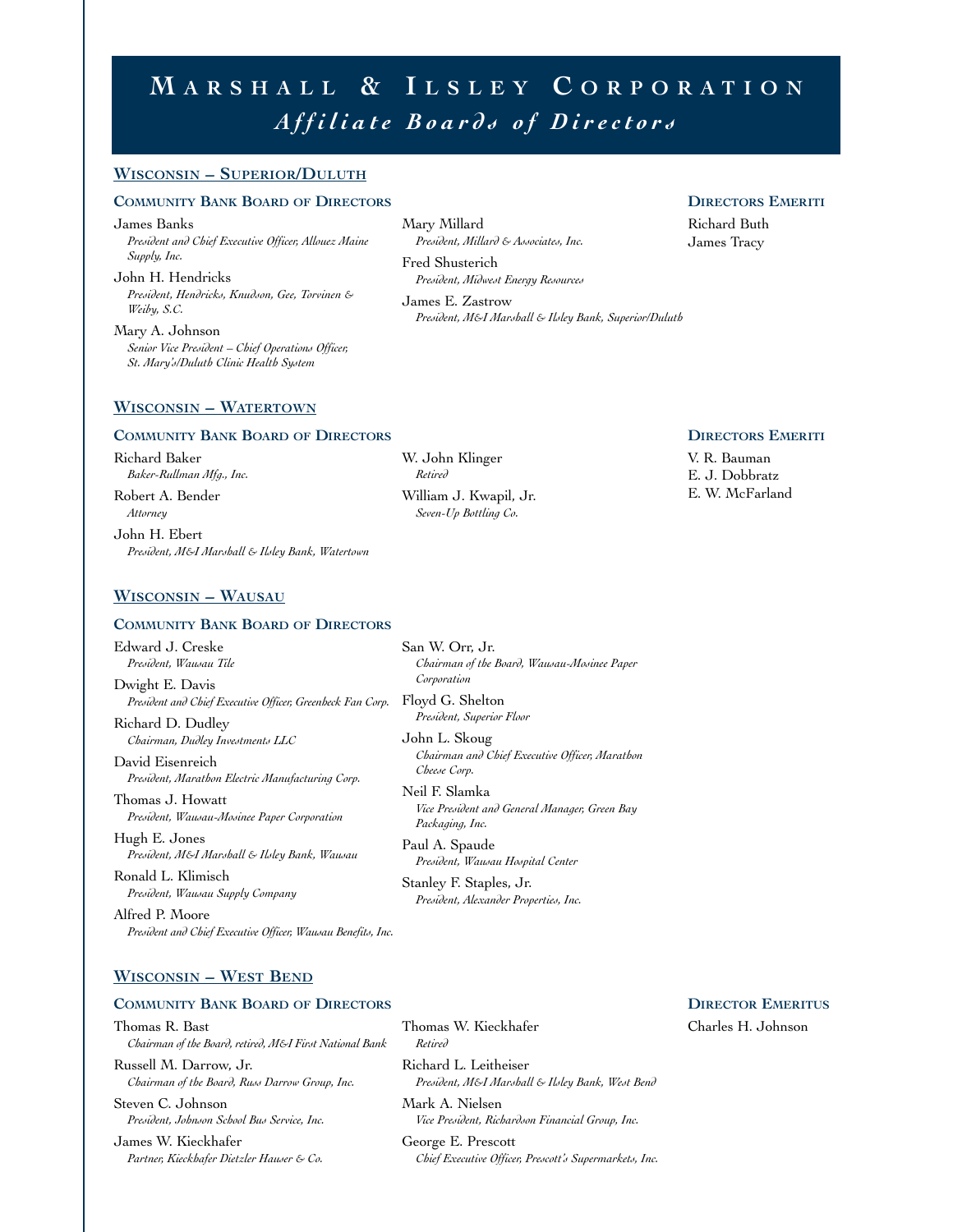# Marshall & Ilsley Corporation

## *Affiliate Boards of Directors*

## Wisconsin – Superior/Duluth

### Community Bank Board of Directors

James Banks
*President and Chief Executive Officer, Allouez Maine Supply, Inc.*

John H. Hendricks
*President, Hendricks, Knudson, Gee, Torvinen & Weiby, S.C.*

Mary A. Johnson
*Senior Vice President – Chief Operations Officer, St. Mary's/Duluth Clinic Health System*

Mary Millard
*President, Millard & Associates, Inc.*

Fred Shusterich
*President, Midwest Energy Resources*

James E. Zastrow
*President, M&I Marshall & Ilsley Bank, Superior/Duluth*

### Directors Emeriti

Richard Buth
James Tracy

## Wisconsin – Watertown

### Community Bank Board of Directors

Richard Baker
*Baker-Rullman Mfg., Inc.*

Robert A. Bender
*Attorney*

John H. Ebert
*President, M&I Marshall & Ilsley Bank, Watertown*

W. John Klinger
*Retired*

William J. Kwapil, Jr.
*Seven-Up Bottling Co.*

### Directors Emeriti

V. R. Bauman
E. J. Dobbratz
E. W. McFarland

## Wisconsin – Wausau

### Community Bank Board of Directors

Edward J. Creske
*President, Wausau Tile*

Dwight E. Davis
*President and Chief Executive Officer, Greenheck Fan Corp.*

Richard D. Dudley
*Chairman, Dudley Investments LLC*

David Eisenreich
*President, Marathon Electric Manufacturing Corp.*

Thomas J. Howatt
*President, Wausau-Mosinee Paper Corporation*

Hugh E. Jones
*President, M&I Marshall & Ilsley Bank, Wausau*

Ronald L. Klimisch
*President, Wausau Supply Company*

Alfred P. Moore
*President and Chief Executive Officer, Wausau Benefits, Inc.*

San W. Orr, Jr.
*Chairman of the Board, Wausau-Mosinee Paper Corporation*

Floyd G. Shelton
*President, Superior Floor*

John L. Skoug
*Chairman and Chief Executive Officer, Marathon Cheese Corp.*

Neil F. Slamka
*Vice President and General Manager, Green Bay Packaging, Inc.*

Paul A. Spaude
*President, Wausau Hospital Center*

Stanley F. Staples, Jr.
*President, Alexander Properties, Inc.*

## Wisconsin – West Bend

### Community Bank Board of Directors

Thomas R. Bast
*Chairman of the Board, retired, M&I First National Bank*

Russell M. Darrow, Jr.
*Chairman of the Board, Russ Darrow Group, Inc.*

Steven C. Johnson
*President, Johnson School Bus Service, Inc.*

James W. Kieckhafer
*Partner, Kieckhafer Dietzler Hauser & Co.*

Thomas W. Kieckhafer
*Retired*

Richard L. Leitheiser
*President, M&I Marshall & Ilsley Bank, West Bend*

Mark A. Nielsen
*Vice President, Richardson Financial Group, Inc.*

George E. Prescott
*Chief Executive Officer, Prescott's Supermarkets, Inc.*

### Director Emeritus

Charles H. Johnson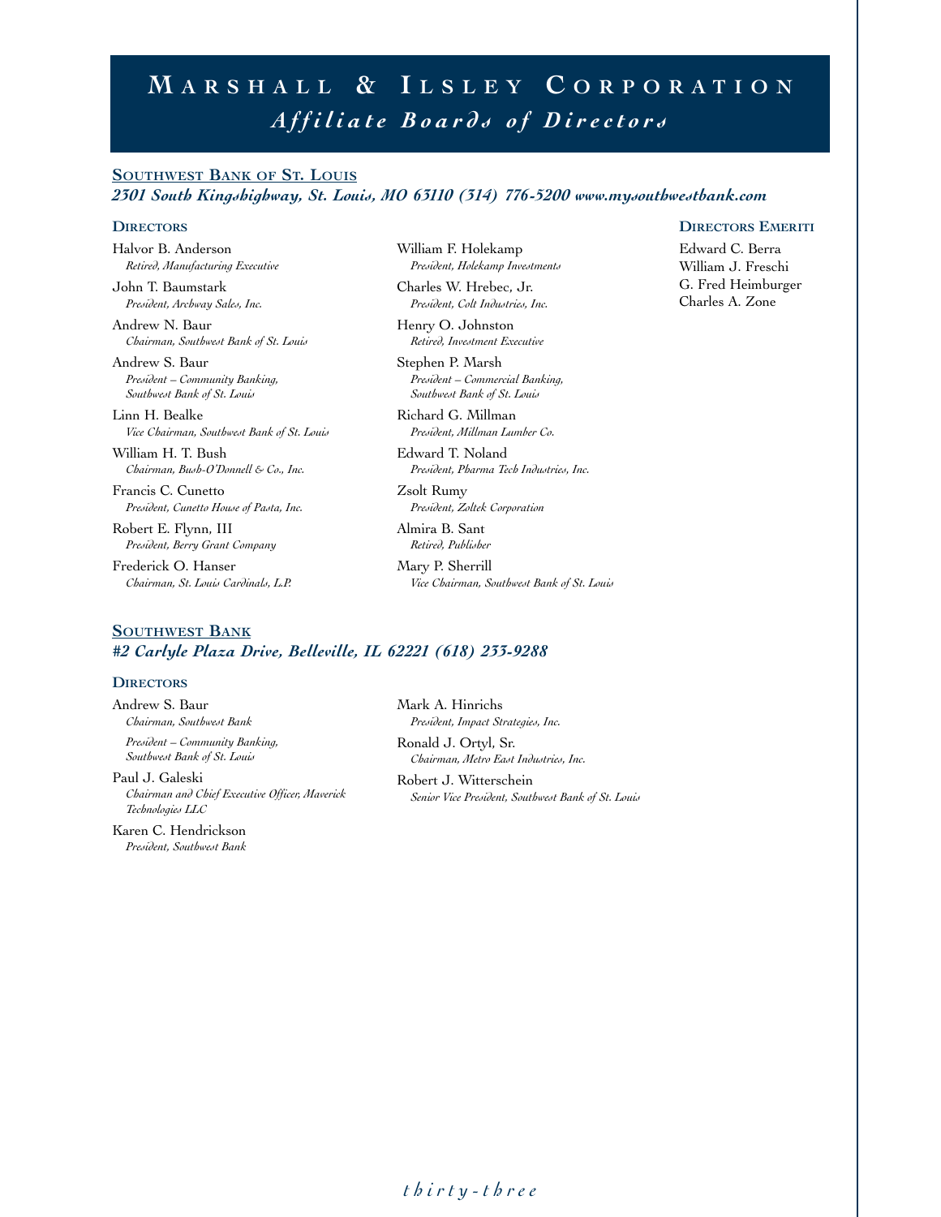# Marshall & Ilsley Corporation

## *Affiliate Boards of Directors*

### Southwest Bank of St. Louis

***2301 South Kingshighway, St. Louis, MO 63110 (314) 776-5200 www.mysouthwestbank.com***

#### Directors

Halvor B. Anderson
*Retired, Manufacturing Executive*

John T. Baumstark
*President, Archway Sales, Inc.*

Andrew N. Baur
*Chairman, Southwest Bank of St. Louis*

Andrew S. Baur
*President – Community Banking, Southwest Bank of St. Louis*

Linn H. Bealke
*Vice Chairman, Southwest Bank of St. Louis*

William H. T. Bush
*Chairman, Bush-O'Donnell & Co., Inc.*

Francis C. Cunetto
*President, Cunetto House of Pasta, Inc.*

Robert E. Flynn, III
*President, Berry Grant Company*

Frederick O. Hanser
*Chairman, St. Louis Cardinals, L.P.*

William F. Holekamp
*President, Holekamp Investments*

Charles W. Hrebec, Jr.
*President, Colt Industries, Inc.*

Henry O. Johnston
*Retired, Investment Executive*

Stephen P. Marsh
*President – Commercial Banking, Southwest Bank of St. Louis*

Richard G. Millman
*President, Millman Lumber Co.*

Edward T. Noland
*President, Pharma Tech Industries, Inc.*

Zsolt Rumy
*President, Zoltek Corporation*

Almira B. Sant
*Retired, Publisher*

Mary P. Sherrill
*Vice Chairman, Southwest Bank of St. Louis*

#### Directors Emeriti

Edward C. Berra
William J. Freschi
G. Fred Heimburger
Charles A. Zone

### Southwest Bank

***#2 Carlyle Plaza Drive, Belleville, IL 62221 (618) 233-9288***

#### Directors

Andrew S. Baur
*Chairman, Southwest Bank*
*President – Community Banking, Southwest Bank of St. Louis*

Paul J. Galeski
*Chairman and Chief Executive Officer, Maverick Technologies LLC*

Karen C. Hendrickson
*President, Southwest Bank*

Mark A. Hinrichs
*President, Impact Strategies, Inc.*

Ronald J. Ortyl, Sr.
*Chairman, Metro East Industries, Inc.*

Robert J. Witterschein
*Senior Vice President, Southwest Bank of St. Louis*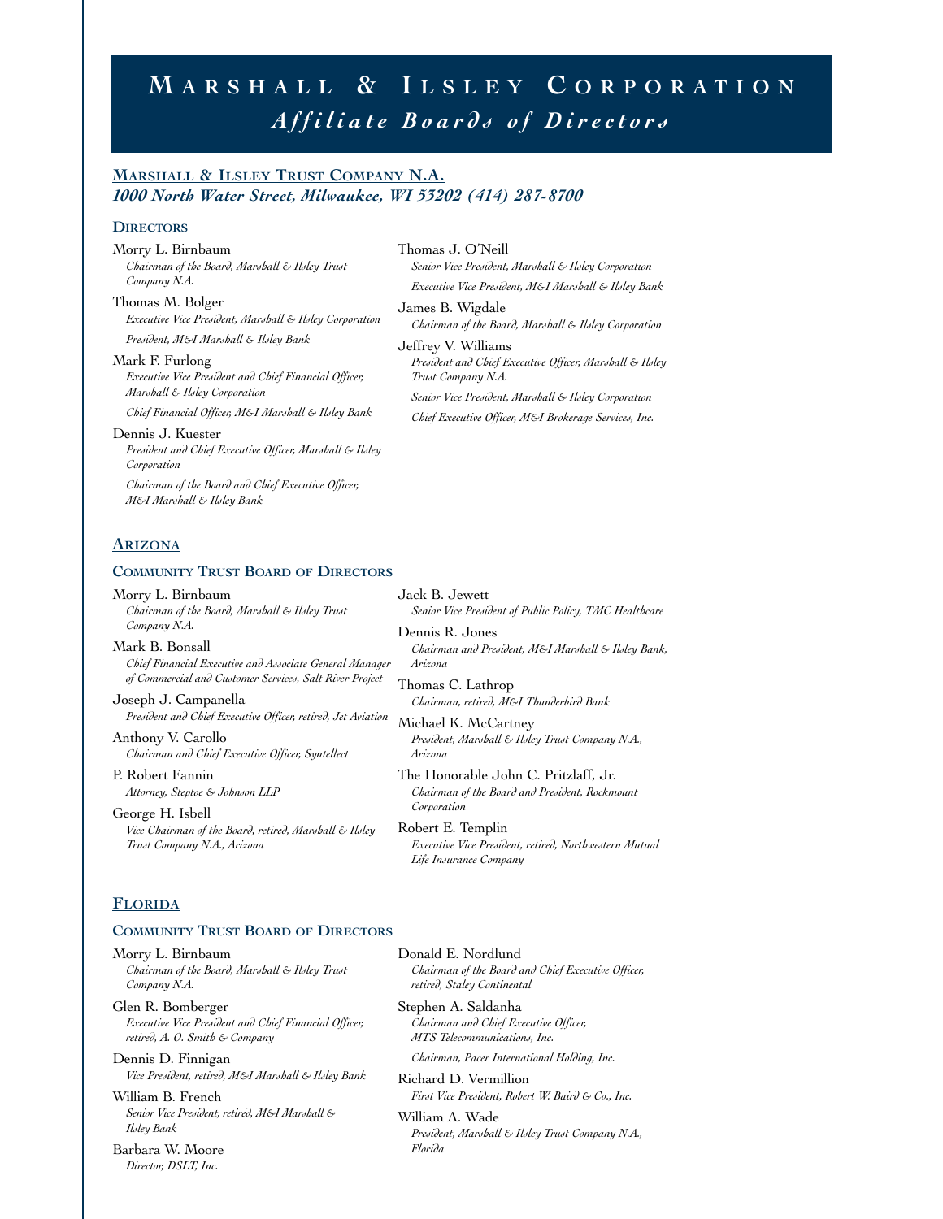# Marshall & Ilsley Corporation
## *Affiliate Boards of Directors*

### Marshall & Ilsley Trust Company N.A.
***1000 North Water Street, Milwaukee, WI 53202 (414) 287-8700***

#### Directors

Morry L. Birnbaum
*Chairman of the Board, Marshall & Ilsley Trust Company N.A.*

Thomas M. Bolger
*Executive Vice President, Marshall & Ilsley Corporation*
*President, M&I Marshall & Ilsley Bank*

Mark F. Furlong
*Executive Vice President and Chief Financial Officer, Marshall & Ilsley Corporation*
*Chief Financial Officer, M&I Marshall & Ilsley Bank*

Dennis J. Kuester
*President and Chief Executive Officer, Marshall & Ilsley Corporation*
*Chairman of the Board and Chief Executive Officer, M&I Marshall & Ilsley Bank*

Thomas J. O'Neill
*Senior Vice President, Marshall & Ilsley Corporation*
*Executive Vice President, M&I Marshall & Ilsley Bank*

James B. Wigdale
*Chairman of the Board, Marshall & Ilsley Corporation*

Jeffrey V. Williams
*President and Chief Executive Officer, Marshall & Ilsley Trust Company N.A.*
*Senior Vice President, Marshall & Ilsley Corporation*
*Chief Executive Officer, M&I Brokerage Services, Inc.*

### Arizona

#### Community Trust Board of Directors

Morry L. Birnbaum
*Chairman of the Board, Marshall & Ilsley Trust Company N.A.*

Mark B. Bonsall
*Chief Financial Executive and Associate General Manager of Commercial and Customer Services, Salt River Project*

Joseph J. Campanella
*President and Chief Executive Officer, retired, Jet Aviation*

Anthony V. Carollo
*Chairman and Chief Executive Officer, Syntellect*

P. Robert Fannin
*Attorney, Steptoe & Johnson LLP*

George H. Isbell
*Vice Chairman of the Board, retired, Marshall & Ilsley Trust Company N.A., Arizona*

Jack B. Jewett
*Senior Vice President of Public Policy, TMC Healthcare*

Dennis R. Jones
*Chairman and President, M&I Marshall & Ilsley Bank, Arizona*

Thomas C. Lathrop
*Chairman, retired, M&I Thunderbird Bank*

Michael K. McCartney
*President, Marshall & Ilsley Trust Company N.A., Arizona*

The Honorable John C. Pritzlaff, Jr.
*Chairman of the Board and President, Rockmount Corporation*

Robert E. Templin
*Executive Vice President, retired, Northwestern Mutual Life Insurance Company*

### Florida

#### Community Trust Board of Directors

Morry L. Birnbaum
*Chairman of the Board, Marshall & Ilsley Trust Company N.A.*

Glen R. Bomberger
*Executive Vice President and Chief Financial Officer, retired, A. O. Smith & Company*

Dennis D. Finnigan
*Vice President, retired, M&I Marshall & Ilsley Bank*

William B. French
*Senior Vice President, retired, M&I Marshall & Ilsley Bank*

Barbara W. Moore
*Director, DSLT, Inc.*

Donald E. Nordlund
*Chairman of the Board and Chief Executive Officer, retired, Staley Continental*

Stephen A. Saldanha
*Chairman and Chief Executive Officer, MTS Telecommunications, Inc.*
*Chairman, Pacer International Holding, Inc.*

Richard D. Vermillion
*First Vice President, Robert W. Baird & Co., Inc.*

William A. Wade
*President, Marshall & Ilsley Trust Company N.A., Florida*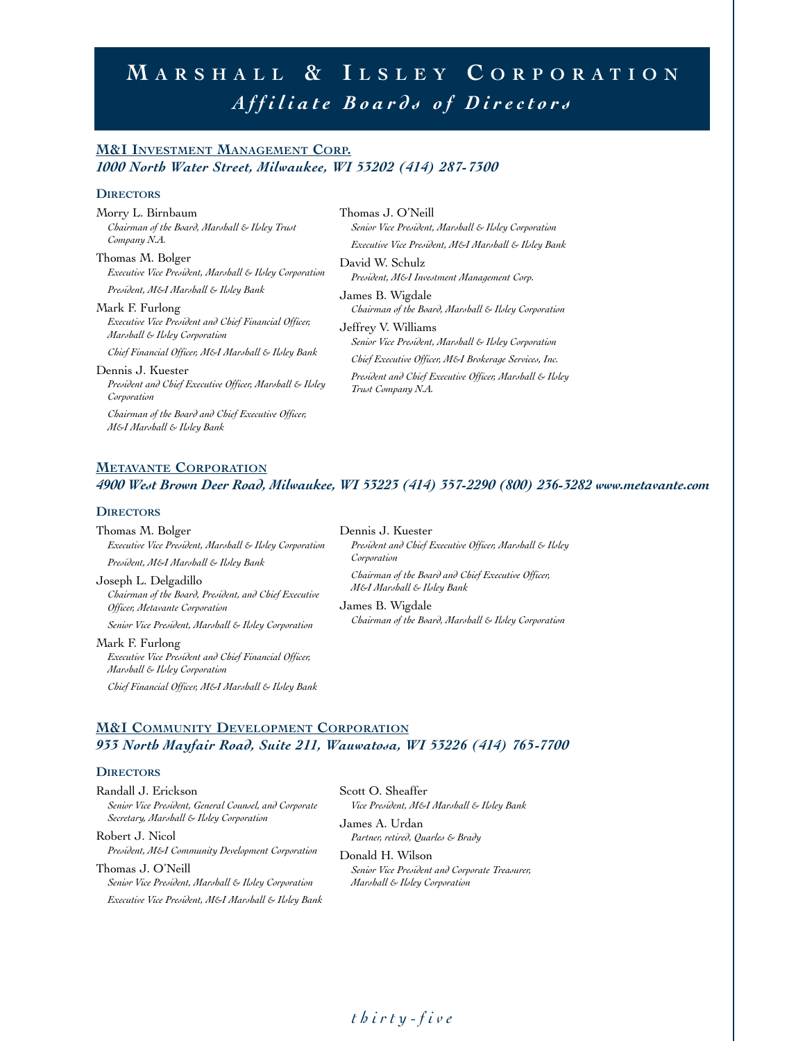# Marshall & Ilsley Corporation

## *Affiliate Boards of Directors*

### M&I Investment Management Corp.

***1000 North Water Street, Milwaukee, WI 53202 (414) 287-7300***

**Directors**

Morry L. Birnbaum
*Chairman of the Board, Marshall & Ilsley Trust Company N.A.*

Thomas M. Bolger
*Executive Vice President, Marshall & Ilsley Corporation*
*President, M&I Marshall & Ilsley Bank*

Mark F. Furlong
*Executive Vice President and Chief Financial Officer, Marshall & Ilsley Corporation*
*Chief Financial Officer, M&I Marshall & Ilsley Bank*

Dennis J. Kuester
*President and Chief Executive Officer, Marshall & Ilsley Corporation*
*Chairman of the Board and Chief Executive Officer, M&I Marshall & Ilsley Bank*

Thomas J. O'Neill
*Senior Vice President, Marshall & Ilsley Corporation*
*Executive Vice President, M&I Marshall & Ilsley Bank*

David W. Schulz
*President, M&I Investment Management Corp.*

James B. Wigdale
*Chairman of the Board, Marshall & Ilsley Corporation*

Jeffrey V. Williams
*Senior Vice President, Marshall & Ilsley Corporation*
*Chief Executive Officer, M&I Brokerage Services, Inc.*
*President and Chief Executive Officer, Marshall & Ilsley Trust Company N.A.*

### Metavante Corporation

***4900 West Brown Deer Road, Milwaukee, WI 53223 (414) 357-2290 (800) 236-3282 www.metavante.com***

**Directors**

Thomas M. Bolger
*Executive Vice President, Marshall & Ilsley Corporation*
*President, M&I Marshall & Ilsley Bank*

Joseph L. Delgadillo
*Chairman of the Board, President, and Chief Executive Officer, Metavante Corporation*
*Senior Vice President, Marshall & Ilsley Corporation*

Mark F. Furlong
*Executive Vice President and Chief Financial Officer, Marshall & Ilsley Corporation*
*Chief Financial Officer, M&I Marshall & Ilsley Bank*

Dennis J. Kuester
*President and Chief Executive Officer, Marshall & Ilsley Corporation*
*Chairman of the Board and Chief Executive Officer, M&I Marshall & Ilsley Bank*

James B. Wigdale
*Chairman of the Board, Marshall & Ilsley Corporation*

### M&I Community Development Corporation

***933 North Mayfair Road, Suite 211, Wauwatosa, WI 53226 (414) 765-7700***

**Directors**

Randall J. Erickson
*Senior Vice President, General Counsel, and Corporate Secretary, Marshall & Ilsley Corporation*

Robert J. Nicol
*President, M&I Community Development Corporation*

Thomas J. O'Neill
*Senior Vice President, Marshall & Ilsley Corporation*
*Executive Vice President, M&I Marshall & Ilsley Bank*

Scott O. Sheaffer
*Vice President, M&I Marshall & Ilsley Bank*

James A. Urdan
*Partner, retired, Quarles & Brady*

Donald H. Wilson
*Senior Vice President and Corporate Treasurer, Marshall & Ilsley Corporation*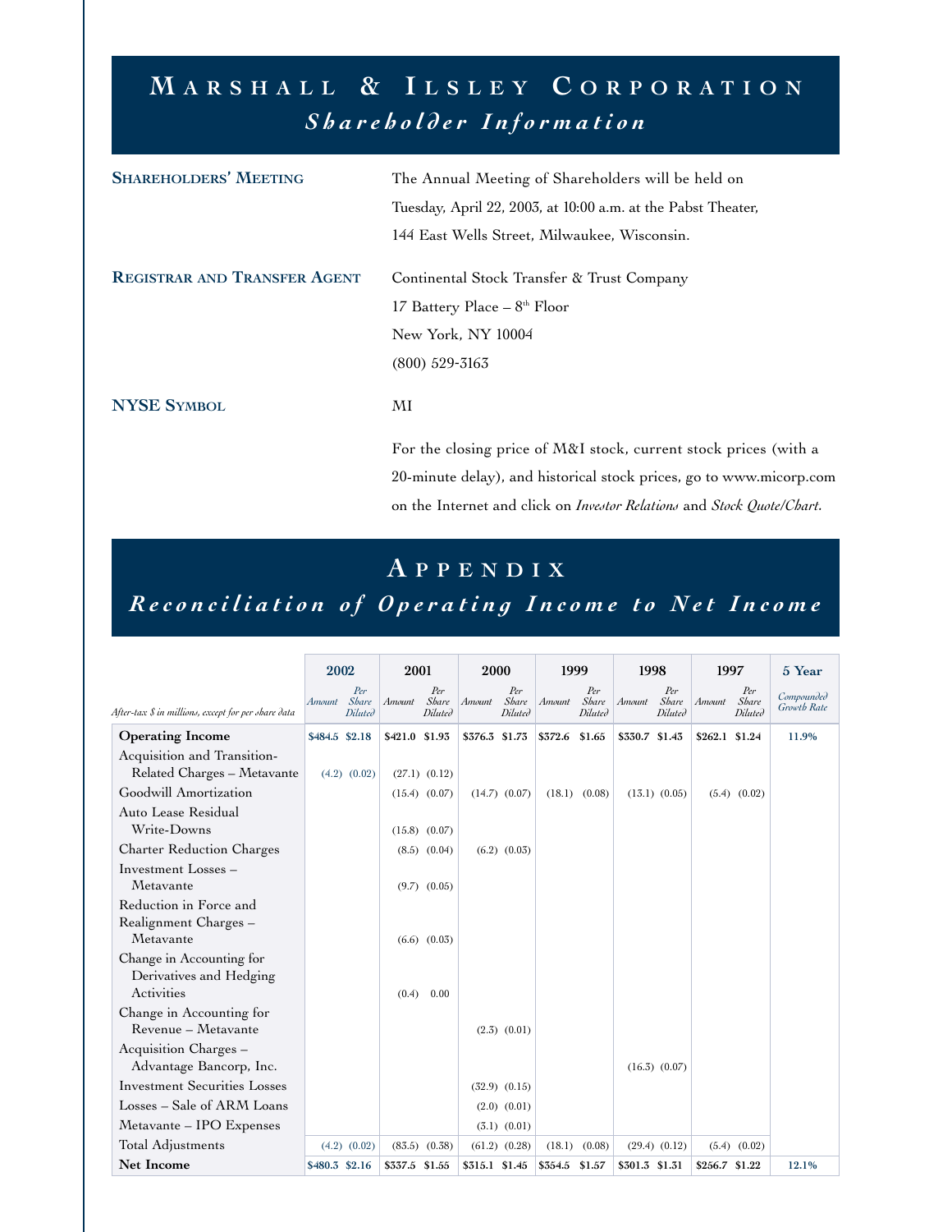# Marshall & Ilsley Corporation

## *Shareholder Information*

**Shareholders' Meeting**

The Annual Meeting of Shareholders will be held on Tuesday, April 22, 2003, at 10:00 a.m. at the Pabst Theater, 144 East Wells Street, Milwaukee, Wisconsin.

**Registrar and Transfer Agent**

Continental Stock Transfer & Trust Company
17 Battery Place – 8th Floor
New York, NY 10004
(800) 529-3163

**NYSE Symbol**

MI

For the closing price of M&I stock, current stock prices (with a 20-minute delay), and historical stock prices, go to www.micorp.com on the Internet and click on *Investor Relations* and *Stock Quote/Chart*.

# Appendix

## *Reconciliation of Operating Income to Net Income*

| *After-tax $ in millions, except for per share data* | 2002 | | 2001 | | 2000 | | 1999 | | 1998 | | 1997 | | 5 Year |
|---|---|---|---|---|---|---|---|---|---|---|---|---|---|
| | *Amount* | *Per Share Diluted* | *Amount* | *Per Share Diluted* | *Amount* | *Per Share Diluted* | *Amount* | *Per Share Diluted* | *Amount* | *Per Share Diluted* | *Amount* | *Per Share Diluted* | *Compounded Growth Rate* |
| **Operating Income** | $484.5 | $2.18 | $421.0 | $1.93 | $376.3 | $1.73 | $372.6 | $1.65 | $330.7 | $1.43 | $262.1 | $1.24 | 11.9% |
| Acquisition and Transition-Related Charges – Metavante | (4.2) | (0.02) | (27.1) | (0.12) | | | | | | | | | |
| Goodwill Amortization | | | (15.4) | (0.07) | (14.7) | (0.07) | (18.1) | (0.08) | (13.1) | (0.05) | (5.4) | (0.02) | |
| Auto Lease Residual Write-Downs | | | (15.8) | (0.07) | | | | | | | | | |
| Charter Reduction Charges | | | (8.5) | (0.04) | (6.2) | (0.03) | | | | | | | |
| Investment Losses – Metavante | | | (9.7) | (0.05) | | | | | | | | | |
| Reduction in Force and Realignment Charges – Metavante | | | (6.6) | (0.03) | | | | | | | | | |
| Change in Accounting for Derivatives and Hedging Activities | | | (0.4) | 0.00 | | | | | | | | | |
| Change in Accounting for Revenue – Metavante | | | | | (2.3) | (0.01) | | | | | | | |
| Acquisition Charges – Advantage Bancorp, Inc. | | | | | | | | | (16.3) | (0.07) | | | |
| Investment Securities Losses | | | | | (32.9) | (0.15) | | | | | | | |
| Losses – Sale of ARM Loans | | | | | (2.0) | (0.01) | | | | | | | |
| Metavante – IPO Expenses | | | | | (3.1) | (0.01) | | | | | | | |
| Total Adjustments | (4.2) | (0.02) | (83.5) | (0.38) | (61.2) | (0.28) | (18.1) | (0.08) | (29.4) | (0.12) | (5.4) | (0.02) | |
| **Net Income** | $480.3 | $2.16 | $337.5 | $1.55 | $315.1 | $1.45 | $354.5 | $1.57 | $301.3 | $1.31 | $256.7 | $1.22 | 12.1% |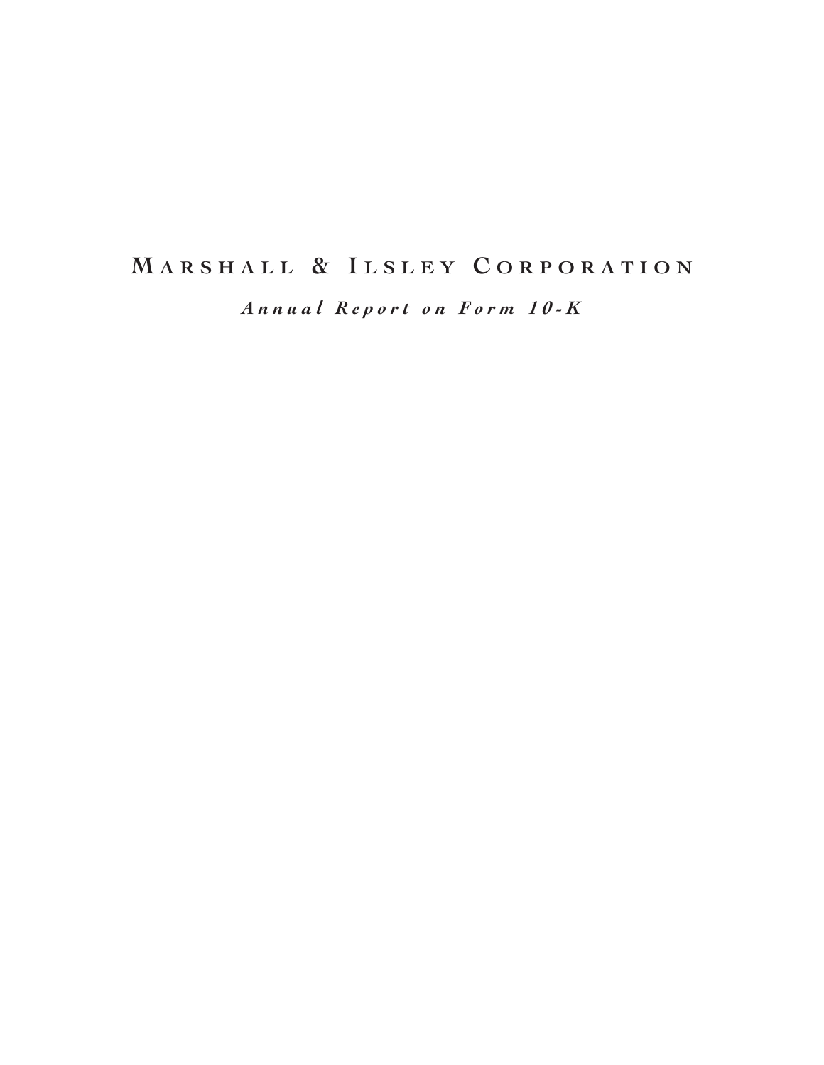# Marshall & Ilsley Corporation

***Annual Report on Form 10-K***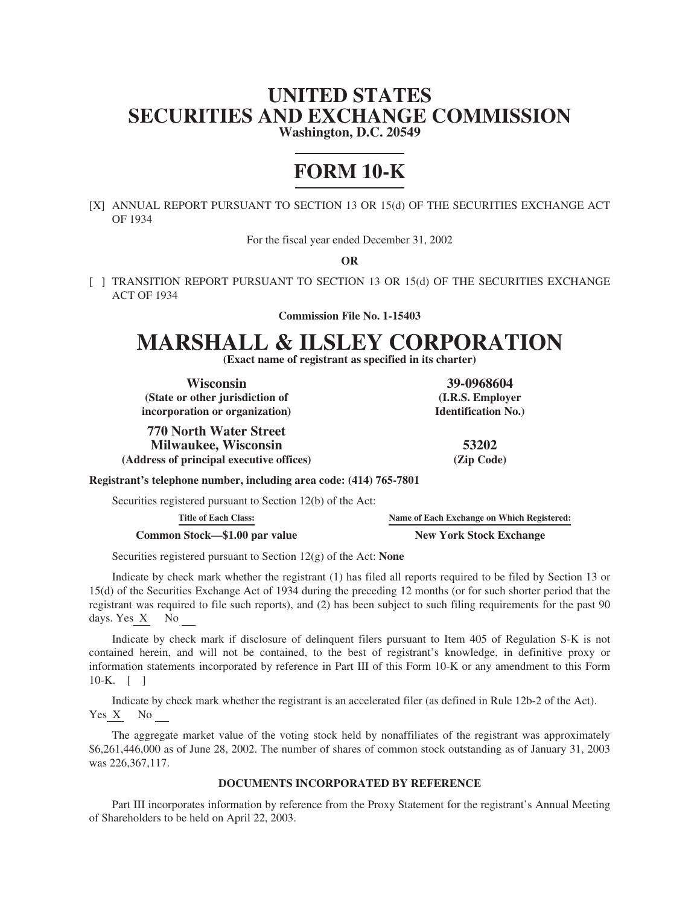# UNITED STATES
# SECURITIES AND EXCHANGE COMMISSION

**Washington, D.C. 20549**

# FORM 10-K

[X] ANNUAL REPORT PURSUANT TO SECTION 13 OR 15(d) OF THE SECURITIES EXCHANGE ACT OF 1934

For the fiscal year ended December 31, 2002

**OR**

[ ] TRANSITION REPORT PURSUANT TO SECTION 13 OR 15(d) OF THE SECURITIES EXCHANGE ACT OF 1934

**Commission File No. 1-15403**

# MARSHALL & ILSLEY CORPORATION

**(Exact name of registrant as specified in its charter)**

| | |
|---|---|
| **Wisconsin** | **39-0968604** |
| **(State or other jurisdiction of incorporation or organization)** | **(I.R.S. Employer Identification No.)** |
| **770 North Water Street Milwaukee, Wisconsin** | **53202** |
| **(Address of principal executive offices)** | **(Zip Code)** |

**Registrant's telephone number, including area code: (414) 765-7801**

Securities registered pursuant to Section 12(b) of the Act:

| Title of Each Class: | Name of Each Exchange on Which Registered: |
|---|---|
| **Common Stock—$1.00 par value** | **New York Stock Exchange** |

Securities registered pursuant to Section 12(g) of the Act: **None**

Indicate by check mark whether the registrant (1) has filed all reports required to be filed by Section 13 or 15(d) of the Securities Exchange Act of 1934 during the preceding 12 months (or for such shorter period that the registrant was required to file such reports), and (2) has been subject to such filing requirements for the past 90 days. Yes X No \_\_

Indicate by check mark if disclosure of delinquent filers pursuant to Item 405 of Regulation S-K is not contained herein, and will not be contained, to the best of registrant's knowledge, in definitive proxy or information statements incorporated by reference in Part III of this Form 10-K or any amendment to this Form 10-K. [ ]

Indicate by check mark whether the registrant is an accelerated filer (as defined in Rule 12b-2 of the Act). Yes X No \_\_

The aggregate market value of the voting stock held by nonaffiliates of the registrant was approximately $6,261,446,000 as of June 28, 2002. The number of shares of common stock outstanding as of January 31, 2003 was 226,367,117.

**DOCUMENTS INCORPORATED BY REFERENCE**

Part III incorporates information by reference from the Proxy Statement for the registrant's Annual Meeting of Shareholders to be held on April 22, 2003.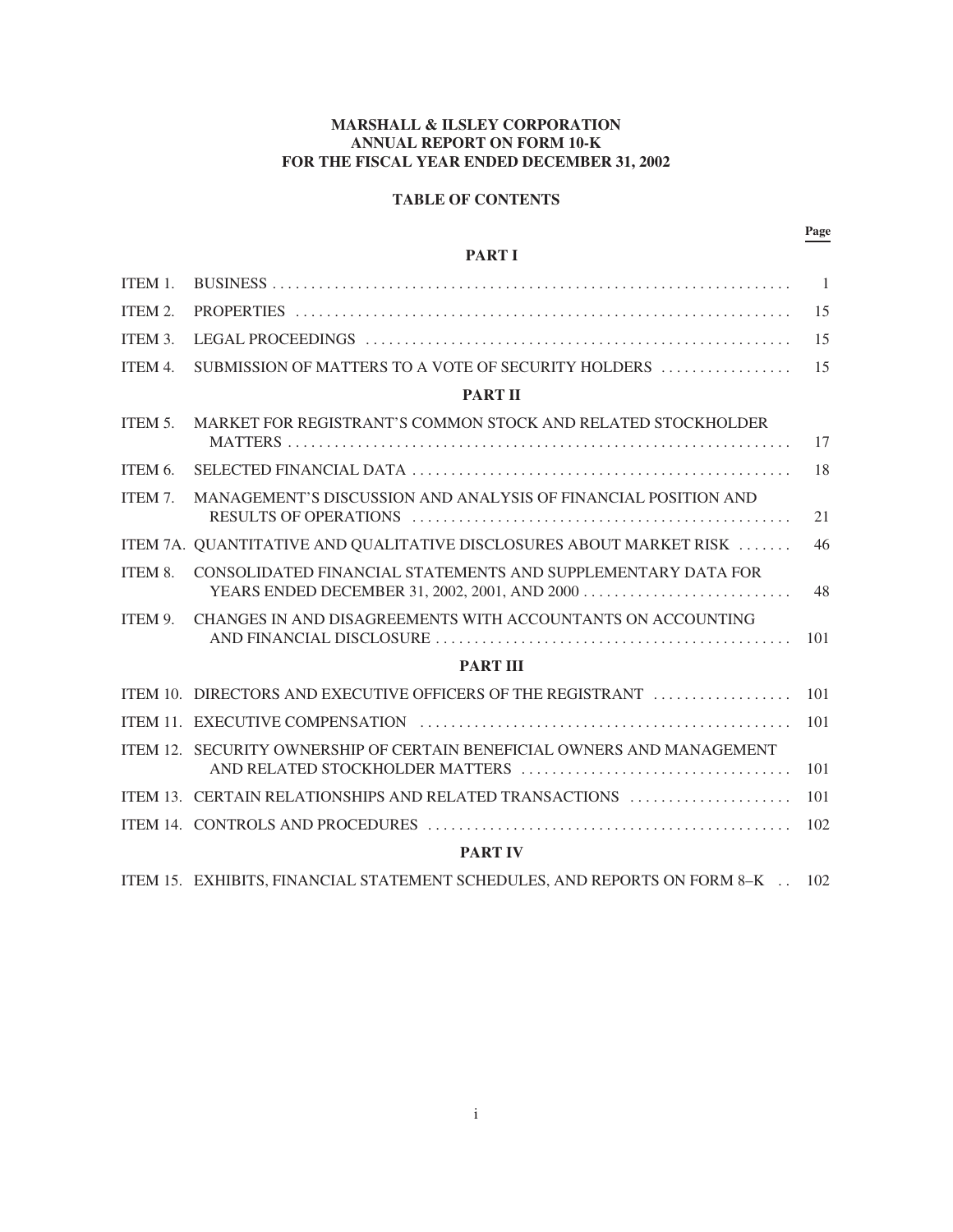**MARSHALL & ILSLEY CORPORATION**
**ANNUAL REPORT ON FORM 10-K**
**FOR THE FISCAL YEAR ENDED DECEMBER 31, 2002**

**TABLE OF CONTENTS**

| | | Page |
|---|---|---|
| | **PART I** | |
| ITEM 1. | BUSINESS | 1 |
| ITEM 2. | PROPERTIES | 15 |
| ITEM 3. | LEGAL PROCEEDINGS | 15 |
| ITEM 4. | SUBMISSION OF MATTERS TO A VOTE OF SECURITY HOLDERS | 15 |
| | **PART II** | |
| ITEM 5. | MARKET FOR REGISTRANT'S COMMON STOCK AND RELATED STOCKHOLDER MATTERS | 17 |
| ITEM 6. | SELECTED FINANCIAL DATA | 18 |
| ITEM 7. | MANAGEMENT'S DISCUSSION AND ANALYSIS OF FINANCIAL POSITION AND RESULTS OF OPERATIONS | 21 |
| ITEM 7A. | QUANTITATIVE AND QUALITATIVE DISCLOSURES ABOUT MARKET RISK | 46 |
| ITEM 8. | CONSOLIDATED FINANCIAL STATEMENTS AND SUPPLEMENTARY DATA FOR YEARS ENDED DECEMBER 31, 2002, 2001, AND 2000 | 48 |
| ITEM 9. | CHANGES IN AND DISAGREEMENTS WITH ACCOUNTANTS ON ACCOUNTING AND FINANCIAL DISCLOSURE | 101 |
| | **PART III** | |
| ITEM 10. | DIRECTORS AND EXECUTIVE OFFICERS OF THE REGISTRANT | 101 |
| ITEM 11. | EXECUTIVE COMPENSATION | 101 |
| ITEM 12. | SECURITY OWNERSHIP OF CERTAIN BENEFICIAL OWNERS AND MANAGEMENT AND RELATED STOCKHOLDER MATTERS | 101 |
| ITEM 13. | CERTAIN RELATIONSHIPS AND RELATED TRANSACTIONS | 101 |
| ITEM 14. | CONTROLS AND PROCEDURES | 102 |
| | **PART IV** | |
| ITEM 15. | EXHIBITS, FINANCIAL STATEMENT SCHEDULES, AND REPORTS ON FORM 8–K | 102 |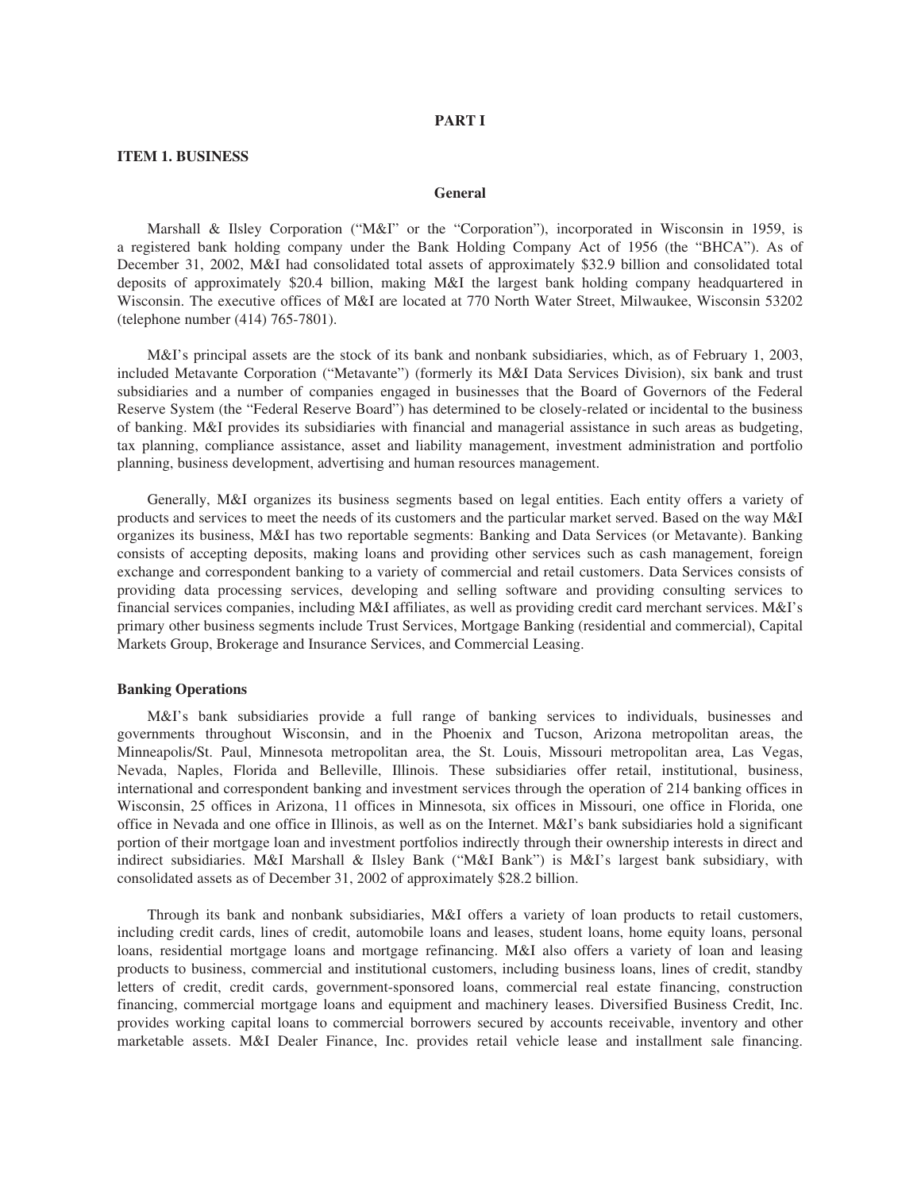# PART I

## ITEM 1. BUSINESS

### General

Marshall & Ilsley Corporation ("M&I" or the "Corporation"), incorporated in Wisconsin in 1959, is a registered bank holding company under the Bank Holding Company Act of 1956 (the "BHCA"). As of December 31, 2002, M&I had consolidated total assets of approximately $32.9 billion and consolidated total deposits of approximately $20.4 billion, making M&I the largest bank holding company headquartered in Wisconsin. The executive offices of M&I are located at 770 North Water Street, Milwaukee, Wisconsin 53202 (telephone number (414) 765-7801).

M&I's principal assets are the stock of its bank and nonbank subsidiaries, which, as of February 1, 2003, included Metavante Corporation ("Metavante") (formerly its M&I Data Services Division), six bank and trust subsidiaries and a number of companies engaged in businesses that the Board of Governors of the Federal Reserve System (the "Federal Reserve Board") has determined to be closely-related or incidental to the business of banking. M&I provides its subsidiaries with financial and managerial assistance in such areas as budgeting, tax planning, compliance assistance, asset and liability management, investment administration and portfolio planning, business development, advertising and human resources management.

Generally, M&I organizes its business segments based on legal entities. Each entity offers a variety of products and services to meet the needs of its customers and the particular market served. Based on the way M&I organizes its business, M&I has two reportable segments: Banking and Data Services (or Metavante). Banking consists of accepting deposits, making loans and providing other services such as cash management, foreign exchange and correspondent banking to a variety of commercial and retail customers. Data Services consists of providing data processing services, developing and selling software and providing consulting services to financial services companies, including M&I affiliates, as well as providing credit card merchant services. M&I's primary other business segments include Trust Services, Mortgage Banking (residential and commercial), Capital Markets Group, Brokerage and Insurance Services, and Commercial Leasing.

### Banking Operations

M&I's bank subsidiaries provide a full range of banking services to individuals, businesses and governments throughout Wisconsin, and in the Phoenix and Tucson, Arizona metropolitan areas, the Minneapolis/St. Paul, Minnesota metropolitan area, the St. Louis, Missouri metropolitan area, Las Vegas, Nevada, Naples, Florida and Belleville, Illinois. These subsidiaries offer retail, institutional, business, international and correspondent banking and investment services through the operation of 214 banking offices in Wisconsin, 25 offices in Arizona, 11 offices in Minnesota, six offices in Missouri, one office in Florida, one office in Nevada and one office in Illinois, as well as on the Internet. M&I's bank subsidiaries hold a significant portion of their mortgage loan and investment portfolios indirectly through their ownership interests in direct and indirect subsidiaries. M&I Marshall & Ilsley Bank ("M&I Bank") is M&I's largest bank subsidiary, with consolidated assets as of December 31, 2002 of approximately $28.2 billion.

Through its bank and nonbank subsidiaries, M&I offers a variety of loan products to retail customers, including credit cards, lines of credit, automobile loans and leases, student loans, home equity loans, personal loans, residential mortgage loans and mortgage refinancing. M&I also offers a variety of loan and leasing products to business, commercial and institutional customers, including business loans, lines of credit, standby letters of credit, credit cards, government-sponsored loans, commercial real estate financing, construction financing, commercial mortgage loans and equipment and machinery leases. Diversified Business Credit, Inc. provides working capital loans to commercial borrowers secured by accounts receivable, inventory and other marketable assets. M&I Dealer Finance, Inc. provides retail vehicle lease and installment sale financing.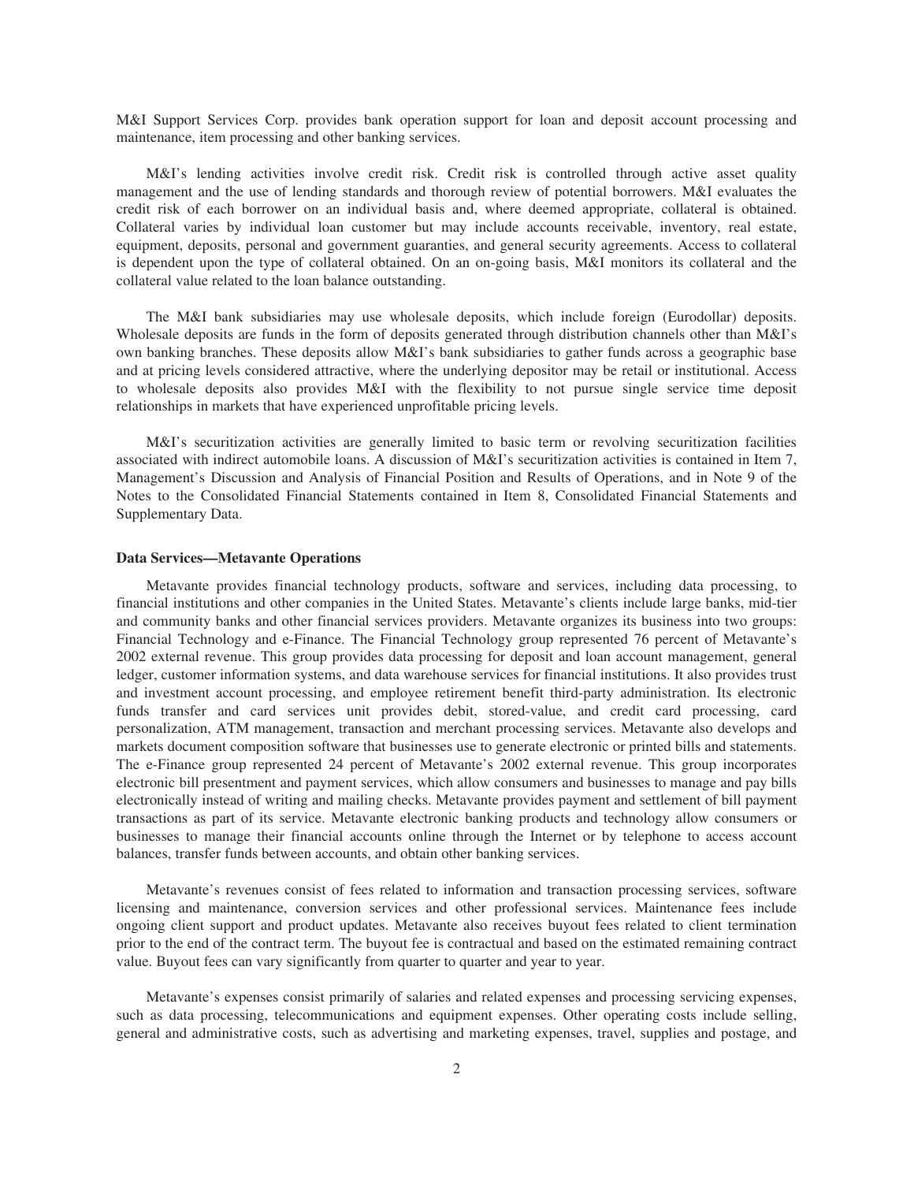M&I Support Services Corp. provides bank operation support for loan and deposit account processing and maintenance, item processing and other banking services.

M&I's lending activities involve credit risk. Credit risk is controlled through active asset quality management and the use of lending standards and thorough review of potential borrowers. M&I evaluates the credit risk of each borrower on an individual basis and, where deemed appropriate, collateral is obtained. Collateral varies by individual loan customer but may include accounts receivable, inventory, real estate, equipment, deposits, personal and government guaranties, and general security agreements. Access to collateral is dependent upon the type of collateral obtained. On an on-going basis, M&I monitors its collateral and the collateral value related to the loan balance outstanding.

The M&I bank subsidiaries may use wholesale deposits, which include foreign (Eurodollar) deposits. Wholesale deposits are funds in the form of deposits generated through distribution channels other than M&I's own banking branches. These deposits allow M&I's bank subsidiaries to gather funds across a geographic base and at pricing levels considered attractive, where the underlying depositor may be retail or institutional. Access to wholesale deposits also provides M&I with the flexibility to not pursue single service time deposit relationships in markets that have experienced unprofitable pricing levels.

M&I's securitization activities are generally limited to basic term or revolving securitization facilities associated with indirect automobile loans. A discussion of M&I's securitization activities is contained in Item 7, Management's Discussion and Analysis of Financial Position and Results of Operations, and in Note 9 of the Notes to the Consolidated Financial Statements contained in Item 8, Consolidated Financial Statements and Supplementary Data.

**Data Services—Metavante Operations**

Metavante provides financial technology products, software and services, including data processing, to financial institutions and other companies in the United States. Metavante's clients include large banks, mid-tier and community banks and other financial services providers. Metavante organizes its business into two groups: Financial Technology and e-Finance. The Financial Technology group represented 76 percent of Metavante's 2002 external revenue. This group provides data processing for deposit and loan account management, general ledger, customer information systems, and data warehouse services for financial institutions. It also provides trust and investment account processing, and employee retirement benefit third-party administration. Its electronic funds transfer and card services unit provides debit, stored-value, and credit card processing, card personalization, ATM management, transaction and merchant processing services. Metavante also develops and markets document composition software that businesses use to generate electronic or printed bills and statements. The e-Finance group represented 24 percent of Metavante's 2002 external revenue. This group incorporates electronic bill presentment and payment services, which allow consumers and businesses to manage and pay bills electronically instead of writing and mailing checks. Metavante provides payment and settlement of bill payment transactions as part of its service. Metavante electronic banking products and technology allow consumers or businesses to manage their financial accounts online through the Internet or by telephone to access account balances, transfer funds between accounts, and obtain other banking services.

Metavante's revenues consist of fees related to information and transaction processing services, software licensing and maintenance, conversion services and other professional services. Maintenance fees include ongoing client support and product updates. Metavante also receives buyout fees related to client termination prior to the end of the contract term. The buyout fee is contractual and based on the estimated remaining contract value. Buyout fees can vary significantly from quarter to quarter and year to year.

Metavante's expenses consist primarily of salaries and related expenses and processing servicing expenses, such as data processing, telecommunications and equipment expenses. Other operating costs include selling, general and administrative costs, such as advertising and marketing expenses, travel, supplies and postage, and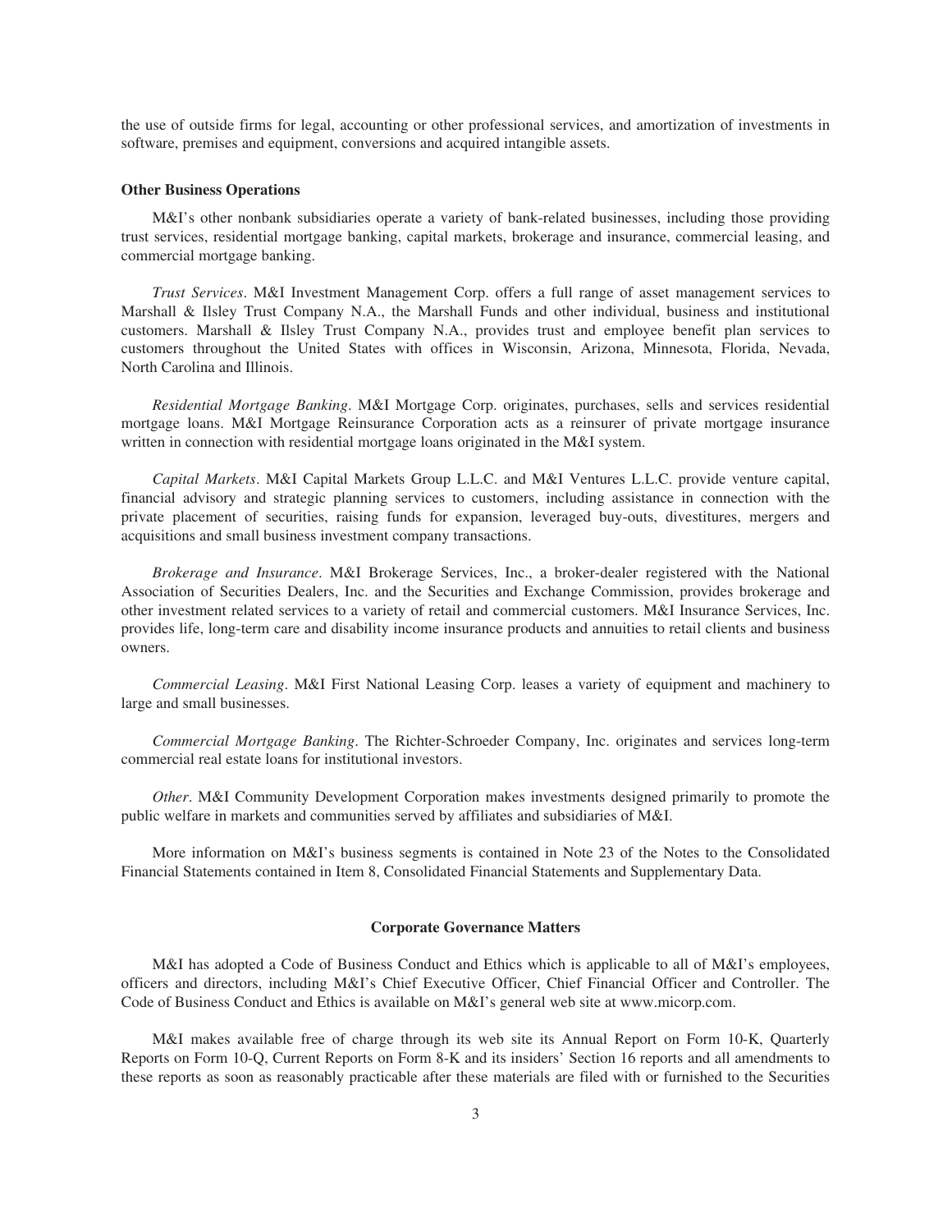the use of outside firms for legal, accounting or other professional services, and amortization of investments in software, premises and equipment, conversions and acquired intangible assets.

**Other Business Operations**

M&I's other nonbank subsidiaries operate a variety of bank-related businesses, including those providing trust services, residential mortgage banking, capital markets, brokerage and insurance, commercial leasing, and commercial mortgage banking.

*Trust Services*. M&I Investment Management Corp. offers a full range of asset management services to Marshall & Ilsley Trust Company N.A., the Marshall Funds and other individual, business and institutional customers. Marshall & Ilsley Trust Company N.A., provides trust and employee benefit plan services to customers throughout the United States with offices in Wisconsin, Arizona, Minnesota, Florida, Nevada, North Carolina and Illinois.

*Residential Mortgage Banking*. M&I Mortgage Corp. originates, purchases, sells and services residential mortgage loans. M&I Mortgage Reinsurance Corporation acts as a reinsurer of private mortgage insurance written in connection with residential mortgage loans originated in the M&I system.

*Capital Markets*. M&I Capital Markets Group L.L.C. and M&I Ventures L.L.C. provide venture capital, financial advisory and strategic planning services to customers, including assistance in connection with the private placement of securities, raising funds for expansion, leveraged buy-outs, divestitures, mergers and acquisitions and small business investment company transactions.

*Brokerage and Insurance*. M&I Brokerage Services, Inc., a broker-dealer registered with the National Association of Securities Dealers, Inc. and the Securities and Exchange Commission, provides brokerage and other investment related services to a variety of retail and commercial customers. M&I Insurance Services, Inc. provides life, long-term care and disability income insurance products and annuities to retail clients and business owners.

*Commercial Leasing*. M&I First National Leasing Corp. leases a variety of equipment and machinery to large and small businesses.

*Commercial Mortgage Banking*. The Richter-Schroeder Company, Inc. originates and services long-term commercial real estate loans for institutional investors.

*Other*. M&I Community Development Corporation makes investments designed primarily to promote the public welfare in markets and communities served by affiliates and subsidiaries of M&I.

More information on M&I's business segments is contained in Note 23 of the Notes to the Consolidated Financial Statements contained in Item 8, Consolidated Financial Statements and Supplementary Data.

## Corporate Governance Matters

M&I has adopted a Code of Business Conduct and Ethics which is applicable to all of M&I's employees, officers and directors, including M&I's Chief Executive Officer, Chief Financial Officer and Controller. The Code of Business Conduct and Ethics is available on M&I's general web site at www.micorp.com.

M&I makes available free of charge through its web site its Annual Report on Form 10-K, Quarterly Reports on Form 10-Q, Current Reports on Form 8-K and its insiders' Section 16 reports and all amendments to these reports as soon as reasonably practicable after these materials are filed with or furnished to the Securities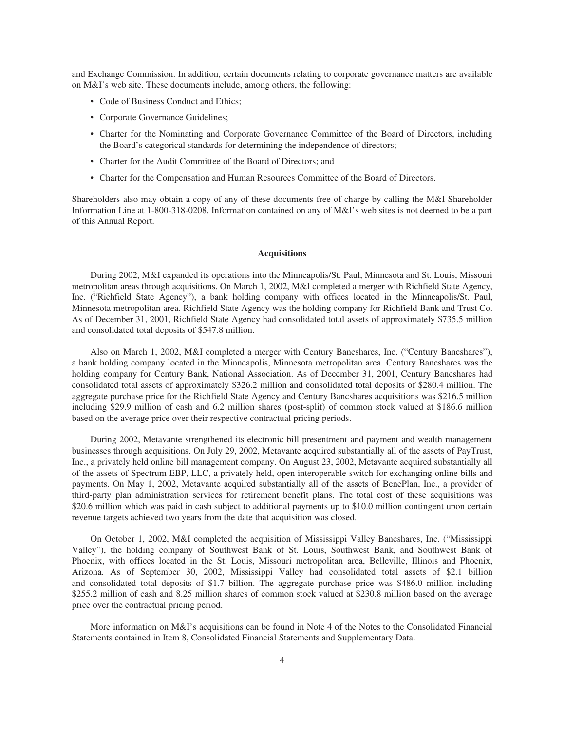and Exchange Commission. In addition, certain documents relating to corporate governance matters are available on M&I's web site. These documents include, among others, the following:

- Code of Business Conduct and Ethics;
- Corporate Governance Guidelines;
- Charter for the Nominating and Corporate Governance Committee of the Board of Directors, including the Board's categorical standards for determining the independence of directors;
- Charter for the Audit Committee of the Board of Directors; and
- Charter for the Compensation and Human Resources Committee of the Board of Directors.

Shareholders also may obtain a copy of any of these documents free of charge by calling the M&I Shareholder Information Line at 1-800-318-0208. Information contained on any of M&I's web sites is not deemed to be a part of this Annual Report.

## Acquisitions

During 2002, M&I expanded its operations into the Minneapolis/St. Paul, Minnesota and St. Louis, Missouri metropolitan areas through acquisitions. On March 1, 2002, M&I completed a merger with Richfield State Agency, Inc. ("Richfield State Agency"), a bank holding company with offices located in the Minneapolis/St. Paul, Minnesota metropolitan area. Richfield State Agency was the holding company for Richfield Bank and Trust Co. As of December 31, 2001, Richfield State Agency had consolidated total assets of approximately $735.5 million and consolidated total deposits of $547.8 million.

Also on March 1, 2002, M&I completed a merger with Century Bancshares, Inc. ("Century Bancshares"), a bank holding company located in the Minneapolis, Minnesota metropolitan area. Century Bancshares was the holding company for Century Bank, National Association. As of December 31, 2001, Century Bancshares had consolidated total assets of approximately $326.2 million and consolidated total deposits of $280.4 million. The aggregate purchase price for the Richfield State Agency and Century Bancshares acquisitions was $216.5 million including $29.9 million of cash and 6.2 million shares (post-split) of common stock valued at $186.6 million based on the average price over their respective contractual pricing periods.

During 2002, Metavante strengthened its electronic bill presentment and payment and wealth management businesses through acquisitions. On July 29, 2002, Metavante acquired substantially all of the assets of PayTrust, Inc., a privately held online bill management company. On August 23, 2002, Metavante acquired substantially all of the assets of Spectrum EBP, LLC, a privately held, open interoperable switch for exchanging online bills and payments. On May 1, 2002, Metavante acquired substantially all of the assets of BenePlan, Inc., a provider of third-party plan administration services for retirement benefit plans. The total cost of these acquisitions was $20.6 million which was paid in cash subject to additional payments up to $10.0 million contingent upon certain revenue targets achieved two years from the date that acquisition was closed.

On October 1, 2002, M&I completed the acquisition of Mississippi Valley Bancshares, Inc. ("Mississippi Valley"), the holding company of Southwest Bank of St. Louis, Southwest Bank, and Southwest Bank of Phoenix, with offices located in the St. Louis, Missouri metropolitan area, Belleville, Illinois and Phoenix, Arizona. As of September 30, 2002, Mississippi Valley had consolidated total assets of $2.1 billion and consolidated total deposits of $1.7 billion. The aggregate purchase price was $486.0 million including $255.2 million of cash and 8.25 million shares of common stock valued at $230.8 million based on the average price over the contractual pricing period.

More information on M&I's acquisitions can be found in Note 4 of the Notes to the Consolidated Financial Statements contained in Item 8, Consolidated Financial Statements and Supplementary Data.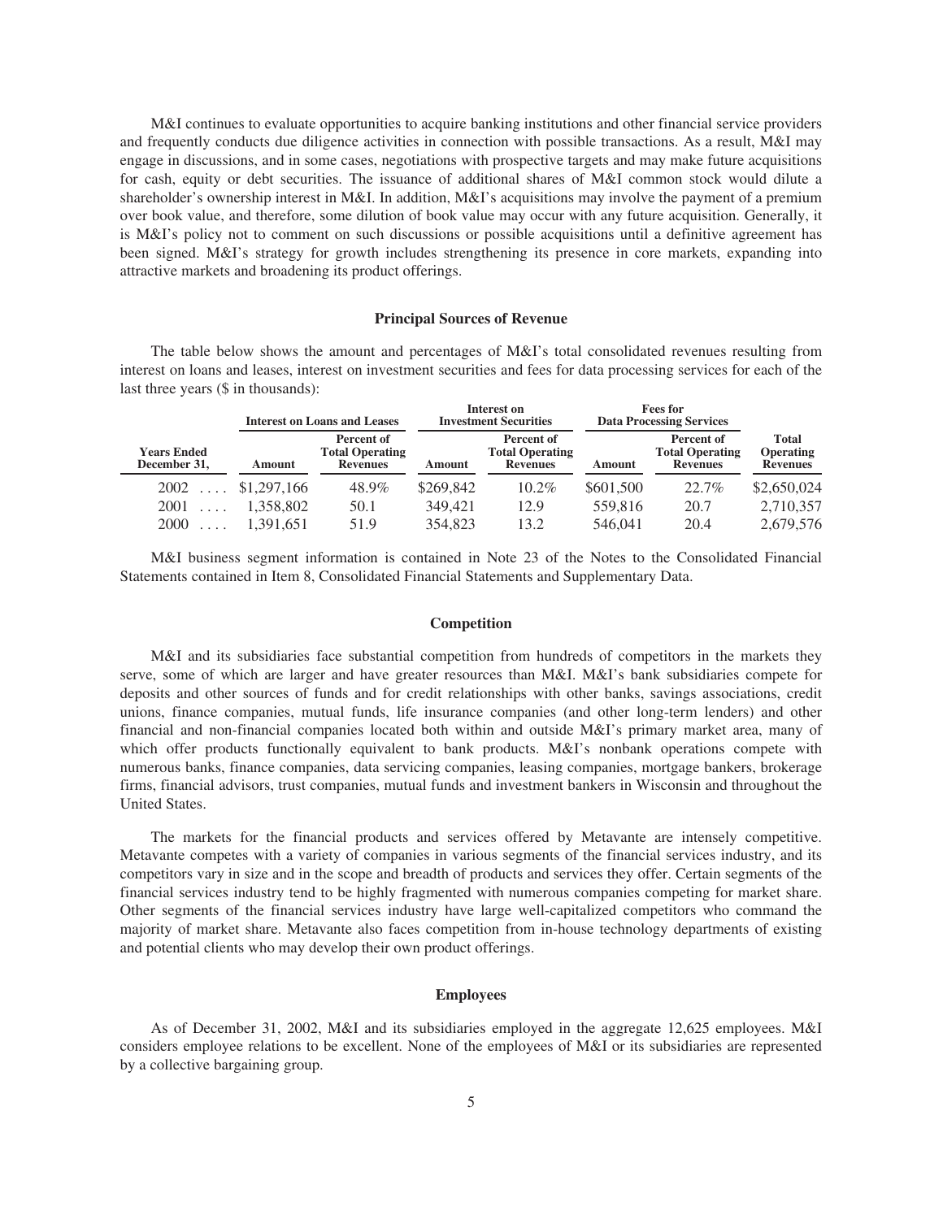M&I continues to evaluate opportunities to acquire banking institutions and other financial service providers and frequently conducts due diligence activities in connection with possible transactions. As a result, M&I may engage in discussions, and in some cases, negotiations with prospective targets and may make future acquisitions for cash, equity or debt securities. The issuance of additional shares of M&I common stock would dilute a shareholder's ownership interest in M&I. In addition, M&I's acquisitions may involve the payment of a premium over book value, and therefore, some dilution of book value may occur with any future acquisition. Generally, it is M&I's policy not to comment on such discussions or possible acquisitions until a definitive agreement has been signed. M&I's strategy for growth includes strengthening its presence in core markets, expanding into attractive markets and broadening its product offerings.

## Principal Sources of Revenue

The table below shows the amount and percentages of M&I's total consolidated revenues resulting from interest on loans and leases, interest on investment securities and fees for data processing services for each of the last three years ($ in thousands):

| | Interest on Loans and Leases | | Interest on Investment Securities | | Fees for Data Processing Services | | |
|---|---|---|---|---|---|---|---|
| **Years Ended December 31,** | **Amount** | **Percent of Total Operating Revenues** | **Amount** | **Percent of Total Operating Revenues** | **Amount** | **Percent of Total Operating Revenues** | **Total Operating Revenues** |
| 2002 | $1,297,166 | 48.9% | $269,842 | 10.2% | $601,500 | 22.7% | $2,650,024 |
| 2001 | 1,358,802 | 50.1 | 349,421 | 12.9 | 559,816 | 20.7 | 2,710,357 |
| 2000 | 1,391,651 | 51.9 | 354,823 | 13.2 | 546,041 | 20.4 | 2,679,576 |

M&I business segment information is contained in Note 23 of the Notes to the Consolidated Financial Statements contained in Item 8, Consolidated Financial Statements and Supplementary Data.

## Competition

M&I and its subsidiaries face substantial competition from hundreds of competitors in the markets they serve, some of which are larger and have greater resources than M&I. M&I's bank subsidiaries compete for deposits and other sources of funds and for credit relationships with other banks, savings associations, credit unions, finance companies, mutual funds, life insurance companies (and other long-term lenders) and other financial and non-financial companies located both within and outside M&I's primary market area, many of which offer products functionally equivalent to bank products. M&I's nonbank operations compete with numerous banks, finance companies, data servicing companies, leasing companies, mortgage bankers, brokerage firms, financial advisors, trust companies, mutual funds and investment bankers in Wisconsin and throughout the United States.

The markets for the financial products and services offered by Metavante are intensely competitive. Metavante competes with a variety of companies in various segments of the financial services industry, and its competitors vary in size and in the scope and breadth of products and services they offer. Certain segments of the financial services industry tend to be highly fragmented with numerous companies competing for market share. Other segments of the financial services industry have large well-capitalized competitors who command the majority of market share. Metavante also faces competition from in-house technology departments of existing and potential clients who may develop their own product offerings.

## Employees

As of December 31, 2002, M&I and its subsidiaries employed in the aggregate 12,625 employees. M&I considers employee relations to be excellent. None of the employees of M&I or its subsidiaries are represented by a collective bargaining group.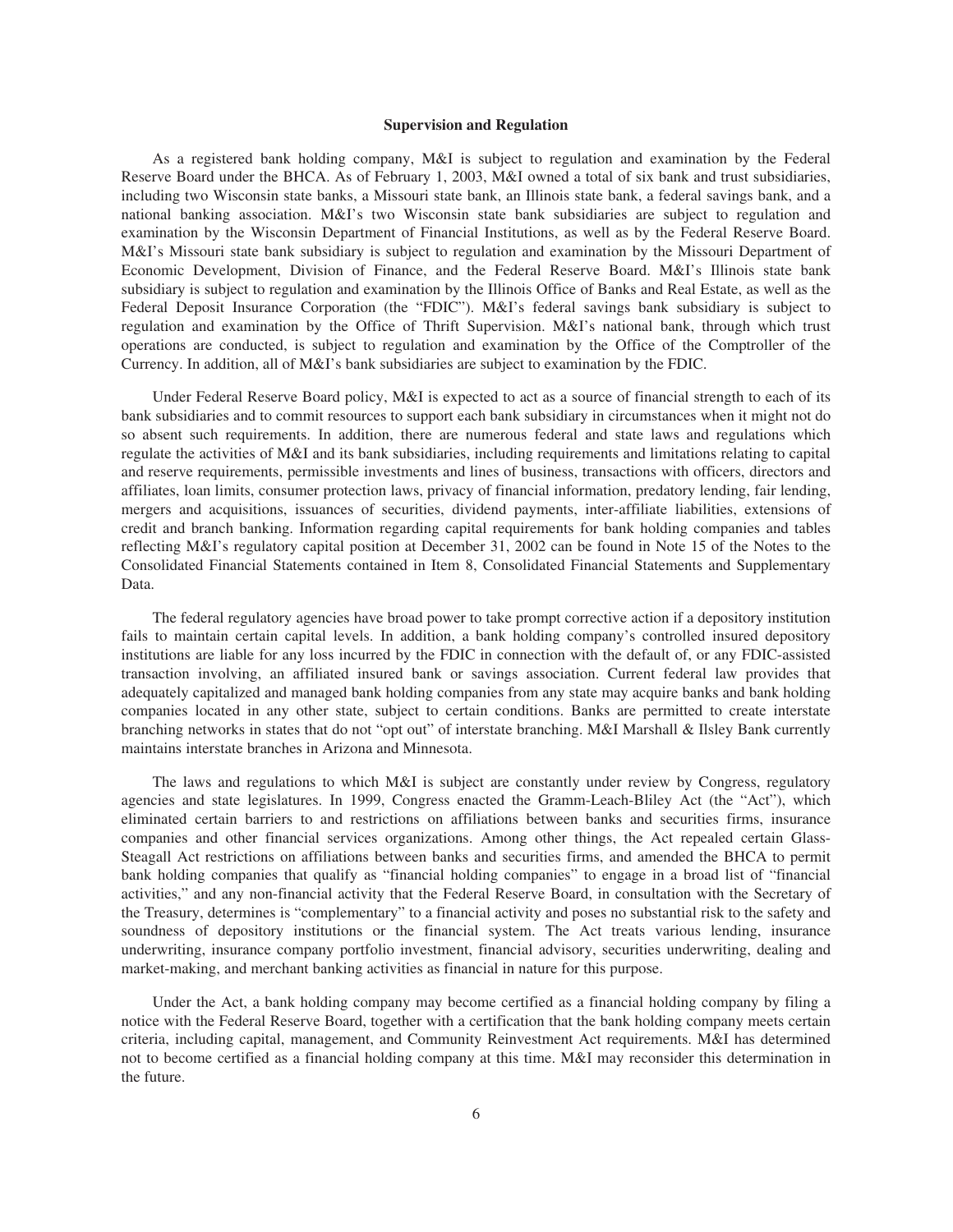### Supervision and Regulation

As a registered bank holding company, M&I is subject to regulation and examination by the Federal Reserve Board under the BHCA. As of February 1, 2003, M&I owned a total of six bank and trust subsidiaries, including two Wisconsin state banks, a Missouri state bank, an Illinois state bank, a federal savings bank, and a national banking association. M&I's two Wisconsin state bank subsidiaries are subject to regulation and examination by the Wisconsin Department of Financial Institutions, as well as by the Federal Reserve Board. M&I's Missouri state bank subsidiary is subject to regulation and examination by the Missouri Department of Economic Development, Division of Finance, and the Federal Reserve Board. M&I's Illinois state bank subsidiary is subject to regulation and examination by the Illinois Office of Banks and Real Estate, as well as the Federal Deposit Insurance Corporation (the "FDIC"). M&I's federal savings bank subsidiary is subject to regulation and examination by the Office of Thrift Supervision. M&I's national bank, through which trust operations are conducted, is subject to regulation and examination by the Office of the Comptroller of the Currency. In addition, all of M&I's bank subsidiaries are subject to examination by the FDIC.

Under Federal Reserve Board policy, M&I is expected to act as a source of financial strength to each of its bank subsidiaries and to commit resources to support each bank subsidiary in circumstances when it might not do so absent such requirements. In addition, there are numerous federal and state laws and regulations which regulate the activities of M&I and its bank subsidiaries, including requirements and limitations relating to capital and reserve requirements, permissible investments and lines of business, transactions with officers, directors and affiliates, loan limits, consumer protection laws, privacy of financial information, predatory lending, fair lending, mergers and acquisitions, issuances of securities, dividend payments, inter-affiliate liabilities, extensions of credit and branch banking. Information regarding capital requirements for bank holding companies and tables reflecting M&I's regulatory capital position at December 31, 2002 can be found in Note 15 of the Notes to the Consolidated Financial Statements contained in Item 8, Consolidated Financial Statements and Supplementary Data.

The federal regulatory agencies have broad power to take prompt corrective action if a depository institution fails to maintain certain capital levels. In addition, a bank holding company's controlled insured depository institutions are liable for any loss incurred by the FDIC in connection with the default of, or any FDIC-assisted transaction involving, an affiliated insured bank or savings association. Current federal law provides that adequately capitalized and managed bank holding companies from any state may acquire banks and bank holding companies located in any other state, subject to certain conditions. Banks are permitted to create interstate branching networks in states that do not "opt out" of interstate branching. M&I Marshall & Ilsley Bank currently maintains interstate branches in Arizona and Minnesota.

The laws and regulations to which M&I is subject are constantly under review by Congress, regulatory agencies and state legislatures. In 1999, Congress enacted the Gramm-Leach-Bliley Act (the "Act"), which eliminated certain barriers to and restrictions on affiliations between banks and securities firms, insurance companies and other financial services organizations. Among other things, the Act repealed certain Glass-Steagall Act restrictions on affiliations between banks and securities firms, and amended the BHCA to permit bank holding companies that qualify as "financial holding companies" to engage in a broad list of "financial activities," and any non-financial activity that the Federal Reserve Board, in consultation with the Secretary of the Treasury, determines is "complementary" to a financial activity and poses no substantial risk to the safety and soundness of depository institutions or the financial system. The Act treats various lending, insurance underwriting, insurance company portfolio investment, financial advisory, securities underwriting, dealing and market-making, and merchant banking activities as financial in nature for this purpose.

Under the Act, a bank holding company may become certified as a financial holding company by filing a notice with the Federal Reserve Board, together with a certification that the bank holding company meets certain criteria, including capital, management, and Community Reinvestment Act requirements. M&I has determined not to become certified as a financial holding company at this time. M&I may reconsider this determination in the future.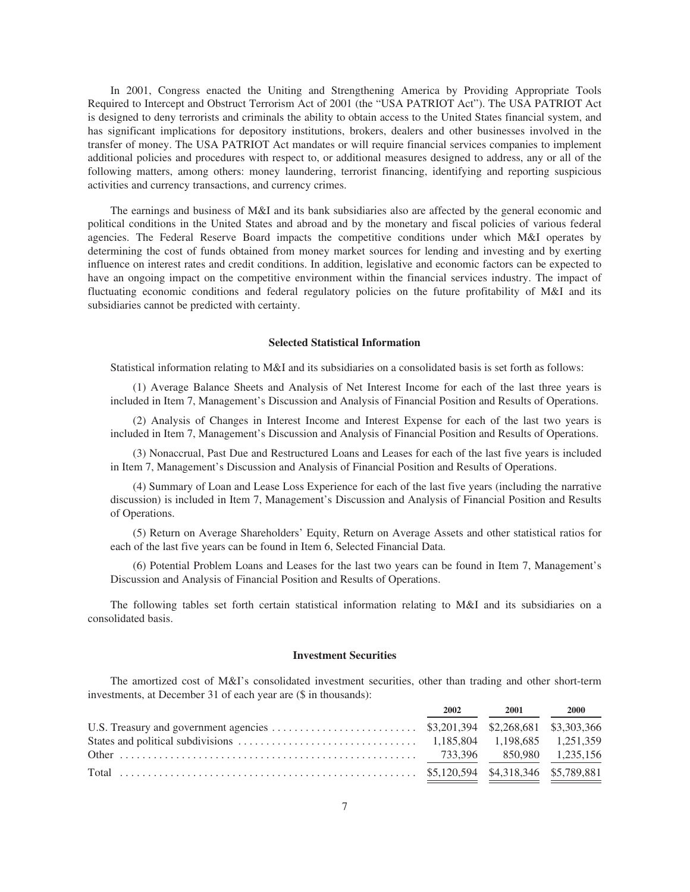In 2001, Congress enacted the Uniting and Strengthening America by Providing Appropriate Tools Required to Intercept and Obstruct Terrorism Act of 2001 (the "USA PATRIOT Act"). The USA PATRIOT Act is designed to deny terrorists and criminals the ability to obtain access to the United States financial system, and has significant implications for depository institutions, brokers, dealers and other businesses involved in the transfer of money. The USA PATRIOT Act mandates or will require financial services companies to implement additional policies and procedures with respect to, or additional measures designed to address, any or all of the following matters, among others: money laundering, terrorist financing, identifying and reporting suspicious activities and currency transactions, and currency crimes.

The earnings and business of M&I and its bank subsidiaries also are affected by the general economic and political conditions in the United States and abroad and by the monetary and fiscal policies of various federal agencies. The Federal Reserve Board impacts the competitive conditions under which M&I operates by determining the cost of funds obtained from money market sources for lending and investing and by exerting influence on interest rates and credit conditions. In addition, legislative and economic factors can be expected to have an ongoing impact on the competitive environment within the financial services industry. The impact of fluctuating economic conditions and federal regulatory policies on the future profitability of M&I and its subsidiaries cannot be predicted with certainty.

## Selected Statistical Information

Statistical information relating to M&I and its subsidiaries on a consolidated basis is set forth as follows:

(1) Average Balance Sheets and Analysis of Net Interest Income for each of the last three years is included in Item 7, Management's Discussion and Analysis of Financial Position and Results of Operations.

(2) Analysis of Changes in Interest Income and Interest Expense for each of the last two years is included in Item 7, Management's Discussion and Analysis of Financial Position and Results of Operations.

(3) Nonaccrual, Past Due and Restructured Loans and Leases for each of the last five years is included in Item 7, Management's Discussion and Analysis of Financial Position and Results of Operations.

(4) Summary of Loan and Lease Loss Experience for each of the last five years (including the narrative discussion) is included in Item 7, Management's Discussion and Analysis of Financial Position and Results of Operations.

(5) Return on Average Shareholders' Equity, Return on Average Assets and other statistical ratios for each of the last five years can be found in Item 6, Selected Financial Data.

(6) Potential Problem Loans and Leases for the last two years can be found in Item 7, Management's Discussion and Analysis of Financial Position and Results of Operations.

The following tables set forth certain statistical information relating to M&I and its subsidiaries on a consolidated basis.

## Investment Securities

The amortized cost of M&I's consolidated investment securities, other than trading and other short-term investments, at December 31 of each year are ($ in thousands):

| | 2002 | 2001 | 2000 |
|---|---|---|---|
| U.S. Treasury and government agencies | $3,201,394 | $2,268,681 | $3,303,366 |
| States and political subdivisions | 1,185,804 | 1,198,685 | 1,251,359 |
| Other | 733,396 | 850,980 | 1,235,156 |
| Total | $5,120,594 | $4,318,346 | $5,789,881 |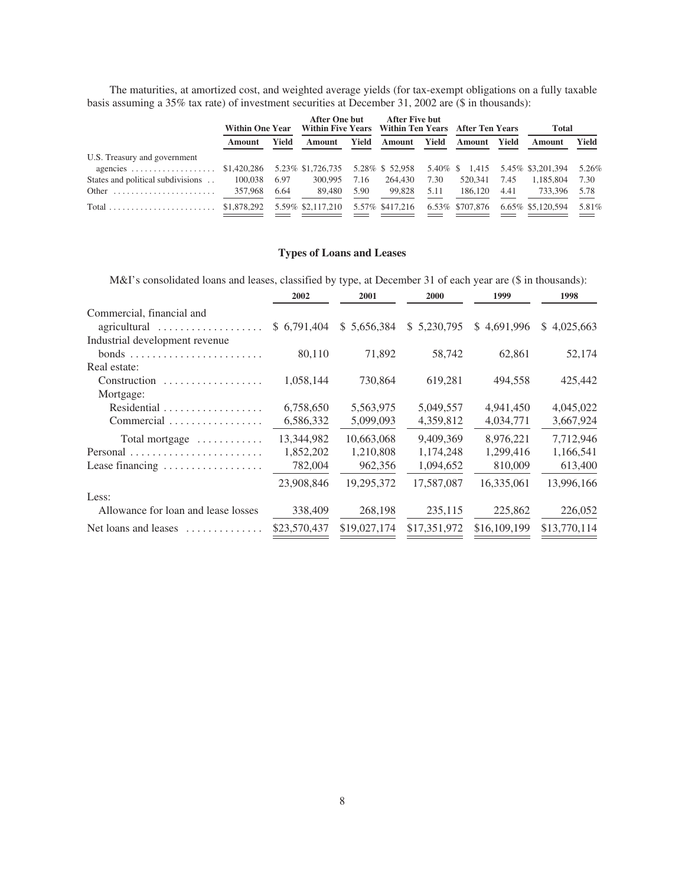The maturities, at amortized cost, and weighted average yields (for tax-exempt obligations on a fully taxable basis assuming a 35% tax rate) of investment securities at December 31, 2002 are ($ in thousands):

| | Within One Year | | After One but Within Five Years | | After Five but Within Ten Years | | After Ten Years | | Total | |
|---|---|---|---|---|---|---|---|---|---|---|
| | Amount | Yield | Amount | Yield | Amount | Yield | Amount | Yield | Amount | Yield |
| U.S. Treasury and government agencies | $1,420,286 | 5.23% | $1,726,735 | 5.28% | $ 52,958 | 5.40% | $ 1,415 | 5.45% | $3,201,394 | 5.26% |
| States and political subdivisions | 100,038 | 6.97 | 300,995 | 7.16 | 264,430 | 7.30 | 520,341 | 7.45 | 1,185,804 | 7.30 |
| Other | 357,968 | 6.64 | 89,480 | 5.90 | 99,828 | 5.11 | 186,120 | 4.41 | 733,396 | 5.78 |
| Total | $1,878,292 | 5.59% | $2,117,210 | 5.57% | $417,216 | 6.53% | $707,876 | 6.65% | $5,120,594 | 5.81% |

## Types of Loans and Leases

M&I's consolidated loans and leases, classified by type, at December 31 of each year are ($ in thousands):

| | 2002 | 2001 | 2000 | 1999 | 1998 |
|---|---|---|---|---|---|
| Commercial, financial and agricultural | $ 6,791,404 | $ 5,656,384 | $ 5,230,795 | $ 4,691,996 | $ 4,025,663 |
| Industrial development revenue bonds | 80,110 | 71,892 | 58,742 | 62,861 | 52,174 |
| Real estate: | | | | | |
| Construction | 1,058,144 | 730,864 | 619,281 | 494,558 | 425,442 |
| Mortgage: | | | | | |
| Residential | 6,758,650 | 5,563,975 | 5,049,557 | 4,941,450 | 4,045,022 |
| Commercial | 6,586,332 | 5,099,093 | 4,359,812 | 4,034,771 | 3,667,924 |
| Total mortgage | 13,344,982 | 10,663,068 | 9,409,369 | 8,976,221 | 7,712,946 |
| Personal | 1,852,202 | 1,210,808 | 1,174,248 | 1,299,416 | 1,166,541 |
| Lease financing | 782,004 | 962,356 | 1,094,652 | 810,009 | 613,400 |
| | 23,908,846 | 19,295,372 | 17,587,087 | 16,335,061 | 13,996,166 |
| Less: | | | | | |
| Allowance for loan and lease losses | 338,409 | 268,198 | 235,115 | 225,862 | 226,052 |
| Net loans and leases | $23,570,437 | $19,027,174 | $17,351,972 | $16,109,199 | $13,770,114 |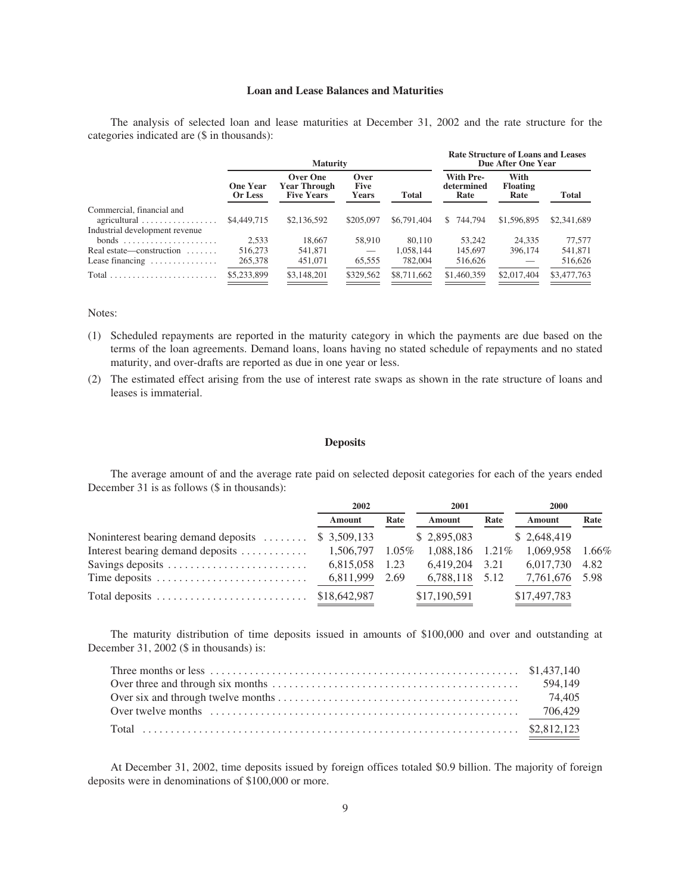### Loan and Lease Balances and Maturities

The analysis of selected loan and lease maturities at December 31, 2002 and the rate structure for the categories indicated are ($ in thousands):

| | Maturity | | | | Rate Structure of Loans and Leases Due After One Year | | |
|---|---|---|---|---|---|---|---|
| | One Year Or Less | Over One Year Through Five Years | Over Five Years | Total | With Pre-determined Rate | With Floating Rate | Total |
| Commercial, financial and agricultural | $4,449,715 | $2,136,592 | $205,097 | $6,791,404 | $ 744,794 | $1,596,895 | $2,341,689 |
| Industrial development revenue bonds | 2,533 | 18,667 | 58,910 | 80,110 | 53,242 | 24,335 | 77,577 |
| Real estate—construction | 516,273 | 541,871 | — | 1,058,144 | 145,697 | 396,174 | 541,871 |
| Lease financing | 265,378 | 451,071 | 65,555 | 782,004 | 516,626 | — | 516,626 |
| Total | $5,233,899 | $3,148,201 | $329,562 | $8,711,662 | $1,460,359 | $2,017,404 | $3,477,763 |

Notes:

(1) Scheduled repayments are reported in the maturity category in which the payments are due based on the terms of the loan agreements. Demand loans, loans having no stated schedule of repayments and no stated maturity, and over-drafts are reported as due in one year or less.

(2) The estimated effect arising from the use of interest rate swaps as shown in the rate structure of loans and leases is immaterial.

### Deposits

The average amount of and the average rate paid on selected deposit categories for each of the years ended December 31 is as follows ($ in thousands):

| | 2002 | | 2001 | | 2000 | |
|---|---|---|---|---|---|---|
| | Amount | Rate | Amount | Rate | Amount | Rate |
| Noninterest bearing demand deposits | $ 3,509,133 | | $ 2,895,083 | | $ 2,648,419 | |
| Interest bearing demand deposits | 1,506,797 | 1.05% | 1,088,186 | 1.21% | 1,069,958 | 1.66% |
| Savings deposits | 6,815,058 | 1.23 | 6,419,204 | 3.21 | 6,017,730 | 4.82 |
| Time deposits | 6,811,999 | 2.69 | 6,788,118 | 5.12 | 7,761,676 | 5.98 |
| Total deposits | $18,642,987 | | $17,190,591 | | $17,497,783 | |

The maturity distribution of time deposits issued in amounts of $100,000 and over and outstanding at December 31, 2002 ($ in thousands) is:

| | |
|---|---|
| Three months or less | $1,437,140 |
| Over three and through six months | 594,149 |
| Over six and through twelve months | 74,405 |
| Over twelve months | 706,429 |
| Total | $2,812,123 |

At December 31, 2002, time deposits issued by foreign offices totaled $0.9 billion. The majority of foreign deposits were in denominations of $100,000 or more.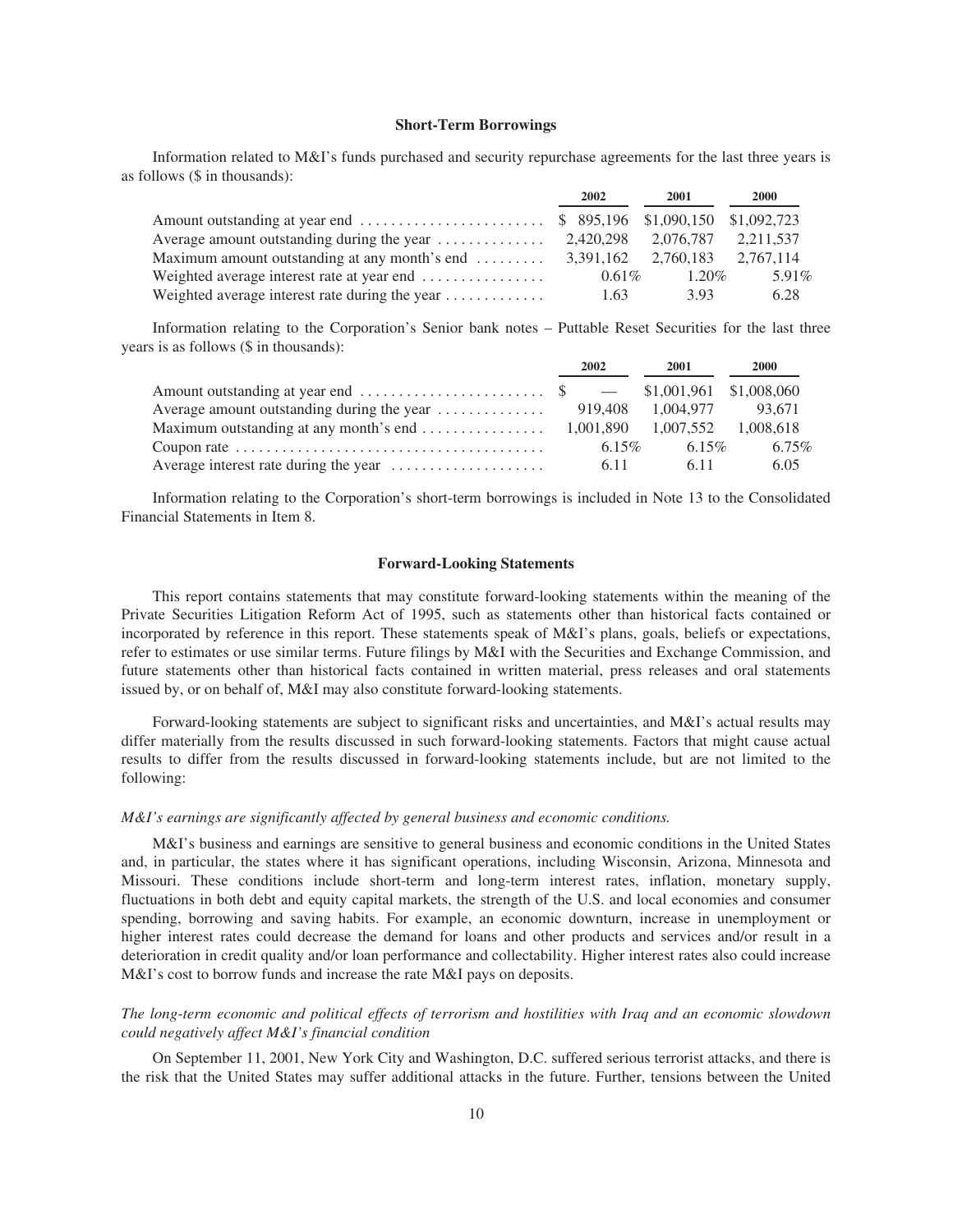### Short-Term Borrowings

Information related to M&I's funds purchased and security repurchase agreements for the last three years is as follows ($ in thousands):

| | 2002 | 2001 | 2000 |
|---|---|---|---|
| Amount outstanding at year end | $ 895,196 | $1,090,150 | $1,092,723 |
| Average amount outstanding during the year | 2,420,298 | 2,076,787 | 2,211,537 |
| Maximum amount outstanding at any month's end | 3,391,162 | 2,760,183 | 2,767,114 |
| Weighted average interest rate at year end | 0.61% | 1.20% | 5.91% |
| Weighted average interest rate during the year | 1.63 | 3.93 | 6.28 |

Information relating to the Corporation's Senior bank notes – Puttable Reset Securities for the last three years is as follows ($ in thousands):

| | 2002 | 2001 | 2000 |
|---|---|---|---|
| Amount outstanding at year end | $ — | $1,001,961 | $1,008,060 |
| Average amount outstanding during the year | 919,408 | 1,004,977 | 93,671 |
| Maximum outstanding at any month's end | 1,001,890 | 1,007,552 | 1,008,618 |
| Coupon rate | 6.15% | 6.15% | 6.75% |
| Average interest rate during the year | 6.11 | 6.11 | 6.05 |

Information relating to the Corporation's short-term borrowings is included in Note 13 to the Consolidated Financial Statements in Item 8.

### Forward-Looking Statements

This report contains statements that may constitute forward-looking statements within the meaning of the Private Securities Litigation Reform Act of 1995, such as statements other than historical facts contained or incorporated by reference in this report. These statements speak of M&I's plans, goals, beliefs or expectations, refer to estimates or use similar terms. Future filings by M&I with the Securities and Exchange Commission, and future statements other than historical facts contained in written material, press releases and oral statements issued by, or on behalf of, M&I may also constitute forward-looking statements.

Forward-looking statements are subject to significant risks and uncertainties, and M&I's actual results may differ materially from the results discussed in such forward-looking statements. Factors that might cause actual results to differ from the results discussed in forward-looking statements include, but are not limited to the following:

*M&I's earnings are significantly affected by general business and economic conditions.*

M&I's business and earnings are sensitive to general business and economic conditions in the United States and, in particular, the states where it has significant operations, including Wisconsin, Arizona, Minnesota and Missouri. These conditions include short-term and long-term interest rates, inflation, monetary supply, fluctuations in both debt and equity capital markets, the strength of the U.S. and local economies and consumer spending, borrowing and saving habits. For example, an economic downturn, increase in unemployment or higher interest rates could decrease the demand for loans and other products and services and/or result in a deterioration in credit quality and/or loan performance and collectability. Higher interest rates also could increase M&I's cost to borrow funds and increase the rate M&I pays on deposits.

*The long-term economic and political effects of terrorism and hostilities with Iraq and an economic slowdown could negatively affect M&I's financial condition*

On September 11, 2001, New York City and Washington, D.C. suffered serious terrorist attacks, and there is the risk that the United States may suffer additional attacks in the future. Further, tensions between the United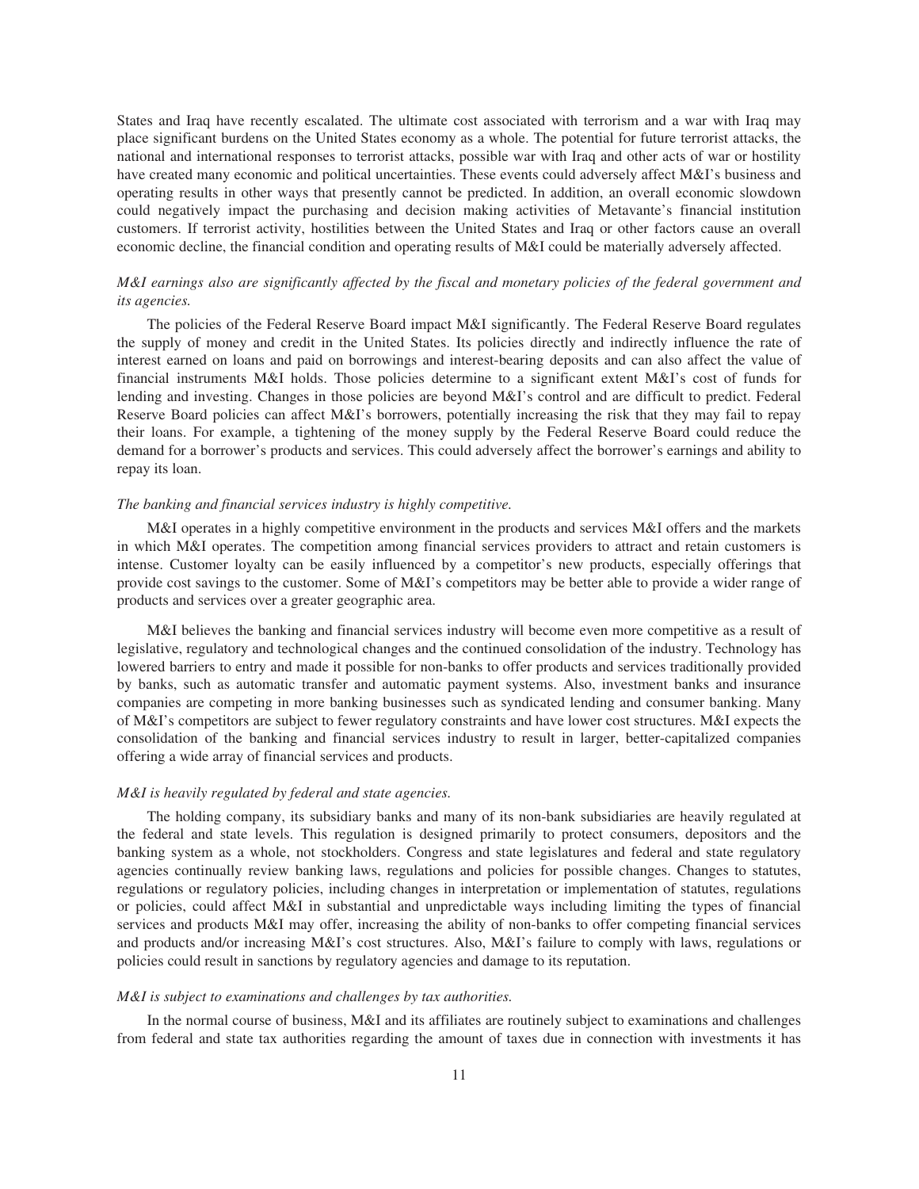States and Iraq have recently escalated. The ultimate cost associated with terrorism and a war with Iraq may place significant burdens on the United States economy as a whole. The potential for future terrorist attacks, the national and international responses to terrorist attacks, possible war with Iraq and other acts of war or hostility have created many economic and political uncertainties. These events could adversely affect M&I's business and operating results in other ways that presently cannot be predicted. In addition, an overall economic slowdown could negatively impact the purchasing and decision making activities of Metavante's financial institution customers. If terrorist activity, hostilities between the United States and Iraq or other factors cause an overall economic decline, the financial condition and operating results of M&I could be materially adversely affected.

*M&I earnings also are significantly affected by the fiscal and monetary policies of the federal government and its agencies.*

The policies of the Federal Reserve Board impact M&I significantly. The Federal Reserve Board regulates the supply of money and credit in the United States. Its policies directly and indirectly influence the rate of interest earned on loans and paid on borrowings and interest-bearing deposits and can also affect the value of financial instruments M&I holds. Those policies determine to a significant extent M&I's cost of funds for lending and investing. Changes in those policies are beyond M&I's control and are difficult to predict. Federal Reserve Board policies can affect M&I's borrowers, potentially increasing the risk that they may fail to repay their loans. For example, a tightening of the money supply by the Federal Reserve Board could reduce the demand for a borrower's products and services. This could adversely affect the borrower's earnings and ability to repay its loan.

*The banking and financial services industry is highly competitive.*

M&I operates in a highly competitive environment in the products and services M&I offers and the markets in which M&I operates. The competition among financial services providers to attract and retain customers is intense. Customer loyalty can be easily influenced by a competitor's new products, especially offerings that provide cost savings to the customer. Some of M&I's competitors may be better able to provide a wider range of products and services over a greater geographic area.

M&I believes the banking and financial services industry will become even more competitive as a result of legislative, regulatory and technological changes and the continued consolidation of the industry. Technology has lowered barriers to entry and made it possible for non-banks to offer products and services traditionally provided by banks, such as automatic transfer and automatic payment systems. Also, investment banks and insurance companies are competing in more banking businesses such as syndicated lending and consumer banking. Many of M&I's competitors are subject to fewer regulatory constraints and have lower cost structures. M&I expects the consolidation of the banking and financial services industry to result in larger, better-capitalized companies offering a wide array of financial services and products.

*M&I is heavily regulated by federal and state agencies.*

The holding company, its subsidiary banks and many of its non-bank subsidiaries are heavily regulated at the federal and state levels. This regulation is designed primarily to protect consumers, depositors and the banking system as a whole, not stockholders. Congress and state legislatures and federal and state regulatory agencies continually review banking laws, regulations and policies for possible changes. Changes to statutes, regulations or regulatory policies, including changes in interpretation or implementation of statutes, regulations or policies, could affect M&I in substantial and unpredictable ways including limiting the types of financial services and products M&I may offer, increasing the ability of non-banks to offer competing financial services and products and/or increasing M&I's cost structures. Also, M&I's failure to comply with laws, regulations or policies could result in sanctions by regulatory agencies and damage to its reputation.

*M&I is subject to examinations and challenges by tax authorities.*

In the normal course of business, M&I and its affiliates are routinely subject to examinations and challenges from federal and state tax authorities regarding the amount of taxes due in connection with investments it has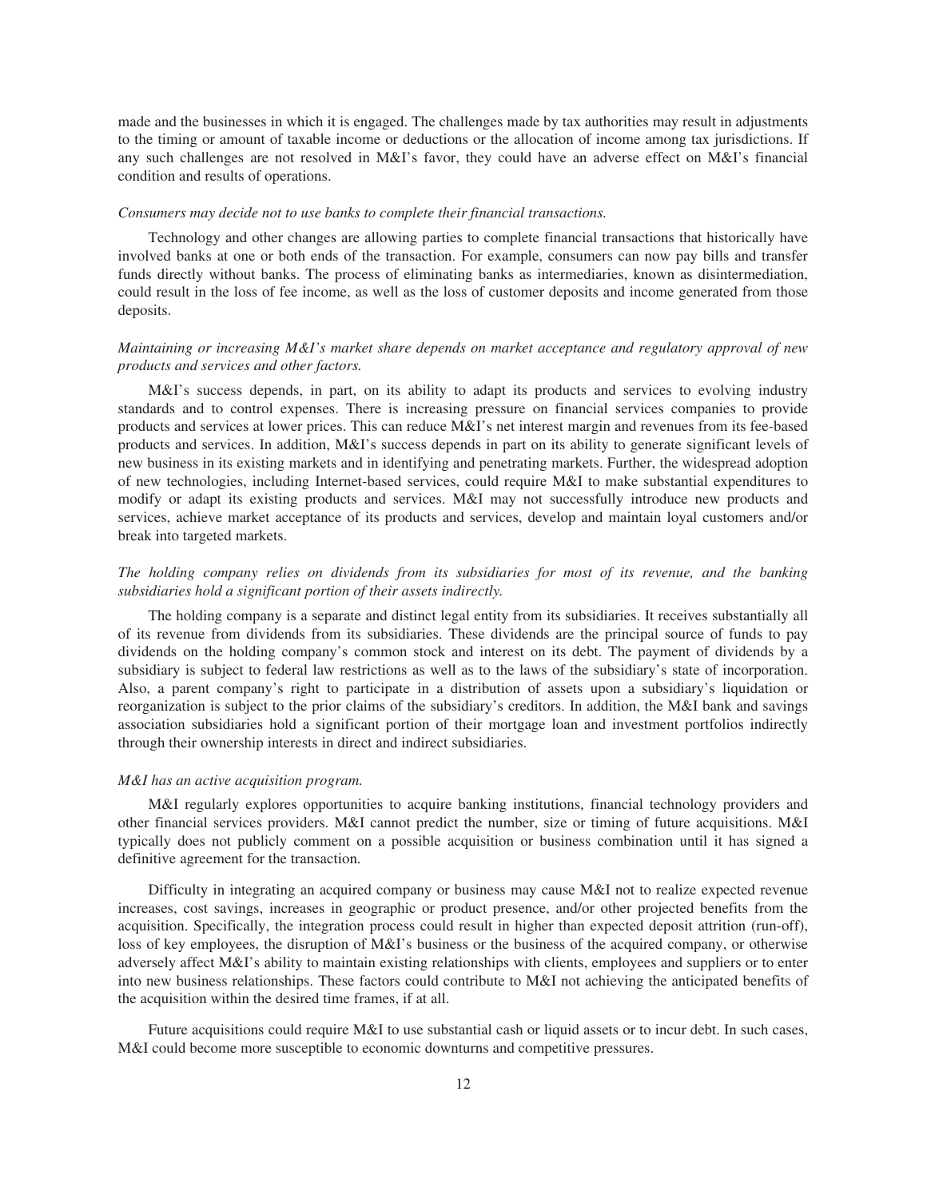made and the businesses in which it is engaged. The challenges made by tax authorities may result in adjustments to the timing or amount of taxable income or deductions or the allocation of income among tax jurisdictions. If any such challenges are not resolved in M&I's favor, they could have an adverse effect on M&I's financial condition and results of operations.

*Consumers may decide not to use banks to complete their financial transactions.*

Technology and other changes are allowing parties to complete financial transactions that historically have involved banks at one or both ends of the transaction. For example, consumers can now pay bills and transfer funds directly without banks. The process of eliminating banks as intermediaries, known as disintermediation, could result in the loss of fee income, as well as the loss of customer deposits and income generated from those deposits.

*Maintaining or increasing M&I's market share depends on market acceptance and regulatory approval of new products and services and other factors.*

M&I's success depends, in part, on its ability to adapt its products and services to evolving industry standards and to control expenses. There is increasing pressure on financial services companies to provide products and services at lower prices. This can reduce M&I's net interest margin and revenues from its fee-based products and services. In addition, M&I's success depends in part on its ability to generate significant levels of new business in its existing markets and in identifying and penetrating markets. Further, the widespread adoption of new technologies, including Internet-based services, could require M&I to make substantial expenditures to modify or adapt its existing products and services. M&I may not successfully introduce new products and services, achieve market acceptance of its products and services, develop and maintain loyal customers and/or break into targeted markets.

*The holding company relies on dividends from its subsidiaries for most of its revenue, and the banking subsidiaries hold a significant portion of their assets indirectly.*

The holding company is a separate and distinct legal entity from its subsidiaries. It receives substantially all of its revenue from dividends from its subsidiaries. These dividends are the principal source of funds to pay dividends on the holding company's common stock and interest on its debt. The payment of dividends by a subsidiary is subject to federal law restrictions as well as to the laws of the subsidiary's state of incorporation. Also, a parent company's right to participate in a distribution of assets upon a subsidiary's liquidation or reorganization is subject to the prior claims of the subsidiary's creditors. In addition, the M&I bank and savings association subsidiaries hold a significant portion of their mortgage loan and investment portfolios indirectly through their ownership interests in direct and indirect subsidiaries.

*M&I has an active acquisition program.*

M&I regularly explores opportunities to acquire banking institutions, financial technology providers and other financial services providers. M&I cannot predict the number, size or timing of future acquisitions. M&I typically does not publicly comment on a possible acquisition or business combination until it has signed a definitive agreement for the transaction.

Difficulty in integrating an acquired company or business may cause M&I not to realize expected revenue increases, cost savings, increases in geographic or product presence, and/or other projected benefits from the acquisition. Specifically, the integration process could result in higher than expected deposit attrition (run-off), loss of key employees, the disruption of M&I's business or the business of the acquired company, or otherwise adversely affect M&I's ability to maintain existing relationships with clients, employees and suppliers or to enter into new business relationships. These factors could contribute to M&I not achieving the anticipated benefits of the acquisition within the desired time frames, if at all.

Future acquisitions could require M&I to use substantial cash or liquid assets or to incur debt. In such cases, M&I could become more susceptible to economic downturns and competitive pressures.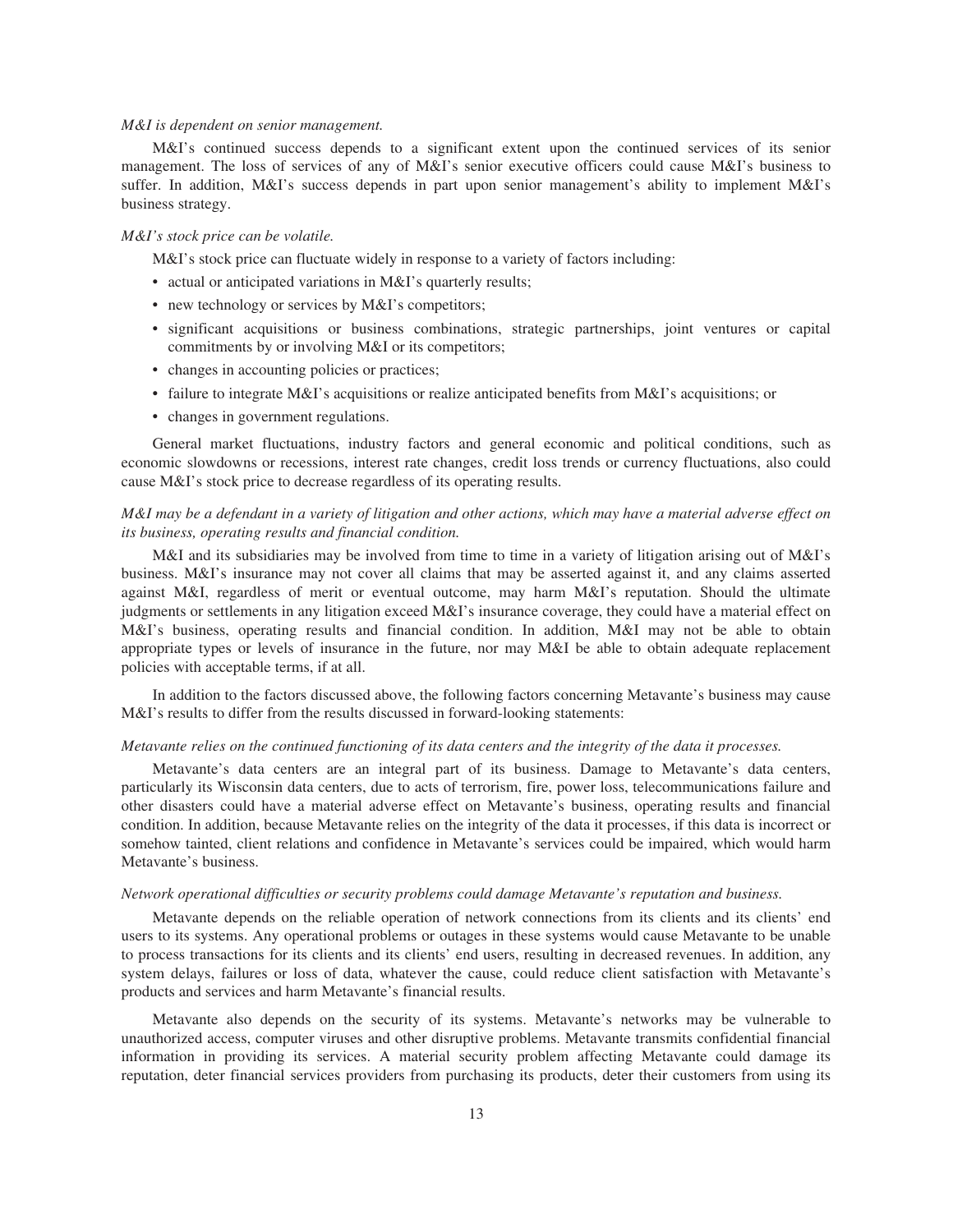*M&I is dependent on senior management.*

M&I's continued success depends to a significant extent upon the continued services of its senior management. The loss of services of any of M&I's senior executive officers could cause M&I's business to suffer. In addition, M&I's success depends in part upon senior management's ability to implement M&I's business strategy.

*M&I's stock price can be volatile.*

M&I's stock price can fluctuate widely in response to a variety of factors including:

- actual or anticipated variations in M&I's quarterly results;
- new technology or services by M&I's competitors;
- significant acquisitions or business combinations, strategic partnerships, joint ventures or capital commitments by or involving M&I or its competitors;
- changes in accounting policies or practices;
- failure to integrate M&I's acquisitions or realize anticipated benefits from M&I's acquisitions; or
- changes in government regulations.

General market fluctuations, industry factors and general economic and political conditions, such as economic slowdowns or recessions, interest rate changes, credit loss trends or currency fluctuations, also could cause M&I's stock price to decrease regardless of its operating results.

*M&I may be a defendant in a variety of litigation and other actions, which may have a material adverse effect on its business, operating results and financial condition.*

M&I and its subsidiaries may be involved from time to time in a variety of litigation arising out of M&I's business. M&I's insurance may not cover all claims that may be asserted against it, and any claims asserted against M&I, regardless of merit or eventual outcome, may harm M&I's reputation. Should the ultimate judgments or settlements in any litigation exceed M&I's insurance coverage, they could have a material effect on M&I's business, operating results and financial condition. In addition, M&I may not be able to obtain appropriate types or levels of insurance in the future, nor may M&I be able to obtain adequate replacement policies with acceptable terms, if at all.

In addition to the factors discussed above, the following factors concerning Metavante's business may cause M&I's results to differ from the results discussed in forward-looking statements:

*Metavante relies on the continued functioning of its data centers and the integrity of the data it processes.*

Metavante's data centers are an integral part of its business. Damage to Metavante's data centers, particularly its Wisconsin data centers, due to acts of terrorism, fire, power loss, telecommunications failure and other disasters could have a material adverse effect on Metavante's business, operating results and financial condition. In addition, because Metavante relies on the integrity of the data it processes, if this data is incorrect or somehow tainted, client relations and confidence in Metavante's services could be impaired, which would harm Metavante's business.

*Network operational difficulties or security problems could damage Metavante's reputation and business.*

Metavante depends on the reliable operation of network connections from its clients and its clients' end users to its systems. Any operational problems or outages in these systems would cause Metavante to be unable to process transactions for its clients and its clients' end users, resulting in decreased revenues. In addition, any system delays, failures or loss of data, whatever the cause, could reduce client satisfaction with Metavante's products and services and harm Metavante's financial results.

Metavante also depends on the security of its systems. Metavante's networks may be vulnerable to unauthorized access, computer viruses and other disruptive problems. Metavante transmits confidential financial information in providing its services. A material security problem affecting Metavante could damage its reputation, deter financial services providers from purchasing its products, deter their customers from using its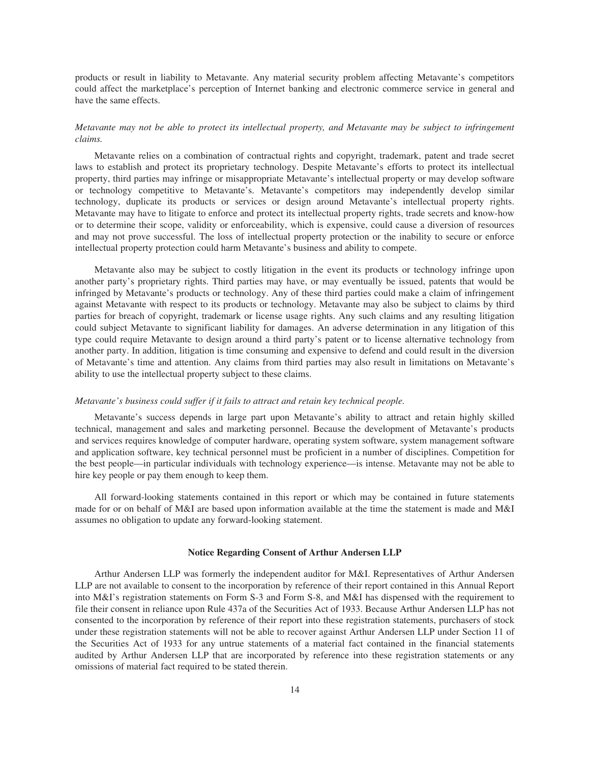products or result in liability to Metavante. Any material security problem affecting Metavante's competitors could affect the marketplace's perception of Internet banking and electronic commerce service in general and have the same effects.

*Metavante may not be able to protect its intellectual property, and Metavante may be subject to infringement claims.*

Metavante relies on a combination of contractual rights and copyright, trademark, patent and trade secret laws to establish and protect its proprietary technology. Despite Metavante's efforts to protect its intellectual property, third parties may infringe or misappropriate Metavante's intellectual property or may develop software or technology competitive to Metavante's. Metavante's competitors may independently develop similar technology, duplicate its products or services or design around Metavante's intellectual property rights. Metavante may have to litigate to enforce and protect its intellectual property rights, trade secrets and know-how or to determine their scope, validity or enforceability, which is expensive, could cause a diversion of resources and may not prove successful. The loss of intellectual property protection or the inability to secure or enforce intellectual property protection could harm Metavante's business and ability to compete.

Metavante also may be subject to costly litigation in the event its products or technology infringe upon another party's proprietary rights. Third parties may have, or may eventually be issued, patents that would be infringed by Metavante's products or technology. Any of these third parties could make a claim of infringement against Metavante with respect to its products or technology. Metavante may also be subject to claims by third parties for breach of copyright, trademark or license usage rights. Any such claims and any resulting litigation could subject Metavante to significant liability for damages. An adverse determination in any litigation of this type could require Metavante to design around a third party's patent or to license alternative technology from another party. In addition, litigation is time consuming and expensive to defend and could result in the diversion of Metavante's time and attention. Any claims from third parties may also result in limitations on Metavante's ability to use the intellectual property subject to these claims.

*Metavante's business could suffer if it fails to attract and retain key technical people.*

Metavante's success depends in large part upon Metavante's ability to attract and retain highly skilled technical, management and sales and marketing personnel. Because the development of Metavante's products and services requires knowledge of computer hardware, operating system software, system management software and application software, key technical personnel must be proficient in a number of disciplines. Competition for the best people—in particular individuals with technology experience—is intense. Metavante may not be able to hire key people or pay them enough to keep them.

All forward-looking statements contained in this report or which may be contained in future statements made for or on behalf of M&I are based upon information available at the time the statement is made and M&I assumes no obligation to update any forward-looking statement.

### Notice Regarding Consent of Arthur Andersen LLP

Arthur Andersen LLP was formerly the independent auditor for M&I. Representatives of Arthur Andersen LLP are not available to consent to the incorporation by reference of their report contained in this Annual Report into M&I's registration statements on Form S-3 and Form S-8, and M&I has dispensed with the requirement to file their consent in reliance upon Rule 437a of the Securities Act of 1933. Because Arthur Andersen LLP has not consented to the incorporation by reference of their report into these registration statements, purchasers of stock under these registration statements will not be able to recover against Arthur Andersen LLP under Section 11 of the Securities Act of 1933 for any untrue statements of a material fact contained in the financial statements audited by Arthur Andersen LLP that are incorporated by reference into these registration statements or any omissions of material fact required to be stated therein.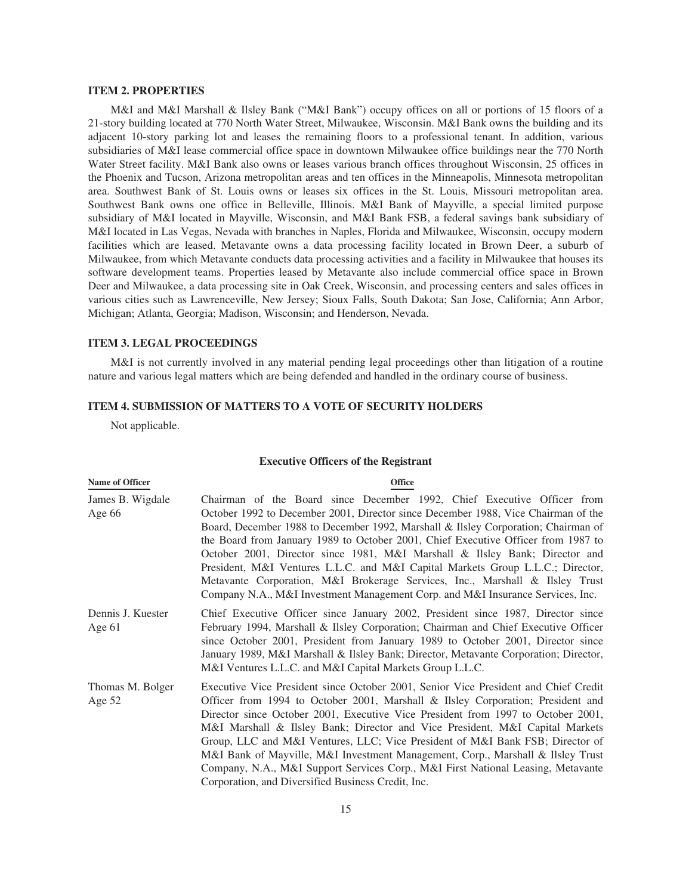## ITEM 2. PROPERTIES

M&I and M&I Marshall & Ilsley Bank ("M&I Bank") occupy offices on all or portions of 15 floors of a 21-story building located at 770 North Water Street, Milwaukee, Wisconsin. M&I Bank owns the building and its adjacent 10-story parking lot and leases the remaining floors to a professional tenant. In addition, various subsidiaries of M&I lease commercial office space in downtown Milwaukee office buildings near the 770 North Water Street facility. M&I Bank also owns or leases various branch offices throughout Wisconsin, 25 offices in the Phoenix and Tucson, Arizona metropolitan areas and ten offices in the Minneapolis, Minnesota metropolitan area. Southwest Bank of St. Louis owns or leases six offices in the St. Louis, Missouri metropolitan area. Southwest Bank owns one office in Belleville, Illinois. M&I Bank of Mayville, a special limited purpose subsidiary of M&I located in Mayville, Wisconsin, and M&I Bank FSB, a federal savings bank subsidiary of M&I located in Las Vegas, Nevada with branches in Naples, Florida and Milwaukee, Wisconsin, occupy modern facilities which are leased. Metavante owns a data processing facility located in Brown Deer, a suburb of Milwaukee, from which Metavante conducts data processing activities and a facility in Milwaukee that houses its software development teams. Properties leased by Metavante also include commercial office space in Brown Deer and Milwaukee, a data processing site in Oak Creek, Wisconsin, and processing centers and sales offices in various cities such as Lawrenceville, New Jersey; Sioux Falls, South Dakota; San Jose, California; Ann Arbor, Michigan; Atlanta, Georgia; Madison, Wisconsin; and Henderson, Nevada.

## ITEM 3. LEGAL PROCEEDINGS

M&I is not currently involved in any material pending legal proceedings other than litigation of a routine nature and various legal matters which are being defended and handled in the ordinary course of business.

## ITEM 4. SUBMISSION OF MATTERS TO A VOTE OF SECURITY HOLDERS

Not applicable.

### Executive Officers of the Registrant

| Name of Officer | Office |
|---|---|
| James B. Wigdale<br>Age 66 | Chairman of the Board since December 1992, Chief Executive Officer from October 1992 to December 2001, Director since December 1988, Vice Chairman of the Board, December 1988 to December 1992, Marshall & Ilsley Corporation; Chairman of the Board from January 1989 to October 2001, Chief Executive Officer from 1987 to October 2001, Director since 1981, M&I Marshall & Ilsley Bank; Director and President, M&I Ventures L.L.C. and M&I Capital Markets Group L.L.C.; Director, Metavante Corporation, M&I Brokerage Services, Inc., Marshall & Ilsley Trust Company N.A., M&I Investment Management Corp. and M&I Insurance Services, Inc. |
| Dennis J. Kuester<br>Age 61 | Chief Executive Officer since January 2002, President since 1987, Director since February 1994, Marshall & Ilsley Corporation; Chairman and Chief Executive Officer since October 2001, President from January 1989 to October 2001, Director since January 1989, M&I Marshall & Ilsley Bank; Director, Metavante Corporation; Director, M&I Ventures L.L.C. and M&I Capital Markets Group L.L.C. |
| Thomas M. Bolger<br>Age 52 | Executive Vice President since October 2001, Senior Vice President and Chief Credit Officer from 1994 to October 2001, Marshall & Ilsley Corporation; President and Director since October 2001, Executive Vice President from 1997 to October 2001, M&I Marshall & Ilsley Bank; Director and Vice President, M&I Capital Markets Group, LLC and M&I Ventures, LLC; Vice President of M&I Bank FSB; Director of M&I Bank of Mayville, M&I Investment Management, Corp., Marshall & Ilsley Trust Company, N.A., M&I Support Services Corp., M&I First National Leasing, Metavante Corporation, and Diversified Business Credit, Inc. |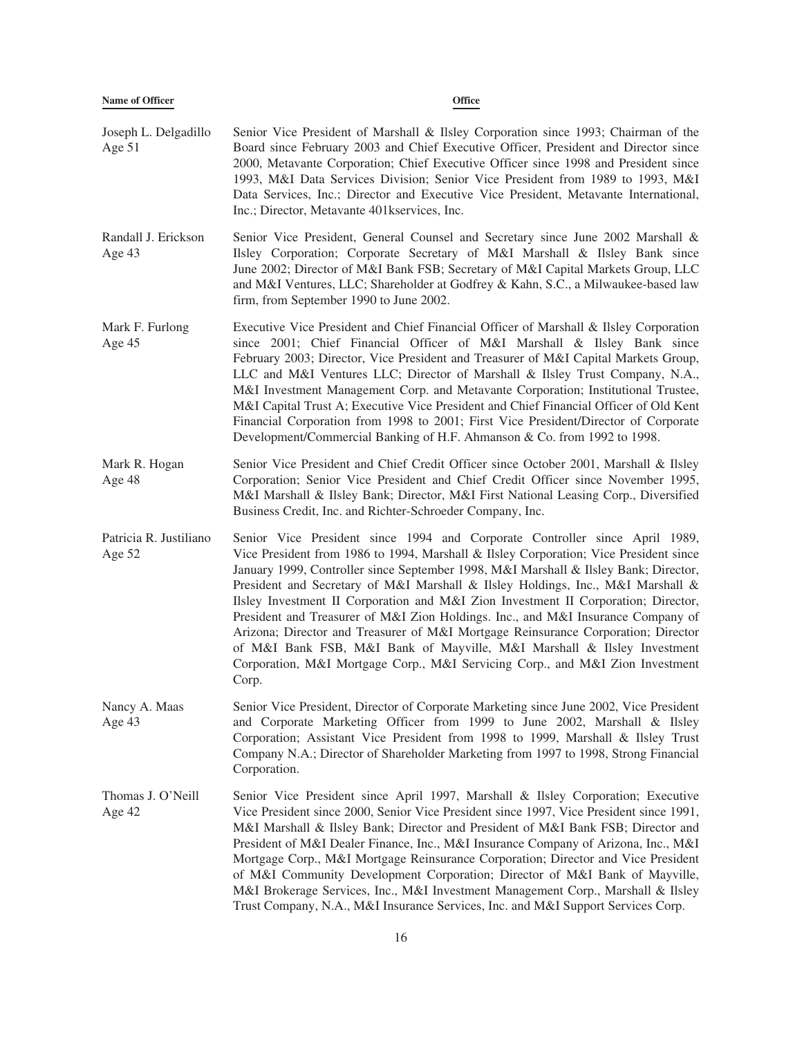| Name of Officer | Office |
| --- | --- |
| Joseph L. Delgadillo Age 51 | Senior Vice President of Marshall & Ilsley Corporation since 1993; Chairman of the Board since February 2003 and Chief Executive Officer, President and Director since 2000, Metavante Corporation; Chief Executive Officer since 1998 and President since 1993, M&I Data Services Division; Senior Vice President from 1989 to 1993, M&I Data Services, Inc.; Director and Executive Vice President, Metavante International, Inc.; Director, Metavante 401kservices, Inc. |
| Randall J. Erickson Age 43 | Senior Vice President, General Counsel and Secretary since June 2002 Marshall & Ilsley Corporation; Corporate Secretary of M&I Marshall & Ilsley Bank since June 2002; Director of M&I Bank FSB; Secretary of M&I Capital Markets Group, LLC and M&I Ventures, LLC; Shareholder at Godfrey & Kahn, S.C., a Milwaukee-based law firm, from September 1990 to June 2002. |
| Mark F. Furlong Age 45 | Executive Vice President and Chief Financial Officer of Marshall & Ilsley Corporation since 2001; Chief Financial Officer of M&I Marshall & Ilsley Bank since February 2003; Director, Vice President and Treasurer of M&I Capital Markets Group, LLC and M&I Ventures LLC; Director of Marshall & Ilsley Trust Company, N.A., M&I Investment Management Corp. and Metavante Corporation; Institutional Trustee, M&I Capital Trust A; Executive Vice President and Chief Financial Officer of Old Kent Financial Corporation from 1998 to 2001; First Vice President/Director of Corporate Development/Commercial Banking of H.F. Ahmanson & Co. from 1992 to 1998. |
| Mark R. Hogan Age 48 | Senior Vice President and Chief Credit Officer since October 2001, Marshall & Ilsley Corporation; Senior Vice President and Chief Credit Officer since November 1995, M&I Marshall & Ilsley Bank; Director, M&I First National Leasing Corp., Diversified Business Credit, Inc. and Richter-Schroeder Company, Inc. |
| Patricia R. Justiliano Age 52 | Senior Vice President since 1994 and Corporate Controller since April 1989, Vice President from 1986 to 1994, Marshall & Ilsley Corporation; Vice President since January 1999, Controller since September 1998, M&I Marshall & Ilsley Bank; Director, President and Secretary of M&I Marshall & Ilsley Holdings, Inc., M&I Marshall & Ilsley Investment II Corporation and M&I Zion Investment II Corporation; Director, President and Treasurer of M&I Zion Holdings. Inc., and M&I Insurance Company of Arizona; Director and Treasurer of M&I Mortgage Reinsurance Corporation; Director of M&I Bank FSB, M&I Bank of Mayville, M&I Marshall & Ilsley Investment Corporation, M&I Mortgage Corp., M&I Servicing Corp., and M&I Zion Investment Corp. |
| Nancy A. Maas Age 43 | Senior Vice President, Director of Corporate Marketing since June 2002, Vice President and Corporate Marketing Officer from 1999 to June 2002, Marshall & Ilsley Corporation; Assistant Vice President from 1998 to 1999, Marshall & Ilsley Trust Company N.A.; Director of Shareholder Marketing from 1997 to 1998, Strong Financial Corporation. |
| Thomas J. O'Neill Age 42 | Senior Vice President since April 1997, Marshall & Ilsley Corporation; Executive Vice President since 2000, Senior Vice President since 1997, Vice President since 1991, M&I Marshall & Ilsley Bank; Director and President of M&I Bank FSB; Director and President of M&I Dealer Finance, Inc., M&I Insurance Company of Arizona, Inc., M&I Mortgage Corp., M&I Mortgage Reinsurance Corporation; Director and Vice President of M&I Community Development Corporation; Director of M&I Bank of Mayville, M&I Brokerage Services, Inc., M&I Investment Management Corp., Marshall & Ilsley Trust Company, N.A., M&I Insurance Services, Inc. and M&I Support Services Corp. |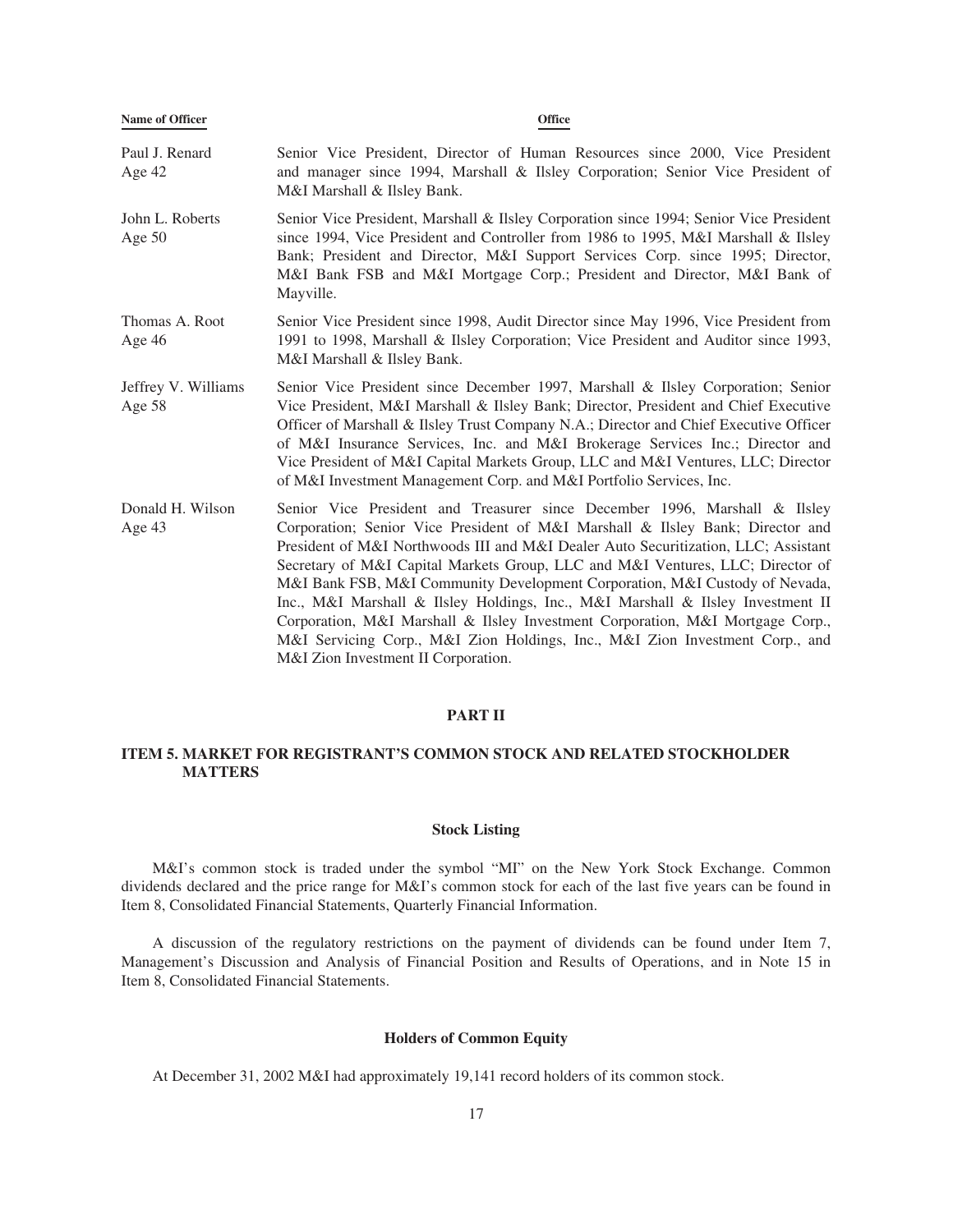| Name of Officer | Office |
|---|---|
| Paul J. Renard<br>Age 42 | Senior Vice President, Director of Human Resources since 2000, Vice President and manager since 1994, Marshall & Ilsley Corporation; Senior Vice President of M&I Marshall & Ilsley Bank. |
| John L. Roberts<br>Age 50 | Senior Vice President, Marshall & Ilsley Corporation since 1994; Senior Vice President since 1994, Vice President and Controller from 1986 to 1995, M&I Marshall & Ilsley Bank; President and Director, M&I Support Services Corp. since 1995; Director, M&I Bank FSB and M&I Mortgage Corp.; President and Director, M&I Bank of Mayville. |
| Thomas A. Root<br>Age 46 | Senior Vice President since 1998, Audit Director since May 1996, Vice President from 1991 to 1998, Marshall & Ilsley Corporation; Vice President and Auditor since 1993, M&I Marshall & Ilsley Bank. |
| Jeffrey V. Williams<br>Age 58 | Senior Vice President since December 1997, Marshall & Ilsley Corporation; Senior Vice President, M&I Marshall & Ilsley Bank; Director, President and Chief Executive Officer of Marshall & Ilsley Trust Company N.A.; Director and Chief Executive Officer of M&I Insurance Services, Inc. and M&I Brokerage Services Inc.; Director and Vice President of M&I Capital Markets Group, LLC and M&I Ventures, LLC; Director of M&I Investment Management Corp. and M&I Portfolio Services, Inc. |
| Donald H. Wilson<br>Age 43 | Senior Vice President and Treasurer since December 1996, Marshall & Ilsley Corporation; Senior Vice President of M&I Marshall & Ilsley Bank; Director and President of M&I Northwoods III and M&I Dealer Auto Securitization, LLC; Assistant Secretary of M&I Capital Markets Group, LLC and M&I Ventures, LLC; Director of M&I Bank FSB, M&I Community Development Corporation, M&I Custody of Nevada, Inc., M&I Marshall & Ilsley Holdings, Inc., M&I Marshall & Ilsley Investment II Corporation, M&I Marshall & Ilsley Investment Corporation, M&I Mortgage Corp., M&I Servicing Corp., M&I Zion Holdings, Inc., M&I Zion Investment Corp., and M&I Zion Investment II Corporation. |

# PART II

## ITEM 5. MARKET FOR REGISTRANT'S COMMON STOCK AND RELATED STOCKHOLDER MATTERS

### Stock Listing

M&I's common stock is traded under the symbol "MI" on the New York Stock Exchange. Common dividends declared and the price range for M&I's common stock for each of the last five years can be found in Item 8, Consolidated Financial Statements, Quarterly Financial Information.

A discussion of the regulatory restrictions on the payment of dividends can be found under Item 7, Management's Discussion and Analysis of Financial Position and Results of Operations, and in Note 15 in Item 8, Consolidated Financial Statements.

### Holders of Common Equity

At December 31, 2002 M&I had approximately 19,141 record holders of its common stock.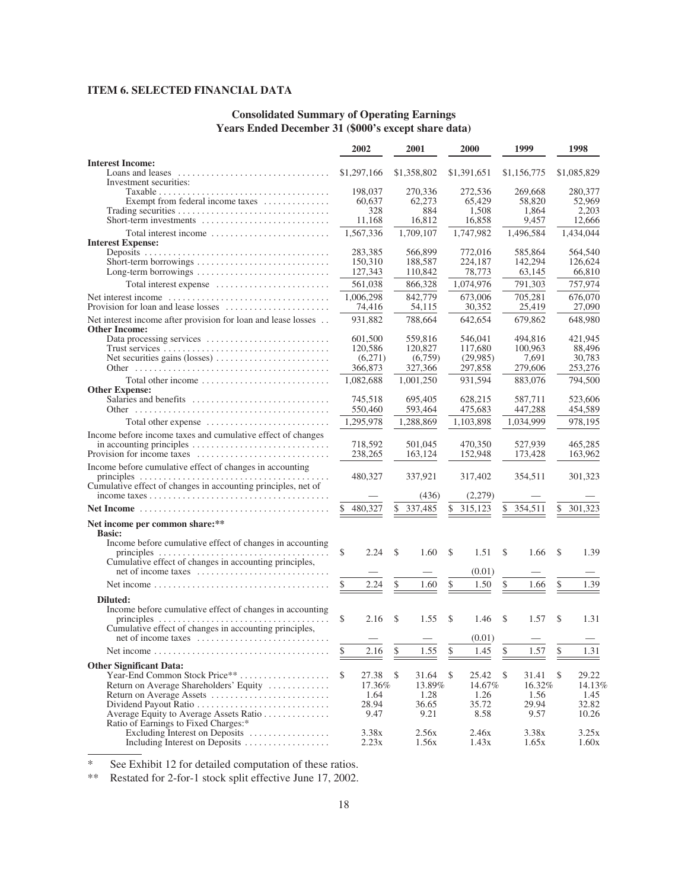## ITEM 6. SELECTED FINANCIAL DATA

### Consolidated Summary of Operating Earnings
### Years Ended December 31 ($000's except share data)

| | 2002 | 2001 | 2000 | 1999 | 1998 |
|---|---|---|---|---|---|
| **Interest Income:** | | | | | |
| Loans and leases | $1,297,166 | $1,358,802 | $1,391,651 | $1,156,775 | $1,085,829 |
| Investment securities: | | | | | |
| Taxable | 198,037 | 270,336 | 272,536 | 269,668 | 280,377 |
| Exempt from federal income taxes | 60,637 | 62,273 | 65,429 | 58,820 | 52,969 |
| Trading securities | 328 | 884 | 1,508 | 1,864 | 2,203 |
| Short-term investments | 11,168 | 16,812 | 16,858 | 9,457 | 12,666 |
| Total interest income | 1,567,336 | 1,709,107 | 1,747,982 | 1,496,584 | 1,434,044 |
| **Interest Expense:** | | | | | |
| Deposits | 283,385 | 566,899 | 772,016 | 585,864 | 564,540 |
| Short-term borrowings | 150,310 | 188,587 | 224,187 | 142,294 | 126,624 |
| Long-term borrowings | 127,343 | 110,842 | 78,773 | 63,145 | 66,810 |
| Total interest expense | 561,038 | 866,328 | 1,074,976 | 791,303 | 757,974 |
| Net interest income | 1,006,298 | 842,779 | 673,006 | 705,281 | 676,070 |
| Provision for loan and lease losses | 74,416 | 54,115 | 30,352 | 25,419 | 27,090 |
| Net interest income after provision for loan and lease losses | 931,882 | 788,664 | 642,654 | 679,862 | 648,980 |
| **Other Income:** | | | | | |
| Data processing services | 601,500 | 559,816 | 546,041 | 494,816 | 421,945 |
| Trust services | 120,586 | 120,827 | 117,680 | 100,963 | 88,496 |
| Net securities gains (losses) | (6,271) | (6,759) | (29,985) | 7,691 | 30,783 |
| Other | 366,873 | 327,366 | 297,858 | 279,606 | 253,276 |
| Total other income | 1,082,688 | 1,001,250 | 931,594 | 883,076 | 794,500 |
| **Other Expense:** | | | | | |
| Salaries and benefits | 745,518 | 695,405 | 628,215 | 587,711 | 523,606 |
| Other | 550,460 | 593,464 | 475,683 | 447,288 | 454,589 |
| Total other expense | 1,295,978 | 1,288,869 | 1,103,898 | 1,034,999 | 978,195 |
| Income before income taxes and cumulative effect of changes in accounting principles | 718,592 | 501,045 | 470,350 | 527,939 | 465,285 |
| Provision for income taxes | 238,265 | 163,124 | 152,948 | 173,428 | 163,962 |
| Income before cumulative effect of changes in accounting principles | 480,327 | 337,921 | 317,402 | 354,511 | 301,323 |
| Cumulative effect of changes in accounting principles, net of income taxes | — | (436) | (2,279) | — | — |
| **Net Income** | $ 480,327 | $ 337,485 | $ 315,123 | $ 354,511 | $ 301,323 |
| **Net income per common share:\*\*** | | | | | |
| **Basic:** | | | | | |
| Income before cumulative effect of changes in accounting principles | $ 2.24 | $ 1.60 | $ 1.51 | $ 1.66 | $ 1.39 |
| Cumulative effect of changes in accounting principles, net of income taxes | — | — | (0.01) | — | — |
| Net income | $ 2.24 | $ 1.60 | $ 1.50 | $ 1.66 | $ 1.39 |
| **Diluted:** | | | | | |
| Income before cumulative effect of changes in accounting principles | $ 2.16 | $ 1.55 | $ 1.46 | $ 1.57 | $ 1.31 |
| Cumulative effect of changes in accounting principles, net of income taxes | — | — | (0.01) | — | — |
| Net income | $ 2.16 | $ 1.55 | $ 1.45 | $ 1.57 | $ 1.31 |
| **Other Significant Data:** | | | | | |
| Year-End Common Stock Price\*\* | $ 27.38 | $ 31.64 | $ 25.42 | $ 31.41 | $ 29.22 |
| Return on Average Shareholders' Equity | 17.36% | 13.89% | 14.67% | 16.32% | 14.13% |
| Return on Average Assets | 1.64 | 1.28 | 1.26 | 1.56 | 1.45 |
| Dividend Payout Ratio | 28.94 | 36.65 | 35.72 | 29.94 | 32.82 |
| Average Equity to Average Assets Ratio | 9.47 | 9.21 | 8.58 | 9.57 | 10.26 |
| Ratio of Earnings to Fixed Charges:\* | | | | | |
| Excluding Interest on Deposits | 3.38x | 2.56x | 2.46x | 3.38x | 3.25x |
| Including Interest on Deposits | 2.23x | 1.56x | 1.43x | 1.65x | 1.60x |

\* See Exhibit 12 for detailed computation of these ratios.

\*\* Restated for 2-for-1 stock split effective June 17, 2002.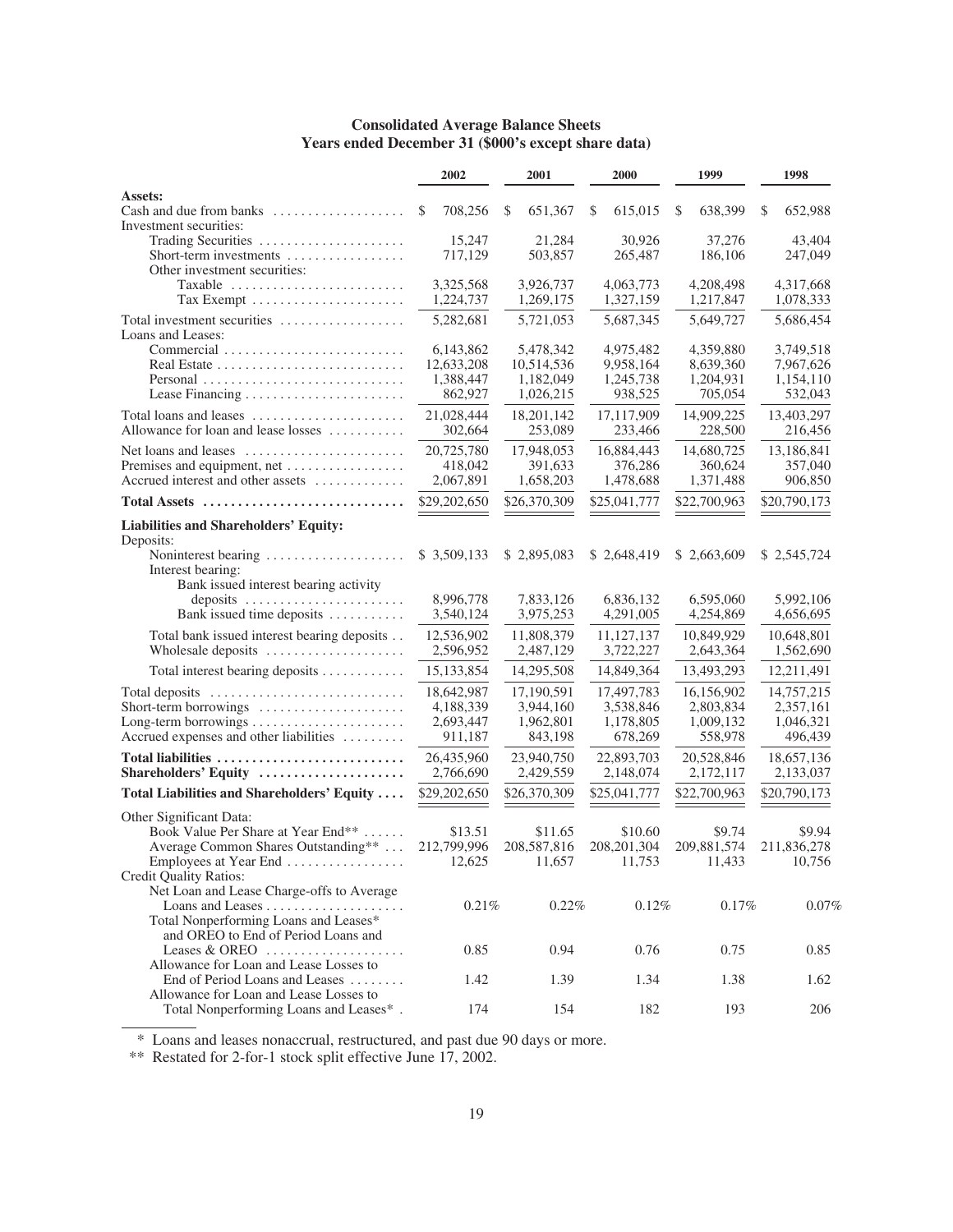## Consolidated Average Balance Sheets
### Years ended December 31 ($000's except share data)

| | 2002 | 2001 | 2000 | 1999 | 1998 |
|---|---|---|---|---|---|
| **Assets:** | | | | | |
| Cash and due from banks | $ 708,256 | $ 651,367 | $ 615,015 | $ 638,399 | $ 652,988 |
| Investment securities: | | | | | |
| Trading Securities | 15,247 | 21,284 | 30,926 | 37,276 | 43,404 |
| Short-term investments | 717,129 | 503,857 | 265,487 | 186,106 | 247,049 |
| Other investment securities: | | | | | |
| Taxable | 3,325,568 | 3,926,737 | 4,063,773 | 4,208,498 | 4,317,668 |
| Tax Exempt | 1,224,737 | 1,269,175 | 1,327,159 | 1,217,847 | 1,078,333 |
| Total investment securities | 5,282,681 | 5,721,053 | 5,687,345 | 5,649,727 | 5,686,454 |
| Loans and Leases: | | | | | |
| Commercial | 6,143,862 | 5,478,342 | 4,975,482 | 4,359,880 | 3,749,518 |
| Real Estate | 12,633,208 | 10,514,536 | 9,958,164 | 8,639,360 | 7,967,626 |
| Personal | 1,388,447 | 1,182,049 | 1,245,738 | 1,204,931 | 1,154,110 |
| Lease Financing | 862,927 | 1,026,215 | 938,525 | 705,054 | 532,043 |
| Total loans and leases | 21,028,444 | 18,201,142 | 17,117,909 | 14,909,225 | 13,403,297 |
| Allowance for loan and lease losses | 302,664 | 253,089 | 233,466 | 228,500 | 216,456 |
| Net loans and leases | 20,725,780 | 17,948,053 | 16,884,443 | 14,680,725 | 13,186,841 |
| Premises and equipment, net | 418,042 | 391,633 | 376,286 | 360,624 | 357,040 |
| Accrued interest and other assets | 2,067,891 | 1,658,203 | 1,478,688 | 1,371,488 | 906,850 |
| **Total Assets** | $29,202,650 | $26,370,309 | $25,041,777 | $22,700,963 | $20,790,173 |
| **Liabilities and Shareholders' Equity:** | | | | | |
| Deposits: | | | | | |
| Noninterest bearing | $ 3,509,133 | $ 2,895,083 | $ 2,648,419 | $ 2,663,609 | $ 2,545,724 |
| Interest bearing: | | | | | |
| Bank issued interest bearing activity deposits | 8,996,778 | 7,833,126 | 6,836,132 | 6,595,060 | 5,992,106 |
| Bank issued time deposits | 3,540,124 | 3,975,253 | 4,291,005 | 4,254,869 | 4,656,695 |
| Total bank issued interest bearing deposits | 12,536,902 | 11,808,379 | 11,127,137 | 10,849,929 | 10,648,801 |
| Wholesale deposits | 2,596,952 | 2,487,129 | 3,722,227 | 2,643,364 | 1,562,690 |
| Total interest bearing deposits | 15,133,854 | 14,295,508 | 14,849,364 | 13,493,293 | 12,211,491 |
| Total deposits | 18,642,987 | 17,190,591 | 17,497,783 | 16,156,902 | 14,757,215 |
| Short-term borrowings | 4,188,339 | 3,944,160 | 3,538,846 | 2,803,834 | 2,357,161 |
| Long-term borrowings | 2,693,447 | 1,962,801 | 1,178,805 | 1,009,132 | 1,046,321 |
| Accrued expenses and other liabilities | 911,187 | 843,198 | 678,269 | 558,978 | 496,439 |
| **Total liabilities** | 26,435,960 | 23,940,750 | 22,893,703 | 20,528,846 | 18,657,136 |
| **Shareholders' Equity** | 2,766,690 | 2,429,559 | 2,148,074 | 2,172,117 | 2,133,037 |
| **Total Liabilities and Shareholders' Equity** | $29,202,650 | $26,370,309 | $25,041,777 | $22,700,963 | $20,790,173 |
| Other Significant Data: | | | | | |
| Book Value Per Share at Year End** | $13.51 | $11.65 | $10.60 | $9.74 | $9.94 |
| Average Common Shares Outstanding** | 212,799,996 | 208,587,816 | 208,201,304 | 209,881,574 | 211,836,278 |
| Employees at Year End | 12,625 | 11,657 | 11,753 | 11,433 | 10,756 |
| Credit Quality Ratios: | | | | | |
| Net Loan and Lease Charge-offs to Average Loans and Leases | 0.21% | 0.22% | 0.12% | 0.17% | 0.07% |
| Total Nonperforming Loans and Leases* and OREO to End of Period Loans and Leases & OREO | 0.85 | 0.94 | 0.76 | 0.75 | 0.85 |
| Allowance for Loan and Lease Losses to End of Period Loans and Leases | 1.42 | 1.39 | 1.34 | 1.38 | 1.62 |
| Allowance for Loan and Lease Losses to Total Nonperforming Loans and Leases* | 174 | 154 | 182 | 193 | 206 |

\* Loans and leases nonaccrual, restructured, and past due 90 days or more.

\** Restated for 2-for-1 stock split effective June 17, 2002.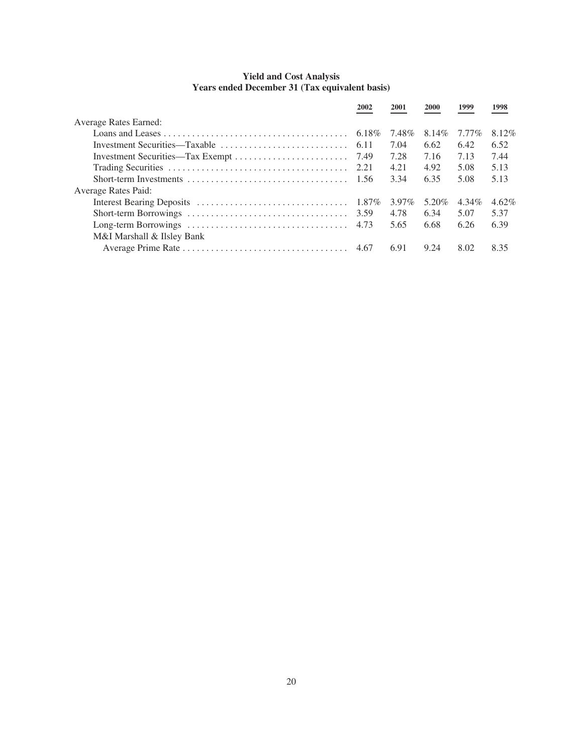**Yield and Cost Analysis**
**Years ended December 31 (Tax equivalent basis)**

| | 2002 | 2001 | 2000 | 1999 | 1998 |
|---|---|---|---|---|---|
| Average Rates Earned: | | | | | |
| Loans and Leases | 6.18% | 7.48% | 8.14% | 7.77% | 8.12% |
| Investment Securities—Taxable | 6.11 | 7.04 | 6.62 | 6.42 | 6.52 |
| Investment Securities—Tax Exempt | 7.49 | 7.28 | 7.16 | 7.13 | 7.44 |
| Trading Securities | 2.21 | 4.21 | 4.92 | 5.08 | 5.13 |
| Short-term Investments | 1.56 | 3.34 | 6.35 | 5.08 | 5.13 |
| Average Rates Paid: | | | | | |
| Interest Bearing Deposits | 1.87% | 3.97% | 5.20% | 4.34% | 4.62% |
| Short-term Borrowings | 3.59 | 4.78 | 6.34 | 5.07 | 5.37 |
| Long-term Borrowings | 4.73 | 5.65 | 6.68 | 6.26 | 6.39 |
| M&I Marshall & Ilsley Bank Average Prime Rate | 4.67 | 6.91 | 9.24 | 8.02 | 8.35 |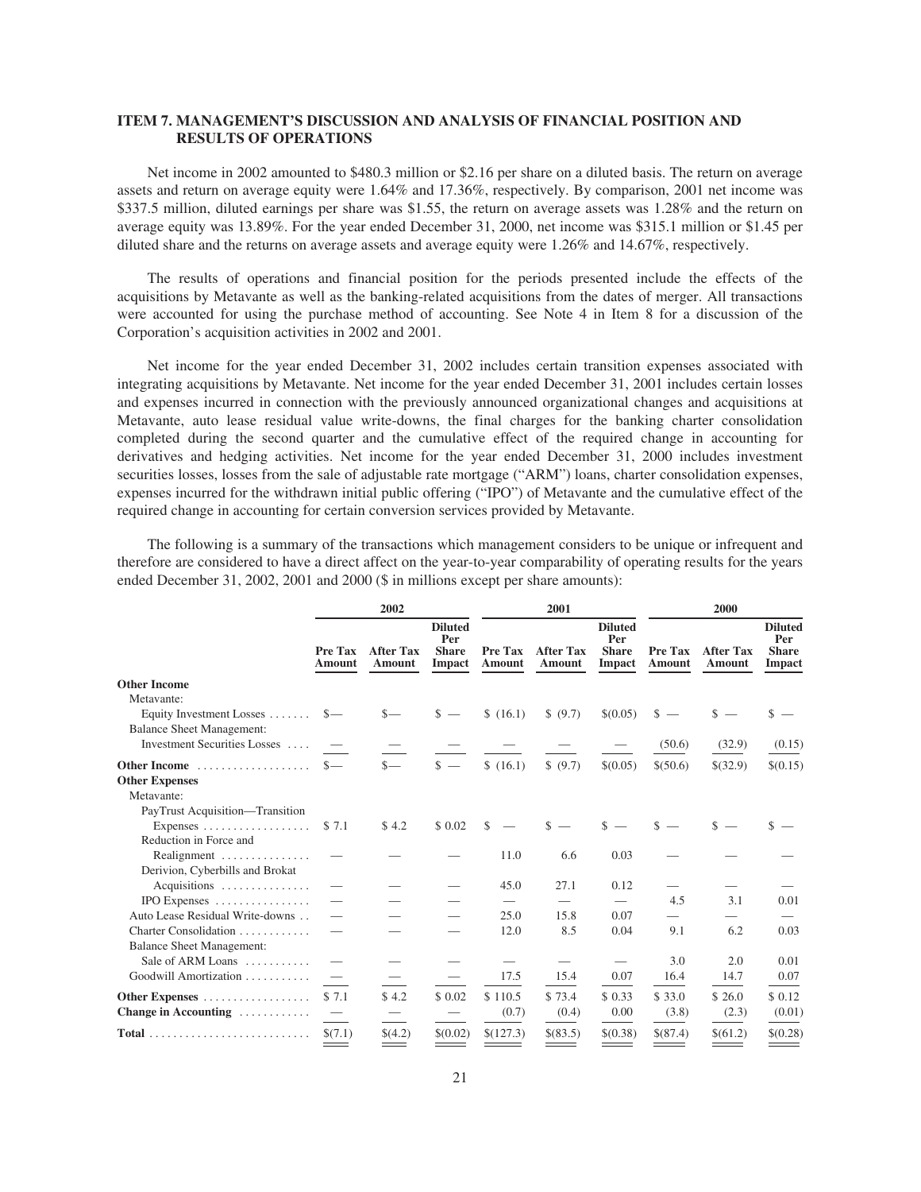## ITEM 7. MANAGEMENT'S DISCUSSION AND ANALYSIS OF FINANCIAL POSITION AND RESULTS OF OPERATIONS

Net income in 2002 amounted to $480.3 million or $2.16 per share on a diluted basis. The return on average assets and return on average equity were 1.64% and 17.36%, respectively. By comparison, 2001 net income was $337.5 million, diluted earnings per share was $1.55, the return on average assets was 1.28% and the return on average equity was 13.89%. For the year ended December 31, 2000, net income was $315.1 million or $1.45 per diluted share and the returns on average assets and average equity were 1.26% and 14.67%, respectively.

The results of operations and financial position for the periods presented include the effects of the acquisitions by Metavante as well as the banking-related acquisitions from the dates of merger. All transactions were accounted for using the purchase method of accounting. See Note 4 in Item 8 for a discussion of the Corporation's acquisition activities in 2002 and 2001.

Net income for the year ended December 31, 2002 includes certain transition expenses associated with integrating acquisitions by Metavante. Net income for the year ended December 31, 2001 includes certain losses and expenses incurred in connection with the previously announced organizational changes and acquisitions at Metavante, auto lease residual value write-downs, the final charges for the banking charter consolidation completed during the second quarter and the cumulative effect of the required change in accounting for derivatives and hedging activities. Net income for the year ended December 31, 2000 includes investment securities losses, losses from the sale of adjustable rate mortgage ("ARM") loans, charter consolidation expenses, expenses incurred for the withdrawn initial public offering ("IPO") of Metavante and the cumulative effect of the required change in accounting for certain conversion services provided by Metavante.

The following is a summary of the transactions which management considers to be unique or infrequent and therefore are considered to have a direct affect on the year-to-year comparability of operating results for the years ended December 31, 2002, 2001 and 2000 ($ in millions except per share amounts):

| | 2002 | | | 2001 | | | 2000 | | |
|---|---|---|---|---|---|---|---|---|---|
| | Pre Tax Amount | After Tax Amount | Diluted Per Share Impact | Pre Tax Amount | After Tax Amount | Diluted Per Share Impact | Pre Tax Amount | After Tax Amount | Diluted Per Share Impact |
| **Other Income** | | | | | | | | | |
| Metavante: | | | | | | | | | |
| Equity Investment Losses | $— | $— | $ — | $ (16.1) | $ (9.7) | $(0.05) | $ — | $ — | $ — |
| Balance Sheet Management: | | | | | | | | | |
| Investment Securities Losses | — | — | — | — | — | — | (50.6) | (32.9) | (0.15) |
| **Other Income** | $— | $— | $ — | $ (16.1) | $ (9.7) | $(0.05) | $(50.6) | $(32.9) | $(0.15) |
| **Other Expenses** | | | | | | | | | |
| Metavante: | | | | | | | | | |
| PayTrust Acquisition—Transition Expenses | $ 7.1 | $ 4.2 | $ 0.02 | $ — | $ — | $ — | $ — | $ — | $ — |
| Reduction in Force and Realignment | — | — | — | 11.0 | 6.6 | 0.03 | — | — | — |
| Derivion, Cyberbills and Brokat Acquisitions | — | — | — | 45.0 | 27.1 | 0.12 | — | — | — |
| IPO Expenses | — | — | — | — | — | — | 4.5 | 3.1 | 0.01 |
| Auto Lease Residual Write-downs | — | — | — | 25.0 | 15.8 | 0.07 | — | — | — |
| Charter Consolidation | — | — | — | 12.0 | 8.5 | 0.04 | 9.1 | 6.2 | 0.03 |
| Balance Sheet Management: | | | | | | | | | |
| Sale of ARM Loans | — | — | — | — | — | — | 3.0 | 2.0 | 0.01 |
| Goodwill Amortization | — | — | — | 17.5 | 15.4 | 0.07 | 16.4 | 14.7 | 0.07 |
| **Other Expenses** | $ 7.1 | $ 4.2 | $ 0.02 | $ 110.5 | $ 73.4 | $ 0.33 | $ 33.0 | $ 26.0 | $ 0.12 |
| **Change in Accounting** | — | — | — | (0.7) | (0.4) | 0.00 | (3.8) | (2.3) | (0.01) |
| **Total** | $(7.1) | $(4.2) | $(0.02) | $(127.3) | $(83.5) | $(0.38) | $(87.4) | $(61.2) | $(0.28) |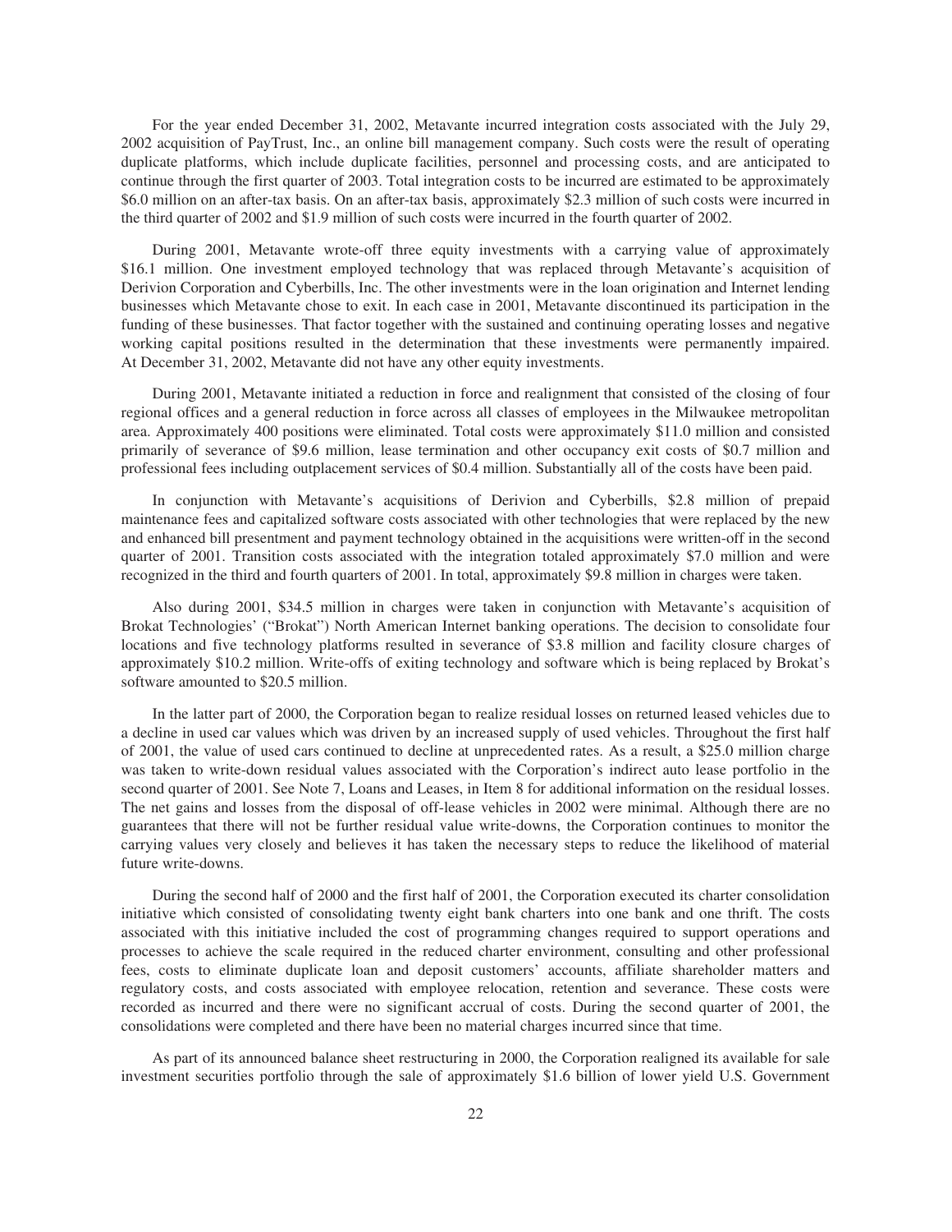For the year ended December 31, 2002, Metavante incurred integration costs associated with the July 29, 2002 acquisition of PayTrust, Inc., an online bill management company. Such costs were the result of operating duplicate platforms, which include duplicate facilities, personnel and processing costs, and are anticipated to continue through the first quarter of 2003. Total integration costs to be incurred are estimated to be approximately $6.0 million on an after-tax basis. On an after-tax basis, approximately $2.3 million of such costs were incurred in the third quarter of 2002 and $1.9 million of such costs were incurred in the fourth quarter of 2002.

During 2001, Metavante wrote-off three equity investments with a carrying value of approximately $16.1 million. One investment employed technology that was replaced through Metavante's acquisition of Derivion Corporation and Cyberbills, Inc. The other investments were in the loan origination and Internet lending businesses which Metavante chose to exit. In each case in 2001, Metavante discontinued its participation in the funding of these businesses. That factor together with the sustained and continuing operating losses and negative working capital positions resulted in the determination that these investments were permanently impaired. At December 31, 2002, Metavante did not have any other equity investments.

During 2001, Metavante initiated a reduction in force and realignment that consisted of the closing of four regional offices and a general reduction in force across all classes of employees in the Milwaukee metropolitan area. Approximately 400 positions were eliminated. Total costs were approximately $11.0 million and consisted primarily of severance of $9.6 million, lease termination and other occupancy exit costs of $0.7 million and professional fees including outplacement services of $0.4 million. Substantially all of the costs have been paid.

In conjunction with Metavante's acquisitions of Derivion and Cyberbills, $2.8 million of prepaid maintenance fees and capitalized software costs associated with other technologies that were replaced by the new and enhanced bill presentment and payment technology obtained in the acquisitions were written-off in the second quarter of 2001. Transition costs associated with the integration totaled approximately $7.0 million and were recognized in the third and fourth quarters of 2001. In total, approximately $9.8 million in charges were taken.

Also during 2001, $34.5 million in charges were taken in conjunction with Metavante's acquisition of Brokat Technologies' ("Brokat") North American Internet banking operations. The decision to consolidate four locations and five technology platforms resulted in severance of $3.8 million and facility closure charges of approximately $10.2 million. Write-offs of exiting technology and software which is being replaced by Brokat's software amounted to $20.5 million.

In the latter part of 2000, the Corporation began to realize residual losses on returned leased vehicles due to a decline in used car values which was driven by an increased supply of used vehicles. Throughout the first half of 2001, the value of used cars continued to decline at unprecedented rates. As a result, a $25.0 million charge was taken to write-down residual values associated with the Corporation's indirect auto lease portfolio in the second quarter of 2001. See Note 7, Loans and Leases, in Item 8 for additional information on the residual losses. The net gains and losses from the disposal of off-lease vehicles in 2002 were minimal. Although there are no guarantees that there will not be further residual value write-downs, the Corporation continues to monitor the carrying values very closely and believes it has taken the necessary steps to reduce the likelihood of material future write-downs.

During the second half of 2000 and the first half of 2001, the Corporation executed its charter consolidation initiative which consisted of consolidating twenty eight bank charters into one bank and one thrift. The costs associated with this initiative included the cost of programming changes required to support operations and processes to achieve the scale required in the reduced charter environment, consulting and other professional fees, costs to eliminate duplicate loan and deposit customers' accounts, affiliate shareholder matters and regulatory costs, and costs associated with employee relocation, retention and severance. These costs were recorded as incurred and there were no significant accrual of costs. During the second quarter of 2001, the consolidations were completed and there have been no material charges incurred since that time.

As part of its announced balance sheet restructuring in 2000, the Corporation realigned its available for sale investment securities portfolio through the sale of approximately $1.6 billion of lower yield U.S. Government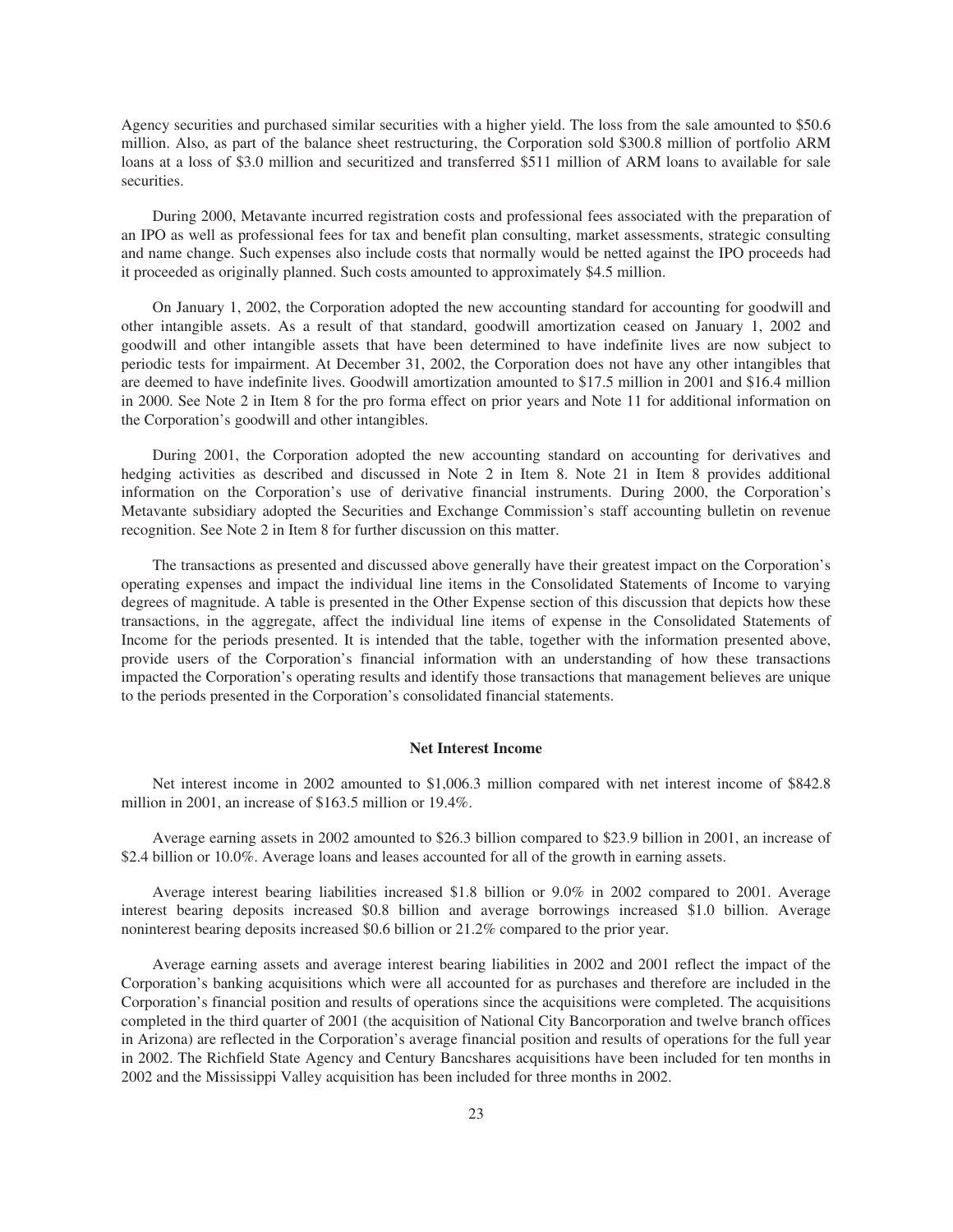Agency securities and purchased similar securities with a higher yield. The loss from the sale amounted to $50.6 million. Also, as part of the balance sheet restructuring, the Corporation sold $300.8 million of portfolio ARM loans at a loss of $3.0 million and securitized and transferred $511 million of ARM loans to available for sale securities.

During 2000, Metavante incurred registration costs and professional fees associated with the preparation of an IPO as well as professional fees for tax and benefit plan consulting, market assessments, strategic consulting and name change. Such expenses also include costs that normally would be netted against the IPO proceeds had it proceeded as originally planned. Such costs amounted to approximately $4.5 million.

On January 1, 2002, the Corporation adopted the new accounting standard for accounting for goodwill and other intangible assets. As a result of that standard, goodwill amortization ceased on January 1, 2002 and goodwill and other intangible assets that have been determined to have indefinite lives are now subject to periodic tests for impairment. At December 31, 2002, the Corporation does not have any other intangibles that are deemed to have indefinite lives. Goodwill amortization amounted to $17.5 million in 2001 and $16.4 million in 2000. See Note 2 in Item 8 for the pro forma effect on prior years and Note 11 for additional information on the Corporation's goodwill and other intangibles.

During 2001, the Corporation adopted the new accounting standard on accounting for derivatives and hedging activities as described and discussed in Note 2 in Item 8. Note 21 in Item 8 provides additional information on the Corporation's use of derivative financial instruments. During 2000, the Corporation's Metavante subsidiary adopted the Securities and Exchange Commission's staff accounting bulletin on revenue recognition. See Note 2 in Item 8 for further discussion on this matter.

The transactions as presented and discussed above generally have their greatest impact on the Corporation's operating expenses and impact the individual line items in the Consolidated Statements of Income to varying degrees of magnitude. A table is presented in the Other Expense section of this discussion that depicts how these transactions, in the aggregate, affect the individual line items of expense in the Consolidated Statements of Income for the periods presented. It is intended that the table, together with the information presented above, provide users of the Corporation's financial information with an understanding of how these transactions impacted the Corporation's operating results and identify those transactions that management believes are unique to the periods presented in the Corporation's consolidated financial statements.

## Net Interest Income

Net interest income in 2002 amounted to $1,006.3 million compared with net interest income of $842.8 million in 2001, an increase of $163.5 million or 19.4%.

Average earning assets in 2002 amounted to $26.3 billion compared to $23.9 billion in 2001, an increase of $2.4 billion or 10.0%. Average loans and leases accounted for all of the growth in earning assets.

Average interest bearing liabilities increased $1.8 billion or 9.0% in 2002 compared to 2001. Average interest bearing deposits increased $0.8 billion and average borrowings increased $1.0 billion. Average noninterest bearing deposits increased $0.6 billion or 21.2% compared to the prior year.

Average earning assets and average interest bearing liabilities in 2002 and 2001 reflect the impact of the Corporation's banking acquisitions which were all accounted for as purchases and therefore are included in the Corporation's financial position and results of operations since the acquisitions were completed. The acquisitions completed in the third quarter of 2001 (the acquisition of National City Bancorporation and twelve branch offices in Arizona) are reflected in the Corporation's average financial position and results of operations for the full year in 2002. The Richfield State Agency and Century Bancshares acquisitions have been included for ten months in 2002 and the Mississippi Valley acquisition has been included for three months in 2002.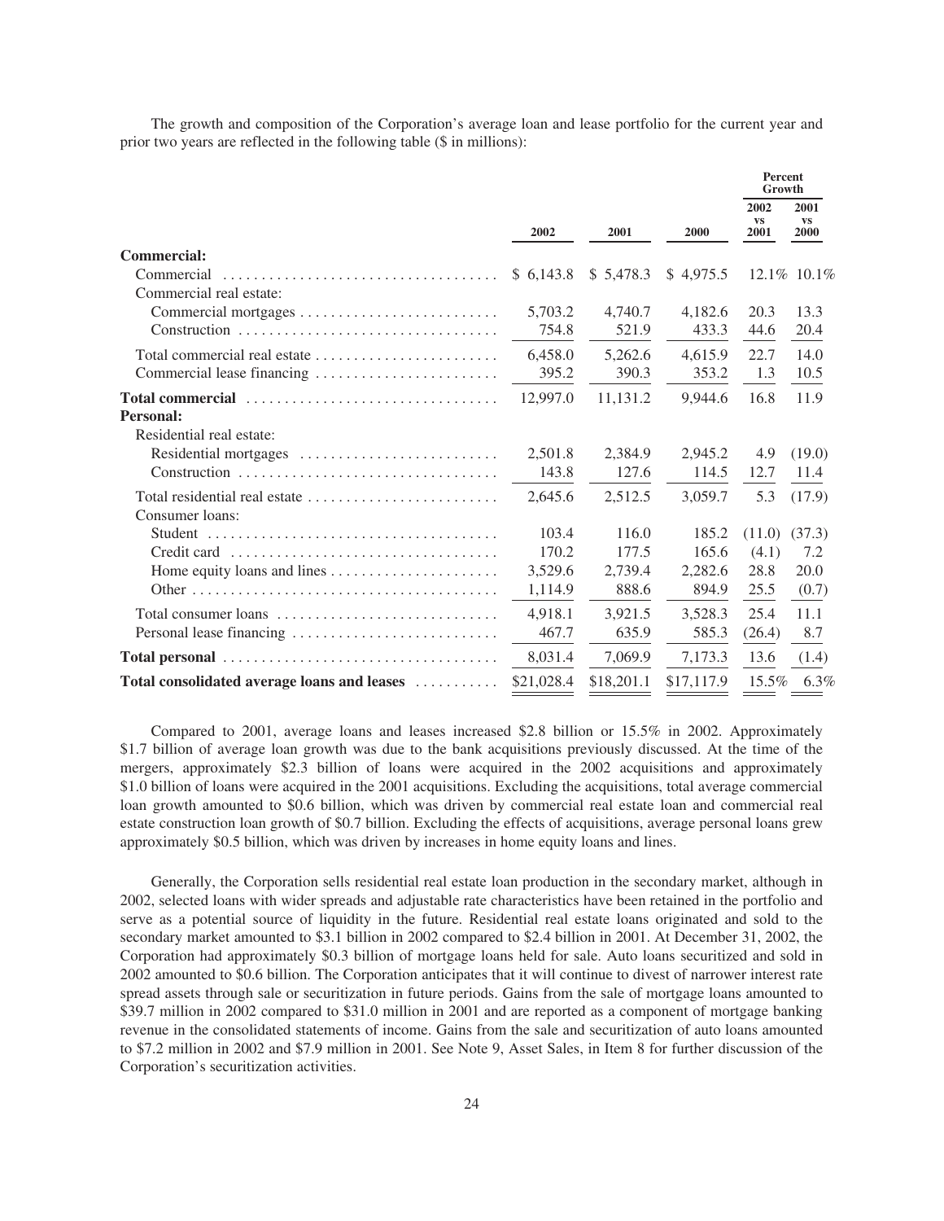The growth and composition of the Corporation's average loan and lease portfolio for the current year and prior two years are reflected in the following table ($ in millions):

| | 2002 | 2001 | 2000 | Percent Growth 2002 vs 2001 | Percent Growth 2001 vs 2000 |
|---|---|---|---|---|---|
| **Commercial:** | | | | | |
| Commercial | $ 6,143.8 | $ 5,478.3 | $ 4,975.5 | 12.1% | 10.1% |
| Commercial real estate: | | | | | |
| Commercial mortgages | 5,703.2 | 4,740.7 | 4,182.6 | 20.3 | 13.3 |
| Construction | 754.8 | 521.9 | 433.3 | 44.6 | 20.4 |
| Total commercial real estate | 6,458.0 | 5,262.6 | 4,615.9 | 22.7 | 14.0 |
| Commercial lease financing | 395.2 | 390.3 | 353.2 | 1.3 | 10.5 |
| **Total commercial** | 12,997.0 | 11,131.2 | 9,944.6 | 16.8 | 11.9 |
| **Personal:** | | | | | |
| Residential real estate: | | | | | |
| Residential mortgages | 2,501.8 | 2,384.9 | 2,945.2 | 4.9 | (19.0) |
| Construction | 143.8 | 127.6 | 114.5 | 12.7 | 11.4 |
| Total residential real estate | 2,645.6 | 2,512.5 | 3,059.7 | 5.3 | (17.9) |
| Consumer loans: | | | | | |
| Student | 103.4 | 116.0 | 185.2 | (11.0) | (37.3) |
| Credit card | 170.2 | 177.5 | 165.6 | (4.1) | 7.2 |
| Home equity loans and lines | 3,529.6 | 2,739.4 | 2,282.6 | 28.8 | 20.0 |
| Other | 1,114.9 | 888.6 | 894.9 | 25.5 | (0.7) |
| Total consumer loans | 4,918.1 | 3,921.5 | 3,528.3 | 25.4 | 11.1 |
| Personal lease financing | 467.7 | 635.9 | 585.3 | (26.4) | 8.7 |
| **Total personal** | 8,031.4 | 7,069.9 | 7,173.3 | 13.6 | (1.4) |
| **Total consolidated average loans and leases** | $21,028.4 | $18,201.1 | $17,117.9 | 15.5% | 6.3% |

Compared to 2001, average loans and leases increased $2.8 billion or 15.5% in 2002. Approximately $1.7 billion of average loan growth was due to the bank acquisitions previously discussed. At the time of the mergers, approximately $2.3 billion of loans were acquired in the 2002 acquisitions and approximately $1.0 billion of loans were acquired in the 2001 acquisitions. Excluding the acquisitions, total average commercial loan growth amounted to $0.6 billion, which was driven by commercial real estate loan and commercial real estate construction loan growth of $0.7 billion. Excluding the effects of acquisitions, average personal loans grew approximately $0.5 billion, which was driven by increases in home equity loans and lines.

Generally, the Corporation sells residential real estate loan production in the secondary market, although in 2002, selected loans with wider spreads and adjustable rate characteristics have been retained in the portfolio and serve as a potential source of liquidity in the future. Residential real estate loans originated and sold to the secondary market amounted to $3.1 billion in 2002 compared to $2.4 billion in 2001. At December 31, 2002, the Corporation had approximately $0.3 billion of mortgage loans held for sale. Auto loans securitized and sold in 2002 amounted to $0.6 billion. The Corporation anticipates that it will continue to divest of narrower interest rate spread assets through sale or securitization in future periods. Gains from the sale of mortgage loans amounted to $39.7 million in 2002 compared to $31.0 million in 2001 and are reported as a component of mortgage banking revenue in the consolidated statements of income. Gains from the sale and securitization of auto loans amounted to $7.2 million in 2002 and $7.9 million in 2001. See Note 9, Asset Sales, in Item 8 for further discussion of the Corporation's securitization activities.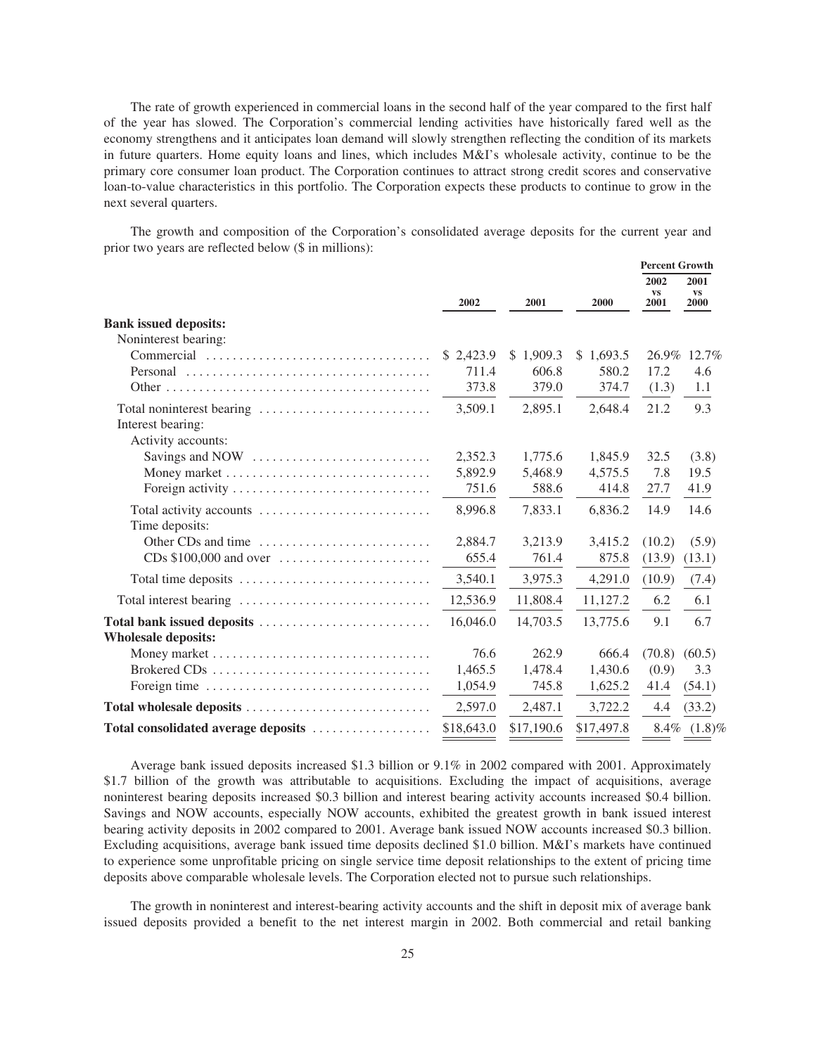The rate of growth experienced in commercial loans in the second half of the year compared to the first half of the year has slowed. The Corporation's commercial lending activities have historically fared well as the economy strengthens and it anticipates loan demand will slowly strengthen reflecting the condition of its markets in future quarters. Home equity loans and lines, which includes M&I's wholesale activity, continue to be the primary core consumer loan product. The Corporation continues to attract strong credit scores and conservative loan-to-value characteristics in this portfolio. The Corporation expects these products to continue to grow in the next several quarters.

The growth and composition of the Corporation's consolidated average deposits for the current year and prior two years are reflected below ($ in millions):

| | 2002 | 2001 | 2000 | Percent Growth 2002 vs 2001 | Percent Growth 2001 vs 2000 |
|---|---|---|---|---|---|
| **Bank issued deposits:** | | | | | |
| Noninterest bearing: | | | | | |
| Commercial | $ 2,423.9 | $ 1,909.3 | $ 1,693.5 | 26.9% | 12.7% |
| Personal | 711.4 | 606.8 | 580.2 | 17.2 | 4.6 |
| Other | 373.8 | 379.0 | 374.7 | (1.3) | 1.1 |
| Total noninterest bearing | 3,509.1 | 2,895.1 | 2,648.4 | 21.2 | 9.3 |
| Interest bearing: | | | | | |
| Activity accounts: | | | | | |
| Savings and NOW | 2,352.3 | 1,775.6 | 1,845.9 | 32.5 | (3.8) |
| Money market | 5,892.9 | 5,468.9 | 4,575.5 | 7.8 | 19.5 |
| Foreign activity | 751.6 | 588.6 | 414.8 | 27.7 | 41.9 |
| Total activity accounts | 8,996.8 | 7,833.1 | 6,836.2 | 14.9 | 14.6 |
| Time deposits: | | | | | |
| Other CDs and time | 2,884.7 | 3,213.9 | 3,415.2 | (10.2) | (5.9) |
| CDs $100,000 and over | 655.4 | 761.4 | 875.8 | (13.9) | (13.1) |
| Total time deposits | 3,540.1 | 3,975.3 | 4,291.0 | (10.9) | (7.4) |
| Total interest bearing | 12,536.9 | 11,808.4 | 11,127.2 | 6.2 | 6.1 |
| **Total bank issued deposits** | 16,046.0 | 14,703.5 | 13,775.6 | 9.1 | 6.7 |
| **Wholesale deposits:** | | | | | |
| Money market | 76.6 | 262.9 | 666.4 | (70.8) | (60.5) |
| Brokered CDs | 1,465.5 | 1,478.4 | 1,430.6 | (0.9) | 3.3 |
| Foreign time | 1,054.9 | 745.8 | 1,625.2 | 41.4 | (54.1) |
| **Total wholesale deposits** | 2,597.0 | 2,487.1 | 3,722.2 | 4.4 | (33.2) |
| **Total consolidated average deposits** | $18,643.0 | $17,190.6 | $17,497.8 | 8.4% | (1.8)% |

Average bank issued deposits increased $1.3 billion or 9.1% in 2002 compared with 2001. Approximately $1.7 billion of the growth was attributable to acquisitions. Excluding the impact of acquisitions, average noninterest bearing deposits increased $0.3 billion and interest bearing activity accounts increased $0.4 billion. Savings and NOW accounts, especially NOW accounts, exhibited the greatest growth in bank issued interest bearing activity deposits in 2002 compared to 2001. Average bank issued NOW accounts increased $0.3 billion. Excluding acquisitions, average bank issued time deposits declined $1.0 billion. M&I's markets have continued to experience some unprofitable pricing on single service time deposit relationships to the extent of pricing time deposits above comparable wholesale levels. The Corporation elected not to pursue such relationships.

The growth in noninterest and interest-bearing activity accounts and the shift in deposit mix of average bank issued deposits provided a benefit to the net interest margin in 2002. Both commercial and retail banking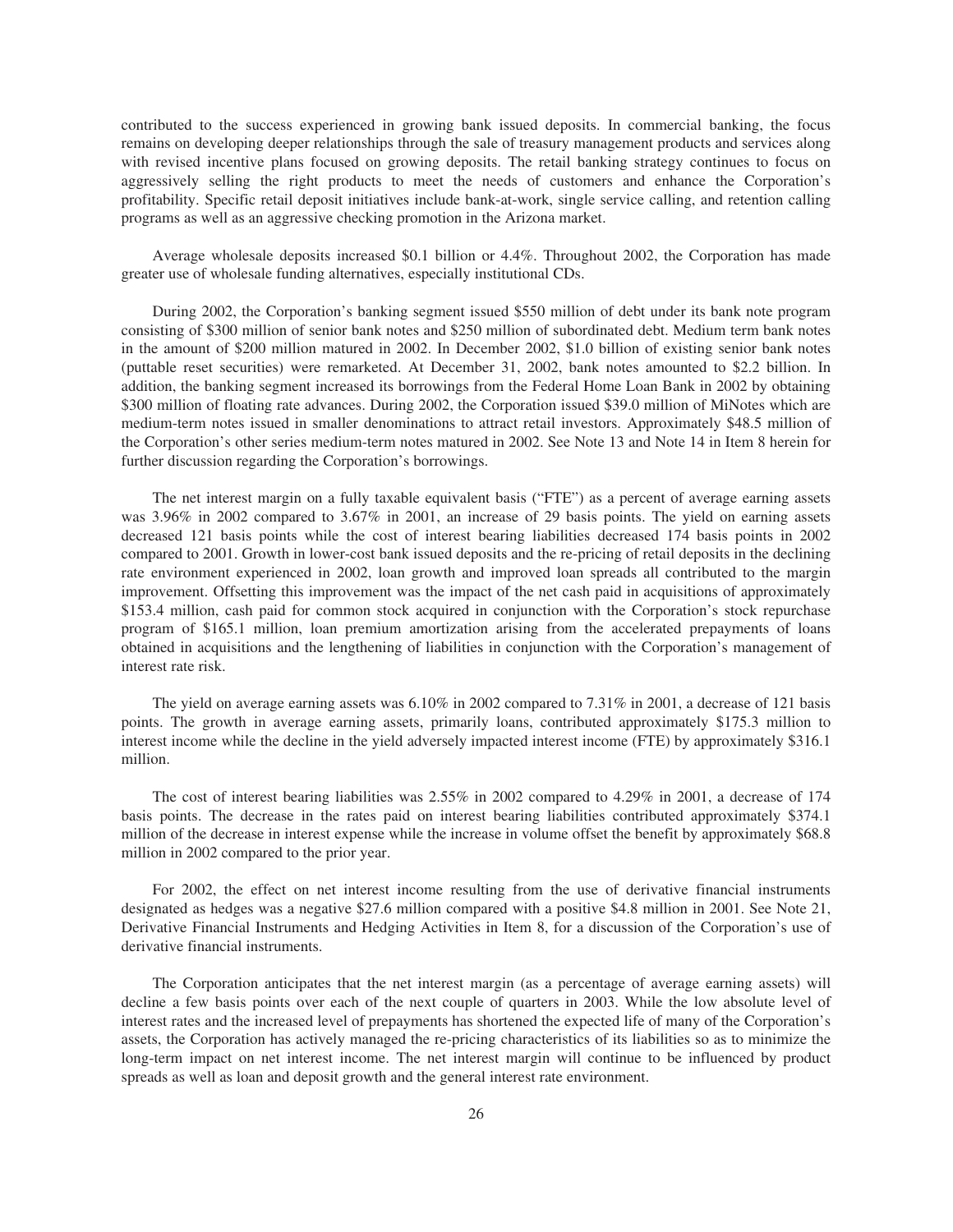contributed to the success experienced in growing bank issued deposits. In commercial banking, the focus remains on developing deeper relationships through the sale of treasury management products and services along with revised incentive plans focused on growing deposits. The retail banking strategy continues to focus on aggressively selling the right products to meet the needs of customers and enhance the Corporation's profitability. Specific retail deposit initiatives include bank-at-work, single service calling, and retention calling programs as well as an aggressive checking promotion in the Arizona market.

Average wholesale deposits increased $0.1 billion or 4.4%. Throughout 2002, the Corporation has made greater use of wholesale funding alternatives, especially institutional CDs.

During 2002, the Corporation's banking segment issued $550 million of debt under its bank note program consisting of $300 million of senior bank notes and $250 million of subordinated debt. Medium term bank notes in the amount of $200 million matured in 2002. In December 2002, $1.0 billion of existing senior bank notes (puttable reset securities) were remarketed. At December 31, 2002, bank notes amounted to $2.2 billion. In addition, the banking segment increased its borrowings from the Federal Home Loan Bank in 2002 by obtaining $300 million of floating rate advances. During 2002, the Corporation issued $39.0 million of MiNotes which are medium-term notes issued in smaller denominations to attract retail investors. Approximately $48.5 million of the Corporation's other series medium-term notes matured in 2002. See Note 13 and Note 14 in Item 8 herein for further discussion regarding the Corporation's borrowings.

The net interest margin on a fully taxable equivalent basis ("FTE") as a percent of average earning assets was 3.96% in 2002 compared to 3.67% in 2001, an increase of 29 basis points. The yield on earning assets decreased 121 basis points while the cost of interest bearing liabilities decreased 174 basis points in 2002 compared to 2001. Growth in lower-cost bank issued deposits and the re-pricing of retail deposits in the declining rate environment experienced in 2002, loan growth and improved loan spreads all contributed to the margin improvement. Offsetting this improvement was the impact of the net cash paid in acquisitions of approximately $153.4 million, cash paid for common stock acquired in conjunction with the Corporation's stock repurchase program of $165.1 million, loan premium amortization arising from the accelerated prepayments of loans obtained in acquisitions and the lengthening of liabilities in conjunction with the Corporation's management of interest rate risk.

The yield on average earning assets was 6.10% in 2002 compared to 7.31% in 2001, a decrease of 121 basis points. The growth in average earning assets, primarily loans, contributed approximately $175.3 million to interest income while the decline in the yield adversely impacted interest income (FTE) by approximately $316.1 million.

The cost of interest bearing liabilities was 2.55% in 2002 compared to 4.29% in 2001, a decrease of 174 basis points. The decrease in the rates paid on interest bearing liabilities contributed approximately $374.1 million of the decrease in interest expense while the increase in volume offset the benefit by approximately $68.8 million in 2002 compared to the prior year.

For 2002, the effect on net interest income resulting from the use of derivative financial instruments designated as hedges was a negative $27.6 million compared with a positive $4.8 million in 2001. See Note 21, Derivative Financial Instruments and Hedging Activities in Item 8, for a discussion of the Corporation's use of derivative financial instruments.

The Corporation anticipates that the net interest margin (as a percentage of average earning assets) will decline a few basis points over each of the next couple of quarters in 2003. While the low absolute level of interest rates and the increased level of prepayments has shortened the expected life of many of the Corporation's assets, the Corporation has actively managed the re-pricing characteristics of its liabilities so as to minimize the long-term impact on net interest income. The net interest margin will continue to be influenced by product spreads as well as loan and deposit growth and the general interest rate environment.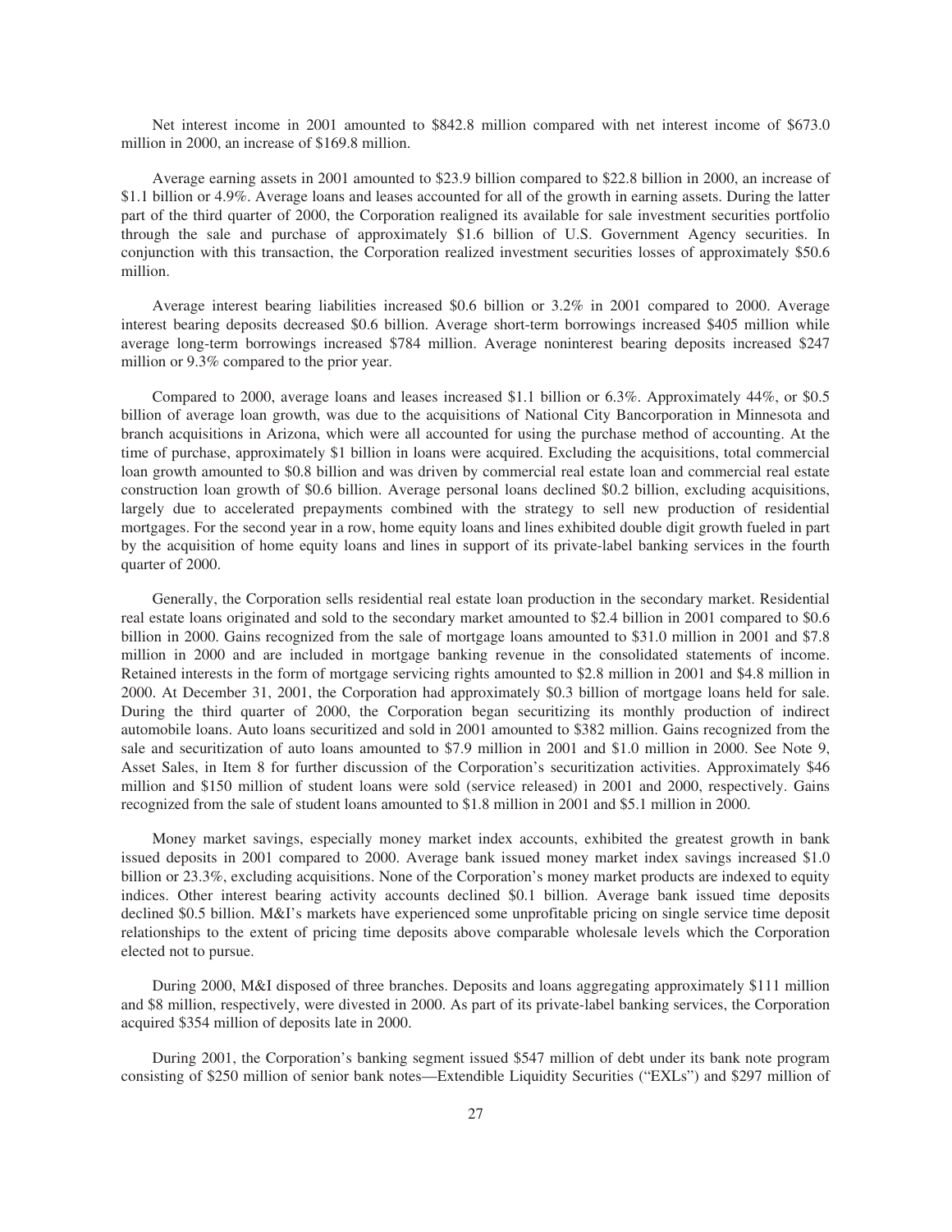Net interest income in 2001 amounted to $842.8 million compared with net interest income of $673.0 million in 2000, an increase of $169.8 million.

Average earning assets in 2001 amounted to $23.9 billion compared to $22.8 billion in 2000, an increase of $1.1 billion or 4.9%. Average loans and leases accounted for all of the growth in earning assets. During the latter part of the third quarter of 2000, the Corporation realigned its available for sale investment securities portfolio through the sale and purchase of approximately $1.6 billion of U.S. Government Agency securities. In conjunction with this transaction, the Corporation realized investment securities losses of approximately $50.6 million.

Average interest bearing liabilities increased $0.6 billion or 3.2% in 2001 compared to 2000. Average interest bearing deposits decreased $0.6 billion. Average short-term borrowings increased $405 million while average long-term borrowings increased $784 million. Average noninterest bearing deposits increased $247 million or 9.3% compared to the prior year.

Compared to 2000, average loans and leases increased $1.1 billion or 6.3%. Approximately 44%, or $0.5 billion of average loan growth, was due to the acquisitions of National City Bancorporation in Minnesota and branch acquisitions in Arizona, which were all accounted for using the purchase method of accounting. At the time of purchase, approximately $1 billion in loans were acquired. Excluding the acquisitions, total commercial loan growth amounted to $0.8 billion and was driven by commercial real estate loan and commercial real estate construction loan growth of $0.6 billion. Average personal loans declined $0.2 billion, excluding acquisitions, largely due to accelerated prepayments combined with the strategy to sell new production of residential mortgages. For the second year in a row, home equity loans and lines exhibited double digit growth fueled in part by the acquisition of home equity loans and lines in support of its private-label banking services in the fourth quarter of 2000.

Generally, the Corporation sells residential real estate loan production in the secondary market. Residential real estate loans originated and sold to the secondary market amounted to $2.4 billion in 2001 compared to $0.6 billion in 2000. Gains recognized from the sale of mortgage loans amounted to $31.0 million in 2001 and $7.8 million in 2000 and are included in mortgage banking revenue in the consolidated statements of income. Retained interests in the form of mortgage servicing rights amounted to $2.8 million in 2001 and $4.8 million in 2000. At December 31, 2001, the Corporation had approximately $0.3 billion of mortgage loans held for sale. During the third quarter of 2000, the Corporation began securitizing its monthly production of indirect automobile loans. Auto loans securitized and sold in 2001 amounted to $382 million. Gains recognized from the sale and securitization of auto loans amounted to $7.9 million in 2001 and $1.0 million in 2000. See Note 9, Asset Sales, in Item 8 for further discussion of the Corporation's securitization activities. Approximately $46 million and $150 million of student loans were sold (service released) in 2001 and 2000, respectively. Gains recognized from the sale of student loans amounted to $1.8 million in 2001 and $5.1 million in 2000.

Money market savings, especially money market index accounts, exhibited the greatest growth in bank issued deposits in 2001 compared to 2000. Average bank issued money market index savings increased $1.0 billion or 23.3%, excluding acquisitions. None of the Corporation's money market products are indexed to equity indices. Other interest bearing activity accounts declined $0.1 billion. Average bank issued time deposits declined $0.5 billion. M&I's markets have experienced some unprofitable pricing on single service time deposit relationships to the extent of pricing time deposits above comparable wholesale levels which the Corporation elected not to pursue.

During 2000, M&I disposed of three branches. Deposits and loans aggregating approximately $111 million and $8 million, respectively, were divested in 2000. As part of its private-label banking services, the Corporation acquired $354 million of deposits late in 2000.

During 2001, the Corporation's banking segment issued $547 million of debt under its bank note program consisting of $250 million of senior bank notes—Extendible Liquidity Securities ("EXLs") and $297 million of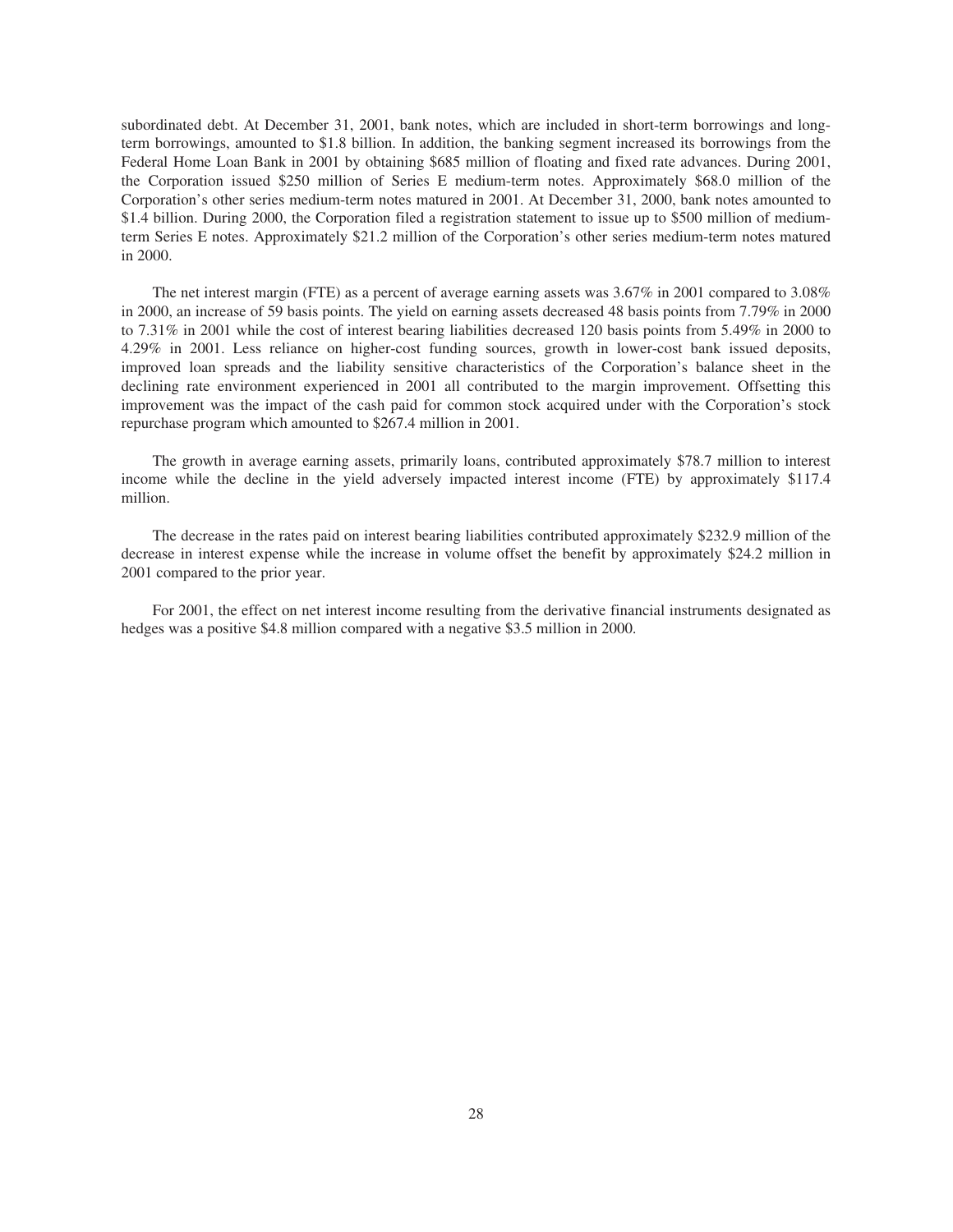subordinated debt. At December 31, 2001, bank notes, which are included in short-term borrowings and long-term borrowings, amounted to $1.8 billion. In addition, the banking segment increased its borrowings from the Federal Home Loan Bank in 2001 by obtaining $685 million of floating and fixed rate advances. During 2001, the Corporation issued $250 million of Series E medium-term notes. Approximately $68.0 million of the Corporation's other series medium-term notes matured in 2001. At December 31, 2000, bank notes amounted to $1.4 billion. During 2000, the Corporation filed a registration statement to issue up to $500 million of medium-term Series E notes. Approximately $21.2 million of the Corporation's other series medium-term notes matured in 2000.

The net interest margin (FTE) as a percent of average earning assets was 3.67% in 2001 compared to 3.08% in 2000, an increase of 59 basis points. The yield on earning assets decreased 48 basis points from 7.79% in 2000 to 7.31% in 2001 while the cost of interest bearing liabilities decreased 120 basis points from 5.49% in 2000 to 4.29% in 2001. Less reliance on higher-cost funding sources, growth in lower-cost bank issued deposits, improved loan spreads and the liability sensitive characteristics of the Corporation's balance sheet in the declining rate environment experienced in 2001 all contributed to the margin improvement. Offsetting this improvement was the impact of the cash paid for common stock acquired under with the Corporation's stock repurchase program which amounted to $267.4 million in 2001.

The growth in average earning assets, primarily loans, contributed approximately $78.7 million to interest income while the decline in the yield adversely impacted interest income (FTE) by approximately $117.4 million.

The decrease in the rates paid on interest bearing liabilities contributed approximately $232.9 million of the decrease in interest expense while the increase in volume offset the benefit by approximately $24.2 million in 2001 compared to the prior year.

For 2001, the effect on net interest income resulting from the derivative financial instruments designated as hedges was a positive $4.8 million compared with a negative $3.5 million in 2000.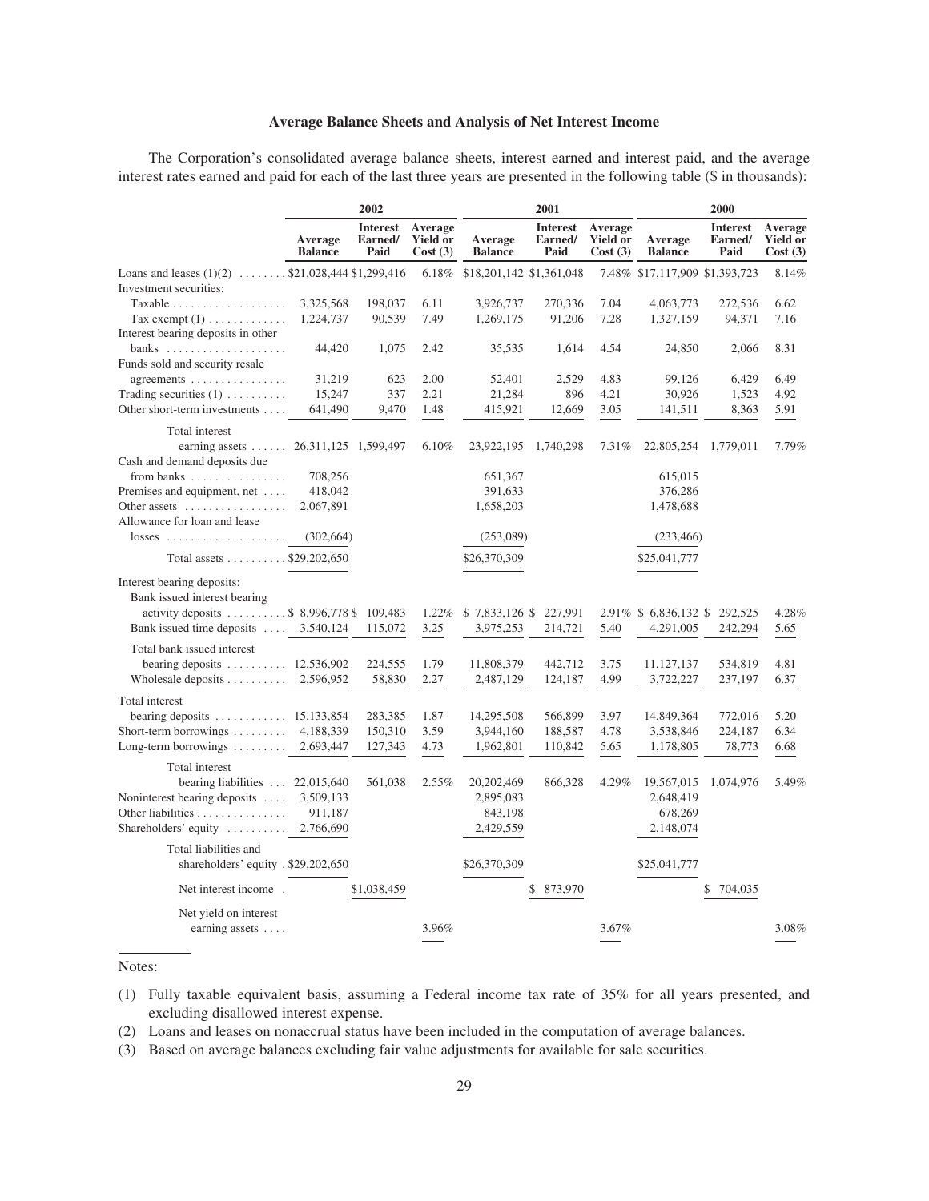### Average Balance Sheets and Analysis of Net Interest Income

The Corporation's consolidated average balance sheets, interest earned and interest paid, and the average interest rates earned and paid for each of the last three years are presented in the following table ($ in thousands):

| | 2002 | | | 2001 | | | 2000 | | |
|---|---|---|---|---|---|---|---|---|---|
| | Average Balance | Interest Earned/ Paid | Average Yield or Cost (3) | Average Balance | Interest Earned/ Paid | Average Yield or Cost (3) | Average Balance | Interest Earned/ Paid | Average Yield or Cost (3) |
| Loans and leases (1)(2) | $21,028,444 | $1,299,416 | 6.18% | $18,201,142 | $1,361,048 | 7.48% | $17,117,909 | $1,393,723 | 8.14% |
| Investment securities: | | | | | | | | | |
| Taxable | 3,325,568 | 198,037 | 6.11 | 3,926,737 | 270,336 | 7.04 | 4,063,773 | 272,536 | 6.62 |
| Tax exempt (1) | 1,224,737 | 90,539 | 7.49 | 1,269,175 | 91,206 | 7.28 | 1,327,159 | 94,371 | 7.16 |
| Interest bearing deposits in other banks | 44,420 | 1,075 | 2.42 | 35,535 | 1,614 | 4.54 | 24,850 | 2,066 | 8.31 |
| Funds sold and security resale agreements | 31,219 | 623 | 2.00 | 52,401 | 2,529 | 4.83 | 99,126 | 6,429 | 6.49 |
| Trading securities (1) | 15,247 | 337 | 2.21 | 21,284 | 896 | 4.21 | 30,926 | 1,523 | 4.92 |
| Other short-term investments | 641,490 | 9,470 | 1.48 | 415,921 | 12,669 | 3.05 | 141,511 | 8,363 | 5.91 |
| Total interest earning assets | 26,311,125 | 1,599,497 | 6.10% | 23,922,195 | 1,740,298 | 7.31% | 22,805,254 | 1,779,011 | 7.79% |
| Cash and demand deposits due from banks | 708,256 | | | 651,367 | | | 615,015 | | |
| Premises and equipment, net | 418,042 | | | 391,633 | | | 376,286 | | |
| Other assets | 2,067,891 | | | 1,658,203 | | | 1,478,688 | | |
| Allowance for loan and lease losses | (302,664) | | | (253,089) | | | (233,466) | | |
| Total assets | $29,202,650 | | | $26,370,309 | | | $25,041,777 | | |
| Interest bearing deposits: | | | | | | | | | |
| Bank issued interest bearing activity deposits | $ 8,996,778 | $ 109,483 | 1.22% | $ 7,833,126 | $ 227,991 | 2.91% | $ 6,836,132 | $ 292,525 | 4.28% |
| Bank issued time deposits | 3,540,124 | 115,072 | 3.25 | 3,975,253 | 214,721 | 5.40 | 4,291,005 | 242,294 | 5.65 |
| Total bank issued interest bearing deposits | 12,536,902 | 224,555 | 1.79 | 11,808,379 | 442,712 | 3.75 | 11,127,137 | 534,819 | 4.81 |
| Wholesale deposits | 2,596,952 | 58,830 | 2.27 | 2,487,129 | 124,187 | 4.99 | 3,722,227 | 237,197 | 6.37 |
| Total interest bearing deposits | 15,133,854 | 283,385 | 1.87 | 14,295,508 | 566,899 | 3.97 | 14,849,364 | 772,016 | 5.20 |
| Short-term borrowings | 4,188,339 | 150,310 | 3.59 | 3,944,160 | 188,587 | 4.78 | 3,538,846 | 224,187 | 6.34 |
| Long-term borrowings | 2,693,447 | 127,343 | 4.73 | 1,962,801 | 110,842 | 5.65 | 1,178,805 | 78,773 | 6.68 |
| Total interest bearing liabilities | 22,015,640 | 561,038 | 2.55% | 20,202,469 | 866,328 | 4.29% | 19,567,015 | 1,074,976 | 5.49% |
| Noninterest bearing deposits | 3,509,133 | | | 2,895,083 | | | 2,648,419 | | |
| Other liabilities | 911,187 | | | 843,198 | | | 678,269 | | |
| Shareholders' equity | 2,766,690 | | | 2,429,559 | | | 2,148,074 | | |
| Total liabilities and shareholders' equity | $29,202,650 | | | $26,370,309 | | | $25,041,777 | | |
| Net interest income | | $1,038,459 | | | $ 873,970 | | | $ 704,035 | |
| Net yield on interest earning assets | | | 3.96% | | | 3.67% | | | 3.08% |

Notes:

(1) Fully taxable equivalent basis, assuming a Federal income tax rate of 35% for all years presented, and excluding disallowed interest expense.

(2) Loans and leases on nonaccrual status have been included in the computation of average balances.

(3) Based on average balances excluding fair value adjustments for available for sale securities.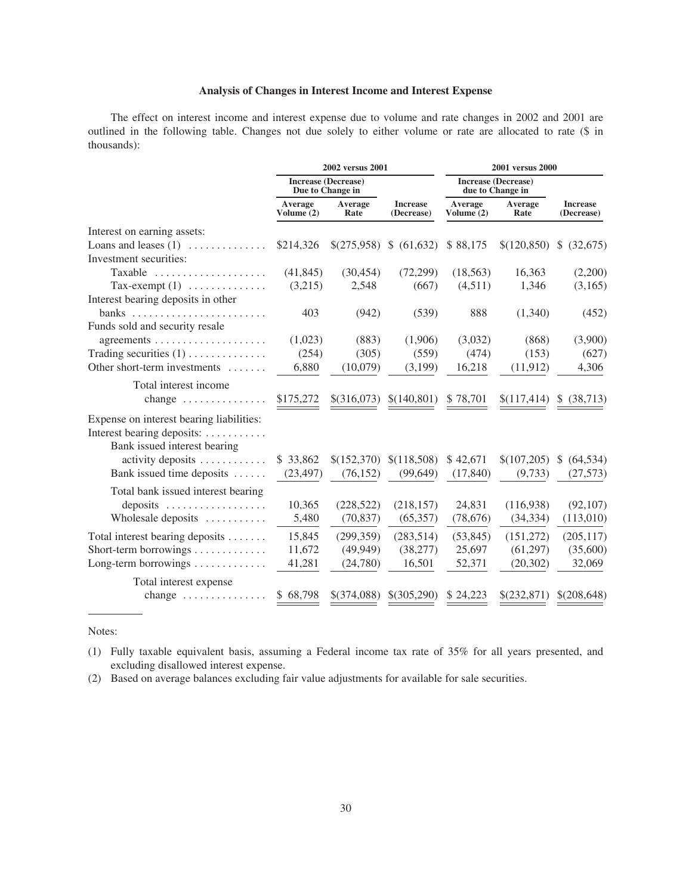### Analysis of Changes in Interest Income and Interest Expense

The effect on interest income and interest expense due to volume and rate changes in 2002 and 2001 are outlined in the following table. Changes not due solely to either volume or rate are allocated to rate ($ in thousands):

| | 2002 versus 2001 | | | 2001 versus 2000 | | |
|---|---|---|---|---|---|---|
| | Increase (Decrease) Due to Change in | | | Increase (Decrease) due to Change in | | |
| | Average Volume (2) | Average Rate | Increase (Decrease) | Average Volume (2) | Average Rate | Increase (Decrease) |
| Interest on earning assets: | | | | | | |
| Loans and leases (1) | $214,326 | $(275,958) | $ (61,632) | $ 88,175 | $(120,850) | $ (32,675) |
| Investment securities: | | | | | | |
| Taxable | (41,845) | (30,454) | (72,299) | (18,563) | 16,363 | (2,200) |
| Tax-exempt (1) | (3,215) | 2,548 | (667) | (4,511) | 1,346 | (3,165) |
| Interest bearing deposits in other banks | 403 | (942) | (539) | 888 | (1,340) | (452) |
| Funds sold and security resale agreements | (1,023) | (883) | (1,906) | (3,032) | (868) | (3,900) |
| Trading securities (1) | (254) | (305) | (559) | (474) | (153) | (627) |
| Other short-term investments | 6,880 | (10,079) | (3,199) | 16,218 | (11,912) | 4,306 |
| Total interest income change | $175,272 | $(316,073) | $(140,801) | $ 78,701 | $(117,414) | $ (38,713) |
| Expense on interest bearing liabilities: | | | | | | |
| Interest bearing deposits: | | | | | | |
| Bank issued interest bearing activity deposits | $ 33,862 | $(152,370) | $(118,508) | $ 42,671 | $(107,205) | $ (64,534) |
| Bank issued time deposits | (23,497) | (76,152) | (99,649) | (17,840) | (9,733) | (27,573) |
| Total bank issued interest bearing deposits | 10,365 | (228,522) | (218,157) | 24,831 | (116,938) | (92,107) |
| Wholesale deposits | 5,480 | (70,837) | (65,357) | (78,676) | (34,334) | (113,010) |
| Total interest bearing deposits | 15,845 | (299,359) | (283,514) | (53,845) | (151,272) | (205,117) |
| Short-term borrowings | 11,672 | (49,949) | (38,277) | 25,697 | (61,297) | (35,600) |
| Long-term borrowings | 41,281 | (24,780) | 16,501 | 52,371 | (20,302) | 32,069 |
| Total interest expense change | $ 68,798 | $(374,088) | $(305,290) | $ 24,223 | $(232,871) | $(208,648) |

Notes:

(1) Fully taxable equivalent basis, assuming a Federal income tax rate of 35% for all years presented, and excluding disallowed interest expense.

(2) Based on average balances excluding fair value adjustments for available for sale securities.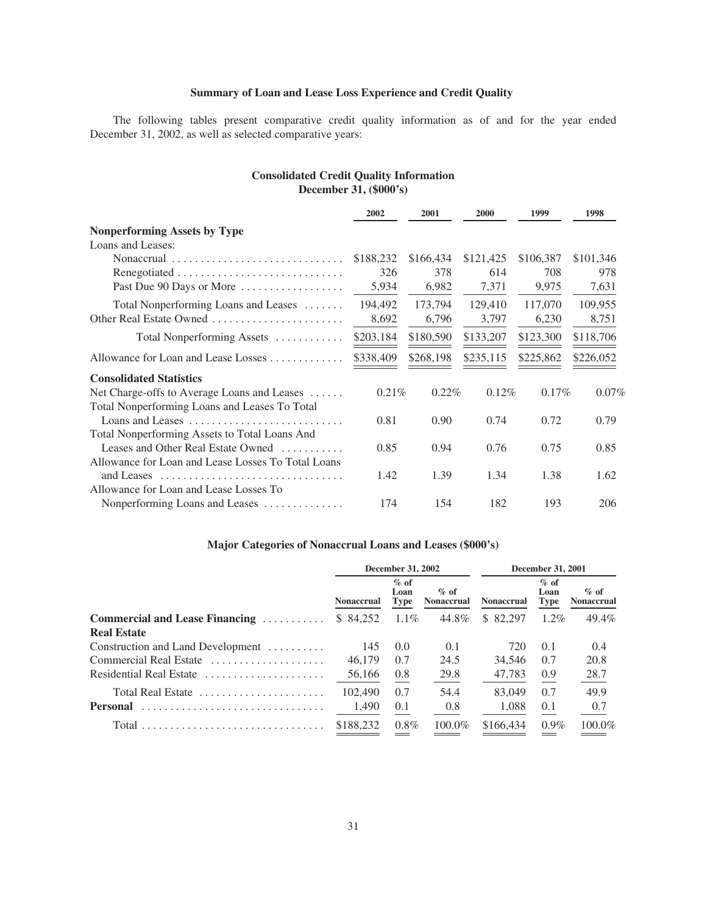### Summary of Loan and Lease Loss Experience and Credit Quality

The following tables present comparative credit quality information as of and for the year ended December 31, 2002, as well as selected comparative years:

#### Consolidated Credit Quality Information
#### December 31, ($000's)

| | 2002 | 2001 | 2000 | 1999 | 1998 |
|---|---|---|---|---|---|
| **Nonperforming Assets by Type** | | | | | |
| Loans and Leases: | | | | | |
| Nonaccrual | $188,232 | $166,434 | $121,425 | $106,387 | $101,346 |
| Renegotiated | 326 | 378 | 614 | 708 | 978 |
| Past Due 90 Days or More | 5,934 | 6,982 | 7,371 | 9,975 | 7,631 |
| Total Nonperforming Loans and Leases | 194,492 | 173,794 | 129,410 | 117,070 | 109,955 |
| Other Real Estate Owned | 8,692 | 6,796 | 3,797 | 6,230 | 8,751 |
| Total Nonperforming Assets | $203,184 | $180,590 | $133,207 | $123,300 | $118,706 |
| Allowance for Loan and Lease Losses | $338,409 | $268,198 | $235,115 | $225,862 | $226,052 |
| **Consolidated Statistics** | | | | | |
| Net Charge-offs to Average Loans and Leases | 0.21% | 0.22% | 0.12% | 0.17% | 0.07% |
| Total Nonperforming Loans and Leases To Total Loans and Leases | 0.81 | 0.90 | 0.74 | 0.72 | 0.79 |
| Total Nonperforming Assets to Total Loans And Leases and Other Real Estate Owned | 0.85 | 0.94 | 0.76 | 0.75 | 0.85 |
| Allowance for Loan and Lease Losses To Total Loans and Leases | 1.42 | 1.39 | 1.34 | 1.38 | 1.62 |
| Allowance for Loan and Lease Losses To Nonperforming Loans and Leases | 174 | 154 | 182 | 193 | 206 |

#### Major Categories of Nonaccrual Loans and Leases ($000's)

| | December 31, 2002 | | | December 31, 2001 | | |
|---|---|---|---|---|---|---|
| | Nonaccrual | % of Loan Type | % of Nonaccrual | Nonaccrual | % of Loan Type | % of Nonaccrual |
| **Commercial and Lease Financing** | $ 84,252 | 1.1% | 44.8% | $ 82,297 | 1.2% | 49.4% |
| **Real Estate** | | | | | | |
| Construction and Land Development | 145 | 0.0 | 0.1 | 720 | 0.1 | 0.4 |
| Commercial Real Estate | 46,179 | 0.7 | 24.5 | 34,546 | 0.7 | 20.8 |
| Residential Real Estate | 56,166 | 0.8 | 29.8 | 47,783 | 0.9 | 28.7 |
| Total Real Estate | 102,490 | 0.7 | 54.4 | 83,049 | 0.7 | 49.9 |
| **Personal** | 1,490 | 0.1 | 0.8 | 1,088 | 0.1 | 0.7 |
| Total | $188,232 | 0.8% | 100.0% | $166,434 | 0.9% | 100.0% |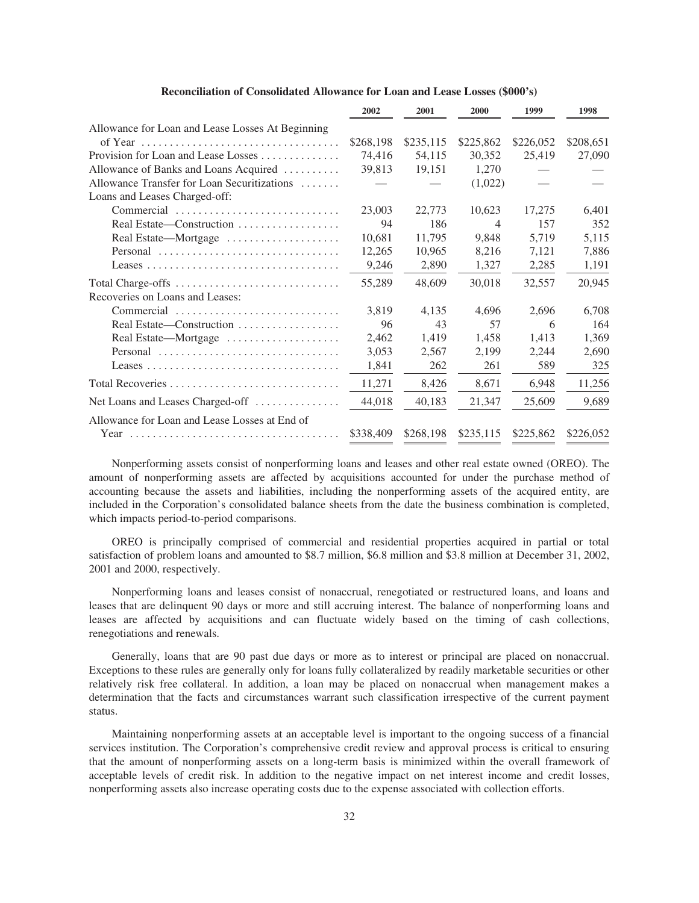**Reconciliation of Consolidated Allowance for Loan and Lease Losses ($000's)**

| | 2002 | 2001 | 2000 | 1999 | 1998 |
|---|---|---|---|---|---|
| Allowance for Loan and Lease Losses At Beginning of Year | $268,198 | $235,115 | $225,862 | $226,052 | $208,651 |
| Provision for Loan and Lease Losses | 74,416 | 54,115 | 30,352 | 25,419 | 27,090 |
| Allowance of Banks and Loans Acquired | 39,813 | 19,151 | 1,270 | — | — |
| Allowance Transfer for Loan Securitizations | — | — | (1,022) | — | — |
| Loans and Leases Charged-off: | | | | | |
| Commercial | 23,003 | 22,773 | 10,623 | 17,275 | 6,401 |
| Real Estate—Construction | 94 | 186 | 4 | 157 | 352 |
| Real Estate—Mortgage | 10,681 | 11,795 | 9,848 | 5,719 | 5,115 |
| Personal | 12,265 | 10,965 | 8,216 | 7,121 | 7,886 |
| Leases | 9,246 | 2,890 | 1,327 | 2,285 | 1,191 |
| Total Charge-offs | 55,289 | 48,609 | 30,018 | 32,557 | 20,945 |
| Recoveries on Loans and Leases: | | | | | |
| Commercial | 3,819 | 4,135 | 4,696 | 2,696 | 6,708 |
| Real Estate—Construction | 96 | 43 | 57 | 6 | 164 |
| Real Estate—Mortgage | 2,462 | 1,419 | 1,458 | 1,413 | 1,369 |
| Personal | 3,053 | 2,567 | 2,199 | 2,244 | 2,690 |
| Leases | 1,841 | 262 | 261 | 589 | 325 |
| Total Recoveries | 11,271 | 8,426 | 8,671 | 6,948 | 11,256 |
| Net Loans and Leases Charged-off | 44,018 | 40,183 | 21,347 | 25,609 | 9,689 |
| Allowance for Loan and Lease Losses at End of Year | $338,409 | $268,198 | $235,115 | $225,862 | $226,052 |

Nonperforming assets consist of nonperforming loans and leases and other real estate owned (OREO). The amount of nonperforming assets are affected by acquisitions accounted for under the purchase method of accounting because the assets and liabilities, including the nonperforming assets of the acquired entity, are included in the Corporation's consolidated balance sheets from the date the business combination is completed, which impacts period-to-period comparisons.

OREO is principally comprised of commercial and residential properties acquired in partial or total satisfaction of problem loans and amounted to $8.7 million, $6.8 million and $3.8 million at December 31, 2002, 2001 and 2000, respectively.

Nonperforming loans and leases consist of nonaccrual, renegotiated or restructured loans, and loans and leases that are delinquent 90 days or more and still accruing interest. The balance of nonperforming loans and leases are affected by acquisitions and can fluctuate widely based on the timing of cash collections, renegotiations and renewals.

Generally, loans that are 90 past due days or more as to interest or principal are placed on nonaccrual. Exceptions to these rules are generally only for loans fully collateralized by readily marketable securities or other relatively risk free collateral. In addition, a loan may be placed on nonaccrual when management makes a determination that the facts and circumstances warrant such classification irrespective of the current payment status.

Maintaining nonperforming assets at an acceptable level is important to the ongoing success of a financial services institution. The Corporation's comprehensive credit review and approval process is critical to ensuring that the amount of nonperforming assets on a long-term basis is minimized within the overall framework of acceptable levels of credit risk. In addition to the negative impact on net interest income and credit losses, nonperforming assets also increase operating costs due to the expense associated with collection efforts.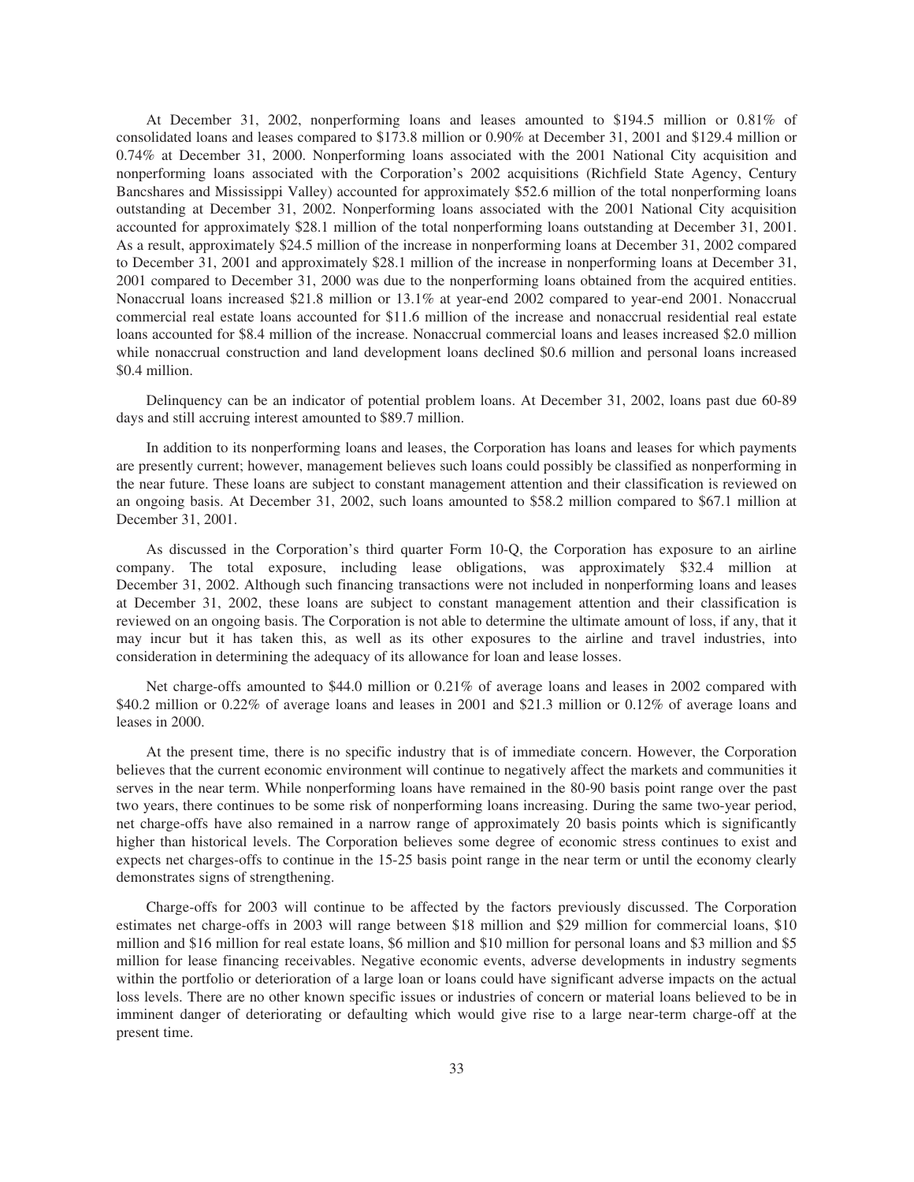At December 31, 2002, nonperforming loans and leases amounted to $194.5 million or 0.81% of consolidated loans and leases compared to $173.8 million or 0.90% at December 31, 2001 and $129.4 million or 0.74% at December 31, 2000. Nonperforming loans associated with the 2001 National City acquisition and nonperforming loans associated with the Corporation's 2002 acquisitions (Richfield State Agency, Century Bancshares and Mississippi Valley) accounted for approximately $52.6 million of the total nonperforming loans outstanding at December 31, 2002. Nonperforming loans associated with the 2001 National City acquisition accounted for approximately $28.1 million of the total nonperforming loans outstanding at December 31, 2001. As a result, approximately $24.5 million of the increase in nonperforming loans at December 31, 2002 compared to December 31, 2001 and approximately $28.1 million of the increase in nonperforming loans at December 31, 2001 compared to December 31, 2000 was due to the nonperforming loans obtained from the acquired entities. Nonaccrual loans increased $21.8 million or 13.1% at year-end 2002 compared to year-end 2001. Nonaccrual commercial real estate loans accounted for $11.6 million of the increase and nonaccrual residential real estate loans accounted for $8.4 million of the increase. Nonaccrual commercial loans and leases increased $2.0 million while nonaccrual construction and land development loans declined $0.6 million and personal loans increased $0.4 million.

Delinquency can be an indicator of potential problem loans. At December 31, 2002, loans past due 60-89 days and still accruing interest amounted to $89.7 million.

In addition to its nonperforming loans and leases, the Corporation has loans and leases for which payments are presently current; however, management believes such loans could possibly be classified as nonperforming in the near future. These loans are subject to constant management attention and their classification is reviewed on an ongoing basis. At December 31, 2002, such loans amounted to $58.2 million compared to $67.1 million at December 31, 2001.

As discussed in the Corporation's third quarter Form 10-Q, the Corporation has exposure to an airline company. The total exposure, including lease obligations, was approximately $32.4 million at December 31, 2002. Although such financing transactions were not included in nonperforming loans and leases at December 31, 2002, these loans are subject to constant management attention and their classification is reviewed on an ongoing basis. The Corporation is not able to determine the ultimate amount of loss, if any, that it may incur but it has taken this, as well as its other exposures to the airline and travel industries, into consideration in determining the adequacy of its allowance for loan and lease losses.

Net charge-offs amounted to $44.0 million or 0.21% of average loans and leases in 2002 compared with $40.2 million or 0.22% of average loans and leases in 2001 and $21.3 million or 0.12% of average loans and leases in 2000.

At the present time, there is no specific industry that is of immediate concern. However, the Corporation believes that the current economic environment will continue to negatively affect the markets and communities it serves in the near term. While nonperforming loans have remained in the 80-90 basis point range over the past two years, there continues to be some risk of nonperforming loans increasing. During the same two-year period, net charge-offs have also remained in a narrow range of approximately 20 basis points which is significantly higher than historical levels. The Corporation believes some degree of economic stress continues to exist and expects net charges-offs to continue in the 15-25 basis point range in the near term or until the economy clearly demonstrates signs of strengthening.

Charge-offs for 2003 will continue to be affected by the factors previously discussed. The Corporation estimates net charge-offs in 2003 will range between $18 million and $29 million for commercial loans, $10 million and $16 million for real estate loans, $6 million and $10 million for personal loans and $3 million and $5 million for lease financing receivables. Negative economic events, adverse developments in industry segments within the portfolio or deterioration of a large loan or loans could have significant adverse impacts on the actual loss levels. There are no other known specific issues or industries of concern or material loans believed to be in imminent danger of deteriorating or defaulting which would give rise to a large near-term charge-off at the present time.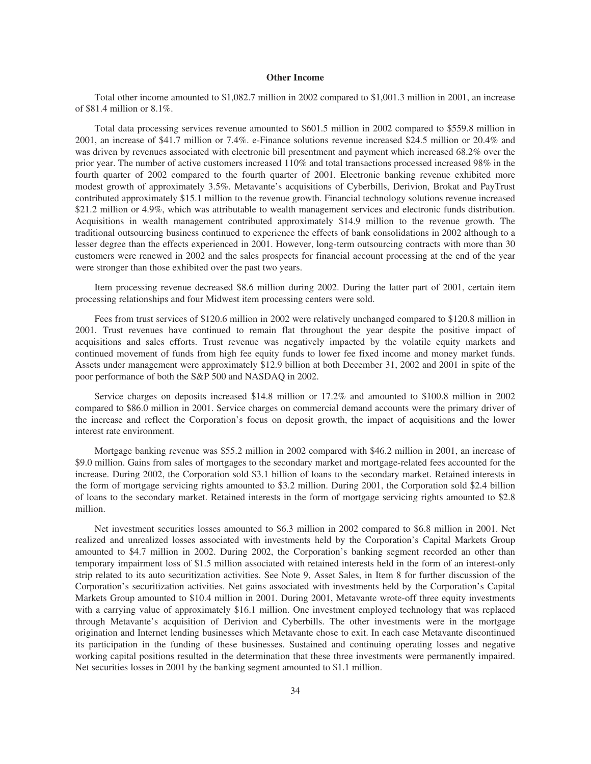### Other Income

Total other income amounted to $1,082.7 million in 2002 compared to $1,001.3 million in 2001, an increase of $81.4 million or 8.1%.

Total data processing services revenue amounted to $601.5 million in 2002 compared to $559.8 million in 2001, an increase of $41.7 million or 7.4%. e-Finance solutions revenue increased $24.5 million or 20.4% and was driven by revenues associated with electronic bill presentment and payment which increased 68.2% over the prior year. The number of active customers increased 110% and total transactions processed increased 98% in the fourth quarter of 2002 compared to the fourth quarter of 2001. Electronic banking revenue exhibited more modest growth of approximately 3.5%. Metavante's acquisitions of Cyberbills, Derivion, Brokat and PayTrust contributed approximately $15.1 million to the revenue growth. Financial technology solutions revenue increased $21.2 million or 4.9%, which was attributable to wealth management services and electronic funds distribution. Acquisitions in wealth management contributed approximately $14.9 million to the revenue growth. The traditional outsourcing business continued to experience the effects of bank consolidations in 2002 although to a lesser degree than the effects experienced in 2001. However, long-term outsourcing contracts with more than 30 customers were renewed in 2002 and the sales prospects for financial account processing at the end of the year were stronger than those exhibited over the past two years.

Item processing revenue decreased $8.6 million during 2002. During the latter part of 2001, certain item processing relationships and four Midwest item processing centers were sold.

Fees from trust services of $120.6 million in 2002 were relatively unchanged compared to $120.8 million in 2001. Trust revenues have continued to remain flat throughout the year despite the positive impact of acquisitions and sales efforts. Trust revenue was negatively impacted by the volatile equity markets and continued movement of funds from high fee equity funds to lower fee fixed income and money market funds. Assets under management were approximately $12.9 billion at both December 31, 2002 and 2001 in spite of the poor performance of both the S&P 500 and NASDAQ in 2002.

Service charges on deposits increased $14.8 million or 17.2% and amounted to $100.8 million in 2002 compared to $86.0 million in 2001. Service charges on commercial demand accounts were the primary driver of the increase and reflect the Corporation's focus on deposit growth, the impact of acquisitions and the lower interest rate environment.

Mortgage banking revenue was $55.2 million in 2002 compared with $46.2 million in 2001, an increase of $9.0 million. Gains from sales of mortgages to the secondary market and mortgage-related fees accounted for the increase. During 2002, the Corporation sold $3.1 billion of loans to the secondary market. Retained interests in the form of mortgage servicing rights amounted to $3.2 million. During 2001, the Corporation sold $2.4 billion of loans to the secondary market. Retained interests in the form of mortgage servicing rights amounted to $2.8 million.

Net investment securities losses amounted to $6.3 million in 2002 compared to $6.8 million in 2001. Net realized and unrealized losses associated with investments held by the Corporation's Capital Markets Group amounted to $4.7 million in 2002. During 2002, the Corporation's banking segment recorded an other than temporary impairment loss of $1.5 million associated with retained interests held in the form of an interest-only strip related to its auto securitization activities. See Note 9, Asset Sales, in Item 8 for further discussion of the Corporation's securitization activities. Net gains associated with investments held by the Corporation's Capital Markets Group amounted to $10.4 million in 2001. During 2001, Metavante wrote-off three equity investments with a carrying value of approximately $16.1 million. One investment employed technology that was replaced through Metavante's acquisition of Derivion and Cyberbills. The other investments were in the mortgage origination and Internet lending businesses which Metavante chose to exit. In each case Metavante discontinued its participation in the funding of these businesses. Sustained and continuing operating losses and negative working capital positions resulted in the determination that these three investments were permanently impaired. Net securities losses in 2001 by the banking segment amounted to $1.1 million.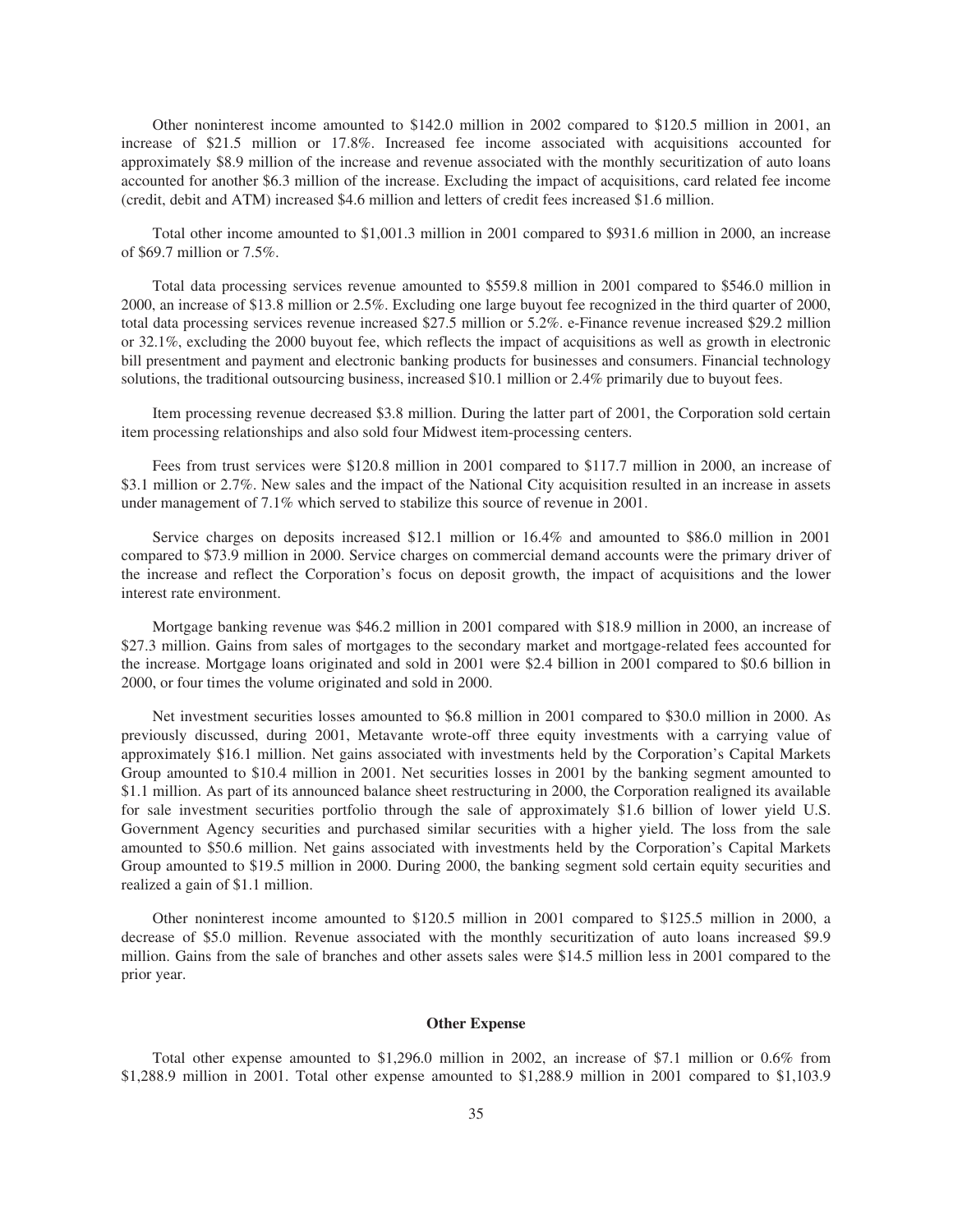Other noninterest income amounted to $142.0 million in 2002 compared to $120.5 million in 2001, an increase of $21.5 million or 17.8%. Increased fee income associated with acquisitions accounted for approximately $8.9 million of the increase and revenue associated with the monthly securitization of auto loans accounted for another $6.3 million of the increase. Excluding the impact of acquisitions, card related fee income (credit, debit and ATM) increased $4.6 million and letters of credit fees increased $1.6 million.

Total other income amounted to $1,001.3 million in 2001 compared to $931.6 million in 2000, an increase of $69.7 million or 7.5%.

Total data processing services revenue amounted to $559.8 million in 2001 compared to $546.0 million in 2000, an increase of $13.8 million or 2.5%. Excluding one large buyout fee recognized in the third quarter of 2000, total data processing services revenue increased $27.5 million or 5.2%. e-Finance revenue increased $29.2 million or 32.1%, excluding the 2000 buyout fee, which reflects the impact of acquisitions as well as growth in electronic bill presentment and payment and electronic banking products for businesses and consumers. Financial technology solutions, the traditional outsourcing business, increased $10.1 million or 2.4% primarily due to buyout fees.

Item processing revenue decreased $3.8 million. During the latter part of 2001, the Corporation sold certain item processing relationships and also sold four Midwest item-processing centers.

Fees from trust services were $120.8 million in 2001 compared to $117.7 million in 2000, an increase of $3.1 million or 2.7%. New sales and the impact of the National City acquisition resulted in an increase in assets under management of 7.1% which served to stabilize this source of revenue in 2001.

Service charges on deposits increased $12.1 million or 16.4% and amounted to $86.0 million in 2001 compared to $73.9 million in 2000. Service charges on commercial demand accounts were the primary driver of the increase and reflect the Corporation's focus on deposit growth, the impact of acquisitions and the lower interest rate environment.

Mortgage banking revenue was $46.2 million in 2001 compared with $18.9 million in 2000, an increase of $27.3 million. Gains from sales of mortgages to the secondary market and mortgage-related fees accounted for the increase. Mortgage loans originated and sold in 2001 were $2.4 billion in 2001 compared to $0.6 billion in 2000, or four times the volume originated and sold in 2000.

Net investment securities losses amounted to $6.8 million in 2001 compared to $30.0 million in 2000. As previously discussed, during 2001, Metavante wrote-off three equity investments with a carrying value of approximately $16.1 million. Net gains associated with investments held by the Corporation's Capital Markets Group amounted to $10.4 million in 2001. Net securities losses in 2001 by the banking segment amounted to $1.1 million. As part of its announced balance sheet restructuring in 2000, the Corporation realigned its available for sale investment securities portfolio through the sale of approximately $1.6 billion of lower yield U.S. Government Agency securities and purchased similar securities with a higher yield. The loss from the sale amounted to $50.6 million. Net gains associated with investments held by the Corporation's Capital Markets Group amounted to $19.5 million in 2000. During 2000, the banking segment sold certain equity securities and realized a gain of $1.1 million.

Other noninterest income amounted to $120.5 million in 2001 compared to $125.5 million in 2000, a decrease of $5.0 million. Revenue associated with the monthly securitization of auto loans increased $9.9 million. Gains from the sale of branches and other assets sales were $14.5 million less in 2001 compared to the prior year.

### Other Expense

Total other expense amounted to $1,296.0 million in 2002, an increase of $7.1 million or 0.6% from $1,288.9 million in 2001. Total other expense amounted to $1,288.9 million in 2001 compared to $1,103.9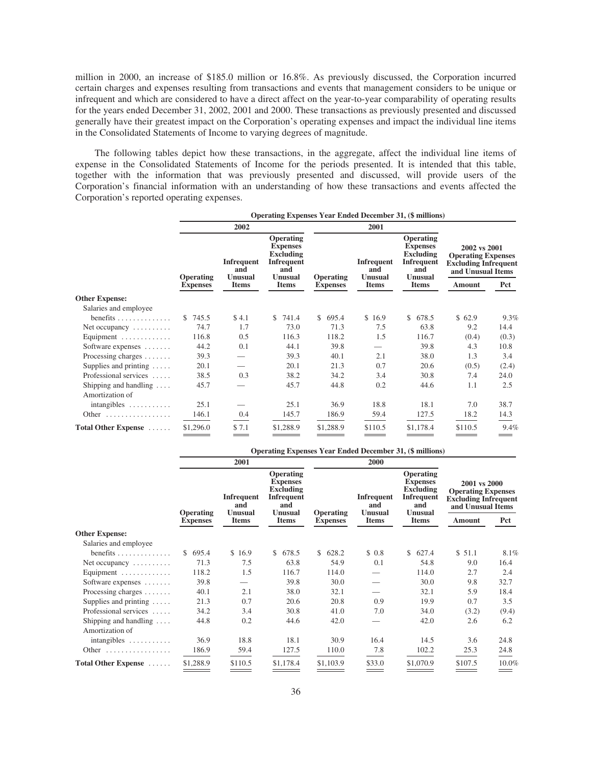million in 2000, an increase of $185.0 million or 16.8%. As previously discussed, the Corporation incurred certain charges and expenses resulting from transactions and events that management considers to be unique or infrequent and which are considered to have a direct affect on the year-to-year comparability of operating results for the years ended December 31, 2002, 2001 and 2000. These transactions as previously presented and discussed generally have their greatest impact on the Corporation's operating expenses and impact the individual line items in the Consolidated Statements of Income to varying degrees of magnitude.

The following tables depict how these transactions, in the aggregate, affect the individual line items of expense in the Consolidated Statements of Income for the periods presented. It is intended that this table, together with the information that was previously presented and discussed, will provide users of the Corporation's financial information with an understanding of how these transactions and events affected the Corporation's reported operating expenses.

| | Operating Expenses Year Ended December 31, ($ millions) | | | | | | | |
|---|---|---|---|---|---|---|---|---|
| | 2002 | | | 2001 | | | 2002 vs 2001 Operating Expenses Excluding Infrequent and Unusual Items | |
| | Operating Expenses | Infrequent and Unusual Items | Operating Expenses Excluding Infrequent and Unusual Items | Operating Expenses | Infrequent and Unusual Items | Operating Expenses Excluding Infrequent and Unusual Items | Amount | Pct |
| **Other Expense:** | | | | | | | | |
| Salaries and employee benefits | $ 745.5 | $ 4.1 | $ 741.4 | $ 695.4 | $ 16.9 | $ 678.5 | $ 62.9 | 9.3% |
| Net occupancy | 74.7 | 1.7 | 73.0 | 71.3 | 7.5 | 63.8 | 9.2 | 14.4 |
| Equipment | 116.8 | 0.5 | 116.3 | 118.2 | 1.5 | 116.7 | (0.4) | (0.3) |
| Software expenses | 44.2 | 0.1 | 44.1 | 39.8 | — | 39.8 | 4.3 | 10.8 |
| Processing charges | 39.3 | — | 39.3 | 40.1 | 2.1 | 38.0 | 1.3 | 3.4 |
| Supplies and printing | 20.1 | — | 20.1 | 21.3 | 0.7 | 20.6 | (0.5) | (2.4) |
| Professional services | 38.5 | 0.3 | 38.2 | 34.2 | 3.4 | 30.8 | 7.4 | 24.0 |
| Shipping and handling | 45.7 | — | 45.7 | 44.8 | 0.2 | 44.6 | 1.1 | 2.5 |
| Amortization of intangibles | 25.1 | — | 25.1 | 36.9 | 18.8 | 18.1 | 7.0 | 38.7 |
| Other | 146.1 | 0.4 | 145.7 | 186.9 | 59.4 | 127.5 | 18.2 | 14.3 |
| **Total Other Expense** | $1,296.0 | $ 7.1 | $1,288.9 | $1,288.9 | $110.5 | $1,178.4 | $110.5 | 9.4% |

| | Operating Expenses Year Ended December 31, ($ millions) | | | | | | | |
|---|---|---|---|---|---|---|---|---|
| | 2001 | | | 2000 | | | 2001 vs 2000 Operating Expenses Excluding Infrequent and Unusual Items | |
| | Operating Expenses | Infrequent and Unusual Items | Operating Expenses Excluding Infrequent and Unusual Items | Operating Expenses | Infrequent and Unusual Items | Operating Expenses Excluding Infrequent and Unusual Items | Amount | Pct |
| **Other Expense:** | | | | | | | | |
| Salaries and employee benefits | $ 695.4 | $ 16.9 | $ 678.5 | $ 628.2 | $ 0.8 | $ 627.4 | $ 51.1 | 8.1% |
| Net occupancy | 71.3 | 7.5 | 63.8 | 54.9 | 0.1 | 54.8 | 9.0 | 16.4 |
| Equipment | 118.2 | 1.5 | 116.7 | 114.0 | — | 114.0 | 2.7 | 2.4 |
| Software expenses | 39.8 | — | 39.8 | 30.0 | — | 30.0 | 9.8 | 32.7 |
| Processing charges | 40.1 | 2.1 | 38.0 | 32.1 | — | 32.1 | 5.9 | 18.4 |
| Supplies and printing | 21.3 | 0.7 | 20.6 | 20.8 | 0.9 | 19.9 | 0.7 | 3.5 |
| Professional services | 34.2 | 3.4 | 30.8 | 41.0 | 7.0 | 34.0 | (3.2) | (9.4) |
| Shipping and handling | 44.8 | 0.2 | 44.6 | 42.0 | — | 42.0 | 2.6 | 6.2 |
| Amortization of intangibles | 36.9 | 18.8 | 18.1 | 30.9 | 16.4 | 14.5 | 3.6 | 24.8 |
| Other | 186.9 | 59.4 | 127.5 | 110.0 | 7.8 | 102.2 | 25.3 | 24.8 |
| **Total Other Expense** | $1,288.9 | $110.5 | $1,178.4 | $1,103.9 | $33.0 | $1,070.9 | $107.5 | 10.0% |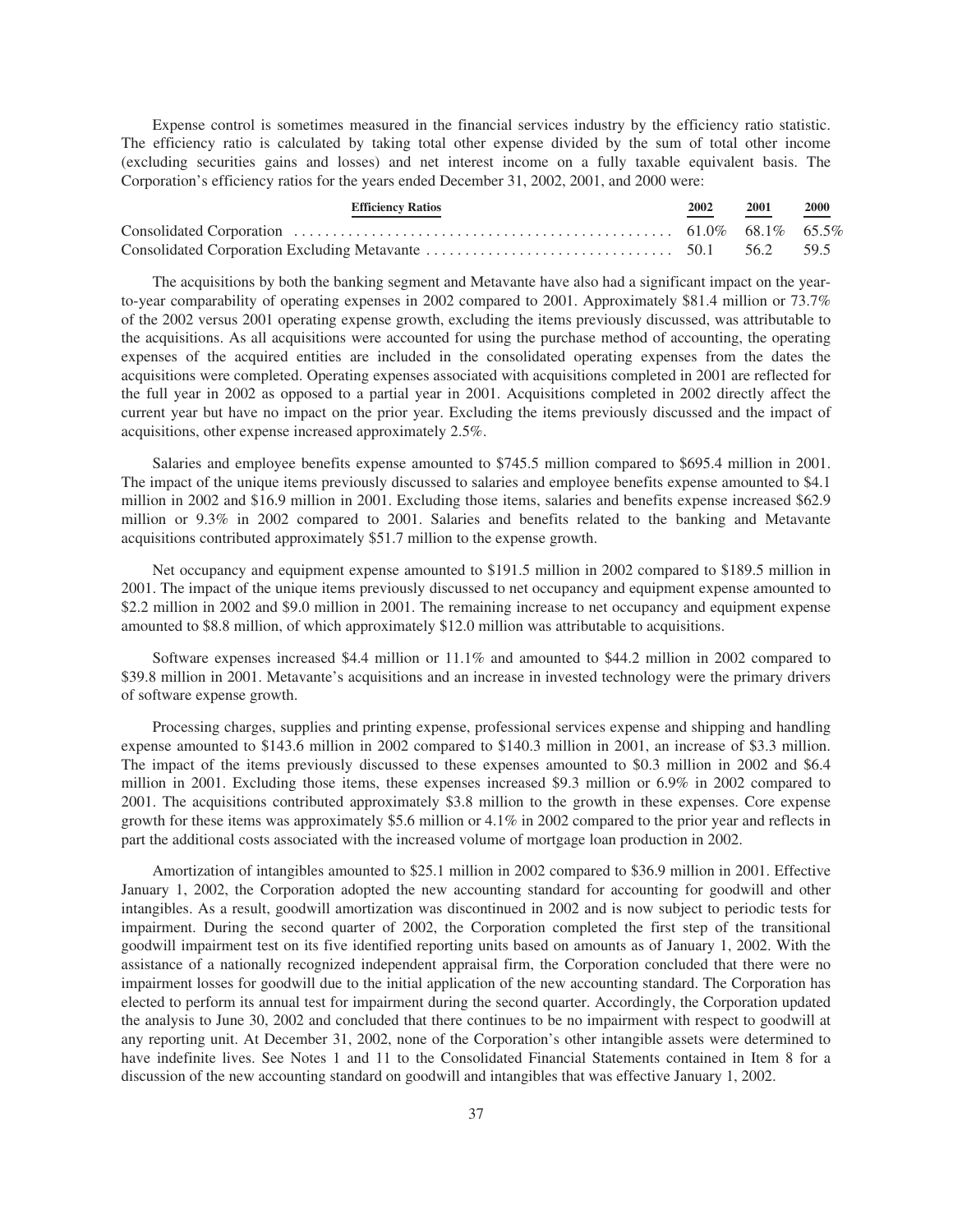Expense control is sometimes measured in the financial services industry by the efficiency ratio statistic. The efficiency ratio is calculated by taking total other expense divided by the sum of total other income (excluding securities gains and losses) and net interest income on a fully taxable equivalent basis. The Corporation's efficiency ratios for the years ended December 31, 2002, 2001, and 2000 were:

| Efficiency Ratios | 2002 | 2001 | 2000 |
|---|---|---|---|
| Consolidated Corporation | 61.0% | 68.1% | 65.5% |
| Consolidated Corporation Excluding Metavante | 50.1 | 56.2 | 59.5 |

The acquisitions by both the banking segment and Metavante have also had a significant impact on the year-to-year comparability of operating expenses in 2002 compared to 2001. Approximately $81.4 million or 73.7% of the 2002 versus 2001 operating expense growth, excluding the items previously discussed, was attributable to the acquisitions. As all acquisitions were accounted for using the purchase method of accounting, the operating expenses of the acquired entities are included in the consolidated operating expenses from the dates the acquisitions were completed. Operating expenses associated with acquisitions completed in 2001 are reflected for the full year in 2002 as opposed to a partial year in 2001. Acquisitions completed in 2002 directly affect the current year but have no impact on the prior year. Excluding the items previously discussed and the impact of acquisitions, other expense increased approximately 2.5%.

Salaries and employee benefits expense amounted to $745.5 million compared to $695.4 million in 2001. The impact of the unique items previously discussed to salaries and employee benefits expense amounted to $4.1 million in 2002 and $16.9 million in 2001. Excluding those items, salaries and benefits expense increased $62.9 million or 9.3% in 2002 compared to 2001. Salaries and benefits related to the banking and Metavante acquisitions contributed approximately $51.7 million to the expense growth.

Net occupancy and equipment expense amounted to $191.5 million in 2002 compared to $189.5 million in 2001. The impact of the unique items previously discussed to net occupancy and equipment expense amounted to $2.2 million in 2002 and $9.0 million in 2001. The remaining increase to net occupancy and equipment expense amounted to $8.8 million, of which approximately $12.0 million was attributable to acquisitions.

Software expenses increased $4.4 million or 11.1% and amounted to $44.2 million in 2002 compared to $39.8 million in 2001. Metavante's acquisitions and an increase in invested technology were the primary drivers of software expense growth.

Processing charges, supplies and printing expense, professional services expense and shipping and handling expense amounted to $143.6 million in 2002 compared to $140.3 million in 2001, an increase of $3.3 million. The impact of the items previously discussed to these expenses amounted to $0.3 million in 2002 and $6.4 million in 2001. Excluding those items, these expenses increased $9.3 million or 6.9% in 2002 compared to 2001. The acquisitions contributed approximately $3.8 million to the growth in these expenses. Core expense growth for these items was approximately $5.6 million or 4.1% in 2002 compared to the prior year and reflects in part the additional costs associated with the increased volume of mortgage loan production in 2002.

Amortization of intangibles amounted to $25.1 million in 2002 compared to $36.9 million in 2001. Effective January 1, 2002, the Corporation adopted the new accounting standard for accounting for goodwill and other intangibles. As a result, goodwill amortization was discontinued in 2002 and is now subject to periodic tests for impairment. During the second quarter of 2002, the Corporation completed the first step of the transitional goodwill impairment test on its five identified reporting units based on amounts as of January 1, 2002. With the assistance of a nationally recognized independent appraisal firm, the Corporation concluded that there were no impairment losses for goodwill due to the initial application of the new accounting standard. The Corporation has elected to perform its annual test for impairment during the second quarter. Accordingly, the Corporation updated the analysis to June 30, 2002 and concluded that there continues to be no impairment with respect to goodwill at any reporting unit. At December 31, 2002, none of the Corporation's other intangible assets were determined to have indefinite lives. See Notes 1 and 11 to the Consolidated Financial Statements contained in Item 8 for a discussion of the new accounting standard on goodwill and intangibles that was effective January 1, 2002.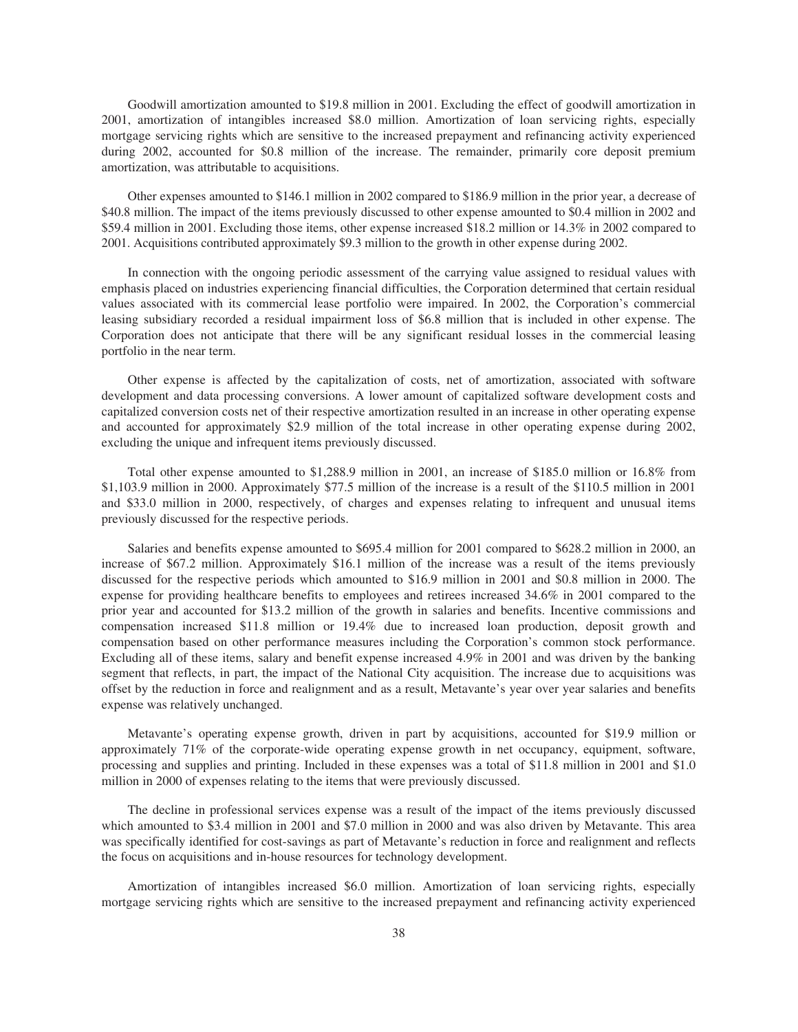Goodwill amortization amounted to $19.8 million in 2001. Excluding the effect of goodwill amortization in 2001, amortization of intangibles increased $8.0 million. Amortization of loan servicing rights, especially mortgage servicing rights which are sensitive to the increased prepayment and refinancing activity experienced during 2002, accounted for $0.8 million of the increase. The remainder, primarily core deposit premium amortization, was attributable to acquisitions.

Other expenses amounted to $146.1 million in 2002 compared to $186.9 million in the prior year, a decrease of $40.8 million. The impact of the items previously discussed to other expense amounted to $0.4 million in 2002 and $59.4 million in 2001. Excluding those items, other expense increased $18.2 million or 14.3% in 2002 compared to 2001. Acquisitions contributed approximately $9.3 million to the growth in other expense during 2002.

In connection with the ongoing periodic assessment of the carrying value assigned to residual values with emphasis placed on industries experiencing financial difficulties, the Corporation determined that certain residual values associated with its commercial lease portfolio were impaired. In 2002, the Corporation's commercial leasing subsidiary recorded a residual impairment loss of $6.8 million that is included in other expense. The Corporation does not anticipate that there will be any significant residual losses in the commercial leasing portfolio in the near term.

Other expense is affected by the capitalization of costs, net of amortization, associated with software development and data processing conversions. A lower amount of capitalized software development costs and capitalized conversion costs net of their respective amortization resulted in an increase in other operating expense and accounted for approximately $2.9 million of the total increase in other operating expense during 2002, excluding the unique and infrequent items previously discussed.

Total other expense amounted to $1,288.9 million in 2001, an increase of $185.0 million or 16.8% from $1,103.9 million in 2000. Approximately $77.5 million of the increase is a result of the $110.5 million in 2001 and $33.0 million in 2000, respectively, of charges and expenses relating to infrequent and unusual items previously discussed for the respective periods.

Salaries and benefits expense amounted to $695.4 million for 2001 compared to $628.2 million in 2000, an increase of $67.2 million. Approximately $16.1 million of the increase was a result of the items previously discussed for the respective periods which amounted to $16.9 million in 2001 and $0.8 million in 2000. The expense for providing healthcare benefits to employees and retirees increased 34.6% in 2001 compared to the prior year and accounted for $13.2 million of the growth in salaries and benefits. Incentive commissions and compensation increased $11.8 million or 19.4% due to increased loan production, deposit growth and compensation based on other performance measures including the Corporation's common stock performance. Excluding all of these items, salary and benefit expense increased 4.9% in 2001 and was driven by the banking segment that reflects, in part, the impact of the National City acquisition. The increase due to acquisitions was offset by the reduction in force and realignment and as a result, Metavante's year over year salaries and benefits expense was relatively unchanged.

Metavante's operating expense growth, driven in part by acquisitions, accounted for $19.9 million or approximately 71% of the corporate-wide operating expense growth in net occupancy, equipment, software, processing and supplies and printing. Included in these expenses was a total of $11.8 million in 2001 and $1.0 million in 2000 of expenses relating to the items that were previously discussed.

The decline in professional services expense was a result of the impact of the items previously discussed which amounted to $3.4 million in 2001 and $7.0 million in 2000 and was also driven by Metavante. This area was specifically identified for cost-savings as part of Metavante's reduction in force and realignment and reflects the focus on acquisitions and in-house resources for technology development.

Amortization of intangibles increased $6.0 million. Amortization of loan servicing rights, especially mortgage servicing rights which are sensitive to the increased prepayment and refinancing activity experienced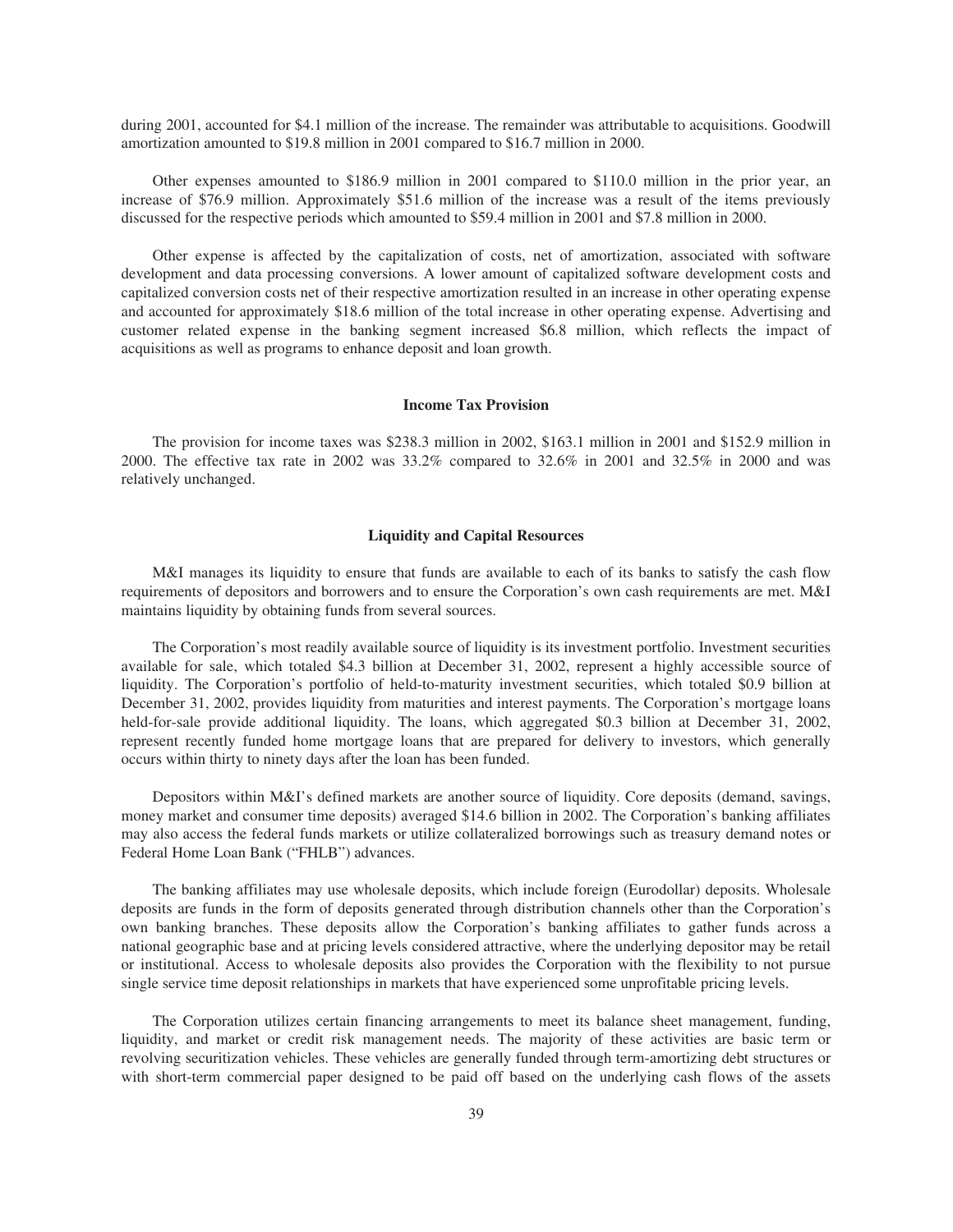during 2001, accounted for $4.1 million of the increase. The remainder was attributable to acquisitions. Goodwill amortization amounted to $19.8 million in 2001 compared to $16.7 million in 2000.

Other expenses amounted to $186.9 million in 2001 compared to $110.0 million in the prior year, an increase of $76.9 million. Approximately $51.6 million of the increase was a result of the items previously discussed for the respective periods which amounted to $59.4 million in 2001 and $7.8 million in 2000.

Other expense is affected by the capitalization of costs, net of amortization, associated with software development and data processing conversions. A lower amount of capitalized software development costs and capitalized conversion costs net of their respective amortization resulted in an increase in other operating expense and accounted for approximately $18.6 million of the total increase in other operating expense. Advertising and customer related expense in the banking segment increased $6.8 million, which reflects the impact of acquisitions as well as programs to enhance deposit and loan growth.

### Income Tax Provision

The provision for income taxes was $238.3 million in 2002, $163.1 million in 2001 and $152.9 million in 2000. The effective tax rate in 2002 was 33.2% compared to 32.6% in 2001 and 32.5% in 2000 and was relatively unchanged.

### Liquidity and Capital Resources

M&I manages its liquidity to ensure that funds are available to each of its banks to satisfy the cash flow requirements of depositors and borrowers and to ensure the Corporation's own cash requirements are met. M&I maintains liquidity by obtaining funds from several sources.

The Corporation's most readily available source of liquidity is its investment portfolio. Investment securities available for sale, which totaled $4.3 billion at December 31, 2002, represent a highly accessible source of liquidity. The Corporation's portfolio of held-to-maturity investment securities, which totaled $0.9 billion at December 31, 2002, provides liquidity from maturities and interest payments. The Corporation's mortgage loans held-for-sale provide additional liquidity. The loans, which aggregated $0.3 billion at December 31, 2002, represent recently funded home mortgage loans that are prepared for delivery to investors, which generally occurs within thirty to ninety days after the loan has been funded.

Depositors within M&I's defined markets are another source of liquidity. Core deposits (demand, savings, money market and consumer time deposits) averaged $14.6 billion in 2002. The Corporation's banking affiliates may also access the federal funds markets or utilize collateralized borrowings such as treasury demand notes or Federal Home Loan Bank ("FHLB") advances.

The banking affiliates may use wholesale deposits, which include foreign (Eurodollar) deposits. Wholesale deposits are funds in the form of deposits generated through distribution channels other than the Corporation's own banking branches. These deposits allow the Corporation's banking affiliates to gather funds across a national geographic base and at pricing levels considered attractive, where the underlying depositor may be retail or institutional. Access to wholesale deposits also provides the Corporation with the flexibility to not pursue single service time deposit relationships in markets that have experienced some unprofitable pricing levels.

The Corporation utilizes certain financing arrangements to meet its balance sheet management, funding, liquidity, and market or credit risk management needs. The majority of these activities are basic term or revolving securitization vehicles. These vehicles are generally funded through term-amortizing debt structures or with short-term commercial paper designed to be paid off based on the underlying cash flows of the assets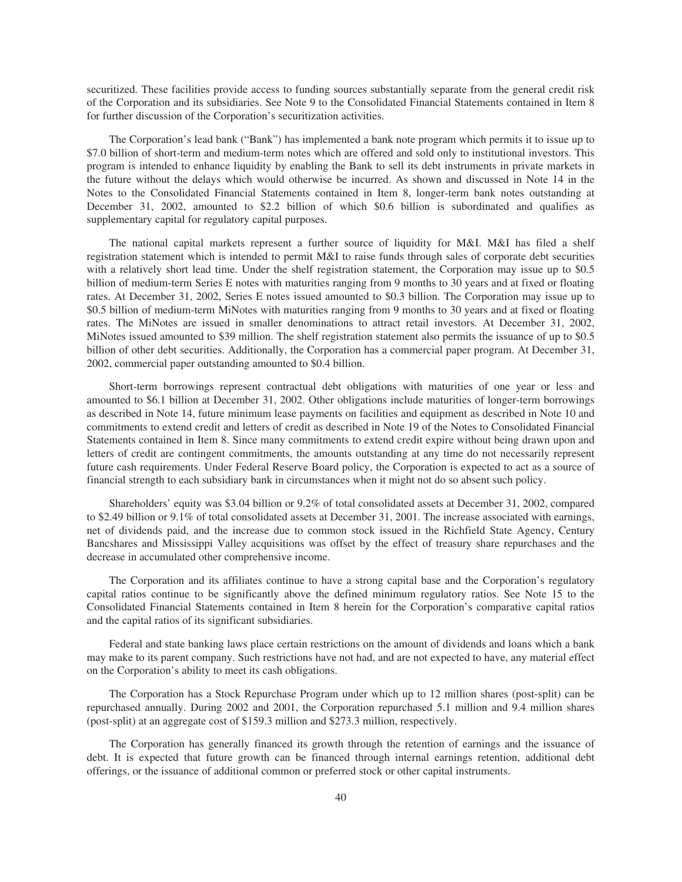securitized. These facilities provide access to funding sources substantially separate from the general credit risk of the Corporation and its subsidiaries. See Note 9 to the Consolidated Financial Statements contained in Item 8 for further discussion of the Corporation's securitization activities.

The Corporation's lead bank ("Bank") has implemented a bank note program which permits it to issue up to $7.0 billion of short-term and medium-term notes which are offered and sold only to institutional investors. This program is intended to enhance liquidity by enabling the Bank to sell its debt instruments in private markets in the future without the delays which would otherwise be incurred. As shown and discussed in Note 14 in the Notes to the Consolidated Financial Statements contained in Item 8, longer-term bank notes outstanding at December 31, 2002, amounted to $2.2 billion of which $0.6 billion is subordinated and qualifies as supplementary capital for regulatory capital purposes.

The national capital markets represent a further source of liquidity for M&I. M&I has filed a shelf registration statement which is intended to permit M&I to raise funds through sales of corporate debt securities with a relatively short lead time. Under the shelf registration statement, the Corporation may issue up to $0.5 billion of medium-term Series E notes with maturities ranging from 9 months to 30 years and at fixed or floating rates. At December 31, 2002, Series E notes issued amounted to $0.3 billion. The Corporation may issue up to $0.5 billion of medium-term MiNotes with maturities ranging from 9 months to 30 years and at fixed or floating rates. The MiNotes are issued in smaller denominations to attract retail investors. At December 31, 2002, MiNotes issued amounted to $39 million. The shelf registration statement also permits the issuance of up to $0.5 billion of other debt securities. Additionally, the Corporation has a commercial paper program. At December 31, 2002, commercial paper outstanding amounted to $0.4 billion.

Short-term borrowings represent contractual debt obligations with maturities of one year or less and amounted to $6.1 billion at December 31, 2002. Other obligations include maturities of longer-term borrowings as described in Note 14, future minimum lease payments on facilities and equipment as described in Note 10 and commitments to extend credit and letters of credit as described in Note 19 of the Notes to Consolidated Financial Statements contained in Item 8. Since many commitments to extend credit expire without being drawn upon and letters of credit are contingent commitments, the amounts outstanding at any time do not necessarily represent future cash requirements. Under Federal Reserve Board policy, the Corporation is expected to act as a source of financial strength to each subsidiary bank in circumstances when it might not do so absent such policy.

Shareholders' equity was $3.04 billion or 9.2% of total consolidated assets at December 31, 2002, compared to $2.49 billion or 9.1% of total consolidated assets at December 31, 2001. The increase associated with earnings, net of dividends paid, and the increase due to common stock issued in the Richfield State Agency, Century Bancshares and Mississippi Valley acquisitions was offset by the effect of treasury share repurchases and the decrease in accumulated other comprehensive income.

The Corporation and its affiliates continue to have a strong capital base and the Corporation's regulatory capital ratios continue to be significantly above the defined minimum regulatory ratios. See Note 15 to the Consolidated Financial Statements contained in Item 8 herein for the Corporation's comparative capital ratios and the capital ratios of its significant subsidiaries.

Federal and state banking laws place certain restrictions on the amount of dividends and loans which a bank may make to its parent company. Such restrictions have not had, and are not expected to have, any material effect on the Corporation's ability to meet its cash obligations.

The Corporation has a Stock Repurchase Program under which up to 12 million shares (post-split) can be repurchased annually. During 2002 and 2001, the Corporation repurchased 5.1 million and 9.4 million shares (post-split) at an aggregate cost of $159.3 million and $273.3 million, respectively.

The Corporation has generally financed its growth through the retention of earnings and the issuance of debt. It is expected that future growth can be financed through internal earnings retention, additional debt offerings, or the issuance of additional common or preferred stock or other capital instruments.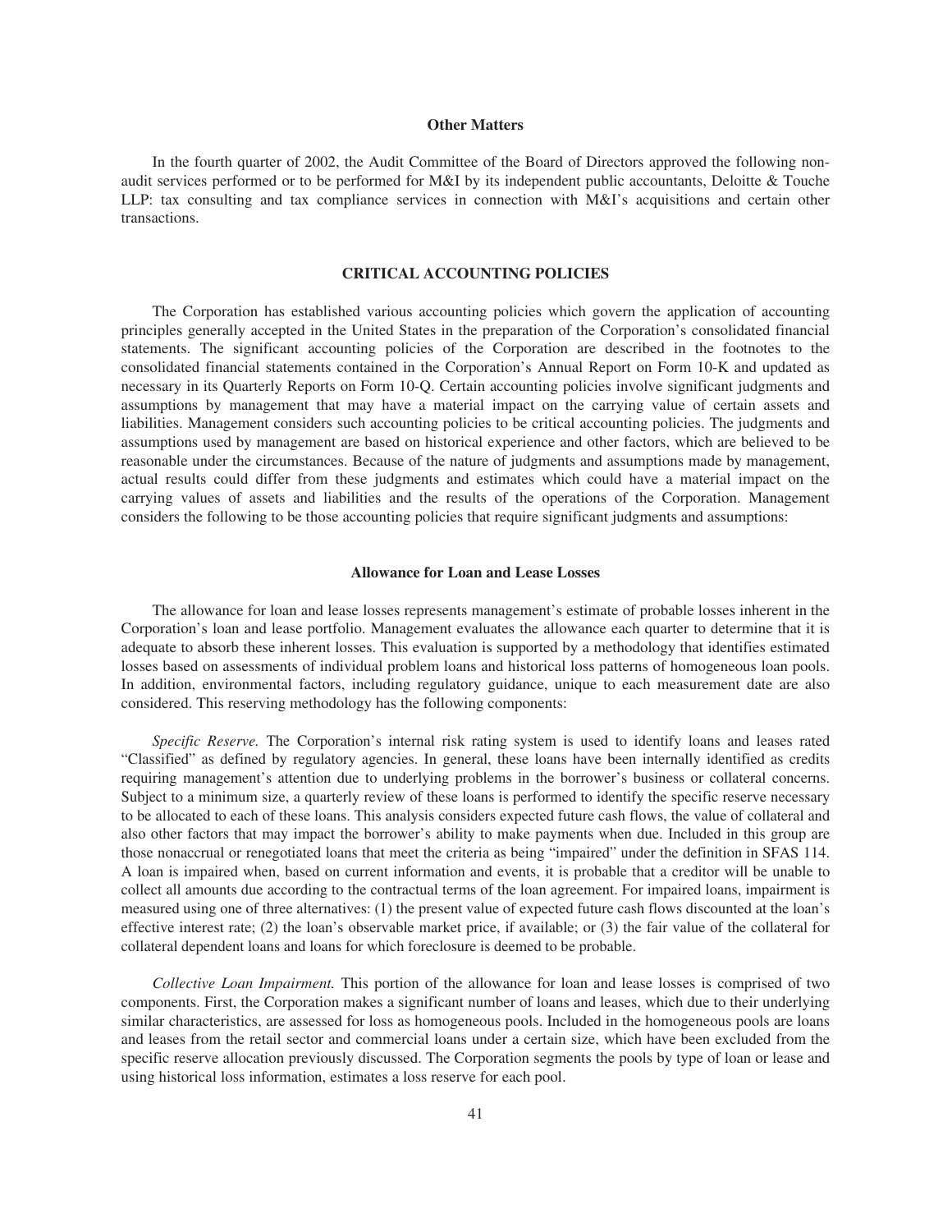### Other Matters

In the fourth quarter of 2002, the Audit Committee of the Board of Directors approved the following non-audit services performed or to be performed for M&I by its independent public accountants, Deloitte & Touche LLP: tax consulting and tax compliance services in connection with M&I's acquisitions and certain other transactions.

## CRITICAL ACCOUNTING POLICIES

The Corporation has established various accounting policies which govern the application of accounting principles generally accepted in the United States in the preparation of the Corporation's consolidated financial statements. The significant accounting policies of the Corporation are described in the footnotes to the consolidated financial statements contained in the Corporation's Annual Report on Form 10-K and updated as necessary in its Quarterly Reports on Form 10-Q. Certain accounting policies involve significant judgments and assumptions by management that may have a material impact on the carrying value of certain assets and liabilities. Management considers such accounting policies to be critical accounting policies. The judgments and assumptions used by management are based on historical experience and other factors, which are believed to be reasonable under the circumstances. Because of the nature of judgments and assumptions made by management, actual results could differ from these judgments and estimates which could have a material impact on the carrying values of assets and liabilities and the results of the operations of the Corporation. Management considers the following to be those accounting policies that require significant judgments and assumptions:

### Allowance for Loan and Lease Losses

The allowance for loan and lease losses represents management's estimate of probable losses inherent in the Corporation's loan and lease portfolio. Management evaluates the allowance each quarter to determine that it is adequate to absorb these inherent losses. This evaluation is supported by a methodology that identifies estimated losses based on assessments of individual problem loans and historical loss patterns of homogeneous loan pools. In addition, environmental factors, including regulatory guidance, unique to each measurement date are also considered. This reserving methodology has the following components:

*Specific Reserve.* The Corporation's internal risk rating system is used to identify loans and leases rated "Classified" as defined by regulatory agencies. In general, these loans have been internally identified as credits requiring management's attention due to underlying problems in the borrower's business or collateral concerns. Subject to a minimum size, a quarterly review of these loans is performed to identify the specific reserve necessary to be allocated to each of these loans. This analysis considers expected future cash flows, the value of collateral and also other factors that may impact the borrower's ability to make payments when due. Included in this group are those nonaccrual or renegotiated loans that meet the criteria as being "impaired" under the definition in SFAS 114. A loan is impaired when, based on current information and events, it is probable that a creditor will be unable to collect all amounts due according to the contractual terms of the loan agreement. For impaired loans, impairment is measured using one of three alternatives: (1) the present value of expected future cash flows discounted at the loan's effective interest rate; (2) the loan's observable market price, if available; or (3) the fair value of the collateral for collateral dependent loans and loans for which foreclosure is deemed to be probable.

*Collective Loan Impairment.* This portion of the allowance for loan and lease losses is comprised of two components. First, the Corporation makes a significant number of loans and leases, which due to their underlying similar characteristics, are assessed for loss as homogeneous pools. Included in the homogeneous pools are loans and leases from the retail sector and commercial loans under a certain size, which have been excluded from the specific reserve allocation previously discussed. The Corporation segments the pools by type of loan or lease and using historical loss information, estimates a loss reserve for each pool.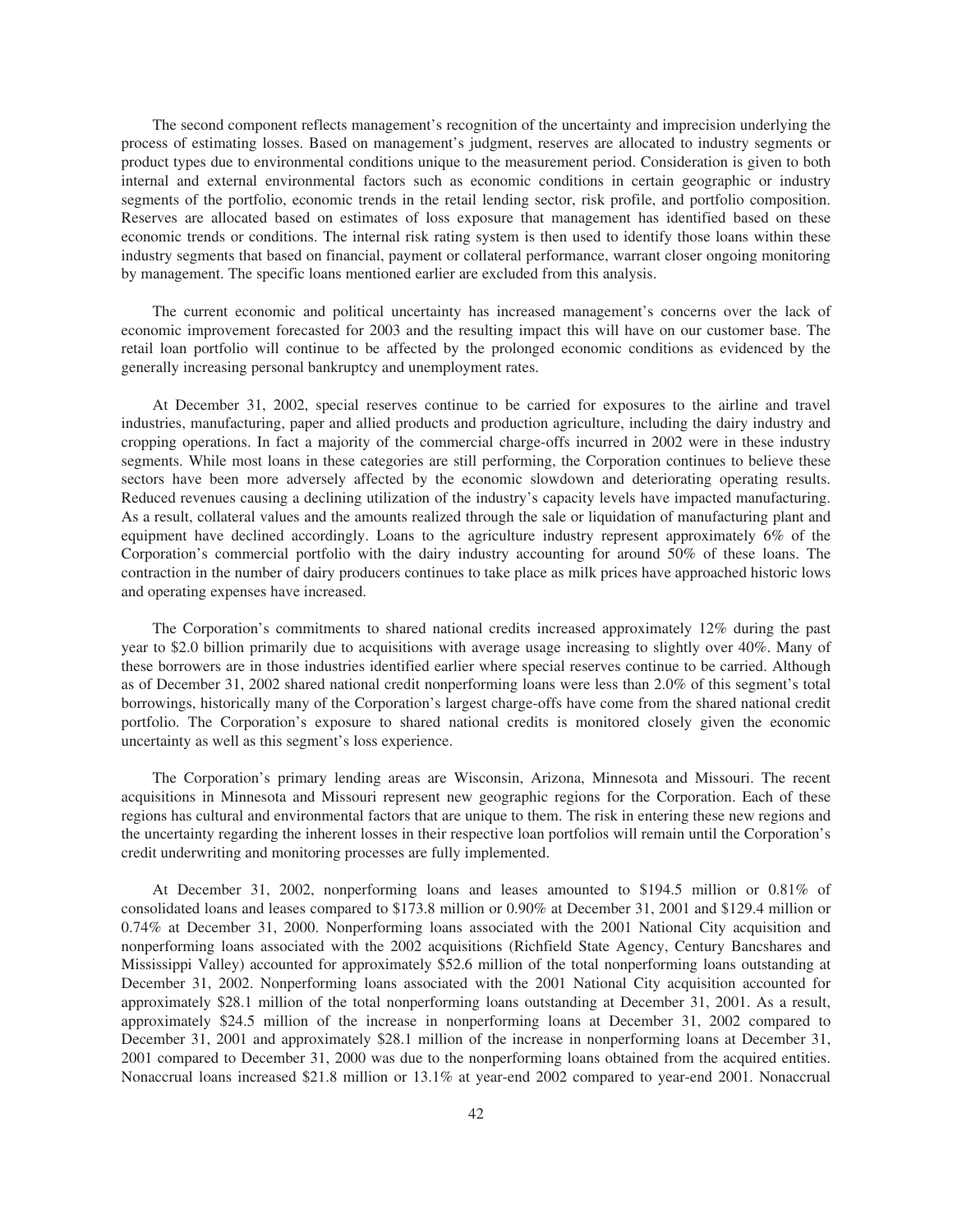The second component reflects management's recognition of the uncertainty and imprecision underlying the process of estimating losses. Based on management's judgment, reserves are allocated to industry segments or product types due to environmental conditions unique to the measurement period. Consideration is given to both internal and external environmental factors such as economic conditions in certain geographic or industry segments of the portfolio, economic trends in the retail lending sector, risk profile, and portfolio composition. Reserves are allocated based on estimates of loss exposure that management has identified based on these economic trends or conditions. The internal risk rating system is then used to identify those loans within these industry segments that based on financial, payment or collateral performance, warrant closer ongoing monitoring by management. The specific loans mentioned earlier are excluded from this analysis.

The current economic and political uncertainty has increased management's concerns over the lack of economic improvement forecasted for 2003 and the resulting impact this will have on our customer base. The retail loan portfolio will continue to be affected by the prolonged economic conditions as evidenced by the generally increasing personal bankruptcy and unemployment rates.

At December 31, 2002, special reserves continue to be carried for exposures to the airline and travel industries, manufacturing, paper and allied products and production agriculture, including the dairy industry and cropping operations. In fact a majority of the commercial charge-offs incurred in 2002 were in these industry segments. While most loans in these categories are still performing, the Corporation continues to believe these sectors have been more adversely affected by the economic slowdown and deteriorating operating results. Reduced revenues causing a declining utilization of the industry's capacity levels have impacted manufacturing. As a result, collateral values and the amounts realized through the sale or liquidation of manufacturing plant and equipment have declined accordingly. Loans to the agriculture industry represent approximately 6% of the Corporation's commercial portfolio with the dairy industry accounting for around 50% of these loans. The contraction in the number of dairy producers continues to take place as milk prices have approached historic lows and operating expenses have increased.

The Corporation's commitments to shared national credits increased approximately 12% during the past year to \$2.0 billion primarily due to acquisitions with average usage increasing to slightly over 40%. Many of these borrowers are in those industries identified earlier where special reserves continue to be carried. Although as of December 31, 2002 shared national credit nonperforming loans were less than 2.0% of this segment's total borrowings, historically many of the Corporation's largest charge-offs have come from the shared national credit portfolio. The Corporation's exposure to shared national credits is monitored closely given the economic uncertainty as well as this segment's loss experience.

The Corporation's primary lending areas are Wisconsin, Arizona, Minnesota and Missouri. The recent acquisitions in Minnesota and Missouri represent new geographic regions for the Corporation. Each of these regions has cultural and environmental factors that are unique to them. The risk in entering these new regions and the uncertainty regarding the inherent losses in their respective loan portfolios will remain until the Corporation's credit underwriting and monitoring processes are fully implemented.

At December 31, 2002, nonperforming loans and leases amounted to \$194.5 million or 0.81% of consolidated loans and leases compared to \$173.8 million or 0.90% at December 31, 2001 and \$129.4 million or 0.74% at December 31, 2000. Nonperforming loans associated with the 2001 National City acquisition and nonperforming loans associated with the 2002 acquisitions (Richfield State Agency, Century Bancshares and Mississippi Valley) accounted for approximately \$52.6 million of the total nonperforming loans outstanding at December 31, 2002. Nonperforming loans associated with the 2001 National City acquisition accounted for approximately \$28.1 million of the total nonperforming loans outstanding at December 31, 2001. As a result, approximately \$24.5 million of the increase in nonperforming loans at December 31, 2002 compared to December 31, 2001 and approximately \$28.1 million of the increase in nonperforming loans at December 31, 2001 compared to December 31, 2000 was due to the nonperforming loans obtained from the acquired entities. Nonaccrual loans increased \$21.8 million or 13.1% at year-end 2002 compared to year-end 2001. Nonaccrual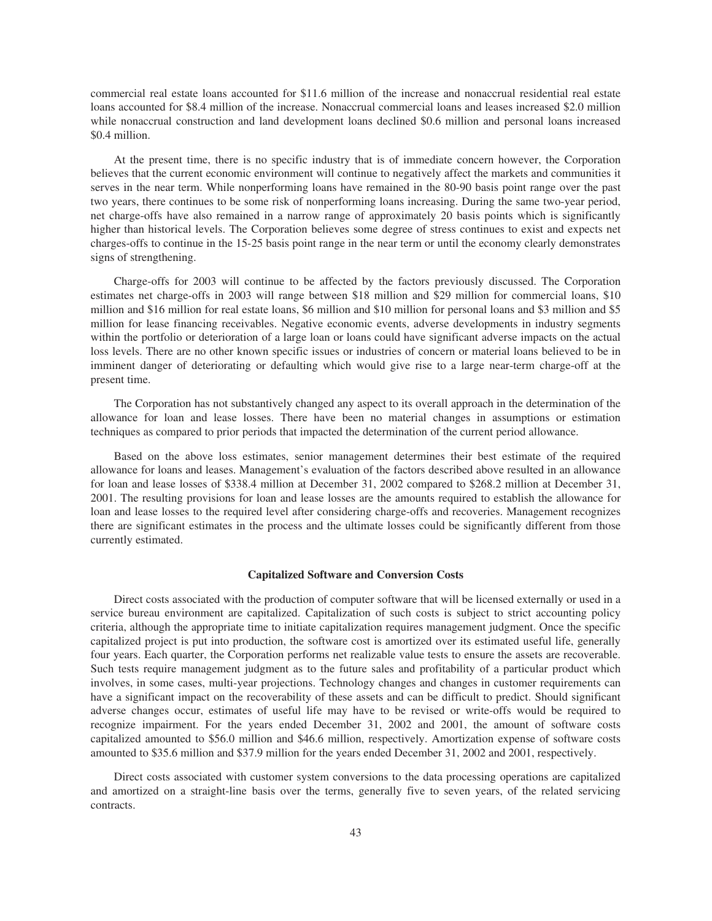commercial real estate loans accounted for $11.6 million of the increase and nonaccrual residential real estate loans accounted for $8.4 million of the increase. Nonaccrual commercial loans and leases increased $2.0 million while nonaccrual construction and land development loans declined $0.6 million and personal loans increased $0.4 million.

At the present time, there is no specific industry that is of immediate concern however, the Corporation believes that the current economic environment will continue to negatively affect the markets and communities it serves in the near term. While nonperforming loans have remained in the 80-90 basis point range over the past two years, there continues to be some risk of nonperforming loans increasing. During the same two-year period, net charge-offs have also remained in a narrow range of approximately 20 basis points which is significantly higher than historical levels. The Corporation believes some degree of stress continues to exist and expects net charges-offs to continue in the 15-25 basis point range in the near term or until the economy clearly demonstrates signs of strengthening.

Charge-offs for 2003 will continue to be affected by the factors previously discussed. The Corporation estimates net charge-offs in 2003 will range between $18 million and $29 million for commercial loans, $10 million and $16 million for real estate loans, $6 million and $10 million for personal loans and $3 million and $5 million for lease financing receivables. Negative economic events, adverse developments in industry segments within the portfolio or deterioration of a large loan or loans could have significant adverse impacts on the actual loss levels. There are no other known specific issues or industries of concern or material loans believed to be in imminent danger of deteriorating or defaulting which would give rise to a large near-term charge-off at the present time.

The Corporation has not substantively changed any aspect to its overall approach in the determination of the allowance for loan and lease losses. There have been no material changes in assumptions or estimation techniques as compared to prior periods that impacted the determination of the current period allowance.

Based on the above loss estimates, senior management determines their best estimate of the required allowance for loans and leases. Management's evaluation of the factors described above resulted in an allowance for loan and lease losses of $338.4 million at December 31, 2002 compared to $268.2 million at December 31, 2001. The resulting provisions for loan and lease losses are the amounts required to establish the allowance for loan and lease losses to the required level after considering charge-offs and recoveries. Management recognizes there are significant estimates in the process and the ultimate losses could be significantly different from those currently estimated.

### Capitalized Software and Conversion Costs

Direct costs associated with the production of computer software that will be licensed externally or used in a service bureau environment are capitalized. Capitalization of such costs is subject to strict accounting policy criteria, although the appropriate time to initiate capitalization requires management judgment. Once the specific capitalized project is put into production, the software cost is amortized over its estimated useful life, generally four years. Each quarter, the Corporation performs net realizable value tests to ensure the assets are recoverable. Such tests require management judgment as to the future sales and profitability of a particular product which involves, in some cases, multi-year projections. Technology changes and changes in customer requirements can have a significant impact on the recoverability of these assets and can be difficult to predict. Should significant adverse changes occur, estimates of useful life may have to be revised or write-offs would be required to recognize impairment. For the years ended December 31, 2002 and 2001, the amount of software costs capitalized amounted to $56.0 million and $46.6 million, respectively. Amortization expense of software costs amounted to $35.6 million and $37.9 million for the years ended December 31, 2002 and 2001, respectively.

Direct costs associated with customer system conversions to the data processing operations are capitalized and amortized on a straight-line basis over the terms, generally five to seven years, of the related servicing contracts.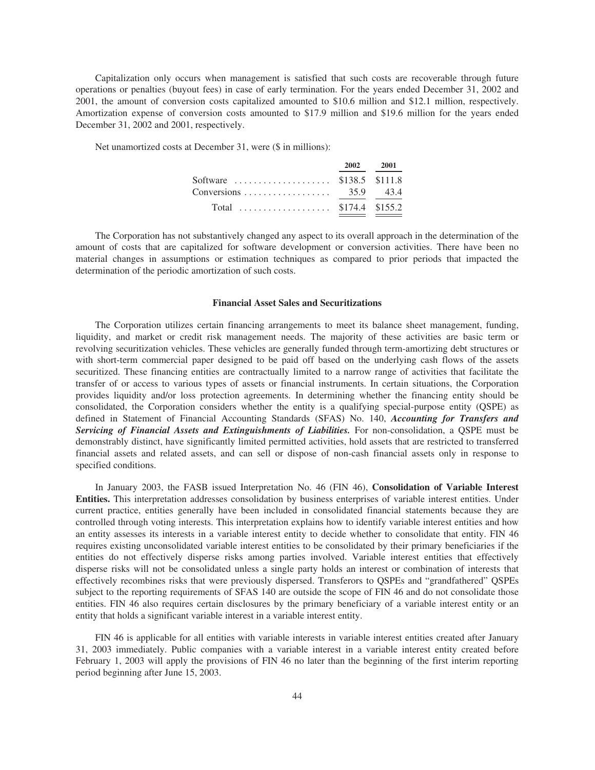Capitalization only occurs when management is satisfied that such costs are recoverable through future operations or penalties (buyout fees) in case of early termination. For the years ended December 31, 2002 and 2001, the amount of conversion costs capitalized amounted to $10.6 million and $12.1 million, respectively. Amortization expense of conversion costs amounted to $17.9 million and $19.6 million for the years ended December 31, 2002 and 2001, respectively.

Net unamortized costs at December 31, were ($ in millions):

| | 2002 | 2001 |
|---|---|---|
| Software | $138.5 | $111.8 |
| Conversions | 35.9 | 43.4 |
| Total | $174.4 | $155.2 |

The Corporation has not substantively changed any aspect to its overall approach in the determination of the amount of costs that are capitalized for software development or conversion activities. There have been no material changes in assumptions or estimation techniques as compared to prior periods that impacted the determination of the periodic amortization of such costs.

### Financial Asset Sales and Securitizations

The Corporation utilizes certain financing arrangements to meet its balance sheet management, funding, liquidity, and market or credit risk management needs. The majority of these activities are basic term or revolving securitization vehicles. These vehicles are generally funded through term-amortizing debt structures or with short-term commercial paper designed to be paid off based on the underlying cash flows of the assets securitized. These financing entities are contractually limited to a narrow range of activities that facilitate the transfer of or access to various types of assets or financial instruments. In certain situations, the Corporation provides liquidity and/or loss protection agreements. In determining whether the financing entity should be consolidated, the Corporation considers whether the entity is a qualifying special-purpose entity (QSPE) as defined in Statement of Financial Accounting Standards (SFAS) No. 140, ***Accounting for Transfers and Servicing of Financial Assets and Extinguishments of Liabilities.*** For non-consolidation, a QSPE must be demonstrably distinct, have significantly limited permitted activities, hold assets that are restricted to transferred financial assets and related assets, and can sell or dispose of non-cash financial assets only in response to specified conditions.

In January 2003, the FASB issued Interpretation No. 46 (FIN 46), **Consolidation of Variable Interest Entities.** This interpretation addresses consolidation by business enterprises of variable interest entities. Under current practice, entities generally have been included in consolidated financial statements because they are controlled through voting interests. This interpretation explains how to identify variable interest entities and how an entity assesses its interests in a variable interest entity to decide whether to consolidate that entity. FIN 46 requires existing unconsolidated variable interest entities to be consolidated by their primary beneficiaries if the entities do not effectively disperse risks among parties involved. Variable interest entities that effectively disperse risks will not be consolidated unless a single party holds an interest or combination of interests that effectively recombines risks that were previously dispersed. Transferors to QSPEs and "grandfathered" QSPEs subject to the reporting requirements of SFAS 140 are outside the scope of FIN 46 and do not consolidate those entities. FIN 46 also requires certain disclosures by the primary beneficiary of a variable interest entity or an entity that holds a significant variable interest in a variable interest entity.

FIN 46 is applicable for all entities with variable interests in variable interest entities created after January 31, 2003 immediately. Public companies with a variable interest in a variable interest entity created before February 1, 2003 will apply the provisions of FIN 46 no later than the beginning of the first interim reporting period beginning after June 15, 2003.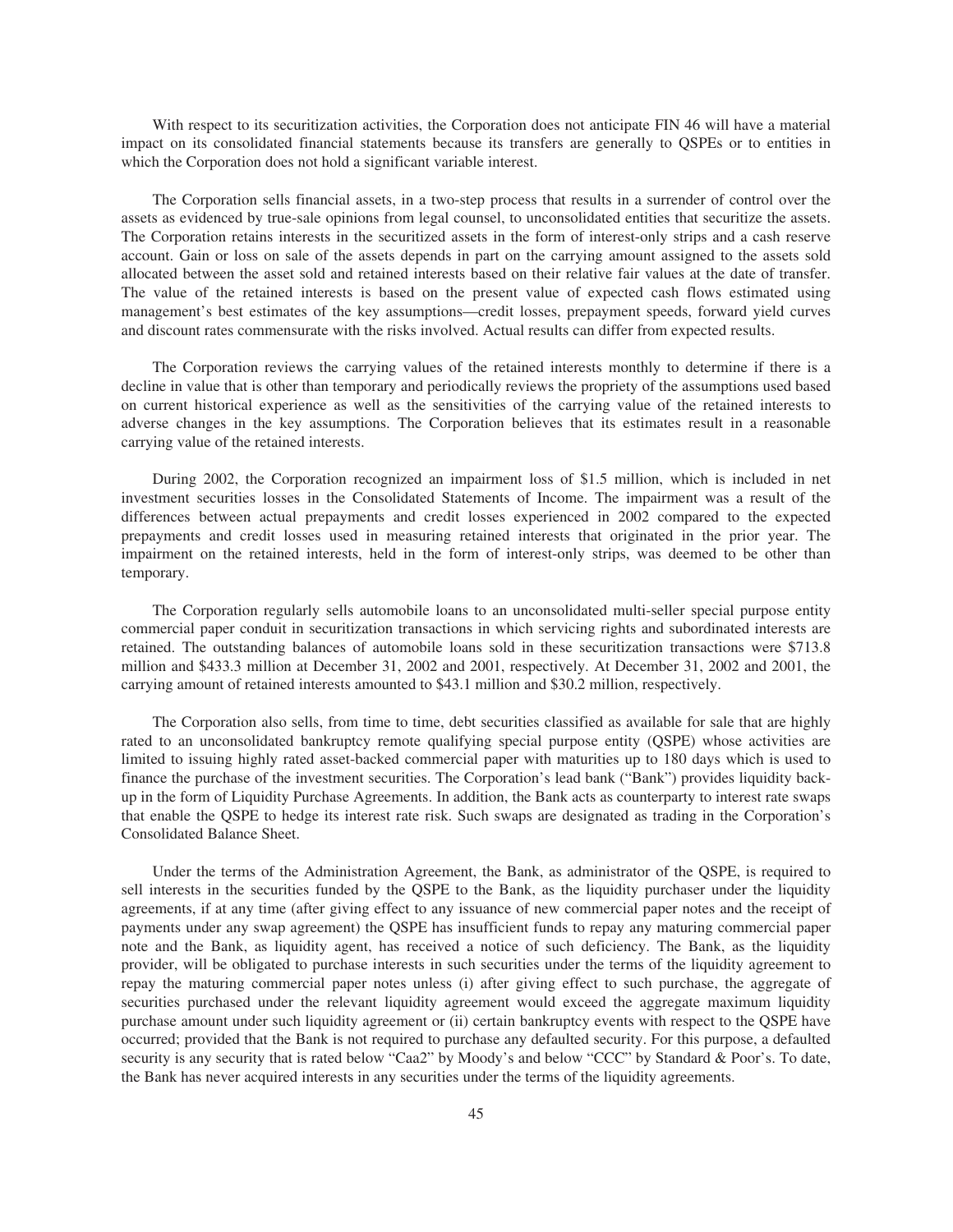With respect to its securitization activities, the Corporation does not anticipate FIN 46 will have a material impact on its consolidated financial statements because its transfers are generally to QSPEs or to entities in which the Corporation does not hold a significant variable interest.

The Corporation sells financial assets, in a two-step process that results in a surrender of control over the assets as evidenced by true-sale opinions from legal counsel, to unconsolidated entities that securitize the assets. The Corporation retains interests in the securitized assets in the form of interest-only strips and a cash reserve account. Gain or loss on sale of the assets depends in part on the carrying amount assigned to the assets sold allocated between the asset sold and retained interests based on their relative fair values at the date of transfer. The value of the retained interests is based on the present value of expected cash flows estimated using management's best estimates of the key assumptions—credit losses, prepayment speeds, forward yield curves and discount rates commensurate with the risks involved. Actual results can differ from expected results.

The Corporation reviews the carrying values of the retained interests monthly to determine if there is a decline in value that is other than temporary and periodically reviews the propriety of the assumptions used based on current historical experience as well as the sensitivities of the carrying value of the retained interests to adverse changes in the key assumptions. The Corporation believes that its estimates result in a reasonable carrying value of the retained interests.

During 2002, the Corporation recognized an impairment loss of $1.5 million, which is included in net investment securities losses in the Consolidated Statements of Income. The impairment was a result of the differences between actual prepayments and credit losses experienced in 2002 compared to the expected prepayments and credit losses used in measuring retained interests that originated in the prior year. The impairment on the retained interests, held in the form of interest-only strips, was deemed to be other than temporary.

The Corporation regularly sells automobile loans to an unconsolidated multi-seller special purpose entity commercial paper conduit in securitization transactions in which servicing rights and subordinated interests are retained. The outstanding balances of automobile loans sold in these securitization transactions were $713.8 million and $433.3 million at December 31, 2002 and 2001, respectively. At December 31, 2002 and 2001, the carrying amount of retained interests amounted to $43.1 million and $30.2 million, respectively.

The Corporation also sells, from time to time, debt securities classified as available for sale that are highly rated to an unconsolidated bankruptcy remote qualifying special purpose entity (QSPE) whose activities are limited to issuing highly rated asset-backed commercial paper with maturities up to 180 days which is used to finance the purchase of the investment securities. The Corporation's lead bank ("Bank") provides liquidity back-up in the form of Liquidity Purchase Agreements. In addition, the Bank acts as counterparty to interest rate swaps that enable the QSPE to hedge its interest rate risk. Such swaps are designated as trading in the Corporation's Consolidated Balance Sheet.

Under the terms of the Administration Agreement, the Bank, as administrator of the QSPE, is required to sell interests in the securities funded by the QSPE to the Bank, as the liquidity purchaser under the liquidity agreements, if at any time (after giving effect to any issuance of new commercial paper notes and the receipt of payments under any swap agreement) the QSPE has insufficient funds to repay any maturing commercial paper note and the Bank, as liquidity agent, has received a notice of such deficiency. The Bank, as the liquidity provider, will be obligated to purchase interests in such securities under the terms of the liquidity agreement to repay the maturing commercial paper notes unless (i) after giving effect to such purchase, the aggregate of securities purchased under the relevant liquidity agreement would exceed the aggregate maximum liquidity purchase amount under such liquidity agreement or (ii) certain bankruptcy events with respect to the QSPE have occurred; provided that the Bank is not required to purchase any defaulted security. For this purpose, a defaulted security is any security that is rated below "Caa2" by Moody's and below "CCC" by Standard & Poor's. To date, the Bank has never acquired interests in any securities under the terms of the liquidity agreements.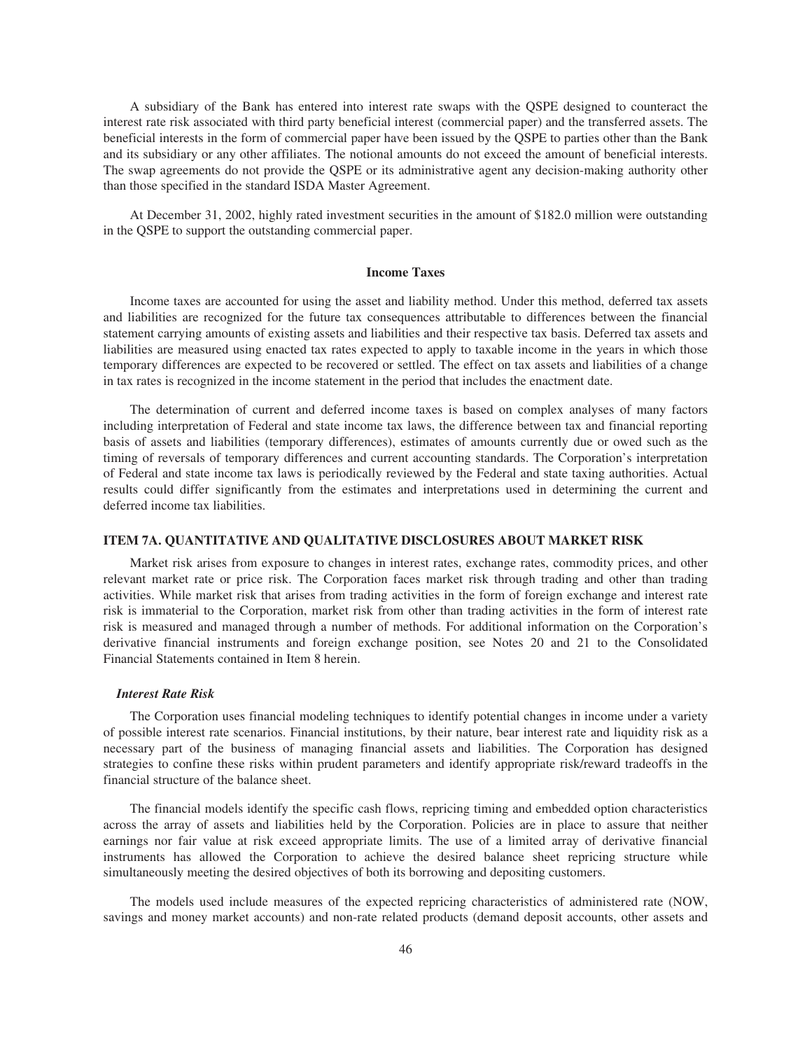A subsidiary of the Bank has entered into interest rate swaps with the QSPE designed to counteract the interest rate risk associated with third party beneficial interest (commercial paper) and the transferred assets. The beneficial interests in the form of commercial paper have been issued by the QSPE to parties other than the Bank and its subsidiary or any other affiliates. The notional amounts do not exceed the amount of beneficial interests. The swap agreements do not provide the QSPE or its administrative agent any decision-making authority other than those specified in the standard ISDA Master Agreement.

At December 31, 2002, highly rated investment securities in the amount of $182.0 million were outstanding in the QSPE to support the outstanding commercial paper.

### Income Taxes

Income taxes are accounted for using the asset and liability method. Under this method, deferred tax assets and liabilities are recognized for the future tax consequences attributable to differences between the financial statement carrying amounts of existing assets and liabilities and their respective tax basis. Deferred tax assets and liabilities are measured using enacted tax rates expected to apply to taxable income in the years in which those temporary differences are expected to be recovered or settled. The effect on tax assets and liabilities of a change in tax rates is recognized in the income statement in the period that includes the enactment date.

The determination of current and deferred income taxes is based on complex analyses of many factors including interpretation of Federal and state income tax laws, the difference between tax and financial reporting basis of assets and liabilities (temporary differences), estimates of amounts currently due or owed such as the timing of reversals of temporary differences and current accounting standards. The Corporation's interpretation of Federal and state income tax laws is periodically reviewed by the Federal and state taxing authorities. Actual results could differ significantly from the estimates and interpretations used in determining the current and deferred income tax liabilities.

## ITEM 7A. QUANTITATIVE AND QUALITATIVE DISCLOSURES ABOUT MARKET RISK

Market risk arises from exposure to changes in interest rates, exchange rates, commodity prices, and other relevant market rate or price risk. The Corporation faces market risk through trading and other than trading activities. While market risk that arises from trading activities in the form of foreign exchange and interest rate risk is immaterial to the Corporation, market risk from other than trading activities in the form of interest rate risk is measured and managed through a number of methods. For additional information on the Corporation's derivative financial instruments and foreign exchange position, see Notes 20 and 21 to the Consolidated Financial Statements contained in Item 8 herein.

### *Interest Rate Risk*

The Corporation uses financial modeling techniques to identify potential changes in income under a variety of possible interest rate scenarios. Financial institutions, by their nature, bear interest rate and liquidity risk as a necessary part of the business of managing financial assets and liabilities. The Corporation has designed strategies to confine these risks within prudent parameters and identify appropriate risk/reward tradeoffs in the financial structure of the balance sheet.

The financial models identify the specific cash flows, repricing timing and embedded option characteristics across the array of assets and liabilities held by the Corporation. Policies are in place to assure that neither earnings nor fair value at risk exceed appropriate limits. The use of a limited array of derivative financial instruments has allowed the Corporation to achieve the desired balance sheet repricing structure while simultaneously meeting the desired objectives of both its borrowing and depositing customers.

The models used include measures of the expected repricing characteristics of administered rate (NOW, savings and money market accounts) and non-rate related products (demand deposit accounts, other assets and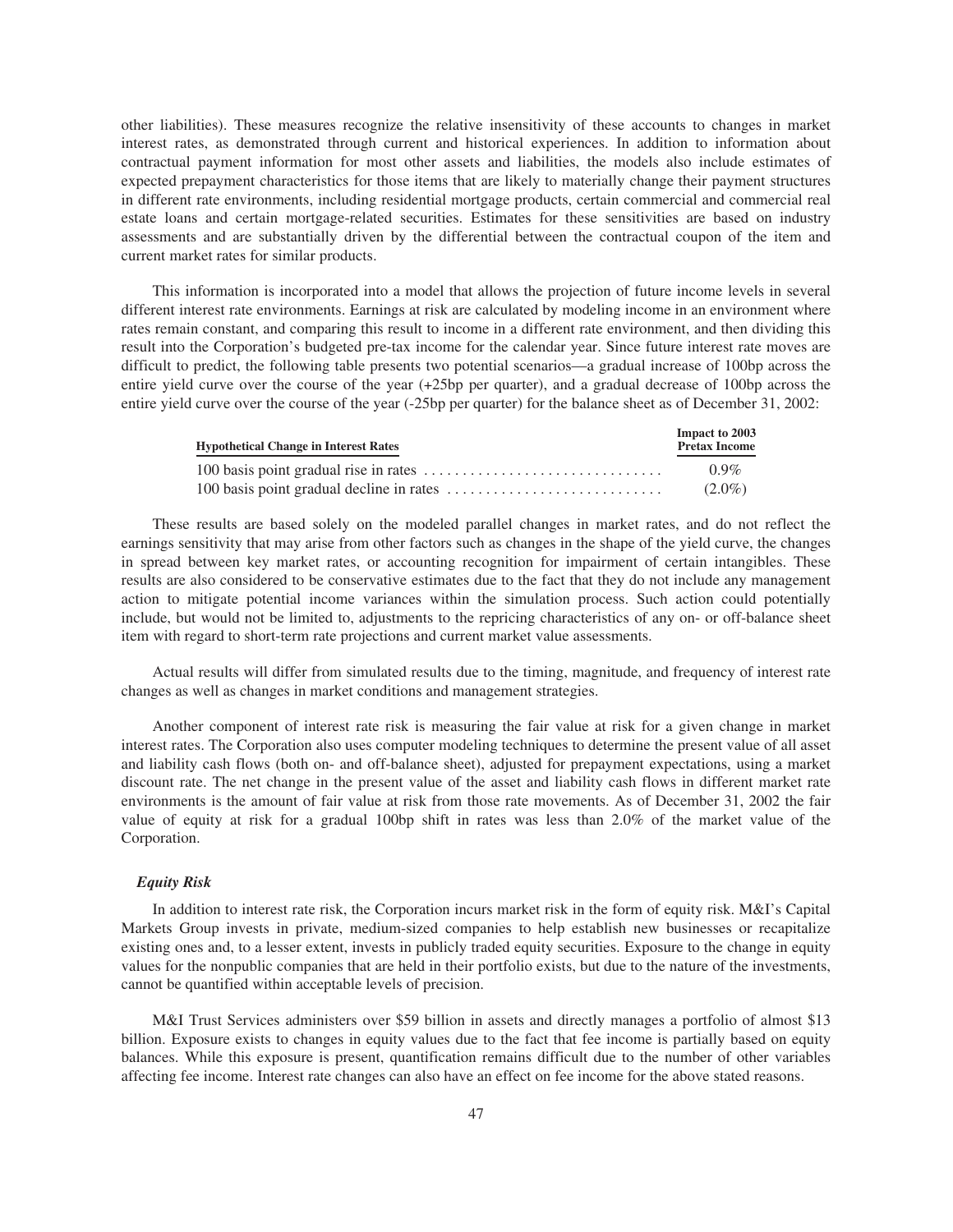other liabilities). These measures recognize the relative insensitivity of these accounts to changes in market interest rates, as demonstrated through current and historical experiences. In addition to information about contractual payment information for most other assets and liabilities, the models also include estimates of expected prepayment characteristics for those items that are likely to materially change their payment structures in different rate environments, including residential mortgage products, certain commercial and commercial real estate loans and certain mortgage-related securities. Estimates for these sensitivities are based on industry assessments and are substantially driven by the differential between the contractual coupon of the item and current market rates for similar products.

This information is incorporated into a model that allows the projection of future income levels in several different interest rate environments. Earnings at risk are calculated by modeling income in an environment where rates remain constant, and comparing this result to income in a different rate environment, and then dividing this result into the Corporation's budgeted pre-tax income for the calendar year. Since future interest rate moves are difficult to predict, the following table presents two potential scenarios—a gradual increase of 100bp across the entire yield curve over the course of the year (+25bp per quarter), and a gradual decrease of 100bp across the entire yield curve over the course of the year (-25bp per quarter) for the balance sheet as of December 31, 2002:

| Hypothetical Change in Interest Rates | Impact to 2003 Pretax Income |
|---|---|
| 100 basis point gradual rise in rates | 0.9% |
| 100 basis point gradual decline in rates | (2.0%) |

These results are based solely on the modeled parallel changes in market rates, and do not reflect the earnings sensitivity that may arise from other factors such as changes in the shape of the yield curve, the changes in spread between key market rates, or accounting recognition for impairment of certain intangibles. These results are also considered to be conservative estimates due to the fact that they do not include any management action to mitigate potential income variances within the simulation process. Such action could potentially include, but would not be limited to, adjustments to the repricing characteristics of any on- or off-balance sheet item with regard to short-term rate projections and current market value assessments.

Actual results will differ from simulated results due to the timing, magnitude, and frequency of interest rate changes as well as changes in market conditions and management strategies.

Another component of interest rate risk is measuring the fair value at risk for a given change in market interest rates. The Corporation also uses computer modeling techniques to determine the present value of all asset and liability cash flows (both on- and off-balance sheet), adjusted for prepayment expectations, using a market discount rate. The net change in the present value of the asset and liability cash flows in different market rate environments is the amount of fair value at risk from those rate movements. As of December 31, 2002 the fair value of equity at risk for a gradual 100bp shift in rates was less than 2.0% of the market value of the Corporation.

### *Equity Risk*

In addition to interest rate risk, the Corporation incurs market risk in the form of equity risk. M&I's Capital Markets Group invests in private, medium-sized companies to help establish new businesses or recapitalize existing ones and, to a lesser extent, invests in publicly traded equity securities. Exposure to the change in equity values for the nonpublic companies that are held in their portfolio exists, but due to the nature of the investments, cannot be quantified within acceptable levels of precision.

M&I Trust Services administers over $59 billion in assets and directly manages a portfolio of almost $13 billion. Exposure exists to changes in equity values due to the fact that fee income is partially based on equity balances. While this exposure is present, quantification remains difficult due to the number of other variables affecting fee income. Interest rate changes can also have an effect on fee income for the above stated reasons.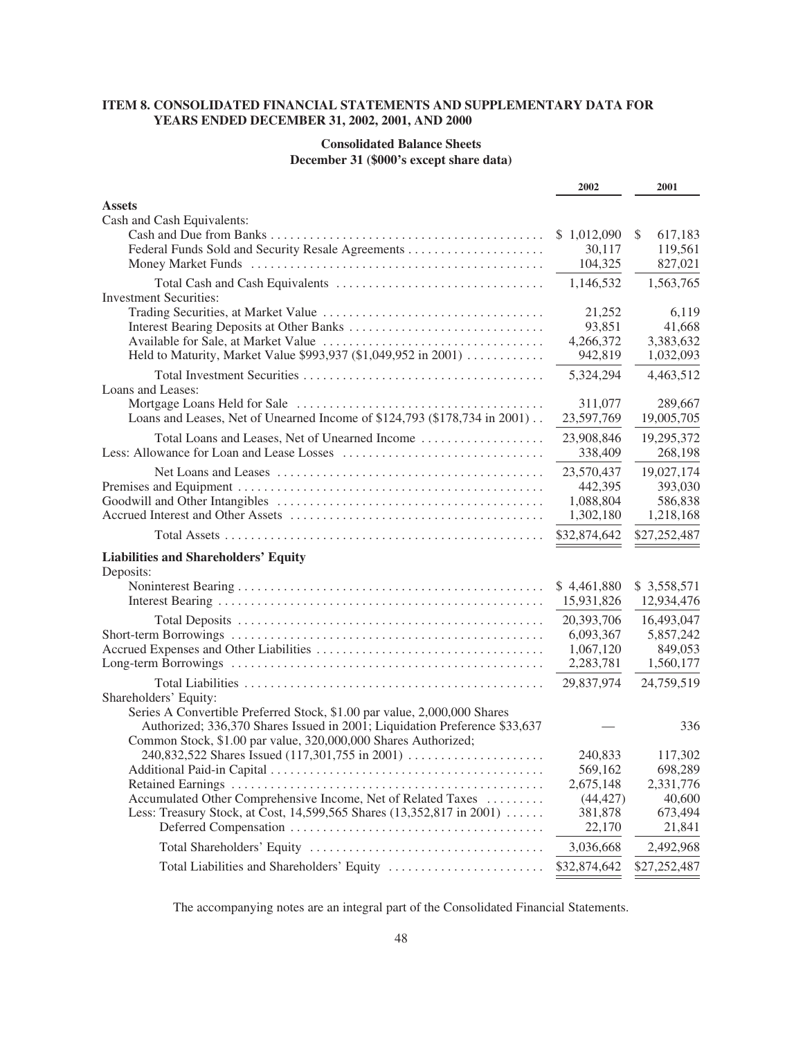**ITEM 8. CONSOLIDATED FINANCIAL STATEMENTS AND SUPPLEMENTARY DATA FOR YEARS ENDED DECEMBER 31, 2002, 2001, AND 2000**

**Consolidated Balance Sheets**
**December 31 ($000's except share data)**

| | 2002 | 2001 |
|---|---|---|
| **Assets** | | |
| Cash and Cash Equivalents: | | |
| Cash and Due from Banks | $ 1,012,090 | $ 617,183 |
| Federal Funds Sold and Security Resale Agreements | 30,117 | 119,561 |
| Money Market Funds | 104,325 | 827,021 |
| Total Cash and Cash Equivalents | 1,146,532 | 1,563,765 |
| Investment Securities: | | |
| Trading Securities, at Market Value | 21,252 | 6,119 |
| Interest Bearing Deposits at Other Banks | 93,851 | 41,668 |
| Available for Sale, at Market Value | 4,266,372 | 3,383,632 |
| Held to Maturity, Market Value $993,937 ($1,049,952 in 2001) | 942,819 | 1,032,093 |
| Total Investment Securities | 5,324,294 | 4,463,512 |
| Loans and Leases: | | |
| Mortgage Loans Held for Sale | 311,077 | 289,667 |
| Loans and Leases, Net of Unearned Income of $124,793 ($178,734 in 2001) | 23,597,769 | 19,005,705 |
| Total Loans and Leases, Net of Unearned Income | 23,908,846 | 19,295,372 |
| Less: Allowance for Loan and Lease Losses | 338,409 | 268,198 |
| Net Loans and Leases | 23,570,437 | 19,027,174 |
| Premises and Equipment | 442,395 | 393,030 |
| Goodwill and Other Intangibles | 1,088,804 | 586,838 |
| Accrued Interest and Other Assets | 1,302,180 | 1,218,168 |
| Total Assets | $32,874,642 | $27,252,487 |
| **Liabilities and Shareholders' Equity** | | |
| Deposits: | | |
| Noninterest Bearing | $ 4,461,880 | $ 3,558,571 |
| Interest Bearing | 15,931,826 | 12,934,476 |
| Total Deposits | 20,393,706 | 16,493,047 |
| Short-term Borrowings | 6,093,367 | 5,857,242 |
| Accrued Expenses and Other Liabilities | 1,067,120 | 849,053 |
| Long-term Borrowings | 2,283,781 | 1,560,177 |
| Total Liabilities | 29,837,974 | 24,759,519 |
| Shareholders' Equity: | | |
| Series A Convertible Preferred Stock, $1.00 par value, 2,000,000 Shares Authorized; 336,370 Shares Issued in 2001; Liquidation Preference $33,637 | — | 336 |
| Common Stock, $1.00 par value, 320,000,000 Shares Authorized; 240,832,522 Shares Issued (117,301,755 in 2001) | 240,833 | 117,302 |
| Additional Paid-in Capital | 569,162 | 698,289 |
| Retained Earnings | 2,675,148 | 2,331,776 |
| Accumulated Other Comprehensive Income, Net of Related Taxes | (44,427) | 40,600 |
| Less: Treasury Stock, at Cost, 14,599,565 Shares (13,352,817 in 2001) | 381,878 | 673,494 |
| Deferred Compensation | 22,170 | 21,841 |
| Total Shareholders' Equity | 3,036,668 | 2,492,968 |
| Total Liabilities and Shareholders' Equity | $32,874,642 | $27,252,487 |

The accompanying notes are an integral part of the Consolidated Financial Statements.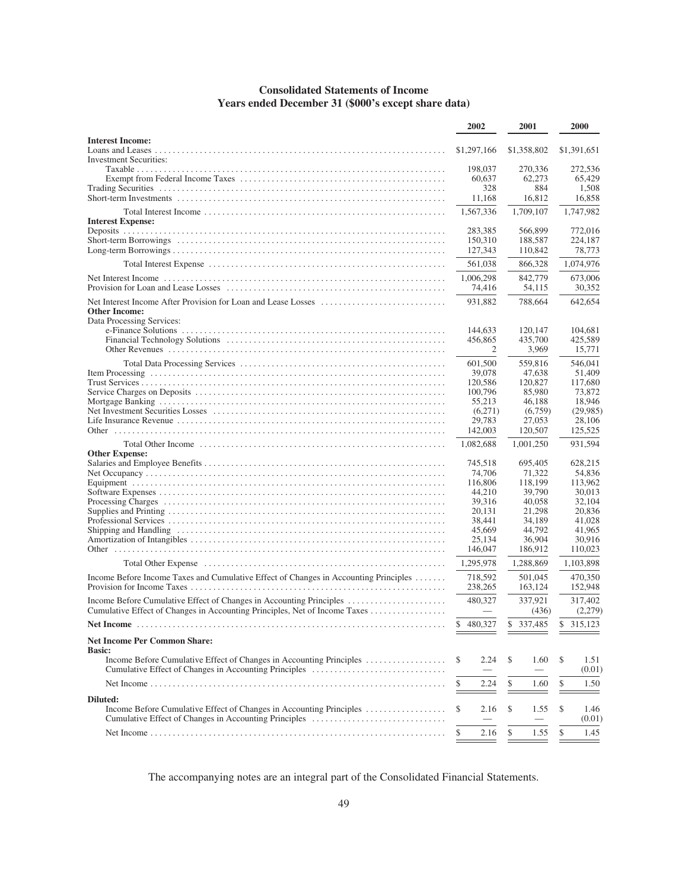# Consolidated Statements of Income
## Years ended December 31 ($000's except share data)

| | 2002 | 2001 | 2000 |
|---|---|---|---|
| **Interest Income:** | | | |
| Loans and Leases | $1,297,166 | $1,358,802 | $1,391,651 |
| Investment Securities: | | | |
| Taxable | 198,037 | 270,336 | 272,536 |
| Exempt from Federal Income Taxes | 60,637 | 62,273 | 65,429 |
| Trading Securities | 328 | 884 | 1,508 |
| Short-term Investments | 11,168 | 16,812 | 16,858 |
| Total Interest Income | 1,567,336 | 1,709,107 | 1,747,982 |
| **Interest Expense:** | | | |
| Deposits | 283,385 | 566,899 | 772,016 |
| Short-term Borrowings | 150,310 | 188,587 | 224,187 |
| Long-term Borrowings | 127,343 | 110,842 | 78,773 |
| Total Interest Expense | 561,038 | 866,328 | 1,074,976 |
| Net Interest Income | 1,006,298 | 842,779 | 673,006 |
| Provision for Loan and Lease Losses | 74,416 | 54,115 | 30,352 |
| Net Interest Income After Provision for Loan and Lease Losses | 931,882 | 788,664 | 642,654 |
| **Other Income:** | | | |
| Data Processing Services: | | | |
| e-Finance Solutions | 144,633 | 120,147 | 104,681 |
| Financial Technology Solutions | 456,865 | 435,700 | 425,589 |
| Other Revenues | 2 | 3,969 | 15,771 |
| Total Data Processing Services | 601,500 | 559,816 | 546,041 |
| Item Processing | 39,078 | 47,638 | 51,409 |
| Trust Services | 120,586 | 120,827 | 117,680 |
| Service Charges on Deposits | 100,796 | 85,980 | 73,872 |
| Mortgage Banking | 55,213 | 46,188 | 18,946 |
| Net Investment Securities Losses | (6,271) | (6,759) | (29,985) |
| Life Insurance Revenue | 29,783 | 27,053 | 28,106 |
| Other | 142,003 | 120,507 | 125,525 |
| Total Other Income | 1,082,688 | 1,001,250 | 931,594 |
| **Other Expense:** | | | |
| Salaries and Employee Benefits | 745,518 | 695,405 | 628,215 |
| Net Occupancy | 74,706 | 71,322 | 54,836 |
| Equipment | 116,806 | 118,199 | 113,962 |
| Software Expenses | 44,210 | 39,790 | 30,013 |
| Processing Charges | 39,316 | 40,058 | 32,104 |
| Supplies and Printing | 20,131 | 21,298 | 20,836 |
| Professional Services | 38,441 | 34,189 | 41,028 |
| Shipping and Handling | 45,669 | 44,792 | 41,965 |
| Amortization of Intangibles | 25,134 | 36,904 | 30,916 |
| Other | 146,047 | 186,912 | 110,023 |
| Total Other Expense | 1,295,978 | 1,288,869 | 1,103,898 |
| Income Before Income Taxes and Cumulative Effect of Changes in Accounting Principles | 718,592 | 501,045 | 470,350 |
| Provision for Income Taxes | 238,265 | 163,124 | 152,948 |
| Income Before Cumulative Effect of Changes in Accounting Principles | 480,327 | 337,921 | 317,402 |
| Cumulative Effect of Changes in Accounting Principles, Net of Income Taxes | — | (436) | (2,279) |
| **Net Income** | $ 480,327 | $ 337,485 | $ 315,123 |
| **Net Income Per Common Share:** | | | |
| **Basic:** | | | |
| Income Before Cumulative Effect of Changes in Accounting Principles | $ 2.24 | $ 1.60 | $ 1.51 |
| Cumulative Effect of Changes in Accounting Principles | — | — | (0.01) |
| Net Income | $ 2.24 | $ 1.60 | $ 1.50 |
| **Diluted:** | | | |
| Income Before Cumulative Effect of Changes in Accounting Principles | $ 2.16 | $ 1.55 | $ 1.46 |
| Cumulative Effect of Changes in Accounting Principles | — | — | (0.01) |
| Net Income | $ 2.16 | $ 1.55 | $ 1.45 |

The accompanying notes are an integral part of the Consolidated Financial Statements.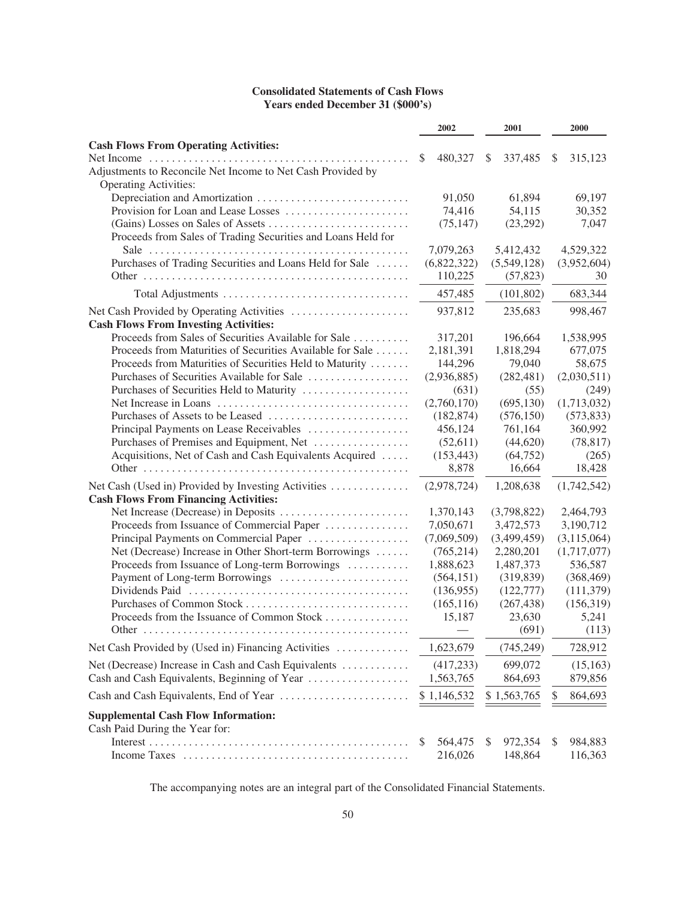**Consolidated Statements of Cash Flows**
**Years ended December 31 ($000's)**

| | 2002 | 2001 | 2000 |
|---|---|---|---|
| **Cash Flows From Operating Activities:** | | | |
| Net Income | $ 480,327 | $ 337,485 | $ 315,123 |
| Adjustments to Reconcile Net Income to Net Cash Provided by Operating Activities: | | | |
| Depreciation and Amortization | 91,050 | 61,894 | 69,197 |
| Provision for Loan and Lease Losses | 74,416 | 54,115 | 30,352 |
| (Gains) Losses on Sales of Assets | (75,147) | (23,292) | 7,047 |
| Proceeds from Sales of Trading Securities and Loans Held for Sale | 7,079,263 | 5,412,432 | 4,529,322 |
| Purchases of Trading Securities and Loans Held for Sale | (6,822,322) | (5,549,128) | (3,952,604) |
| Other | 110,225 | (57,823) | 30 |
| Total Adjustments | 457,485 | (101,802) | 683,344 |
| Net Cash Provided by Operating Activities | 937,812 | 235,683 | 998,467 |
| **Cash Flows From Investing Activities:** | | | |
| Proceeds from Sales of Securities Available for Sale | 317,201 | 196,664 | 1,538,995 |
| Proceeds from Maturities of Securities Available for Sale | 2,181,391 | 1,818,294 | 677,075 |
| Proceeds from Maturities of Securities Held to Maturity | 144,296 | 79,040 | 58,675 |
| Purchases of Securities Available for Sale | (2,936,885) | (282,481) | (2,030,511) |
| Purchases of Securities Held to Maturity | (631) | (55) | (249) |
| Net Increase in Loans | (2,760,170) | (695,130) | (1,713,032) |
| Purchases of Assets to be Leased | (182,874) | (576,150) | (573,833) |
| Principal Payments on Lease Receivables | 456,124 | 761,164 | 360,992 |
| Purchases of Premises and Equipment, Net | (52,611) | (44,620) | (78,817) |
| Acquisitions, Net of Cash and Cash Equivalents Acquired | (153,443) | (64,752) | (265) |
| Other | 8,878 | 16,664 | 18,428 |
| Net Cash (Used in) Provided by Investing Activities | (2,978,724) | 1,208,638 | (1,742,542) |
| **Cash Flows From Financing Activities:** | | | |
| Net Increase (Decrease) in Deposits | 1,370,143 | (3,798,822) | 2,464,793 |
| Proceeds from Issuance of Commercial Paper | 7,050,671 | 3,472,573 | 3,190,712 |
| Principal Payments on Commercial Paper | (7,069,509) | (3,499,459) | (3,115,064) |
| Net (Decrease) Increase in Other Short-term Borrowings | (765,214) | 2,280,201 | (1,717,077) |
| Proceeds from Issuance of Long-term Borrowings | 1,888,623 | 1,487,373 | 536,587 |
| Payment of Long-term Borrowings | (564,151) | (319,839) | (368,469) |
| Dividends Paid | (136,955) | (122,777) | (111,379) |
| Purchases of Common Stock | (165,116) | (267,438) | (156,319) |
| Proceeds from the Issuance of Common Stock | 15,187 | 23,630 | 5,241 |
| Other | — | (691) | (113) |
| Net Cash Provided by (Used in) Financing Activities | 1,623,679 | (745,249) | 728,912 |
| Net (Decrease) Increase in Cash and Cash Equivalents | (417,233) | 699,072 | (15,163) |
| Cash and Cash Equivalents, Beginning of Year | 1,563,765 | 864,693 | 879,856 |
| Cash and Cash Equivalents, End of Year | $ 1,146,532 | $ 1,563,765 | $ 864,693 |
| **Supplemental Cash Flow Information:** | | | |
| Cash Paid During the Year for: | | | |
| Interest | $ 564,475 | $ 972,354 | $ 984,883 |
| Income Taxes | 216,026 | 148,864 | 116,363 |

The accompanying notes are an integral part of the Consolidated Financial Statements.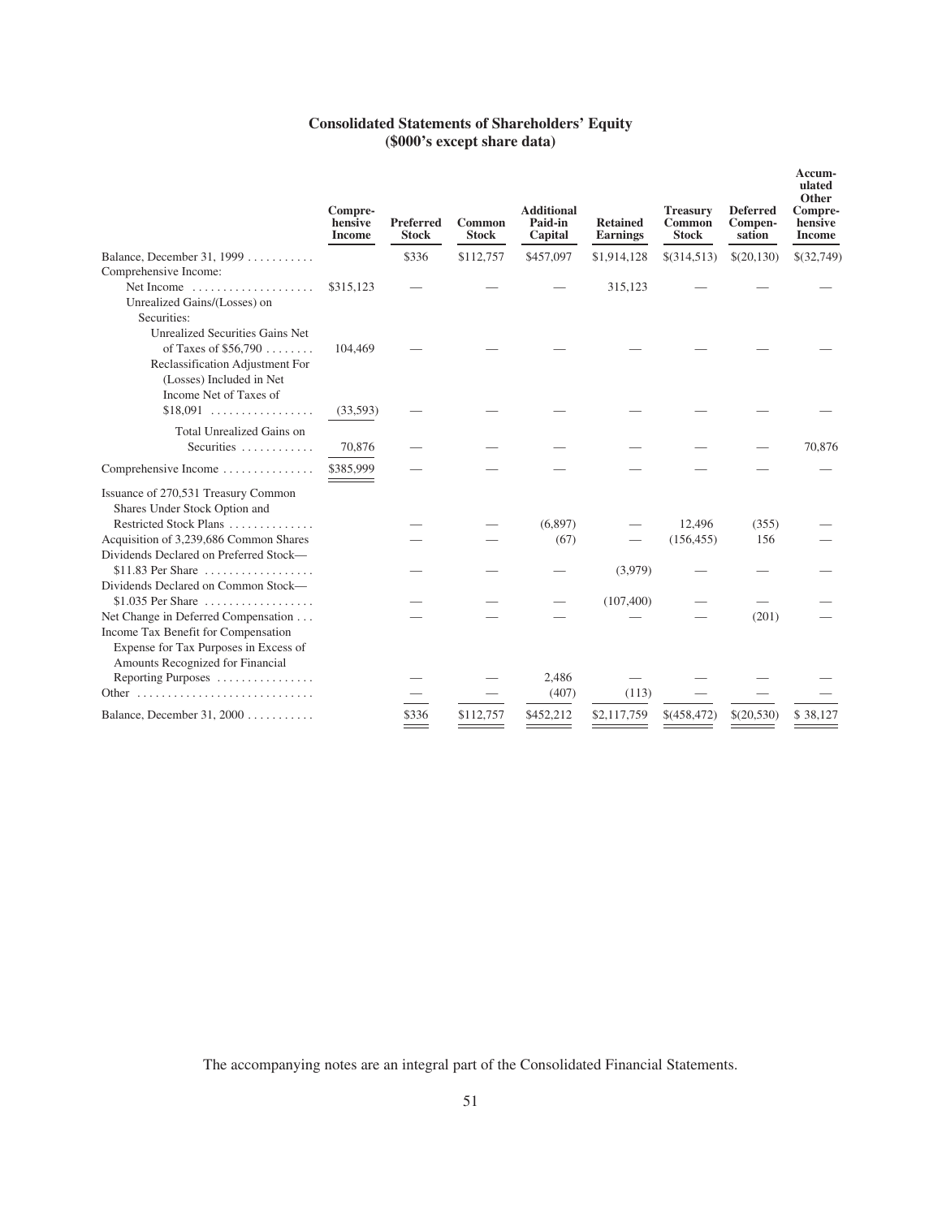## Consolidated Statements of Shareholders' Equity
### ($000's except share data)

| | Comprehensive Income | Preferred Stock | Common Stock | Additional Paid-in Capital | Retained Earnings | Treasury Common Stock | Deferred Compensation | Accumulated Other Comprehensive Income |
|---|---|---|---|---|---|---|---|---|
| Balance, December 31, 1999 | | $336 | $112,757 | $457,097 | $1,914,128 | $(314,513) | $(20,130) | $(32,749) |
| Comprehensive Income: | | | | | | | | |
| Net Income | $315,123 | — | — | — | 315,123 | — | — | — |
| Unrealized Gains/(Losses) on Securities: | | | | | | | | |
| Unrealized Securities Gains Net of Taxes of $56,790 | 104,469 | — | — | — | — | — | — | — |
| Reclassification Adjustment For (Losses) Included in Net Income Net of Taxes of $18,091 | (33,593) | — | — | — | — | — | — | — |
| Total Unrealized Gains on Securities | 70,876 | — | — | — | — | — | — | 70,876 |
| Comprehensive Income | $385,999 | — | — | — | — | — | — | — |
| Issuance of 270,531 Treasury Common Shares Under Stock Option and Restricted Stock Plans | | — | — | (6,897) | — | 12,496 | (355) | — |
| Acquisition of 3,239,686 Common Shares | | — | — | (67) | — | (156,455) | 156 | — |
| Dividends Declared on Preferred Stock—$11.83 Per Share | | — | — | — | (3,979) | — | — | — |
| Dividends Declared on Common Stock—$1.035 Per Share | | — | — | — | (107,400) | — | — | — |
| Net Change in Deferred Compensation | | — | — | — | — | — | (201) | — |
| Income Tax Benefit for Compensation Expense for Tax Purposes in Excess of Amounts Recognized for Financial Reporting Purposes | | — | — | 2,486 | — | — | — | — |
| Other | | — | — | (407) | (113) | — | — | — |
| Balance, December 31, 2000 | | $336 | $112,757 | $452,212 | $2,117,759 | $(458,472) | $(20,530) | $ 38,127 |

The accompanying notes are an integral part of the Consolidated Financial Statements.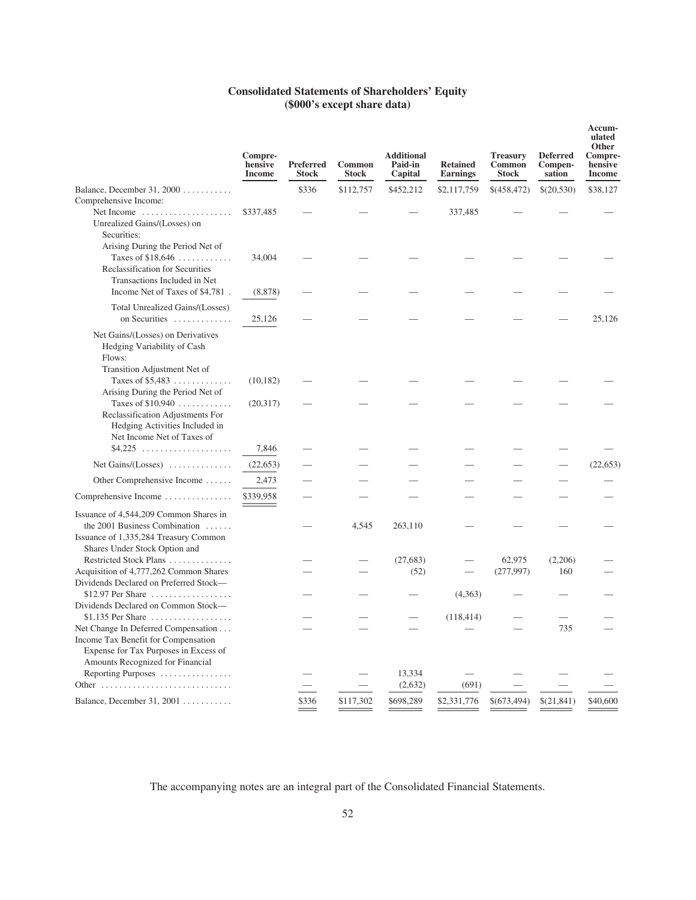# Consolidated Statements of Shareholders' Equity
## ($000's except share data)

| | Comprehensive Income | Preferred Stock | Common Stock | Additional Paid-in Capital | Retained Earnings | Treasury Common Stock | Deferred Compensation | Accumulated Other Comprehensive Income |
|---|---|---|---|---|---|---|---|---|
| Balance, December 31, 2000 | | $336 | $112,757 | $452,212 | $2,117,759 | $(458,472) | $(20,530) | $38,127 |
| Comprehensive Income: | | | | | | | | |
| Net Income | $337,485 | — | — | — | 337,485 | — | — | — |
| Unrealized Gains/(Losses) on Securities: | | | | | | | | |
| Arising During the Period Net of Taxes of $18,646 | 34,004 | — | — | — | — | — | — | — |
| Reclassification for Securities Transactions Included in Net Income Net of Taxes of $4,781 | (8,878) | — | — | — | — | — | — | — |
| Total Unrealized Gains/(Losses) on Securities | 25,126 | — | — | — | — | — | — | 25,126 |
| Net Gains/(Losses) on Derivatives Hedging Variability of Cash Flows: | | | | | | | | |
| Transition Adjustment Net of Taxes of $5,483 | (10,182) | — | — | — | — | — | — | — |
| Arising During the Period Net of Taxes of $10,940 | (20,317) | — | — | — | — | — | — | — |
| Reclassification Adjustments For Hedging Activities Included in Net Income Net of Taxes of $4,225 | 7,846 | — | — | — | — | — | — | — |
| Net Gains/(Losses) | (22,653) | — | — | — | — | — | — | (22,653) |
| Other Comprehensive Income | 2,473 | — | — | — | — | — | — | — |
| Comprehensive Income | $339,958 | — | — | — | — | — | — | — |
| Issuance of 4,544,209 Common Shares in the 2001 Business Combination | | — | 4,545 | 263,110 | — | — | — | — |
| Issuance of 1,335,284 Treasury Common Shares Under Stock Option and Restricted Stock Plans | | — | — | (27,683) | — | 62,975 | (2,206) | — |
| Acquisition of 4,777,262 Common Shares | | — | — | (52) | — | (277,997) | 160 | — |
| Dividends Declared on Preferred Stock—$12.97 Per Share | | — | — | — | (4,363) | — | — | — |
| Dividends Declared on Common Stock—$1.135 Per Share | | — | — | — | (118,414) | — | — | — |
| Net Change In Deferred Compensation | | — | — | — | — | — | 735 | — |
| Income Tax Benefit for Compensation Expense for Tax Purposes in Excess of Amounts Recognized for Financial Reporting Purposes | | — | — | 13,334 | — | — | — | — |
| Other | | — | — | (2,632) | (691) | — | — | — |
| Balance, December 31, 2001 | | $336 | $117,302 | $698,289 | $2,331,776 | $(673,494) | $(21,841) | $40,600 |

The accompanying notes are an integral part of the Consolidated Financial Statements.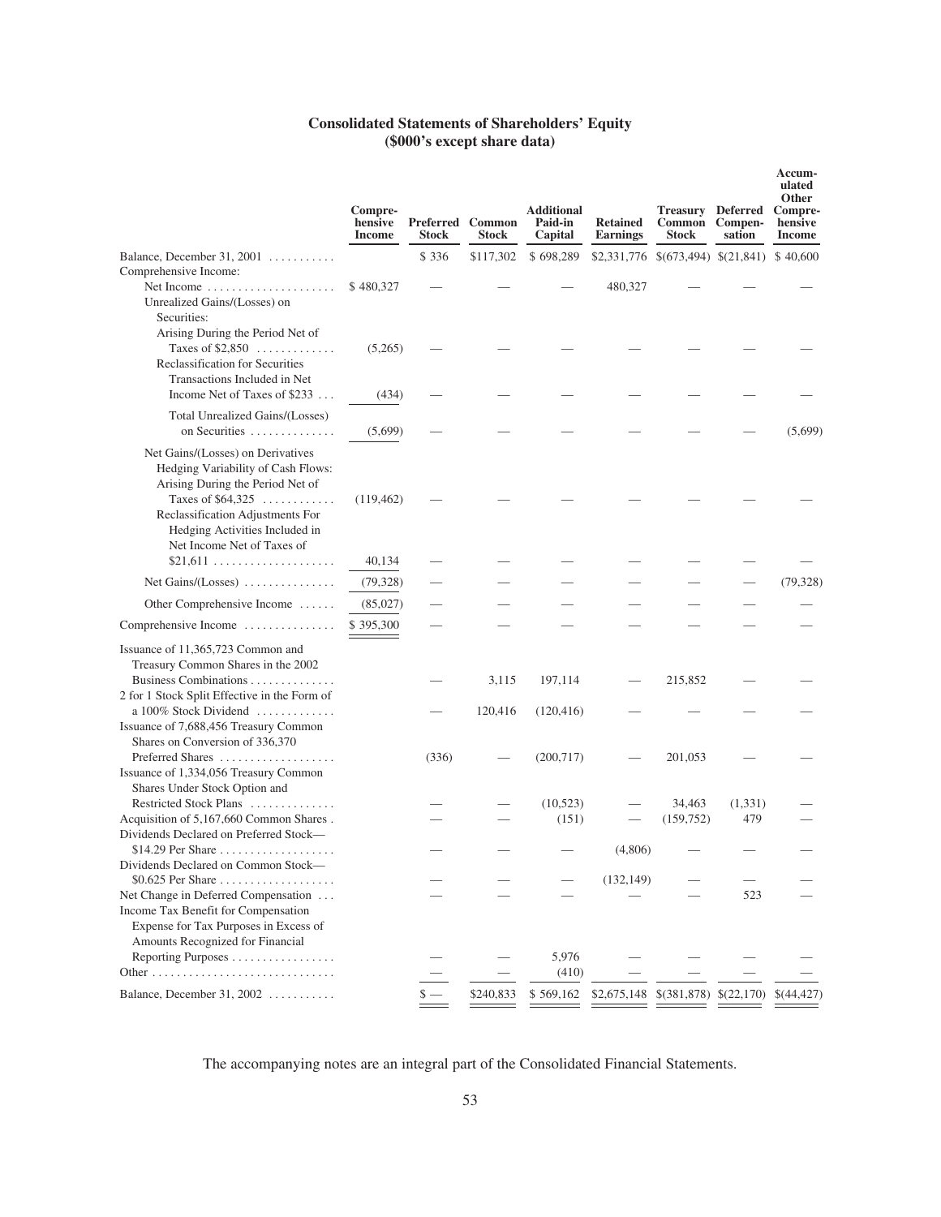## Consolidated Statements of Shareholders' Equity
### ($000's except share data)

| | Comprehensive Income | Preferred Stock | Common Stock | Additional Paid-in Capital | Retained Earnings | Treasury Common Stock | Deferred Compensation | Accumulated Other Comprehensive Income |
|---|---|---|---|---|---|---|---|---|
| Balance, December 31, 2001 | | $ 336 | $117,302 | $ 698,289 | $2,331,776 | $(673,494) | $(21,841) | $ 40,600 |
| Comprehensive Income: | | | | | | | | |
| Net Income | $ 480,327 | — | — | — | 480,327 | — | — | — |
| Unrealized Gains/(Losses) on Securities: | | | | | | | | |
| Arising During the Period Net of Taxes of $2,850 | (5,265) | — | — | — | — | — | — | — |
| Reclassification for Securities Transactions Included in Net Income Net of Taxes of $233 | (434) | — | — | — | — | — | — | — |
| Total Unrealized Gains/(Losses) on Securities | (5,699) | — | — | — | — | — | — | (5,699) |
| Net Gains/(Losses) on Derivatives Hedging Variability of Cash Flows: Arising During the Period Net of Taxes of $64,325 | (119,462) | — | — | — | — | — | — | — |
| Reclassification Adjustments For Hedging Activities Included in Net Income Net of Taxes of $21,611 | 40,134 | — | — | — | — | — | — | — |
| Net Gains/(Losses) | (79,328) | — | — | — | — | — | — | (79,328) |
| Other Comprehensive Income | (85,027) | — | — | — | — | — | — | — |
| Comprehensive Income | $ 395,300 | — | — | — | — | — | — | — |
| Issuance of 11,365,723 Common and Treasury Common Shares in the 2002 Business Combinations | | — | 3,115 | 197,114 | — | 215,852 | — | — |
| 2 for 1 Stock Split Effective in the Form of a 100% Stock Dividend | | — | 120,416 | (120,416) | — | — | — | — |
| Issuance of 7,688,456 Treasury Common Shares on Conversion of 336,370 Preferred Shares | | (336) | — | (200,717) | — | 201,053 | — | — |
| Issuance of 1,334,056 Treasury Common Shares Under Stock Option and Restricted Stock Plans | | — | — | (10,523) | — | 34,463 | (1,331) | — |
| Acquisition of 5,167,660 Common Shares | | — | — | (151) | — | (159,752) | 479 | — |
| Dividends Declared on Preferred Stock—$14.29 Per Share | | — | — | — | (4,806) | — | — | — |
| Dividends Declared on Common Stock—$0.625 Per Share | | — | — | — | (132,149) | — | — | — |
| Net Change in Deferred Compensation | | — | — | — | — | — | 523 | — |
| Income Tax Benefit for Compensation Expense for Tax Purposes in Excess of Amounts Recognized for Financial Reporting Purposes | | — | — | 5,976 | — | — | — | — |
| Other | | — | — | (410) | — | — | — | — |
| Balance, December 31, 2002 | | $ — | $240,833 | $ 569,162 | $2,675,148 | $(381,878) | $(22,170) | $(44,427) |

The accompanying notes are an integral part of the Consolidated Financial Statements.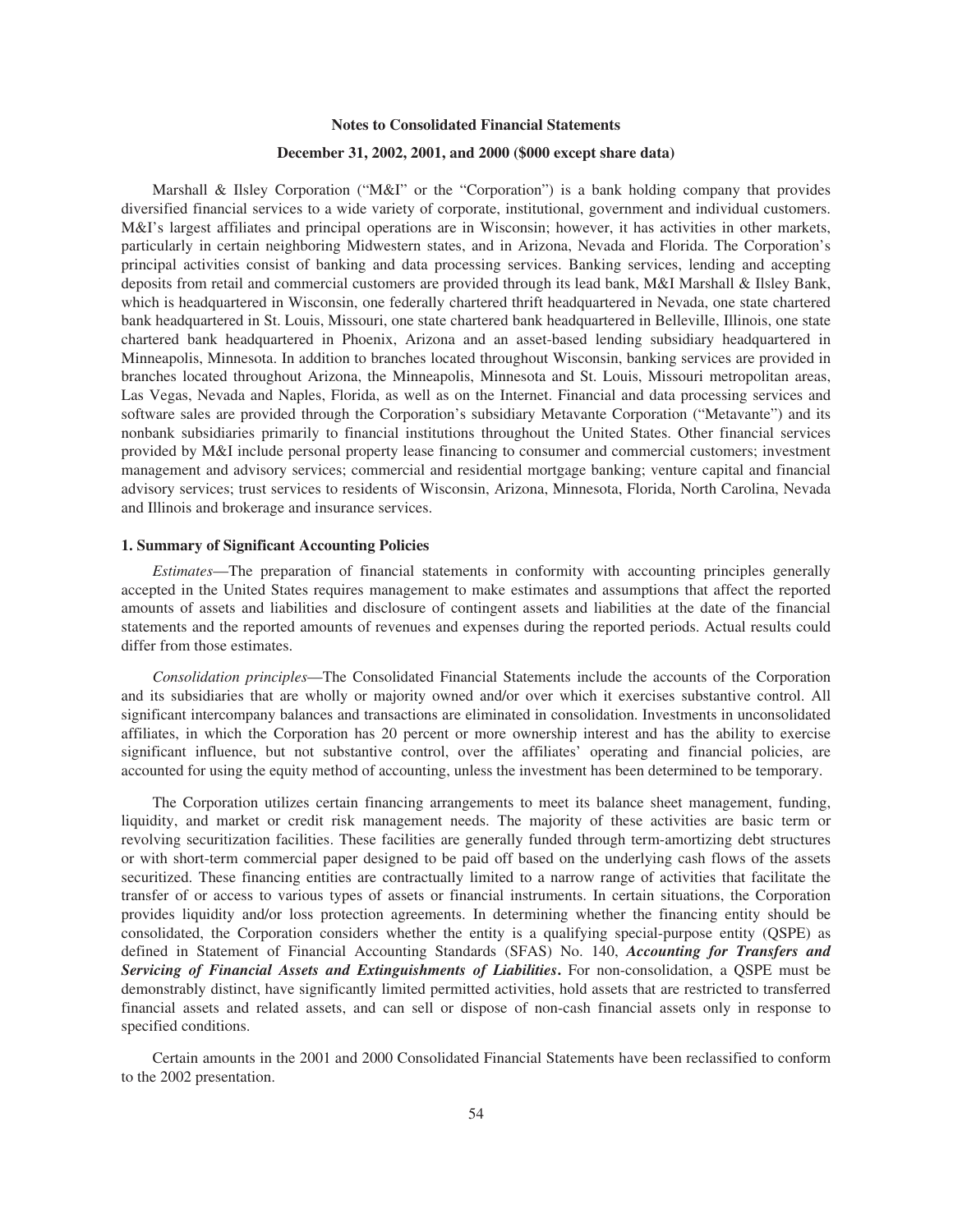## Notes to Consolidated Financial Statements

### December 31, 2002, 2001, and 2000 ($000 except share data)

Marshall & Ilsley Corporation ("M&I" or the "Corporation") is a bank holding company that provides diversified financial services to a wide variety of corporate, institutional, government and individual customers. M&I's largest affiliates and principal operations are in Wisconsin; however, it has activities in other markets, particularly in certain neighboring Midwestern states, and in Arizona, Nevada and Florida. The Corporation's principal activities consist of banking and data processing services. Banking services, lending and accepting deposits from retail and commercial customers are provided through its lead bank, M&I Marshall & Ilsley Bank, which is headquartered in Wisconsin, one federally chartered thrift headquartered in Nevada, one state chartered bank headquartered in St. Louis, Missouri, one state chartered bank headquartered in Belleville, Illinois, one state chartered bank headquartered in Phoenix, Arizona and an asset-based lending subsidiary headquartered in Minneapolis, Minnesota. In addition to branches located throughout Wisconsin, banking services are provided in branches located throughout Arizona, the Minneapolis, Minnesota and St. Louis, Missouri metropolitan areas, Las Vegas, Nevada and Naples, Florida, as well as on the Internet. Financial and data processing services and software sales are provided through the Corporation's subsidiary Metavante Corporation ("Metavante") and its nonbank subsidiaries primarily to financial institutions throughout the United States. Other financial services provided by M&I include personal property lease financing to consumer and commercial customers; investment management and advisory services; commercial and residential mortgage banking; venture capital and financial advisory services; trust services to residents of Wisconsin, Arizona, Minnesota, Florida, North Carolina, Nevada and Illinois and brokerage and insurance services.

#### 1. Summary of Significant Accounting Policies

*Estimates*—The preparation of financial statements in conformity with accounting principles generally accepted in the United States requires management to make estimates and assumptions that affect the reported amounts of assets and liabilities and disclosure of contingent assets and liabilities at the date of the financial statements and the reported amounts of revenues and expenses during the reported periods. Actual results could differ from those estimates.

*Consolidation principles*—The Consolidated Financial Statements include the accounts of the Corporation and its subsidiaries that are wholly or majority owned and/or over which it exercises substantive control. All significant intercompany balances and transactions are eliminated in consolidation. Investments in unconsolidated affiliates, in which the Corporation has 20 percent or more ownership interest and has the ability to exercise significant influence, but not substantive control, over the affiliates' operating and financial policies, are accounted for using the equity method of accounting, unless the investment has been determined to be temporary.

The Corporation utilizes certain financing arrangements to meet its balance sheet management, funding, liquidity, and market or credit risk management needs. The majority of these activities are basic term or revolving securitization facilities. These facilities are generally funded through term-amortizing debt structures or with short-term commercial paper designed to be paid off based on the underlying cash flows of the assets securitized. These financing entities are contractually limited to a narrow range of activities that facilitate the transfer of or access to various types of assets or financial instruments. In certain situations, the Corporation provides liquidity and/or loss protection agreements. In determining whether the financing entity should be consolidated, the Corporation considers whether the entity is a qualifying special-purpose entity (QSPE) as defined in Statement of Financial Accounting Standards (SFAS) No. 140, ***Accounting for Transfers and Servicing of Financial Assets and Extinguishments of Liabilities*****.** For non-consolidation, a QSPE must be demonstrably distinct, have significantly limited permitted activities, hold assets that are restricted to transferred financial assets and related assets, and can sell or dispose of non-cash financial assets only in response to specified conditions.

Certain amounts in the 2001 and 2000 Consolidated Financial Statements have been reclassified to conform to the 2002 presentation.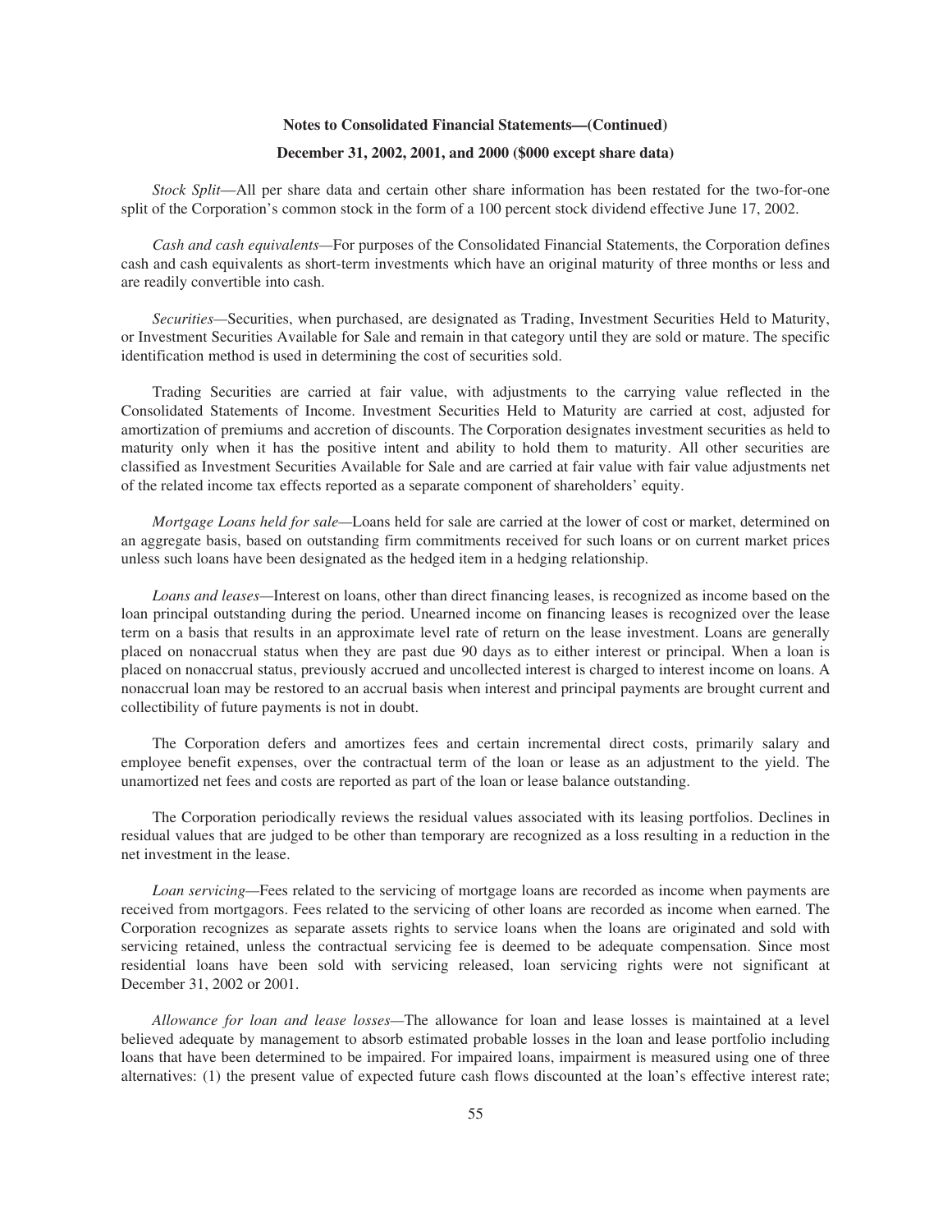**Notes to Consolidated Financial Statements—(Continued)**

**December 31, 2002, 2001, and 2000 ($000 except share data)**

*Stock Split*—All per share data and certain other share information has been restated for the two-for-one split of the Corporation's common stock in the form of a 100 percent stock dividend effective June 17, 2002.

*Cash and cash equivalents*—For purposes of the Consolidated Financial Statements, the Corporation defines cash and cash equivalents as short-term investments which have an original maturity of three months or less and are readily convertible into cash.

*Securities*—Securities, when purchased, are designated as Trading, Investment Securities Held to Maturity, or Investment Securities Available for Sale and remain in that category until they are sold or mature. The specific identification method is used in determining the cost of securities sold.

Trading Securities are carried at fair value, with adjustments to the carrying value reflected in the Consolidated Statements of Income. Investment Securities Held to Maturity are carried at cost, adjusted for amortization of premiums and accretion of discounts. The Corporation designates investment securities as held to maturity only when it has the positive intent and ability to hold them to maturity. All other securities are classified as Investment Securities Available for Sale and are carried at fair value with fair value adjustments net of the related income tax effects reported as a separate component of shareholders' equity.

*Mortgage Loans held for sale*—Loans held for sale are carried at the lower of cost or market, determined on an aggregate basis, based on outstanding firm commitments received for such loans or on current market prices unless such loans have been designated as the hedged item in a hedging relationship.

*Loans and leases*—Interest on loans, other than direct financing leases, is recognized as income based on the loan principal outstanding during the period. Unearned income on financing leases is recognized over the lease term on a basis that results in an approximate level rate of return on the lease investment. Loans are generally placed on nonaccrual status when they are past due 90 days as to either interest or principal. When a loan is placed on nonaccrual status, previously accrued and uncollected interest is charged to interest income on loans. A nonaccrual loan may be restored to an accrual basis when interest and principal payments are brought current and collectibility of future payments is not in doubt.

The Corporation defers and amortizes fees and certain incremental direct costs, primarily salary and employee benefit expenses, over the contractual term of the loan or lease as an adjustment to the yield. The unamortized net fees and costs are reported as part of the loan or lease balance outstanding.

The Corporation periodically reviews the residual values associated with its leasing portfolios. Declines in residual values that are judged to be other than temporary are recognized as a loss resulting in a reduction in the net investment in the lease.

*Loan servicing*—Fees related to the servicing of mortgage loans are recorded as income when payments are received from mortgagors. Fees related to the servicing of other loans are recorded as income when earned. The Corporation recognizes as separate assets rights to service loans when the loans are originated and sold with servicing retained, unless the contractual servicing fee is deemed to be adequate compensation. Since most residential loans have been sold with servicing released, loan servicing rights were not significant at December 31, 2002 or 2001.

*Allowance for loan and lease losses*—The allowance for loan and lease losses is maintained at a level believed adequate by management to absorb estimated probable losses in the loan and lease portfolio including loans that have been determined to be impaired. For impaired loans, impairment is measured using one of three alternatives: (1) the present value of expected future cash flows discounted at the loan's effective interest rate;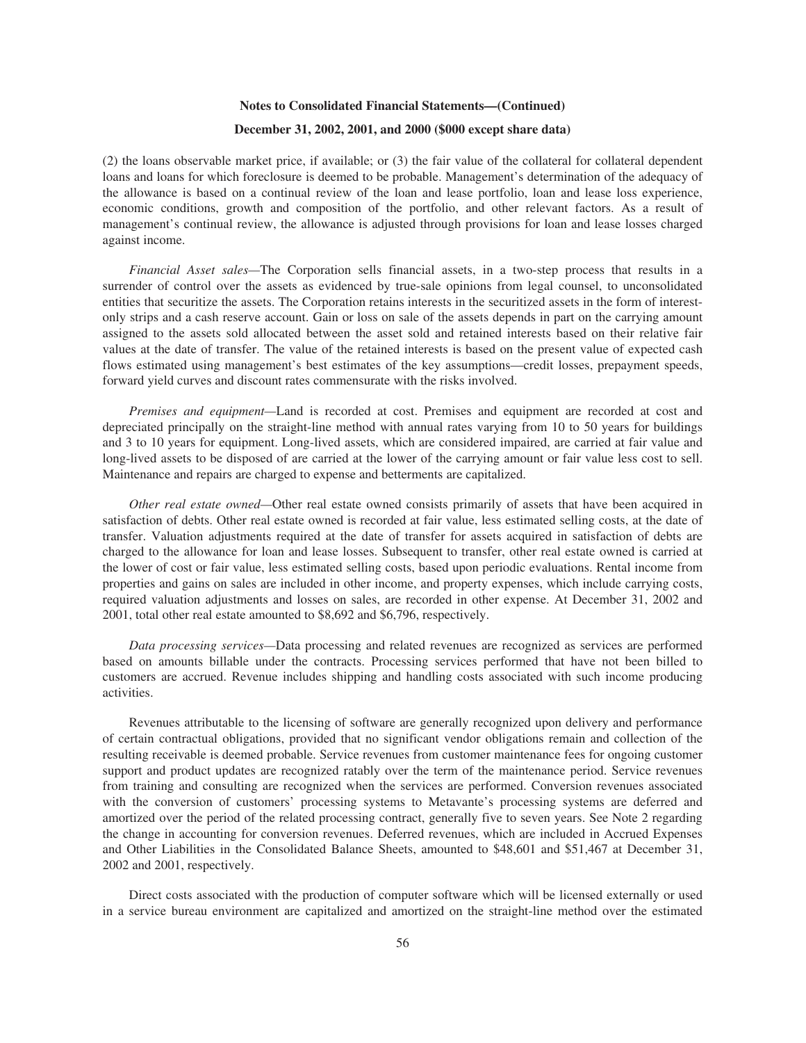**Notes to Consolidated Financial Statements—(Continued)**

**December 31, 2002, 2001, and 2000 ($000 except share data)**

(2) the loans observable market price, if available; or (3) the fair value of the collateral for collateral dependent loans and loans for which foreclosure is deemed to be probable. Management's determination of the adequacy of the allowance is based on a continual review of the loan and lease portfolio, loan and lease loss experience, economic conditions, growth and composition of the portfolio, and other relevant factors. As a result of management's continual review, the allowance is adjusted through provisions for loan and lease losses charged against income.

*Financial Asset sales*—The Corporation sells financial assets, in a two-step process that results in a surrender of control over the assets as evidenced by true-sale opinions from legal counsel, to unconsolidated entities that securitize the assets. The Corporation retains interests in the securitized assets in the form of interest-only strips and a cash reserve account. Gain or loss on sale of the assets depends in part on the carrying amount assigned to the assets sold allocated between the asset sold and retained interests based on their relative fair values at the date of transfer. The value of the retained interests is based on the present value of expected cash flows estimated using management's best estimates of the key assumptions—credit losses, prepayment speeds, forward yield curves and discount rates commensurate with the risks involved.

*Premises and equipment*—Land is recorded at cost. Premises and equipment are recorded at cost and depreciated principally on the straight-line method with annual rates varying from 10 to 50 years for buildings and 3 to 10 years for equipment. Long-lived assets, which are considered impaired, are carried at fair value and long-lived assets to be disposed of are carried at the lower of the carrying amount or fair value less cost to sell. Maintenance and repairs are charged to expense and betterments are capitalized.

*Other real estate owned*—Other real estate owned consists primarily of assets that have been acquired in satisfaction of debts. Other real estate owned is recorded at fair value, less estimated selling costs, at the date of transfer. Valuation adjustments required at the date of transfer for assets acquired in satisfaction of debts are charged to the allowance for loan and lease losses. Subsequent to transfer, other real estate owned is carried at the lower of cost or fair value, less estimated selling costs, based upon periodic evaluations. Rental income from properties and gains on sales are included in other income, and property expenses, which include carrying costs, required valuation adjustments and losses on sales, are recorded in other expense. At December 31, 2002 and 2001, total other real estate amounted to $8,692 and $6,796, respectively.

*Data processing services*—Data processing and related revenues are recognized as services are performed based on amounts billable under the contracts. Processing services performed that have not been billed to customers are accrued. Revenue includes shipping and handling costs associated with such income producing activities.

Revenues attributable to the licensing of software are generally recognized upon delivery and performance of certain contractual obligations, provided that no significant vendor obligations remain and collection of the resulting receivable is deemed probable. Service revenues from customer maintenance fees for ongoing customer support and product updates are recognized ratably over the term of the maintenance period. Service revenues from training and consulting are recognized when the services are performed. Conversion revenues associated with the conversion of customers' processing systems to Metavante's processing systems are deferred and amortized over the period of the related processing contract, generally five to seven years. See Note 2 regarding the change in accounting for conversion revenues. Deferred revenues, which are included in Accrued Expenses and Other Liabilities in the Consolidated Balance Sheets, amounted to $48,601 and $51,467 at December 31, 2002 and 2001, respectively.

Direct costs associated with the production of computer software which will be licensed externally or used in a service bureau environment are capitalized and amortized on the straight-line method over the estimated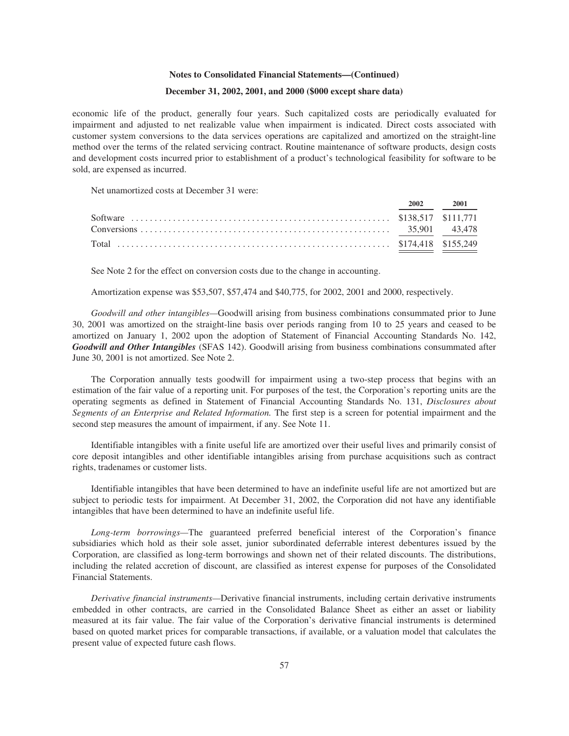economic life of the product, generally four years. Such capitalized costs are periodically evaluated for impairment and adjusted to net realizable value when impairment is indicated. Direct costs associated with customer system conversions to the data services operations are capitalized and amortized on the straight-line method over the terms of the related servicing contract. Routine maintenance of software products, design costs and development costs incurred prior to establishment of a product's technological feasibility for software to be sold, are expensed as incurred.

Net unamortized costs at December 31 were:

| | 2002 | 2001 |
|---|---|---|
| Software | $138,517 | $111,771 |
| Conversions | 35,901 | 43,478 |
| Total | $174,418 | $155,249 |

See Note 2 for the effect on conversion costs due to the change in accounting.

Amortization expense was $53,507, $57,474 and $40,775, for 2002, 2001 and 2000, respectively.

*Goodwill and other intangibles*—Goodwill arising from business combinations consummated prior to June 30, 2001 was amortized on the straight-line basis over periods ranging from 10 to 25 years and ceased to be amortized on January 1, 2002 upon the adoption of Statement of Financial Accounting Standards No. 142, ***Goodwill and Other Intangibles*** (SFAS 142). Goodwill arising from business combinations consummated after June 30, 2001 is not amortized. See Note 2.

The Corporation annually tests goodwill for impairment using a two-step process that begins with an estimation of the fair value of a reporting unit. For purposes of the test, the Corporation's reporting units are the operating segments as defined in Statement of Financial Accounting Standards No. 131, *Disclosures about Segments of an Enterprise and Related Information.* The first step is a screen for potential impairment and the second step measures the amount of impairment, if any. See Note 11.

Identifiable intangibles with a finite useful life are amortized over their useful lives and primarily consist of core deposit intangibles and other identifiable intangibles arising from purchase acquisitions such as contract rights, tradenames or customer lists.

Identifiable intangibles that have been determined to have an indefinite useful life are not amortized but are subject to periodic tests for impairment. At December 31, 2002, the Corporation did not have any identifiable intangibles that have been determined to have an indefinite useful life.

*Long-term borrowings*—The guaranteed preferred beneficial interest of the Corporation's finance subsidiaries which hold as their sole asset, junior subordinated deferrable interest debentures issued by the Corporation, are classified as long-term borrowings and shown net of their related discounts. The distributions, including the related accretion of discount, are classified as interest expense for purposes of the Consolidated Financial Statements.

*Derivative financial instruments*—Derivative financial instruments, including certain derivative instruments embedded in other contracts, are carried in the Consolidated Balance Sheet as either an asset or liability measured at its fair value. The fair value of the Corporation's derivative financial instruments is determined based on quoted market prices for comparable transactions, if available, or a valuation model that calculates the present value of expected future cash flows.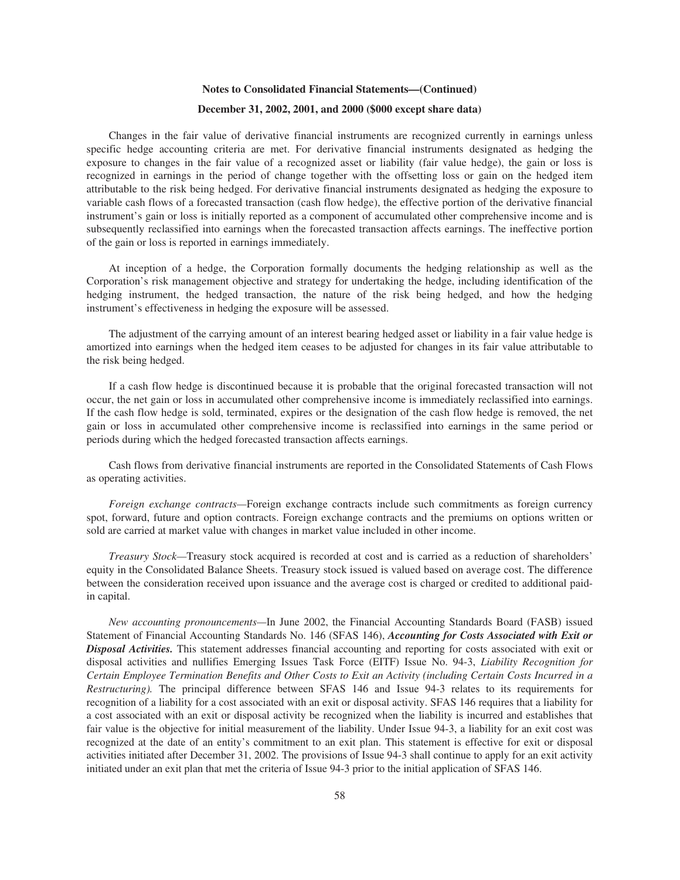**Notes to Consolidated Financial Statements—(Continued)**

**December 31, 2002, 2001, and 2000 ($000 except share data)**

Changes in the fair value of derivative financial instruments are recognized currently in earnings unless specific hedge accounting criteria are met. For derivative financial instruments designated as hedging the exposure to changes in the fair value of a recognized asset or liability (fair value hedge), the gain or loss is recognized in earnings in the period of change together with the offsetting loss or gain on the hedged item attributable to the risk being hedged. For derivative financial instruments designated as hedging the exposure to variable cash flows of a forecasted transaction (cash flow hedge), the effective portion of the derivative financial instrument's gain or loss is initially reported as a component of accumulated other comprehensive income and is subsequently reclassified into earnings when the forecasted transaction affects earnings. The ineffective portion of the gain or loss is reported in earnings immediately.

At inception of a hedge, the Corporation formally documents the hedging relationship as well as the Corporation's risk management objective and strategy for undertaking the hedge, including identification of the hedging instrument, the hedged transaction, the nature of the risk being hedged, and how the hedging instrument's effectiveness in hedging the exposure will be assessed.

The adjustment of the carrying amount of an interest bearing hedged asset or liability in a fair value hedge is amortized into earnings when the hedged item ceases to be adjusted for changes in its fair value attributable to the risk being hedged.

If a cash flow hedge is discontinued because it is probable that the original forecasted transaction will not occur, the net gain or loss in accumulated other comprehensive income is immediately reclassified into earnings. If the cash flow hedge is sold, terminated, expires or the designation of the cash flow hedge is removed, the net gain or loss in accumulated other comprehensive income is reclassified into earnings in the same period or periods during which the hedged forecasted transaction affects earnings.

Cash flows from derivative financial instruments are reported in the Consolidated Statements of Cash Flows as operating activities.

*Foreign exchange contracts*—Foreign exchange contracts include such commitments as foreign currency spot, forward, future and option contracts. Foreign exchange contracts and the premiums on options written or sold are carried at market value with changes in market value included in other income.

*Treasury Stock*—Treasury stock acquired is recorded at cost and is carried as a reduction of shareholders' equity in the Consolidated Balance Sheets. Treasury stock issued is valued based on average cost. The difference between the consideration received upon issuance and the average cost is charged or credited to additional paid-in capital.

*New accounting pronouncements*—In June 2002, the Financial Accounting Standards Board (FASB) issued Statement of Financial Accounting Standards No. 146 (SFAS 146), ***Accounting for Costs Associated with Exit or Disposal Activities.*** This statement addresses financial accounting and reporting for costs associated with exit or disposal activities and nullifies Emerging Issues Task Force (EITF) Issue No. 94-3, *Liability Recognition for Certain Employee Termination Benefits and Other Costs to Exit an Activity (including Certain Costs Incurred in a Restructuring).* The principal difference between SFAS 146 and Issue 94-3 relates to its requirements for recognition of a liability for a cost associated with an exit or disposal activity. SFAS 146 requires that a liability for a cost associated with an exit or disposal activity be recognized when the liability is incurred and establishes that fair value is the objective for initial measurement of the liability. Under Issue 94-3, a liability for an exit cost was recognized at the date of an entity's commitment to an exit plan. This statement is effective for exit or disposal activities initiated after December 31, 2002. The provisions of Issue 94-3 shall continue to apply for an exit activity initiated under an exit plan that met the criteria of Issue 94-3 prior to the initial application of SFAS 146.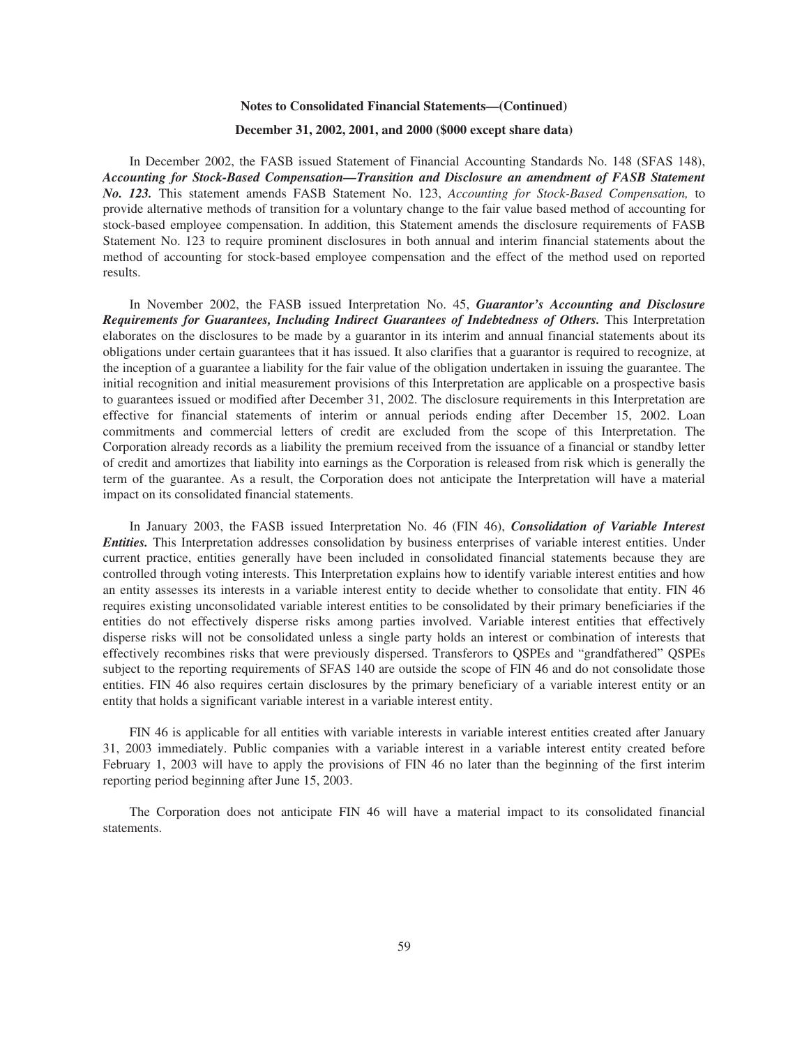In December 2002, the FASB issued Statement of Financial Accounting Standards No. 148 (SFAS 148), ***Accounting for Stock-Based Compensation—Transition and Disclosure an amendment of FASB Statement No. 123.*** This statement amends FASB Statement No. 123, *Accounting for Stock-Based Compensation,* to provide alternative methods of transition for a voluntary change to the fair value based method of accounting for stock-based employee compensation. In addition, this Statement amends the disclosure requirements of FASB Statement No. 123 to require prominent disclosures in both annual and interim financial statements about the method of accounting for stock-based employee compensation and the effect of the method used on reported results.

In November 2002, the FASB issued Interpretation No. 45, ***Guarantor's Accounting and Disclosure Requirements for Guarantees, Including Indirect Guarantees of Indebtedness of Others.*** This Interpretation elaborates on the disclosures to be made by a guarantor in its interim and annual financial statements about its obligations under certain guarantees that it has issued. It also clarifies that a guarantor is required to recognize, at the inception of a guarantee a liability for the fair value of the obligation undertaken in issuing the guarantee. The initial recognition and initial measurement provisions of this Interpretation are applicable on a prospective basis to guarantees issued or modified after December 31, 2002. The disclosure requirements in this Interpretation are effective for financial statements of interim or annual periods ending after December 15, 2002. Loan commitments and commercial letters of credit are excluded from the scope of this Interpretation. The Corporation already records as a liability the premium received from the issuance of a financial or standby letter of credit and amortizes that liability into earnings as the Corporation is released from risk which is generally the term of the guarantee. As a result, the Corporation does not anticipate the Interpretation will have a material impact on its consolidated financial statements.

In January 2003, the FASB issued Interpretation No. 46 (FIN 46), ***Consolidation of Variable Interest Entities.*** This Interpretation addresses consolidation by business enterprises of variable interest entities. Under current practice, entities generally have been included in consolidated financial statements because they are controlled through voting interests. This Interpretation explains how to identify variable interest entities and how an entity assesses its interests in a variable interest entity to decide whether to consolidate that entity. FIN 46 requires existing unconsolidated variable interest entities to be consolidated by their primary beneficiaries if the entities do not effectively disperse risks among parties involved. Variable interest entities that effectively disperse risks will not be consolidated unless a single party holds an interest or combination of interests that effectively recombines risks that were previously dispersed. Transferors to QSPEs and "grandfathered" QSPEs subject to the reporting requirements of SFAS 140 are outside the scope of FIN 46 and do not consolidate those entities. FIN 46 also requires certain disclosures by the primary beneficiary of a variable interest entity or an entity that holds a significant variable interest in a variable interest entity.

FIN 46 is applicable for all entities with variable interests in variable interest entities created after January 31, 2003 immediately. Public companies with a variable interest in a variable interest entity created before February 1, 2003 will have to apply the provisions of FIN 46 no later than the beginning of the first interim reporting period beginning after June 15, 2003.

The Corporation does not anticipate FIN 46 will have a material impact to its consolidated financial statements.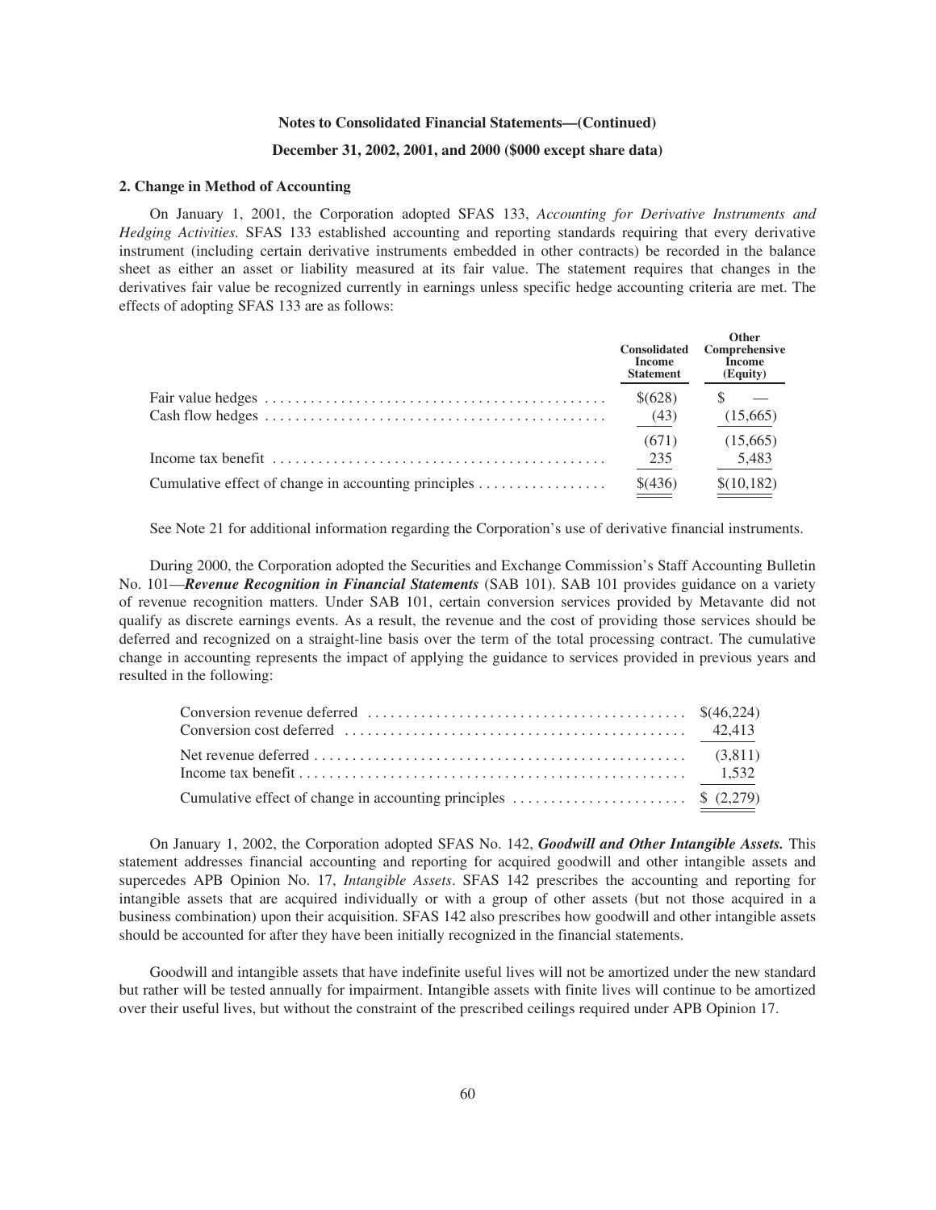**Notes to Consolidated Financial Statements—(Continued)**

**December 31, 2002, 2001, and 2000 ($000 except share data)**

### 2. Change in Method of Accounting

On January 1, 2001, the Corporation adopted SFAS 133, *Accounting for Derivative Instruments and Hedging Activities.* SFAS 133 established accounting and reporting standards requiring that every derivative instrument (including certain derivative instruments embedded in other contracts) be recorded in the balance sheet as either an asset or liability measured at its fair value. The statement requires that changes in the derivatives fair value be recognized currently in earnings unless specific hedge accounting criteria are met. The effects of adopting SFAS 133 are as follows:

| | Consolidated Income Statement | Other Comprehensive Income (Equity) |
|---|---|---|
| Fair value hedges | $(628) | $ — |
| Cash flow hedges | (43) | (15,665) |
| | (671) | (15,665) |
| Income tax benefit | 235 | 5,483 |
| Cumulative effect of change in accounting principles | $(436) | $(10,182) |

See Note 21 for additional information regarding the Corporation's use of derivative financial instruments.

During 2000, the Corporation adopted the Securities and Exchange Commission's Staff Accounting Bulletin No. 101—***Revenue Recognition in Financial Statements*** (SAB 101). SAB 101 provides guidance on a variety of revenue recognition matters. Under SAB 101, certain conversion services provided by Metavante did not qualify as discrete earnings events. As a result, the revenue and the cost of providing those services should be deferred and recognized on a straight-line basis over the term of the total processing contract. The cumulative change in accounting represents the impact of applying the guidance to services provided in previous years and resulted in the following:

| | |
|---|---|
| Conversion revenue deferred | $(46,224) |
| Conversion cost deferred | 42,413 |
| Net revenue deferred | (3,811) |
| Income tax benefit | 1,532 |
| Cumulative effect of change in accounting principles | $ (2,279) |

On January 1, 2002, the Corporation adopted SFAS No. 142, ***Goodwill and Other Intangible Assets.*** This statement addresses financial accounting and reporting for acquired goodwill and other intangible assets and supercedes APB Opinion No. 17, *Intangible Assets*. SFAS 142 prescribes the accounting and reporting for intangible assets that are acquired individually or with a group of other assets (but not those acquired in a business combination) upon their acquisition. SFAS 142 also prescribes how goodwill and other intangible assets should be accounted for after they have been initially recognized in the financial statements.

Goodwill and intangible assets that have indefinite useful lives will not be amortized under the new standard but rather will be tested annually for impairment. Intangible assets with finite lives will continue to be amortized over their useful lives, but without the constraint of the prescribed ceilings required under APB Opinion 17.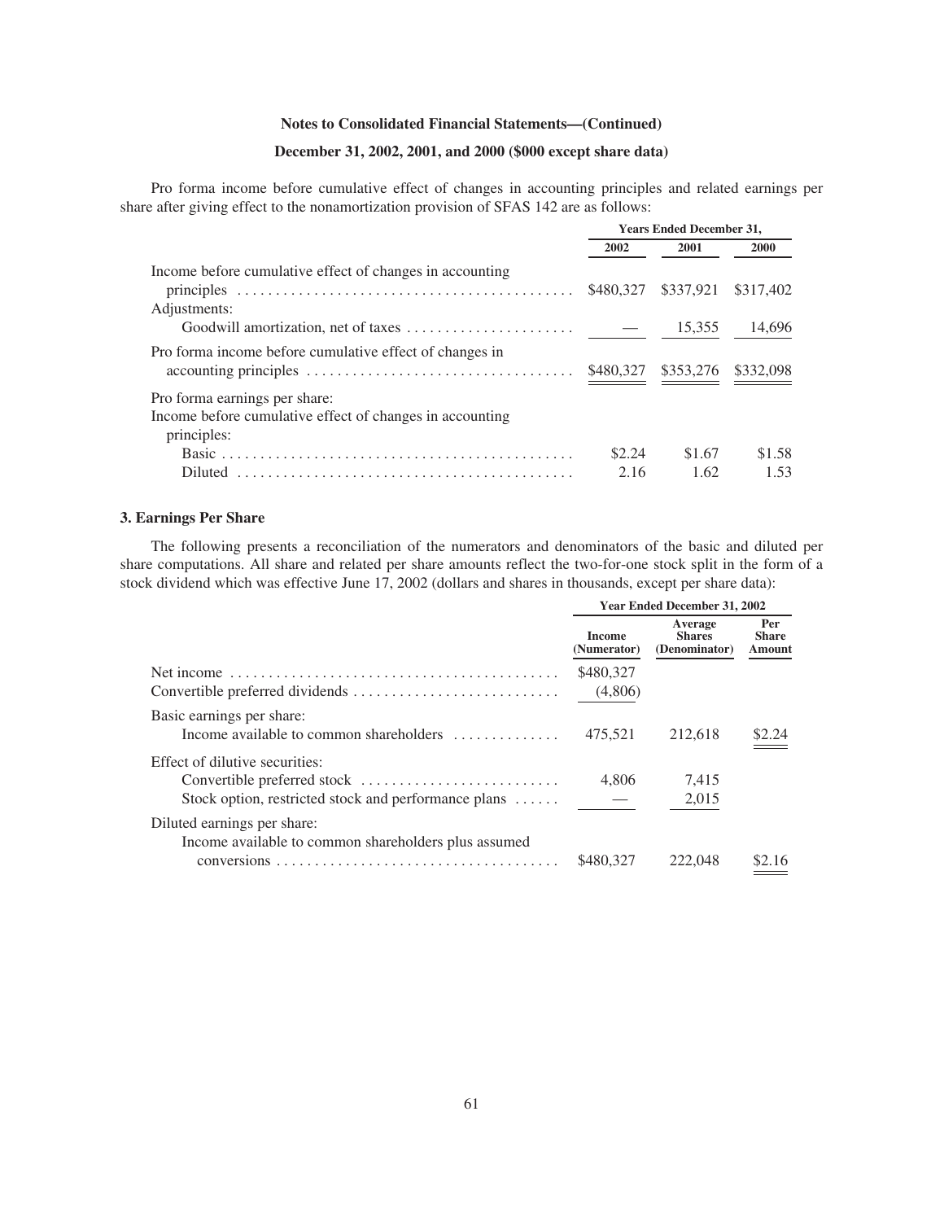**Notes to Consolidated Financial Statements—(Continued)**

**December 31, 2002, 2001, and 2000 ($000 except share data)**

Pro forma income before cumulative effect of changes in accounting principles and related earnings per share after giving effect to the nonamortization provision of SFAS 142 are as follows:

| | Years Ended December 31, | | |
|---|---|---|---|
| | 2002 | 2001 | 2000 |
| Income before cumulative effect of changes in accounting principles | $480,327 | $337,921 | $317,402 |
| Adjustments: | | | |
| Goodwill amortization, net of taxes | — | 15,355 | 14,696 |
| Pro forma income before cumulative effect of changes in accounting principles | $480,327 | $353,276 | $332,098 |
| Pro forma earnings per share: | | | |
| Income before cumulative effect of changes in accounting principles: | | | |
| Basic | $2.24 | $1.67 | $1.58 |
| Diluted | 2.16 | 1.62 | 1.53 |

### 3. Earnings Per Share

The following presents a reconciliation of the numerators and denominators of the basic and diluted per share computations. All share and related per share amounts reflect the two-for-one stock split in the form of a stock dividend which was effective June 17, 2002 (dollars and shares in thousands, except per share data):

| | Year Ended December 31, 2002 | | |
|---|---|---|---|
| | Income (Numerator) | Average Shares (Denominator) | Per Share Amount |
| Net income | $480,327 | | |
| Convertible preferred dividends | (4,806) | | |
| Basic earnings per share: | | | |
| Income available to common shareholders | 475,521 | 212,618 | $2.24 |
| Effect of dilutive securities: | | | |
| Convertible preferred stock | 4,806 | 7,415 | |
| Stock option, restricted stock and performance plans | — | 2,015 | |
| Diluted earnings per share: | | | |
| Income available to common shareholders plus assumed conversions | $480,327 | 222,048 | $2.16 |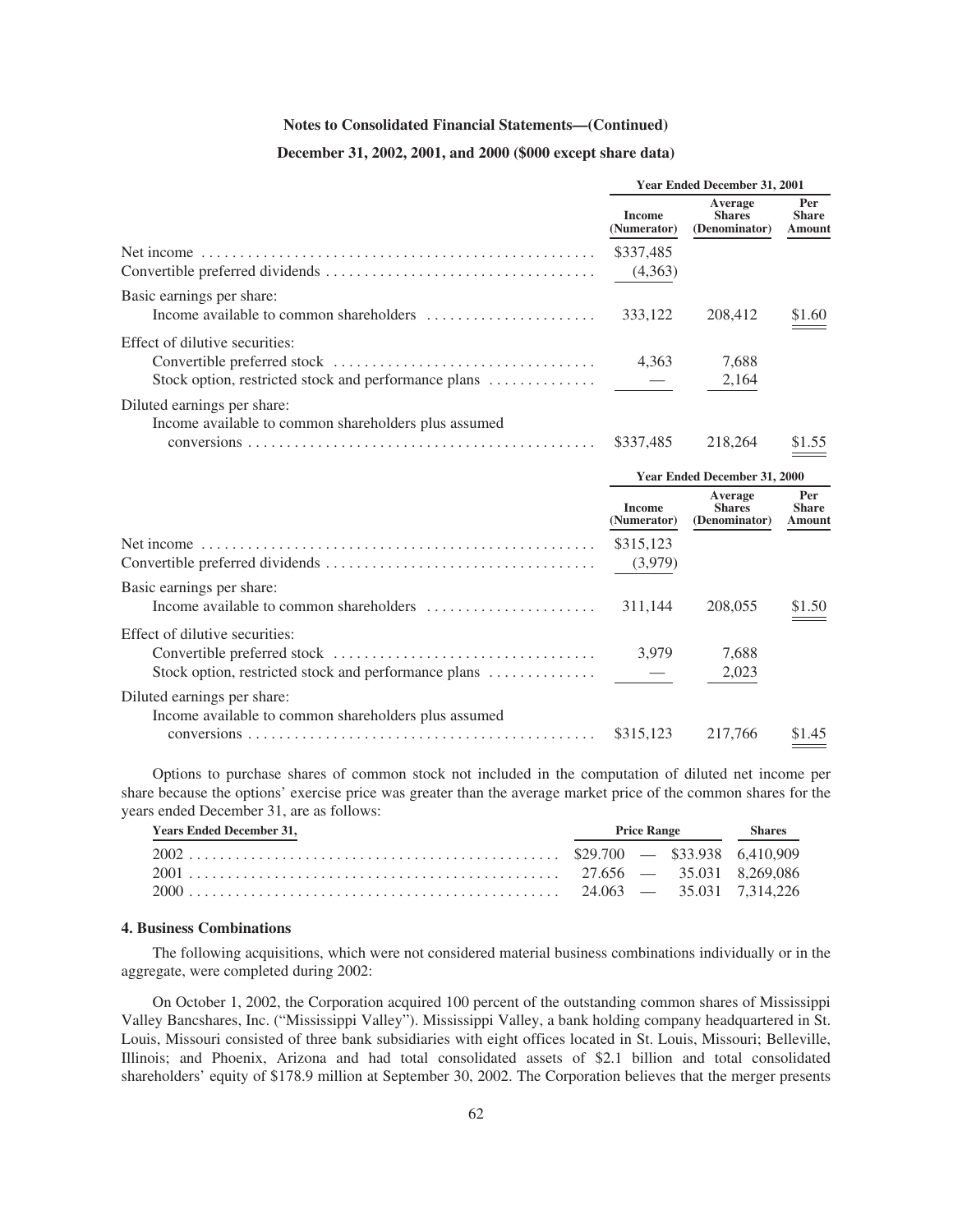**Notes to Consolidated Financial Statements—(Continued)**

**December 31, 2002, 2001, and 2000 ($000 except share data)**

| | Year Ended December 31, 2001 | | |
|---|---|---|---|
| | Income (Numerator) | Average Shares (Denominator) | Per Share Amount |
| Net income | $337,485 | | |
| Convertible preferred dividends | (4,363) | | |
| Basic earnings per share: | | | |
| Income available to common shareholders | 333,122 | 208,412 | $1.60 |
| Effect of dilutive securities: | | | |
| Convertible preferred stock | 4,363 | 7,688 | |
| Stock option, restricted stock and performance plans | — | 2,164 | |
| Diluted earnings per share: | | | |
| Income available to common shareholders plus assumed conversions | $337,485 | 218,264 | $1.55 |

| | Year Ended December 31, 2000 | | |
|---|---|---|---|
| | Income (Numerator) | Average Shares (Denominator) | Per Share Amount |
| Net income | $315,123 | | |
| Convertible preferred dividends | (3,979) | | |
| Basic earnings per share: | | | |
| Income available to common shareholders | 311,144 | 208,055 | $1.50 |
| Effect of dilutive securities: | | | |
| Convertible preferred stock | 3,979 | 7,688 | |
| Stock option, restricted stock and performance plans | — | 2,023 | |
| Diluted earnings per share: | | | |
| Income available to common shareholders plus assumed conversions | $315,123 | 217,766 | $1.45 |

Options to purchase shares of common stock not included in the computation of diluted net income per share because the options' exercise price was greater than the average market price of the common shares for the years ended December 31, are as follows:

| Years Ended December 31, | Price Range | Shares |
|---|---|---|
| 2002 | $29.700 — $33.938 | 6,410,909 |
| 2001 | 27.656 — 35.031 | 8,269,086 |
| 2000 | 24.063 — 35.031 | 7,314,226 |

**4. Business Combinations**

The following acquisitions, which were not considered material business combinations individually or in the aggregate, were completed during 2002:

On October 1, 2002, the Corporation acquired 100 percent of the outstanding common shares of Mississippi Valley Bancshares, Inc. ("Mississippi Valley"). Mississippi Valley, a bank holding company headquartered in St. Louis, Missouri consisted of three bank subsidiaries with eight offices located in St. Louis, Missouri; Belleville, Illinois; and Phoenix, Arizona and had total consolidated assets of $2.1 billion and total consolidated shareholders' equity of $178.9 million at September 30, 2002. The Corporation believes that the merger presents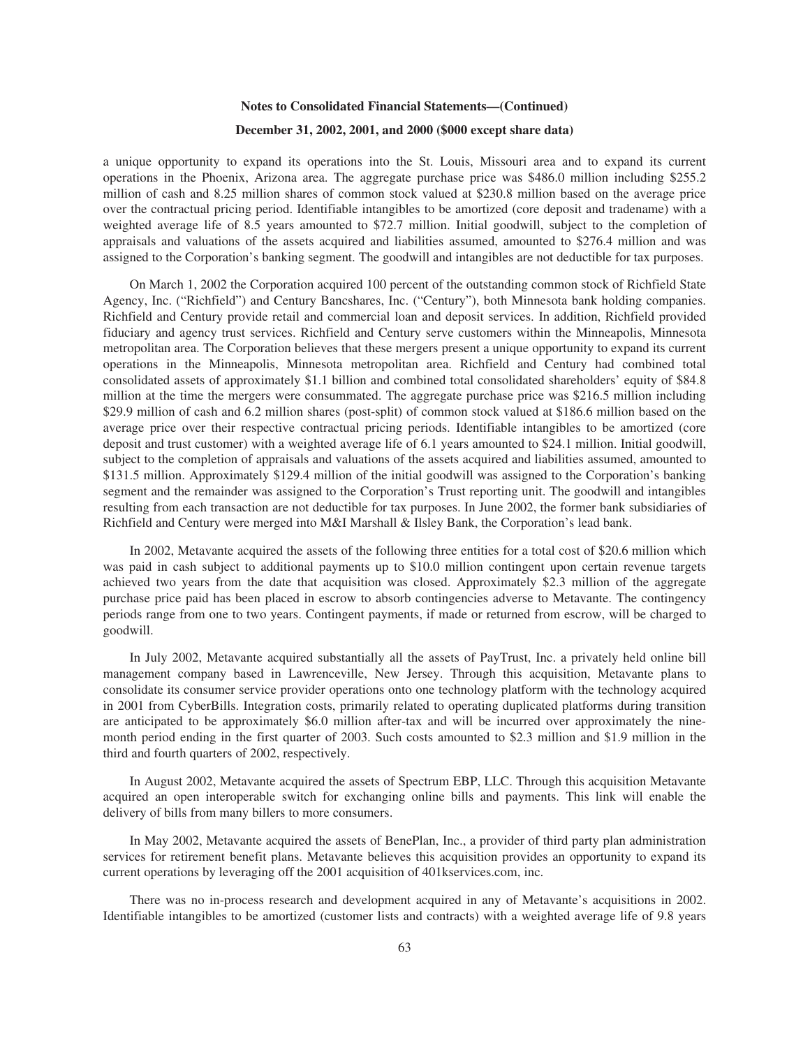a unique opportunity to expand its operations into the St. Louis, Missouri area and to expand its current operations in the Phoenix, Arizona area. The aggregate purchase price was $486.0 million including $255.2 million of cash and 8.25 million shares of common stock valued at $230.8 million based on the average price over the contractual pricing period. Identifiable intangibles to be amortized (core deposit and tradename) with a weighted average life of 8.5 years amounted to $72.7 million. Initial goodwill, subject to the completion of appraisals and valuations of the assets acquired and liabilities assumed, amounted to $276.4 million and was assigned to the Corporation's banking segment. The goodwill and intangibles are not deductible for tax purposes.

On March 1, 2002 the Corporation acquired 100 percent of the outstanding common stock of Richfield State Agency, Inc. ("Richfield") and Century Bancshares, Inc. ("Century"), both Minnesota bank holding companies. Richfield and Century provide retail and commercial loan and deposit services. In addition, Richfield provided fiduciary and agency trust services. Richfield and Century serve customers within the Minneapolis, Minnesota metropolitan area. The Corporation believes that these mergers present a unique opportunity to expand its current operations in the Minneapolis, Minnesota metropolitan area. Richfield and Century had combined total consolidated assets of approximately $1.1 billion and combined total consolidated shareholders' equity of $84.8 million at the time the mergers were consummated. The aggregate purchase price was $216.5 million including $29.9 million of cash and 6.2 million shares (post-split) of common stock valued at $186.6 million based on the average price over their respective contractual pricing periods. Identifiable intangibles to be amortized (core deposit and trust customer) with a weighted average life of 6.1 years amounted to $24.1 million. Initial goodwill, subject to the completion of appraisals and valuations of the assets acquired and liabilities assumed, amounted to $131.5 million. Approximately $129.4 million of the initial goodwill was assigned to the Corporation's banking segment and the remainder was assigned to the Corporation's Trust reporting unit. The goodwill and intangibles resulting from each transaction are not deductible for tax purposes. In June 2002, the former bank subsidiaries of Richfield and Century were merged into M&I Marshall & Ilsley Bank, the Corporation's lead bank.

In 2002, Metavante acquired the assets of the following three entities for a total cost of $20.6 million which was paid in cash subject to additional payments up to $10.0 million contingent upon certain revenue targets achieved two years from the date that acquisition was closed. Approximately $2.3 million of the aggregate purchase price paid has been placed in escrow to absorb contingencies adverse to Metavante. The contingency periods range from one to two years. Contingent payments, if made or returned from escrow, will be charged to goodwill.

In July 2002, Metavante acquired substantially all the assets of PayTrust, Inc. a privately held online bill management company based in Lawrenceville, New Jersey. Through this acquisition, Metavante plans to consolidate its consumer service provider operations onto one technology platform with the technology acquired in 2001 from CyberBills. Integration costs, primarily related to operating duplicated platforms during transition are anticipated to be approximately $6.0 million after-tax and will be incurred over approximately the nine-month period ending in the first quarter of 2003. Such costs amounted to $2.3 million and $1.9 million in the third and fourth quarters of 2002, respectively.

In August 2002, Metavante acquired the assets of Spectrum EBP, LLC. Through this acquisition Metavante acquired an open interoperable switch for exchanging online bills and payments. This link will enable the delivery of bills from many billers to more consumers.

In May 2002, Metavante acquired the assets of BenePlan, Inc., a provider of third party plan administration services for retirement benefit plans. Metavante believes this acquisition provides an opportunity to expand its current operations by leveraging off the 2001 acquisition of 401kservices.com, inc.

There was no in-process research and development acquired in any of Metavante's acquisitions in 2002. Identifiable intangibles to be amortized (customer lists and contracts) with a weighted average life of 9.8 years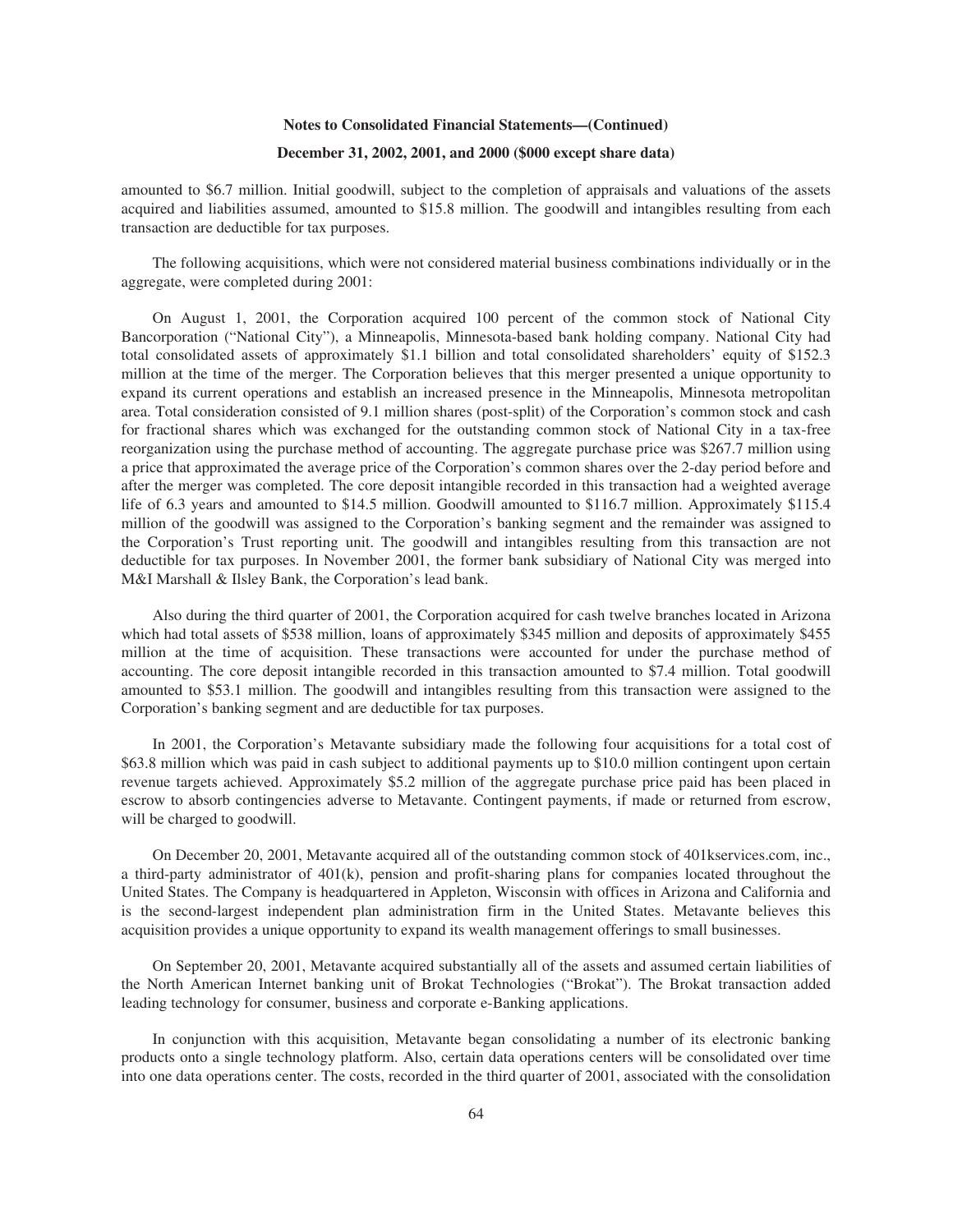**Notes to Consolidated Financial Statements—(Continued)**

**December 31, 2002, 2001, and 2000 ($000 except share data)**

amounted to $6.7 million. Initial goodwill, subject to the completion of appraisals and valuations of the assets acquired and liabilities assumed, amounted to $15.8 million. The goodwill and intangibles resulting from each transaction are deductible for tax purposes.

The following acquisitions, which were not considered material business combinations individually or in the aggregate, were completed during 2001:

On August 1, 2001, the Corporation acquired 100 percent of the common stock of National City Bancorporation ("National City"), a Minneapolis, Minnesota-based bank holding company. National City had total consolidated assets of approximately $1.1 billion and total consolidated shareholders' equity of $152.3 million at the time of the merger. The Corporation believes that this merger presented a unique opportunity to expand its current operations and establish an increased presence in the Minneapolis, Minnesota metropolitan area. Total consideration consisted of 9.1 million shares (post-split) of the Corporation's common stock and cash for fractional shares which was exchanged for the outstanding common stock of National City in a tax-free reorganization using the purchase method of accounting. The aggregate purchase price was $267.7 million using a price that approximated the average price of the Corporation's common shares over the 2-day period before and after the merger was completed. The core deposit intangible recorded in this transaction had a weighted average life of 6.3 years and amounted to $14.5 million. Goodwill amounted to $116.7 million. Approximately $115.4 million of the goodwill was assigned to the Corporation's banking segment and the remainder was assigned to the Corporation's Trust reporting unit. The goodwill and intangibles resulting from this transaction are not deductible for tax purposes. In November 2001, the former bank subsidiary of National City was merged into M&I Marshall & Ilsley Bank, the Corporation's lead bank.

Also during the third quarter of 2001, the Corporation acquired for cash twelve branches located in Arizona which had total assets of $538 million, loans of approximately $345 million and deposits of approximately $455 million at the time of acquisition. These transactions were accounted for under the purchase method of accounting. The core deposit intangible recorded in this transaction amounted to $7.4 million. Total goodwill amounted to $53.1 million. The goodwill and intangibles resulting from this transaction were assigned to the Corporation's banking segment and are deductible for tax purposes.

In 2001, the Corporation's Metavante subsidiary made the following four acquisitions for a total cost of $63.8 million which was paid in cash subject to additional payments up to $10.0 million contingent upon certain revenue targets achieved. Approximately $5.2 million of the aggregate purchase price paid has been placed in escrow to absorb contingencies adverse to Metavante. Contingent payments, if made or returned from escrow, will be charged to goodwill.

On December 20, 2001, Metavante acquired all of the outstanding common stock of 401kservices.com, inc., a third-party administrator of 401(k), pension and profit-sharing plans for companies located throughout the United States. The Company is headquartered in Appleton, Wisconsin with offices in Arizona and California and is the second-largest independent plan administration firm in the United States. Metavante believes this acquisition provides a unique opportunity to expand its wealth management offerings to small businesses.

On September 20, 2001, Metavante acquired substantially all of the assets and assumed certain liabilities of the North American Internet banking unit of Brokat Technologies ("Brokat"). The Brokat transaction added leading technology for consumer, business and corporate e-Banking applications.

In conjunction with this acquisition, Metavante began consolidating a number of its electronic banking products onto a single technology platform. Also, certain data operations centers will be consolidated over time into one data operations center. The costs, recorded in the third quarter of 2001, associated with the consolidation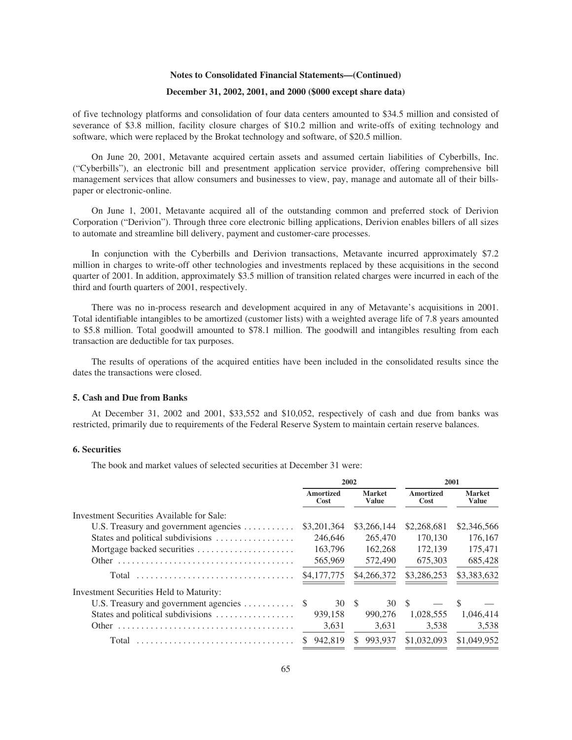of five technology platforms and consolidation of four data centers amounted to $34.5 million and consisted of severance of $3.8 million, facility closure charges of $10.2 million and write-offs of exiting technology and software, which were replaced by the Brokat technology and software, of $20.5 million.

On June 20, 2001, Metavante acquired certain assets and assumed certain liabilities of Cyberbills, Inc. ("Cyberbills"), an electronic bill and presentment application service provider, offering comprehensive bill management services that allow consumers and businesses to view, pay, manage and automate all of their bills-paper or electronic-online.

On June 1, 2001, Metavante acquired all of the outstanding common and preferred stock of Derivion Corporation ("Derivion"). Through three core electronic billing applications, Derivion enables billers of all sizes to automate and streamline bill delivery, payment and customer-care processes.

In conjunction with the Cyberbills and Derivion transactions, Metavante incurred approximately $7.2 million in charges to write-off other technologies and investments replaced by these acquisitions in the second quarter of 2001. In addition, approximately $3.5 million of transition related charges were incurred in each of the third and fourth quarters of 2001, respectively.

There was no in-process research and development acquired in any of Metavante's acquisitions in 2001. Total identifiable intangibles to be amortized (customer lists) with a weighted average life of 7.8 years amounted to $5.8 million. Total goodwill amounted to $78.1 million. The goodwill and intangibles resulting from each transaction are deductible for tax purposes.

The results of operations of the acquired entities have been included in the consolidated results since the dates the transactions were closed.

### 5. Cash and Due from Banks

At December 31, 2002 and 2001, $33,552 and $10,052, respectively of cash and due from banks was restricted, primarily due to requirements of the Federal Reserve System to maintain certain reserve balances.

### 6. Securities

The book and market values of selected securities at December 31 were:

| | 2002 | | 2001 | |
|---|---|---|---|---|
| | Amortized Cost | Market Value | Amortized Cost | Market Value |
| Investment Securities Available for Sale: | | | | |
| U.S. Treasury and government agencies | $3,201,364 | $3,266,144 | $2,268,681 | $2,346,566 |
| States and political subdivisions | 246,646 | 265,470 | 170,130 | 176,167 |
| Mortgage backed securities | 163,796 | 162,268 | 172,139 | 175,471 |
| Other | 565,969 | 572,490 | 675,303 | 685,428 |
| Total | $4,177,775 | $4,266,372 | $3,286,253 | $3,383,632 |
| Investment Securities Held to Maturity: | | | | |
| U.S. Treasury and government agencies | $ 30 | $ 30 | $ — | $ — |
| States and political subdivisions | 939,158 | 990,276 | 1,028,555 | 1,046,414 |
| Other | 3,631 | 3,631 | 3,538 | 3,538 |
| Total | $ 942,819 | $ 993,937 | $1,032,093 | $1,049,952 |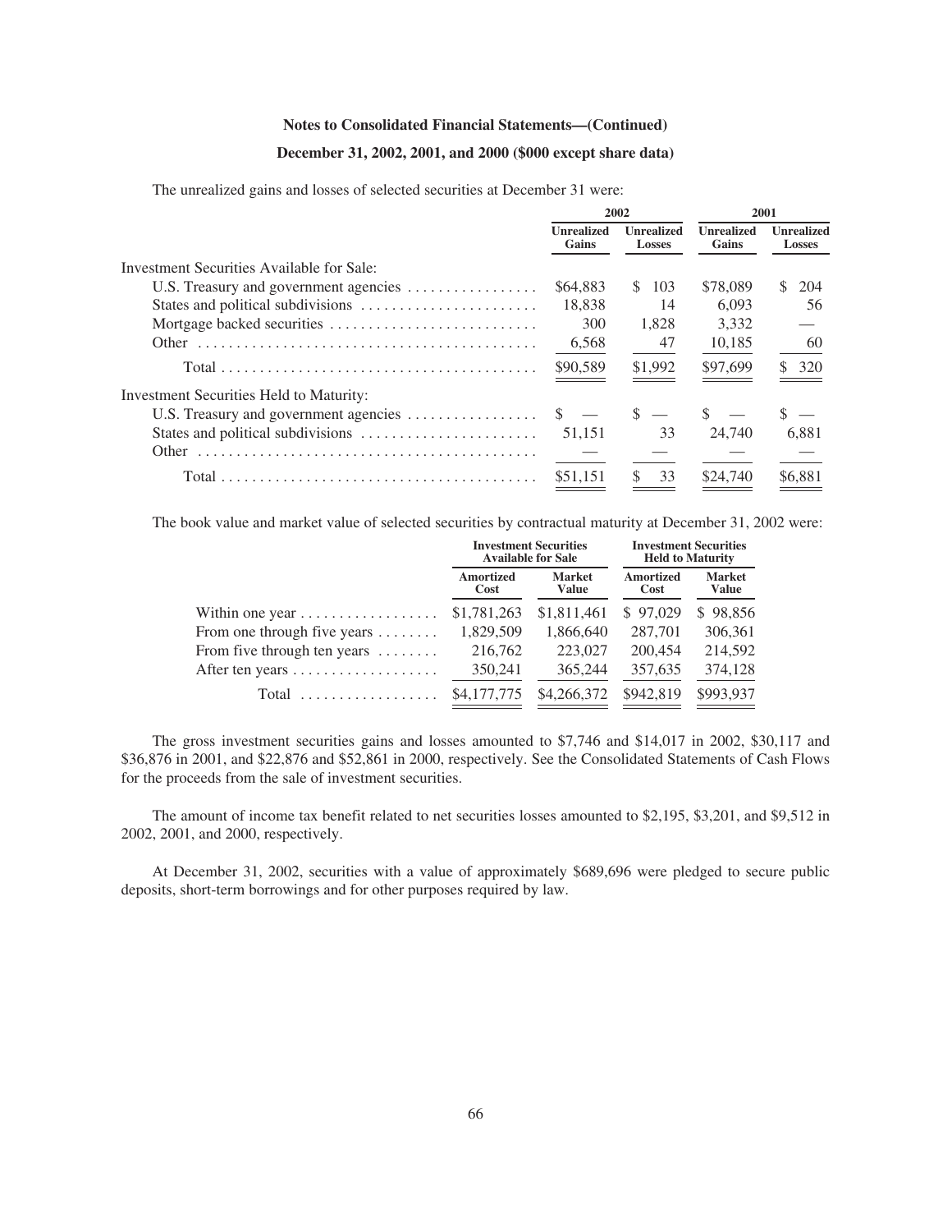**Notes to Consolidated Financial Statements—(Continued)**

**December 31, 2002, 2001, and 2000 ($000 except share data)**

The unrealized gains and losses of selected securities at December 31 were:

| | 2002 | | 2001 | |
|---|---|---|---|---|
| | Unrealized Gains | Unrealized Losses | Unrealized Gains | Unrealized Losses |
| Investment Securities Available for Sale: | | | | |
| U.S. Treasury and government agencies | $64,883 | $ 103 | $78,089 | $ 204 |
| States and political subdivisions | 18,838 | 14 | 6,093 | 56 |
| Mortgage backed securities | 300 | 1,828 | 3,332 | — |
| Other | 6,568 | 47 | 10,185 | 60 |
| Total | $90,589 | $1,992 | $97,699 | $ 320 |
| Investment Securities Held to Maturity: | | | | |
| U.S. Treasury and government agencies | $ — | $ — | $ — | $ — |
| States and political subdivisions | 51,151 | 33 | 24,740 | 6,881 |
| Other | — | — | — | — |
| Total | $51,151 | $ 33 | $24,740 | $6,881 |

The book value and market value of selected securities by contractual maturity at December 31, 2002 were:

| | Investment Securities Available for Sale | | Investment Securities Held to Maturity | |
|---|---|---|---|---|
| | Amortized Cost | Market Value | Amortized Cost | Market Value |
| Within one year | $1,781,263 | $1,811,461 | $ 97,029 | $ 98,856 |
| From one through five years | 1,829,509 | 1,866,640 | 287,701 | 306,361 |
| From five through ten years | 216,762 | 223,027 | 200,454 | 214,592 |
| After ten years | 350,241 | 365,244 | 357,635 | 374,128 |
| Total | $4,177,775 | $4,266,372 | $942,819 | $993,937 |

The gross investment securities gains and losses amounted to $7,746 and $14,017 in 2002, $30,117 and $36,876 in 2001, and $22,876 and $52,861 in 2000, respectively. See the Consolidated Statements of Cash Flows for the proceeds from the sale of investment securities.

The amount of income tax benefit related to net securities losses amounted to $2,195, $3,201, and $9,512 in 2002, 2001, and 2000, respectively.

At December 31, 2002, securities with a value of approximately $689,696 were pledged to secure public deposits, short-term borrowings and for other purposes required by law.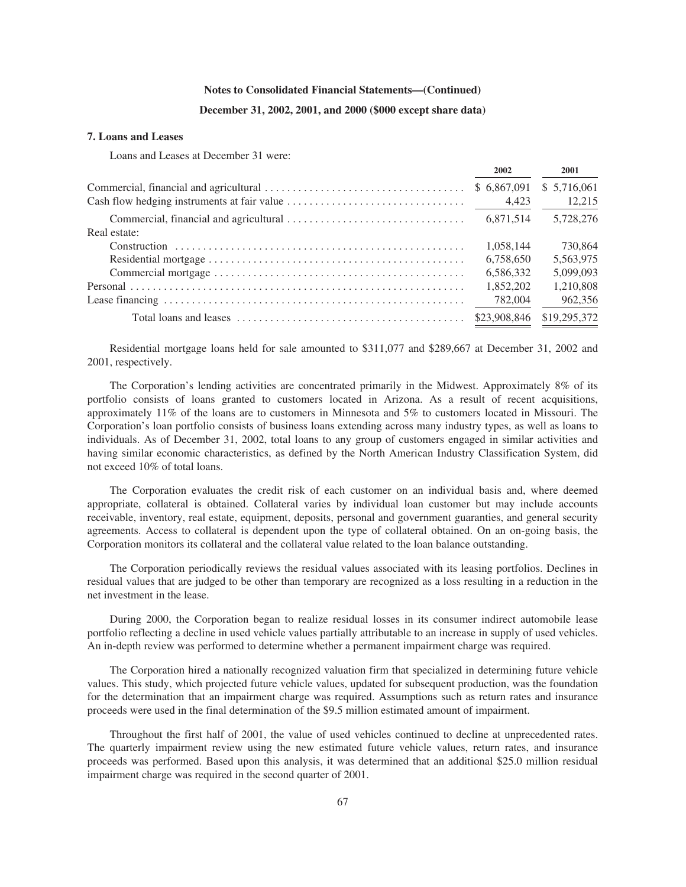**Notes to Consolidated Financial Statements—(Continued)**

**December 31, 2002, 2001, and 2000 ($000 except share data)**

### 7. Loans and Leases

Loans and Leases at December 31 were:

| | 2002 | 2001 |
|---|---|---|
| Commercial, financial and agricultural | $ 6,867,091 | $ 5,716,061 |
| Cash flow hedging instruments at fair value | 4,423 | 12,215 |
| Commercial, financial and agricultural | 6,871,514 | 5,728,276 |
| Real estate: | | |
| Construction | 1,058,144 | 730,864 |
| Residential mortgage | 6,758,650 | 5,563,975 |
| Commercial mortgage | 6,586,332 | 5,099,093 |
| Personal | 1,852,202 | 1,210,808 |
| Lease financing | 782,004 | 962,356 |
| Total loans and leases | $23,908,846 | $19,295,372 |

Residential mortgage loans held for sale amounted to $311,077 and $289,667 at December 31, 2002 and 2001, respectively.

The Corporation's lending activities are concentrated primarily in the Midwest. Approximately 8% of its portfolio consists of loans granted to customers located in Arizona. As a result of recent acquisitions, approximately 11% of the loans are to customers in Minnesota and 5% to customers located in Missouri. The Corporation's loan portfolio consists of business loans extending across many industry types, as well as loans to individuals. As of December 31, 2002, total loans to any group of customers engaged in similar activities and having similar economic characteristics, as defined by the North American Industry Classification System, did not exceed 10% of total loans.

The Corporation evaluates the credit risk of each customer on an individual basis and, where deemed appropriate, collateral is obtained. Collateral varies by individual loan customer but may include accounts receivable, inventory, real estate, equipment, deposits, personal and government guaranties, and general security agreements. Access to collateral is dependent upon the type of collateral obtained. On an on-going basis, the Corporation monitors its collateral and the collateral value related to the loan balance outstanding.

The Corporation periodically reviews the residual values associated with its leasing portfolios. Declines in residual values that are judged to be other than temporary are recognized as a loss resulting in a reduction in the net investment in the lease.

During 2000, the Corporation began to realize residual losses in its consumer indirect automobile lease portfolio reflecting a decline in used vehicle values partially attributable to an increase in supply of used vehicles. An in-depth review was performed to determine whether a permanent impairment charge was required.

The Corporation hired a nationally recognized valuation firm that specialized in determining future vehicle values. This study, which projected future vehicle values, updated for subsequent production, was the foundation for the determination that an impairment charge was required. Assumptions such as return rates and insurance proceeds were used in the final determination of the $9.5 million estimated amount of impairment.

Throughout the first half of 2001, the value of used vehicles continued to decline at unprecedented rates. The quarterly impairment review using the new estimated future vehicle values, return rates, and insurance proceeds was performed. Based upon this analysis, it was determined that an additional $25.0 million residual impairment charge was required in the second quarter of 2001.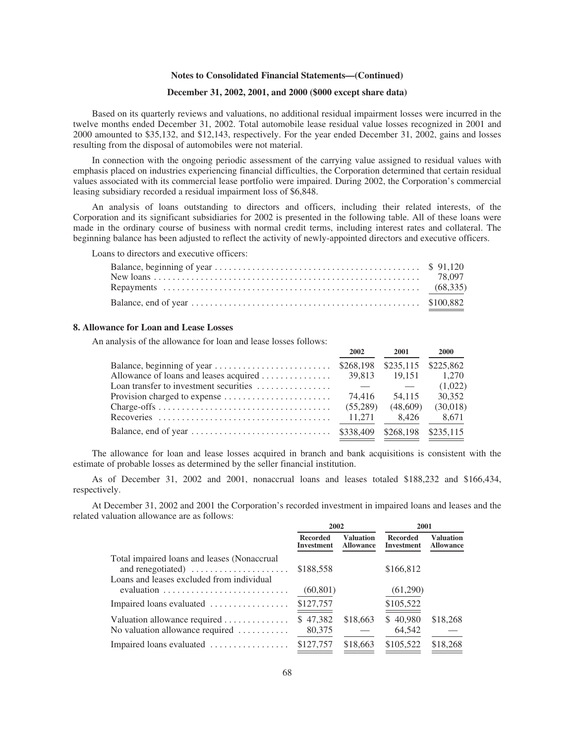**Notes to Consolidated Financial Statements—(Continued)**

**December 31, 2002, 2001, and 2000 ($000 except share data)**

Based on its quarterly reviews and valuations, no additional residual impairment losses were incurred in the twelve months ended December 31, 2002. Total automobile lease residual value losses recognized in 2001 and 2000 amounted to $35,132, and $12,143, respectively. For the year ended December 31, 2002, gains and losses resulting from the disposal of automobiles were not material.

In connection with the ongoing periodic assessment of the carrying value assigned to residual values with emphasis placed on industries experiencing financial difficulties, the Corporation determined that certain residual values associated with its commercial lease portfolio were impaired. During 2002, the Corporation's commercial leasing subsidiary recorded a residual impairment loss of $6,848.

An analysis of loans outstanding to directors and officers, including their related interests, of the Corporation and its significant subsidiaries for 2002 is presented in the following table. All of these loans were made in the ordinary course of business with normal credit terms, including interest rates and collateral. The beginning balance has been adjusted to reflect the activity of newly-appointed directors and executive officers.

Loans to directors and executive officers:

| | |
|---|---|
| Balance, beginning of year | $ 91,120 |
| New loans | 78,097 |
| Repayments | (68,335) |
| Balance, end of year | $100,882 |

## 8. Allowance for Loan and Lease Losses

An analysis of the allowance for loan and lease losses follows:

| | 2002 | 2001 | 2000 |
|---|---|---|---|
| Balance, beginning of year | $268,198 | $235,115 | $225,862 |
| Allowance of loans and leases acquired | 39,813 | 19,151 | 1,270 |
| Loan transfer to investment securities | — | — | (1,022) |
| Provision charged to expense | 74,416 | 54,115 | 30,352 |
| Charge-offs | (55,289) | (48,609) | (30,018) |
| Recoveries | 11,271 | 8,426 | 8,671 |
| Balance, end of year | $338,409 | $268,198 | $235,115 |

The allowance for loan and lease losses acquired in branch and bank acquisitions is consistent with the estimate of probable losses as determined by the seller financial institution.

As of December 31, 2002 and 2001, nonaccrual loans and leases totaled $188,232 and $166,434, respectively.

At December 31, 2002 and 2001 the Corporation's recorded investment in impaired loans and leases and the related valuation allowance are as follows:

| | 2002 | | 2001 | |
|---|---|---|---|---|
| | Recorded Investment | Valuation Allowance | Recorded Investment | Valuation Allowance |
| Total impaired loans and leases (Nonaccrual and renegotiated) | $188,558 | | $166,812 | |
| Loans and leases excluded from individual evaluation | (60,801) | | (61,290) | |
| Impaired loans evaluated | $127,757 | | $105,522 | |
| Valuation allowance required | $ 47,382 | $18,663 | $ 40,980 | $18,268 |
| No valuation allowance required | 80,375 | — | 64,542 | — |
| Impaired loans evaluated | $127,757 | $18,663 | $105,522 | $18,268 |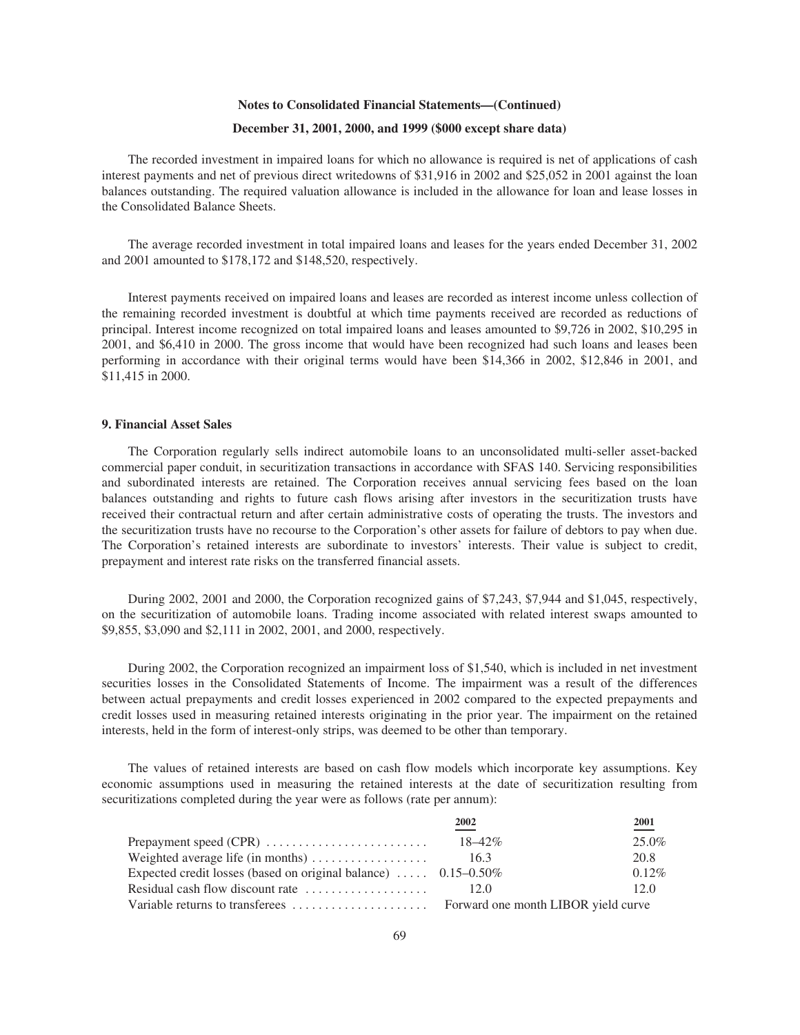**Notes to Consolidated Financial Statements—(Continued)**

**December 31, 2001, 2000, and 1999 ($000 except share data)**

The recorded investment in impaired loans for which no allowance is required is net of applications of cash interest payments and net of previous direct writedowns of $31,916 in 2002 and $25,052 in 2001 against the loan balances outstanding. The required valuation allowance is included in the allowance for loan and lease losses in the Consolidated Balance Sheets.

The average recorded investment in total impaired loans and leases for the years ended December 31, 2002 and 2001 amounted to $178,172 and $148,520, respectively.

Interest payments received on impaired loans and leases are recorded as interest income unless collection of the remaining recorded investment is doubtful at which time payments received are recorded as reductions of principal. Interest income recognized on total impaired loans and leases amounted to $9,726 in 2002, $10,295 in 2001, and $6,410 in 2000. The gross income that would have been recognized had such loans and leases been performing in accordance with their original terms would have been $14,366 in 2002, $12,846 in 2001, and $11,415 in 2000.

### 9. Financial Asset Sales

The Corporation regularly sells indirect automobile loans to an unconsolidated multi-seller asset-backed commercial paper conduit, in securitization transactions in accordance with SFAS 140. Servicing responsibilities and subordinated interests are retained. The Corporation receives annual servicing fees based on the loan balances outstanding and rights to future cash flows arising after investors in the securitization trusts have received their contractual return and after certain administrative costs of operating the trusts. The investors and the securitization trusts have no recourse to the Corporation's other assets for failure of debtors to pay when due. The Corporation's retained interests are subordinate to investors' interests. Their value is subject to credit, prepayment and interest rate risks on the transferred financial assets.

During 2002, 2001 and 2000, the Corporation recognized gains of $7,243, $7,944 and $1,045, respectively, on the securitization of automobile loans. Trading income associated with related interest swaps amounted to $9,855, $3,090 and $2,111 in 2002, 2001, and 2000, respectively.

During 2002, the Corporation recognized an impairment loss of $1,540, which is included in net investment securities losses in the Consolidated Statements of Income. The impairment was a result of the differences between actual prepayments and credit losses experienced in 2002 compared to the expected prepayments and credit losses used in measuring retained interests originating in the prior year. The impairment on the retained interests, held in the form of interest-only strips, was deemed to be other than temporary.

The values of retained interests are based on cash flow models which incorporate key assumptions. Key economic assumptions used in measuring the retained interests at the date of securitization resulting from securitizations completed during the year were as follows (rate per annum):

| | 2002 | 2001 |
|---|---|---|
| Prepayment speed (CPR) | 18–42% | 25.0% |
| Weighted average life (in months) | 16.3 | 20.8 |
| Expected credit losses (based on original balance) | 0.15–0.50% | 0.12% |
| Residual cash flow discount rate | 12.0 | 12.0 |
| Variable returns to transferees | Forward one month LIBOR yield curve | |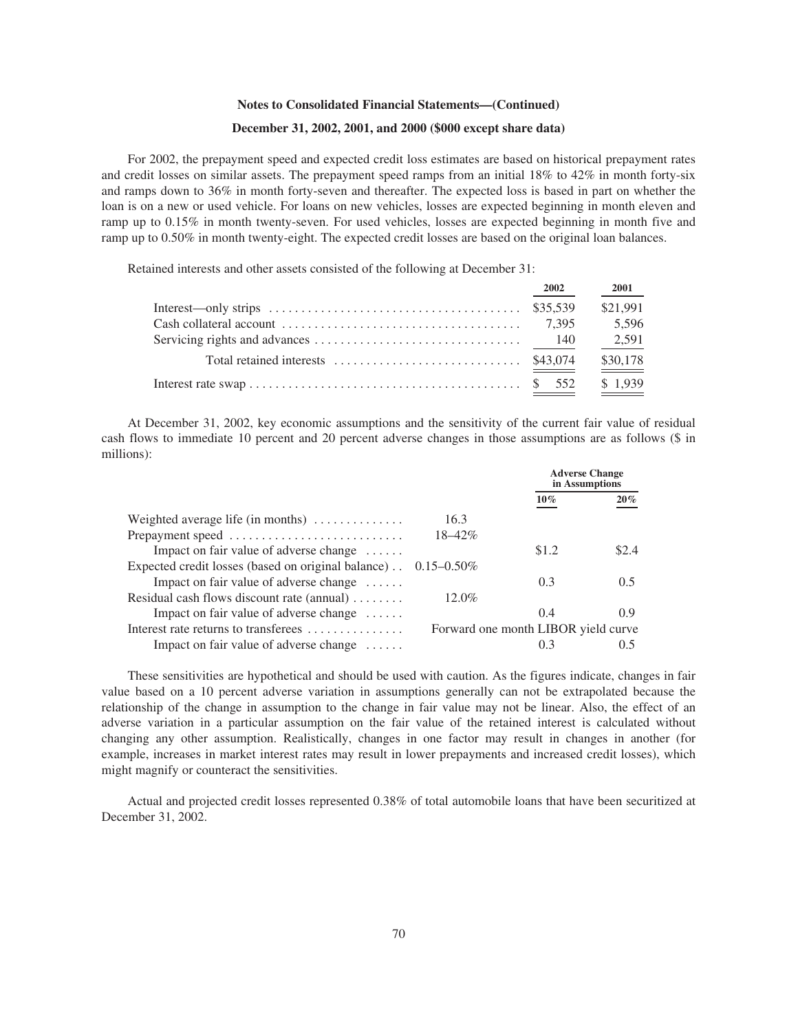**Notes to Consolidated Financial Statements—(Continued)**

**December 31, 2002, 2001, and 2000 ($000 except share data)**

For 2002, the prepayment speed and expected credit loss estimates are based on historical prepayment rates and credit losses on similar assets. The prepayment speed ramps from an initial 18% to 42% in month forty-six and ramps down to 36% in month forty-seven and thereafter. The expected loss is based in part on whether the loan is on a new or used vehicle. For loans on new vehicles, losses are expected beginning in month eleven and ramp up to 0.15% in month twenty-seven. For used vehicles, losses are expected beginning in month five and ramp up to 0.50% in month twenty-eight. The expected credit losses are based on the original loan balances.

Retained interests and other assets consisted of the following at December 31:

| | 2002 | 2001 |
|---|---|---|
| Interest—only strips | $35,539 | $21,991 |
| Cash collateral account | 7,395 | 5,596 |
| Servicing rights and advances | 140 | 2,591 |
| Total retained interests | $43,074 | $30,178 |
| Interest rate swap | $ 552 | $ 1,939 |

At December 31, 2002, key economic assumptions and the sensitivity of the current fair value of residual cash flows to immediate 10 percent and 20 percent adverse changes in those assumptions are as follows ($ in millions):

| | | Adverse Change in Assumptions | |
|---|---|---|---|
| | | 10% | 20% |
| Weighted average life (in months) | 16.3 | | |
| Prepayment speed | 18–42% | | |
| Impact on fair value of adverse change | | $1.2 | $2.4 |
| Expected credit losses (based on original balance) | 0.15–0.50% | | |
| Impact on fair value of adverse change | | 0.3 | 0.5 |
| Residual cash flows discount rate (annual) | 12.0% | | |
| Impact on fair value of adverse change | | 0.4 | 0.9 |
| Interest rate returns to transferees | Forward one month LIBOR yield curve | | |
| Impact on fair value of adverse change | | 0.3 | 0.5 |

These sensitivities are hypothetical and should be used with caution. As the figures indicate, changes in fair value based on a 10 percent adverse variation in assumptions generally can not be extrapolated because the relationship of the change in assumption to the change in fair value may not be linear. Also, the effect of an adverse variation in a particular assumption on the fair value of the retained interest is calculated without changing any other assumption. Realistically, changes in one factor may result in changes in another (for example, increases in market interest rates may result in lower prepayments and increased credit losses), which might magnify or counteract the sensitivities.

Actual and projected credit losses represented 0.38% of total automobile loans that have been securitized at December 31, 2002.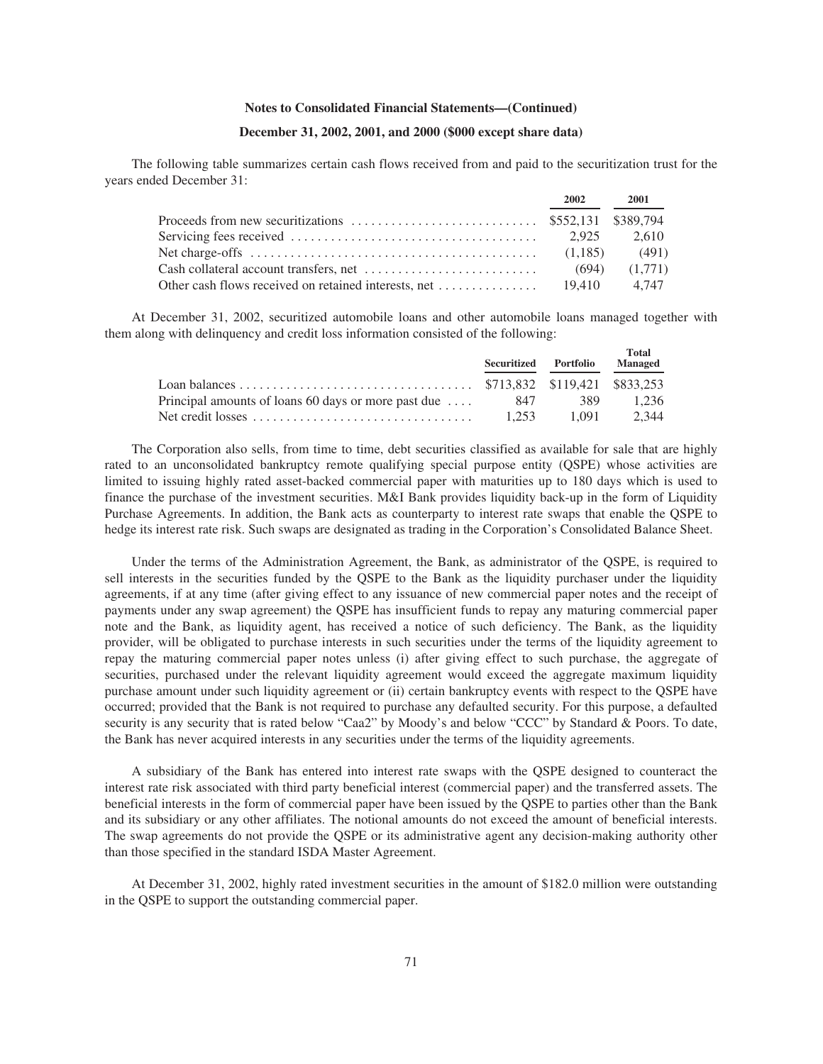**Notes to Consolidated Financial Statements—(Continued)**

**December 31, 2002, 2001, and 2000 ($000 except share data)**

The following table summarizes certain cash flows received from and paid to the securitization trust for the years ended December 31:

| | 2002 | 2001 |
|---|---|---|
| Proceeds from new securitizations | $552,131 | $389,794 |
| Servicing fees received | 2,925 | 2,610 |
| Net charge-offs | (1,185) | (491) |
| Cash collateral account transfers, net | (694) | (1,771) |
| Other cash flows received on retained interests, net | 19,410 | 4,747 |

At December 31, 2002, securitized automobile loans and other automobile loans managed together with them along with delinquency and credit loss information consisted of the following:

| | Securitized | Portfolio | Total Managed |
|---|---|---|---|
| Loan balances | $713,832 | $119,421 | $833,253 |
| Principal amounts of loans 60 days or more past due | 847 | 389 | 1,236 |
| Net credit losses | 1,253 | 1,091 | 2,344 |

The Corporation also sells, from time to time, debt securities classified as available for sale that are highly rated to an unconsolidated bankruptcy remote qualifying special purpose entity (QSPE) whose activities are limited to issuing highly rated asset-backed commercial paper with maturities up to 180 days which is used to finance the purchase of the investment securities. M&I Bank provides liquidity back-up in the form of Liquidity Purchase Agreements. In addition, the Bank acts as counterparty to interest rate swaps that enable the QSPE to hedge its interest rate risk. Such swaps are designated as trading in the Corporation's Consolidated Balance Sheet.

Under the terms of the Administration Agreement, the Bank, as administrator of the QSPE, is required to sell interests in the securities funded by the QSPE to the Bank as the liquidity purchaser under the liquidity agreements, if at any time (after giving effect to any issuance of new commercial paper notes and the receipt of payments under any swap agreement) the QSPE has insufficient funds to repay any maturing commercial paper note and the Bank, as liquidity agent, has received a notice of such deficiency. The Bank, as the liquidity provider, will be obligated to purchase interests in such securities under the terms of the liquidity agreement to repay the maturing commercial paper notes unless (i) after giving effect to such purchase, the aggregate of securities, purchased under the relevant liquidity agreement would exceed the aggregate maximum liquidity purchase amount under such liquidity agreement or (ii) certain bankruptcy events with respect to the QSPE have occurred; provided that the Bank is not required to purchase any defaulted security. For this purpose, a defaulted security is any security that is rated below "Caa2" by Moody's and below "CCC" by Standard & Poors. To date, the Bank has never acquired interests in any securities under the terms of the liquidity agreements.

A subsidiary of the Bank has entered into interest rate swaps with the QSPE designed to counteract the interest rate risk associated with third party beneficial interest (commercial paper) and the transferred assets. The beneficial interests in the form of commercial paper have been issued by the QSPE to parties other than the Bank and its subsidiary or any other affiliates. The notional amounts do not exceed the amount of beneficial interests. The swap agreements do not provide the QSPE or its administrative agent any decision-making authority other than those specified in the standard ISDA Master Agreement.

At December 31, 2002, highly rated investment securities in the amount of $182.0 million were outstanding in the QSPE to support the outstanding commercial paper.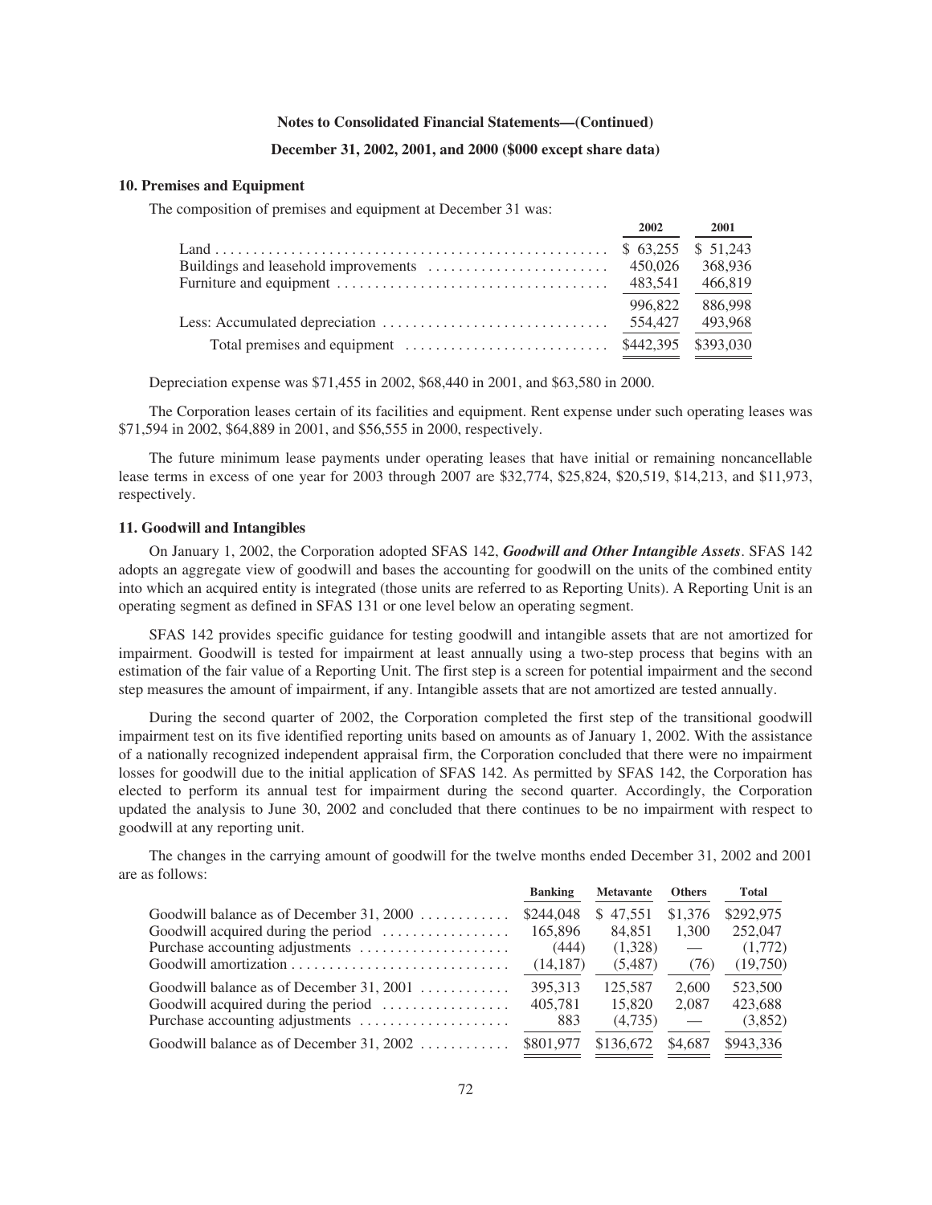**Notes to Consolidated Financial Statements—(Continued)**

**December 31, 2002, 2001, and 2000 ($000 except share data)**

### 10. Premises and Equipment

The composition of premises and equipment at December 31 was:

| | 2002 | 2001 |
|---|---|---|
| Land | $ 63,255 | $ 51,243 |
| Buildings and leasehold improvements | 450,026 | 368,936 |
| Furniture and equipment | 483,541 | 466,819 |
| | 996,822 | 886,998 |
| Less: Accumulated depreciation | 554,427 | 493,968 |
| Total premises and equipment | $442,395 | $393,030 |

Depreciation expense was $71,455 in 2002, $68,440 in 2001, and $63,580 in 2000.

The Corporation leases certain of its facilities and equipment. Rent expense under such operating leases was $71,594 in 2002, $64,889 in 2001, and $56,555 in 2000, respectively.

The future minimum lease payments under operating leases that have initial or remaining noncancellable lease terms in excess of one year for 2003 through 2007 are $32,774, $25,824, $20,519, $14,213, and $11,973, respectively.

### 11. Goodwill and Intangibles

On January 1, 2002, the Corporation adopted SFAS 142, ***Goodwill and Other Intangible Assets***. SFAS 142 adopts an aggregate view of goodwill and bases the accounting for goodwill on the units of the combined entity into which an acquired entity is integrated (those units are referred to as Reporting Units). A Reporting Unit is an operating segment as defined in SFAS 131 or one level below an operating segment.

SFAS 142 provides specific guidance for testing goodwill and intangible assets that are not amortized for impairment. Goodwill is tested for impairment at least annually using a two-step process that begins with an estimation of the fair value of a Reporting Unit. The first step is a screen for potential impairment and the second step measures the amount of impairment, if any. Intangible assets that are not amortized are tested annually.

During the second quarter of 2002, the Corporation completed the first step of the transitional goodwill impairment test on its five identified reporting units based on amounts as of January 1, 2002. With the assistance of a nationally recognized independent appraisal firm, the Corporation concluded that there were no impairment losses for goodwill due to the initial application of SFAS 142. As permitted by SFAS 142, the Corporation has elected to perform its annual test for impairment during the second quarter. Accordingly, the Corporation updated the analysis to June 30, 2002 and concluded that there continues to be no impairment with respect to goodwill at any reporting unit.

The changes in the carrying amount of goodwill for the twelve months ended December 31, 2002 and 2001 are as follows:

| | Banking | Metavante | Others | Total |
|---|---|---|---|---|
| Goodwill balance as of December 31, 2000 | $244,048 | $ 47,551 | $1,376 | $292,975 |
| Goodwill acquired during the period | 165,896 | 84,851 | 1,300 | 252,047 |
| Purchase accounting adjustments | (444) | (1,328) | — | (1,772) |
| Goodwill amortization | (14,187) | (5,487) | (76) | (19,750) |
| Goodwill balance as of December 31, 2001 | 395,313 | 125,587 | 2,600 | 523,500 |
| Goodwill acquired during the period | 405,781 | 15,820 | 2,087 | 423,688 |
| Purchase accounting adjustments | 883 | (4,735) | — | (3,852) |
| Goodwill balance as of December 31, 2002 | $801,977 | $136,672 | $4,687 | $943,336 |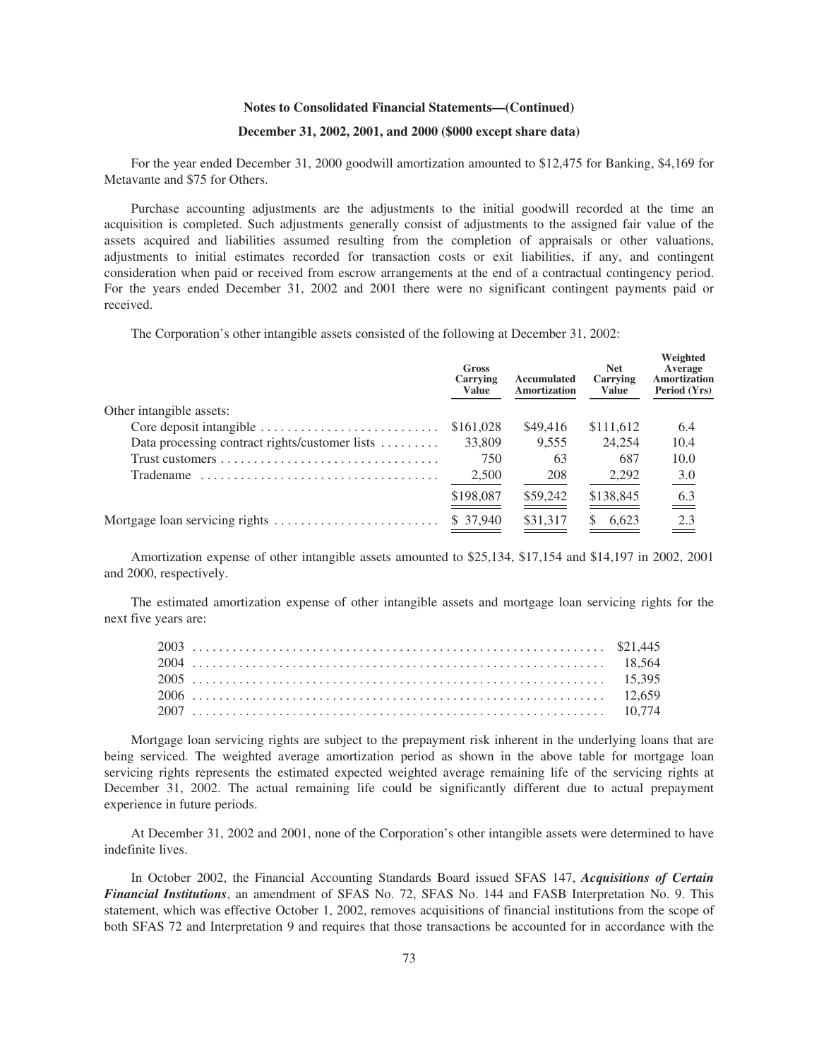**Notes to Consolidated Financial Statements—(Continued)**

**December 31, 2002, 2001, and 2000 ($000 except share data)**

For the year ended December 31, 2000 goodwill amortization amounted to $12,475 for Banking, $4,169 for Metavante and $75 for Others.

Purchase accounting adjustments are the adjustments to the initial goodwill recorded at the time an acquisition is completed. Such adjustments generally consist of adjustments to the assigned fair value of the assets acquired and liabilities assumed resulting from the completion of appraisals or other valuations, adjustments to initial estimates recorded for transaction costs or exit liabilities, if any, and contingent consideration when paid or received from escrow arrangements at the end of a contractual contingency period. For the years ended December 31, 2002 and 2001 there were no significant contingent payments paid or received.

The Corporation's other intangible assets consisted of the following at December 31, 2002:

| | Gross Carrying Value | Accumulated Amortization | Net Carrying Value | Weighted Average Amortization Period (Yrs) |
|---|---|---|---|---|
| Other intangible assets: | | | | |
| Core deposit intangible | $161,028 | $49,416 | $111,612 | 6.4 |
| Data processing contract rights/customer lists | 33,809 | 9,555 | 24,254 | 10.4 |
| Trust customers | 750 | 63 | 687 | 10.0 |
| Tradename | 2,500 | 208 | 2,292 | 3.0 |
| | $198,087 | $59,242 | $138,845 | 6.3 |
| Mortgage loan servicing rights | $ 37,940 | $31,317 | $ 6,623 | 2.3 |

Amortization expense of other intangible assets amounted to $25,134, $17,154 and $14,197 in 2002, 2001 and 2000, respectively.

The estimated amortization expense of other intangible assets and mortgage loan servicing rights for the next five years are:

| | |
|---|---|
| 2003 | $21,445 |
| 2004 | 18,564 |
| 2005 | 15,395 |
| 2006 | 12,659 |
| 2007 | 10,774 |

Mortgage loan servicing rights are subject to the prepayment risk inherent in the underlying loans that are being serviced. The weighted average amortization period as shown in the above table for mortgage loan servicing rights represents the estimated expected weighted average remaining life of the servicing rights at December 31, 2002. The actual remaining life could be significantly different due to actual prepayment experience in future periods.

At December 31, 2002 and 2001, none of the Corporation's other intangible assets were determined to have indefinite lives.

In October 2002, the Financial Accounting Standards Board issued SFAS 147, ***Acquisitions of Certain Financial Institutions***, an amendment of SFAS No. 72, SFAS No. 144 and FASB Interpretation No. 9. This statement, which was effective October 1, 2002, removes acquisitions of financial institutions from the scope of both SFAS 72 and Interpretation 9 and requires that those transactions be accounted for in accordance with the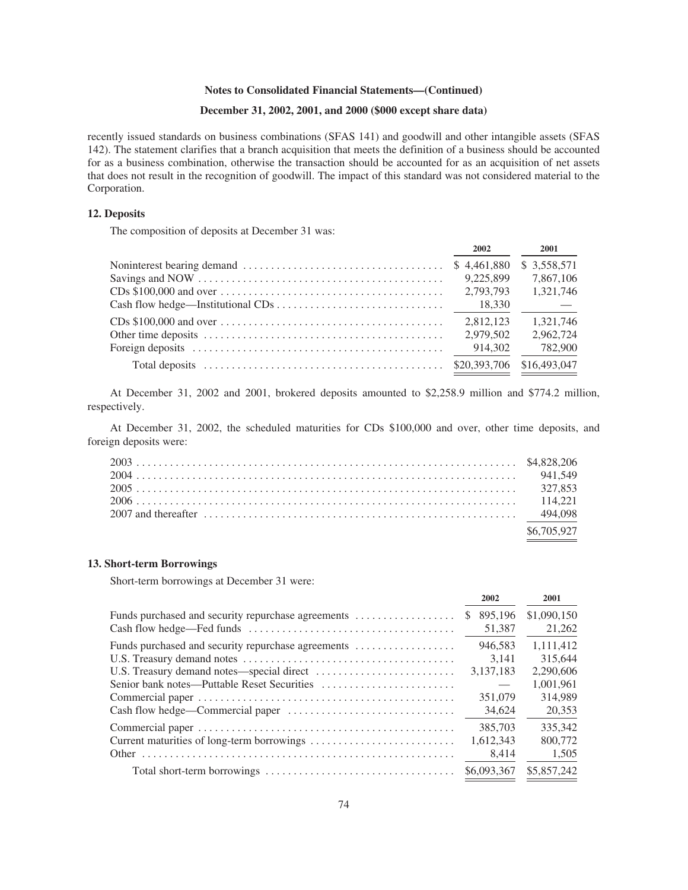recently issued standards on business combinations (SFAS 141) and goodwill and other intangible assets (SFAS 142). The statement clarifies that a branch acquisition that meets the definition of a business should be accounted for as a business combination, otherwise the transaction should be accounted for as an acquisition of net assets that does not result in the recognition of goodwill. The impact of this standard was not considered material to the Corporation.

### 12. Deposits

The composition of deposits at December 31 was:

| | 2002 | 2001 |
|---|---|---|
| Noninterest bearing demand | $ 4,461,880 | $ 3,558,571 |
| Savings and NOW | 9,225,899 | 7,867,106 |
| CDs $100,000 and over | 2,793,793 | 1,321,746 |
| Cash flow hedge—Institutional CDs | 18,330 | — |
| CDs $100,000 and over | 2,812,123 | 1,321,746 |
| Other time deposits | 2,979,502 | 2,962,724 |
| Foreign deposits | 914,302 | 782,900 |
| Total deposits | $20,393,706 | $16,493,047 |

At December 31, 2002 and 2001, brokered deposits amounted to $2,258.9 million and $774.2 million, respectively.

At December 31, 2002, the scheduled maturities for CDs $100,000 and over, other time deposits, and foreign deposits were:

| | |
|---|---|
| 2003 | $4,828,206 |
| 2004 | 941,549 |
| 2005 | 327,853 |
| 2006 | 114,221 |
| 2007 and thereafter | 494,098 |
| | $6,705,927 |

### 13. Short-term Borrowings

Short-term borrowings at December 31 were:

| | 2002 | 2001 |
|---|---|---|
| Funds purchased and security repurchase agreements | $ 895,196 | $1,090,150 |
| Cash flow hedge—Fed funds | 51,387 | 21,262 |
| Funds purchased and security repurchase agreements | 946,583 | 1,111,412 |
| U.S. Treasury demand notes | 3,141 | 315,644 |
| U.S. Treasury demand notes—special direct | 3,137,183 | 2,290,606 |
| Senior bank notes—Puttable Reset Securities | — | 1,001,961 |
| Commercial paper | 351,079 | 314,989 |
| Cash flow hedge—Commercial paper | 34,624 | 20,353 |
| Commercial paper | 385,703 | 335,342 |
| Current maturities of long-term borrowings | 1,612,343 | 800,772 |
| Other | 8,414 | 1,505 |
| Total short-term borrowings | $6,093,367 | $5,857,242 |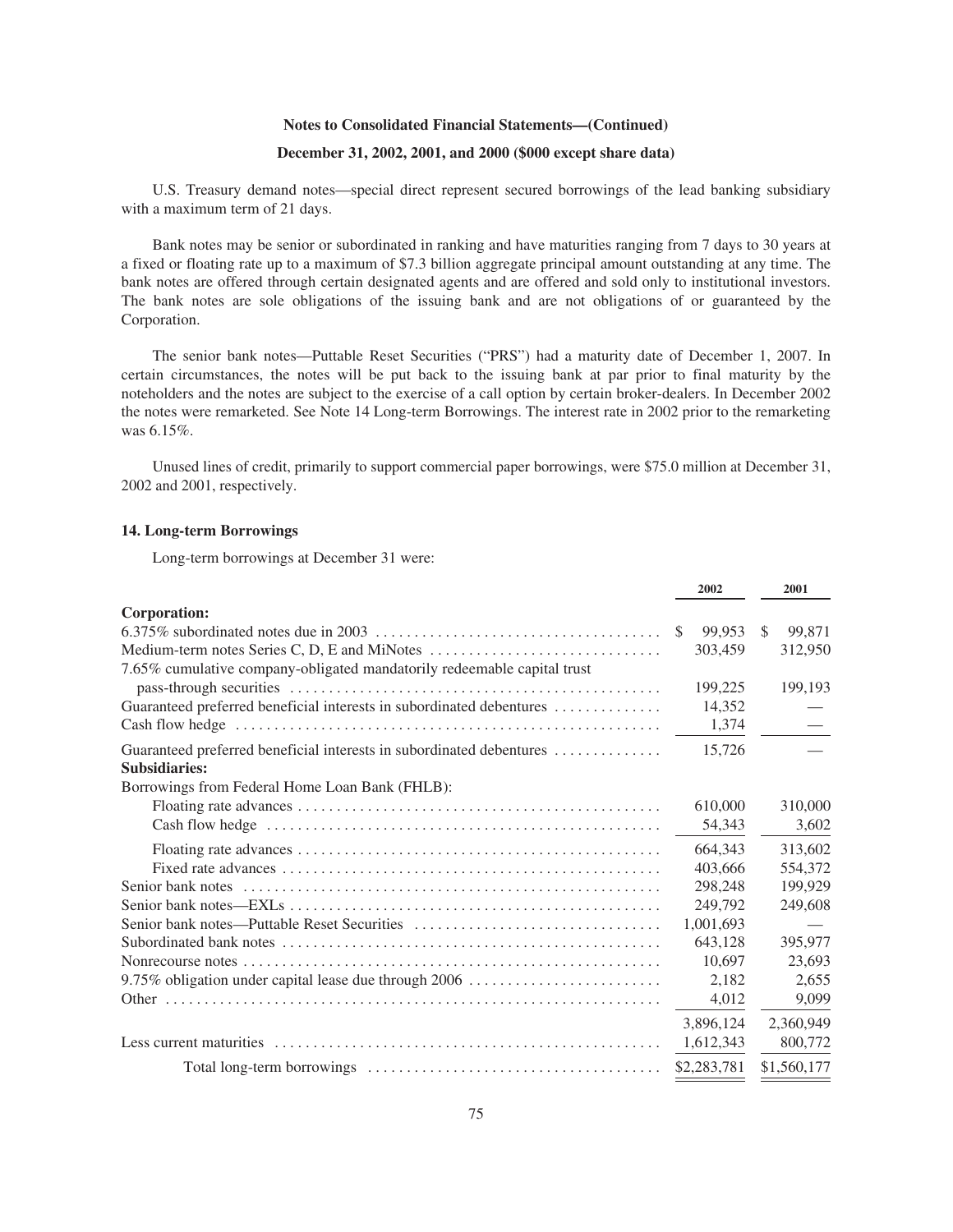**Notes to Consolidated Financial Statements—(Continued)**

**December 31, 2002, 2001, and 2000 ($000 except share data)**

U.S. Treasury demand notes—special direct represent secured borrowings of the lead banking subsidiary with a maximum term of 21 days.

Bank notes may be senior or subordinated in ranking and have maturities ranging from 7 days to 30 years at a fixed or floating rate up to a maximum of $7.3 billion aggregate principal amount outstanding at any time. The bank notes are offered through certain designated agents and are offered and sold only to institutional investors. The bank notes are sole obligations of the issuing bank and are not obligations of or guaranteed by the Corporation.

The senior bank notes—Puttable Reset Securities ("PRS") had a maturity date of December 1, 2007. In certain circumstances, the notes will be put back to the issuing bank at par prior to final maturity by the noteholders and the notes are subject to the exercise of a call option by certain broker-dealers. In December 2002 the notes were remarketed. See Note 14 Long-term Borrowings. The interest rate in 2002 prior to the remarketing was 6.15%.

Unused lines of credit, primarily to support commercial paper borrowings, were $75.0 million at December 31, 2002 and 2001, respectively.

### 14. Long-term Borrowings

Long-term borrowings at December 31 were:

| | 2002 | 2001 |
|---|---|---|
| **Corporation:** | | |
| 6.375% subordinated notes due in 2003 | $ 99,953 | $ 99,871 |
| Medium-term notes Series C, D, E and MiNotes | 303,459 | 312,950 |
| 7.65% cumulative company-obligated mandatorily redeemable capital trust pass-through securities | 199,225 | 199,193 |
| Guaranteed preferred beneficial interests in subordinated debentures | 14,352 | — |
| Cash flow hedge | 1,374 | — |
| Guaranteed preferred beneficial interests in subordinated debentures | 15,726 | — |
| **Subsidiaries:** | | |
| Borrowings from Federal Home Loan Bank (FHLB): | | |
| Floating rate advances | 610,000 | 310,000 |
| Cash flow hedge | 54,343 | 3,602 |
| Floating rate advances | 664,343 | 313,602 |
| Fixed rate advances | 403,666 | 554,372 |
| Senior bank notes | 298,248 | 199,929 |
| Senior bank notes—EXLs | 249,792 | 249,608 |
| Senior bank notes—Puttable Reset Securities | 1,001,693 | — |
| Subordinated bank notes | 643,128 | 395,977 |
| Nonrecourse notes | 10,697 | 23,693 |
| 9.75% obligation under capital lease due through 2006 | 2,182 | 2,655 |
| Other | 4,012 | 9,099 |
| | 3,896,124 | 2,360,949 |
| Less current maturities | 1,612,343 | 800,772 |
| Total long-term borrowings | $2,283,781 | $1,560,177 |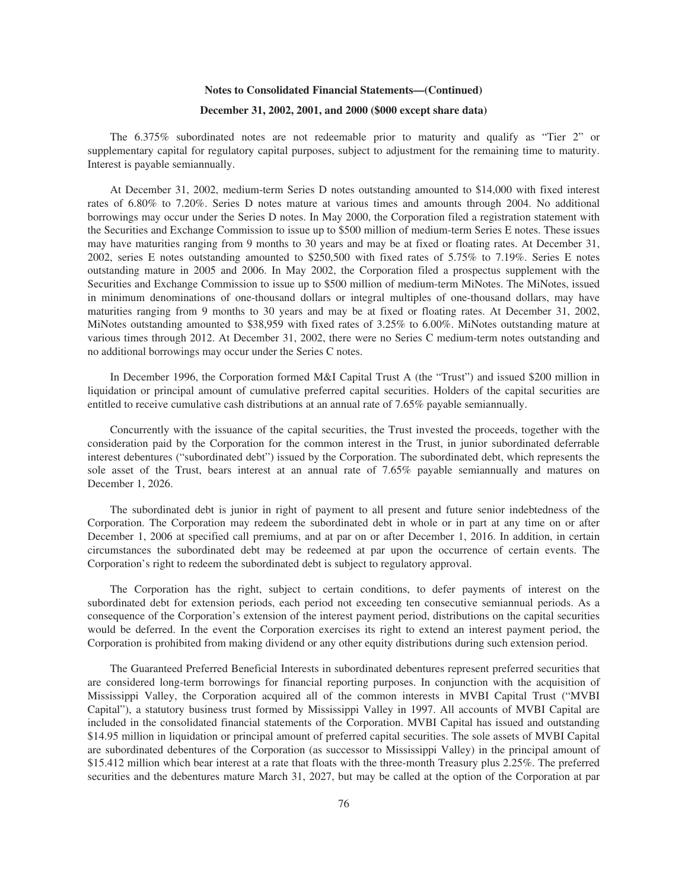**Notes to Consolidated Financial Statements—(Continued)**

**December 31, 2002, 2001, and 2000 ($000 except share data)**

The 6.375% subordinated notes are not redeemable prior to maturity and qualify as "Tier 2" or supplementary capital for regulatory capital purposes, subject to adjustment for the remaining time to maturity. Interest is payable semiannually.

At December 31, 2002, medium-term Series D notes outstanding amounted to $14,000 with fixed interest rates of 6.80% to 7.20%. Series D notes mature at various times and amounts through 2004. No additional borrowings may occur under the Series D notes. In May 2000, the Corporation filed a registration statement with the Securities and Exchange Commission to issue up to $500 million of medium-term Series E notes. These issues may have maturities ranging from 9 months to 30 years and may be at fixed or floating rates. At December 31, 2002, series E notes outstanding amounted to $250,500 with fixed rates of 5.75% to 7.19%. Series E notes outstanding mature in 2005 and 2006. In May 2002, the Corporation filed a prospectus supplement with the Securities and Exchange Commission to issue up to $500 million of medium-term MiNotes. The MiNotes, issued in minimum denominations of one-thousand dollars or integral multiples of one-thousand dollars, may have maturities ranging from 9 months to 30 years and may be at fixed or floating rates. At December 31, 2002, MiNotes outstanding amounted to $38,959 with fixed rates of 3.25% to 6.00%. MiNotes outstanding mature at various times through 2012. At December 31, 2002, there were no Series C medium-term notes outstanding and no additional borrowings may occur under the Series C notes.

In December 1996, the Corporation formed M&I Capital Trust A (the "Trust") and issued $200 million in liquidation or principal amount of cumulative preferred capital securities. Holders of the capital securities are entitled to receive cumulative cash distributions at an annual rate of 7.65% payable semiannually.

Concurrently with the issuance of the capital securities, the Trust invested the proceeds, together with the consideration paid by the Corporation for the common interest in the Trust, in junior subordinated deferrable interest debentures ("subordinated debt") issued by the Corporation. The subordinated debt, which represents the sole asset of the Trust, bears interest at an annual rate of 7.65% payable semiannually and matures on December 1, 2026.

The subordinated debt is junior in right of payment to all present and future senior indebtedness of the Corporation. The Corporation may redeem the subordinated debt in whole or in part at any time on or after December 1, 2006 at specified call premiums, and at par on or after December 1, 2016. In addition, in certain circumstances the subordinated debt may be redeemed at par upon the occurrence of certain events. The Corporation's right to redeem the subordinated debt is subject to regulatory approval.

The Corporation has the right, subject to certain conditions, to defer payments of interest on the subordinated debt for extension periods, each period not exceeding ten consecutive semiannual periods. As a consequence of the Corporation's extension of the interest payment period, distributions on the capital securities would be deferred. In the event the Corporation exercises its right to extend an interest payment period, the Corporation is prohibited from making dividend or any other equity distributions during such extension period.

The Guaranteed Preferred Beneficial Interests in subordinated debentures represent preferred securities that are considered long-term borrowings for financial reporting purposes. In conjunction with the acquisition of Mississippi Valley, the Corporation acquired all of the common interests in MVBI Capital Trust ("MVBI Capital"), a statutory business trust formed by Mississippi Valley in 1997. All accounts of MVBI Capital are included in the consolidated financial statements of the Corporation. MVBI Capital has issued and outstanding $14.95 million in liquidation or principal amount of preferred capital securities. The sole assets of MVBI Capital are subordinated debentures of the Corporation (as successor to Mississippi Valley) in the principal amount of $15.412 million which bear interest at a rate that floats with the three-month Treasury plus 2.25%. The preferred securities and the debentures mature March 31, 2027, but may be called at the option of the Corporation at par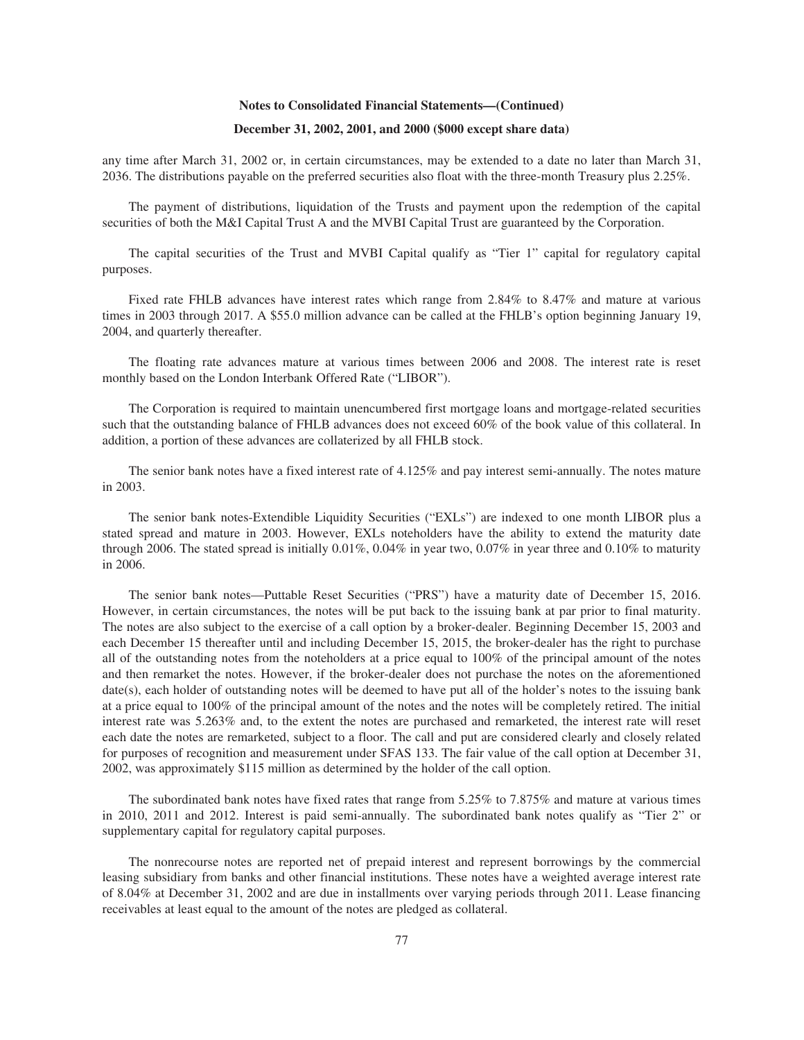any time after March 31, 2002 or, in certain circumstances, may be extended to a date no later than March 31, 2036. The distributions payable on the preferred securities also float with the three-month Treasury plus 2.25%.

The payment of distributions, liquidation of the Trusts and payment upon the redemption of the capital securities of both the M&I Capital Trust A and the MVBI Capital Trust are guaranteed by the Corporation.

The capital securities of the Trust and MVBI Capital qualify as "Tier 1" capital for regulatory capital purposes.

Fixed rate FHLB advances have interest rates which range from 2.84% to 8.47% and mature at various times in 2003 through 2017. A $55.0 million advance can be called at the FHLB's option beginning January 19, 2004, and quarterly thereafter.

The floating rate advances mature at various times between 2006 and 2008. The interest rate is reset monthly based on the London Interbank Offered Rate ("LIBOR").

The Corporation is required to maintain unencumbered first mortgage loans and mortgage-related securities such that the outstanding balance of FHLB advances does not exceed 60% of the book value of this collateral. In addition, a portion of these advances are collaterized by all FHLB stock.

The senior bank notes have a fixed interest rate of 4.125% and pay interest semi-annually. The notes mature in 2003.

The senior bank notes-Extendible Liquidity Securities ("EXLs") are indexed to one month LIBOR plus a stated spread and mature in 2003. However, EXLs noteholders have the ability to extend the maturity date through 2006. The stated spread is initially 0.01%, 0.04% in year two, 0.07% in year three and 0.10% to maturity in 2006.

The senior bank notes—Puttable Reset Securities ("PRS") have a maturity date of December 15, 2016. However, in certain circumstances, the notes will be put back to the issuing bank at par prior to final maturity. The notes are also subject to the exercise of a call option by a broker-dealer. Beginning December 15, 2003 and each December 15 thereafter until and including December 15, 2015, the broker-dealer has the right to purchase all of the outstanding notes from the noteholders at a price equal to 100% of the principal amount of the notes and then remarket the notes. However, if the broker-dealer does not purchase the notes on the aforementioned date(s), each holder of outstanding notes will be deemed to have put all of the holder's notes to the issuing bank at a price equal to 100% of the principal amount of the notes and the notes will be completely retired. The initial interest rate was 5.263% and, to the extent the notes are purchased and remarketed, the interest rate will reset each date the notes are remarketed, subject to a floor. The call and put are considered clearly and closely related for purposes of recognition and measurement under SFAS 133. The fair value of the call option at December 31, 2002, was approximately $115 million as determined by the holder of the call option.

The subordinated bank notes have fixed rates that range from 5.25% to 7.875% and mature at various times in 2010, 2011 and 2012. Interest is paid semi-annually. The subordinated bank notes qualify as "Tier 2" or supplementary capital for regulatory capital purposes.

The nonrecourse notes are reported net of prepaid interest and represent borrowings by the commercial leasing subsidiary from banks and other financial institutions. These notes have a weighted average interest rate of 8.04% at December 31, 2002 and are due in installments over varying periods through 2011. Lease financing receivables at least equal to the amount of the notes are pledged as collateral.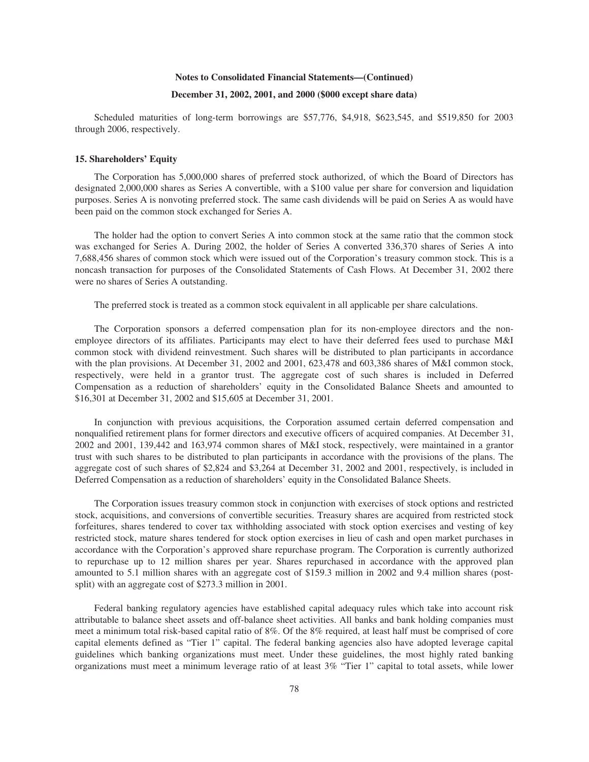Scheduled maturities of long-term borrowings are $57,776, $4,918, $623,545, and $519,850 for 2003 through 2006, respectively.

### 15. Shareholders' Equity

The Corporation has 5,000,000 shares of preferred stock authorized, of which the Board of Directors has designated 2,000,000 shares as Series A convertible, with a $100 value per share for conversion and liquidation purposes. Series A is nonvoting preferred stock. The same cash dividends will be paid on Series A as would have been paid on the common stock exchanged for Series A.

The holder had the option to convert Series A into common stock at the same ratio that the common stock was exchanged for Series A. During 2002, the holder of Series A converted 336,370 shares of Series A into 7,688,456 shares of common stock which were issued out of the Corporation's treasury common stock. This is a noncash transaction for purposes of the Consolidated Statements of Cash Flows. At December 31, 2002 there were no shares of Series A outstanding.

The preferred stock is treated as a common stock equivalent in all applicable per share calculations.

The Corporation sponsors a deferred compensation plan for its non-employee directors and the non-employee directors of its affiliates. Participants may elect to have their deferred fees used to purchase M&I common stock with dividend reinvestment. Such shares will be distributed to plan participants in accordance with the plan provisions. At December 31, 2002 and 2001, 623,478 and 603,386 shares of M&I common stock, respectively, were held in a grantor trust. The aggregate cost of such shares is included in Deferred Compensation as a reduction of shareholders' equity in the Consolidated Balance Sheets and amounted to $16,301 at December 31, 2002 and $15,605 at December 31, 2001.

In conjunction with previous acquisitions, the Corporation assumed certain deferred compensation and nonqualified retirement plans for former directors and executive officers of acquired companies. At December 31, 2002 and 2001, 139,442 and 163,974 common shares of M&I stock, respectively, were maintained in a grantor trust with such shares to be distributed to plan participants in accordance with the provisions of the plans. The aggregate cost of such shares of $2,824 and $3,264 at December 31, 2002 and 2001, respectively, is included in Deferred Compensation as a reduction of shareholders' equity in the Consolidated Balance Sheets.

The Corporation issues treasury common stock in conjunction with exercises of stock options and restricted stock, acquisitions, and conversions of convertible securities. Treasury shares are acquired from restricted stock forfeitures, shares tendered to cover tax withholding associated with stock option exercises and vesting of key restricted stock, mature shares tendered for stock option exercises in lieu of cash and open market purchases in accordance with the Corporation's approved share repurchase program. The Corporation is currently authorized to repurchase up to 12 million shares per year. Shares repurchased in accordance with the approved plan amounted to 5.1 million shares with an aggregate cost of $159.3 million in 2002 and 9.4 million shares (post-split) with an aggregate cost of $273.3 million in 2001.

Federal banking regulatory agencies have established capital adequacy rules which take into account risk attributable to balance sheet assets and off-balance sheet activities. All banks and bank holding companies must meet a minimum total risk-based capital ratio of 8%. Of the 8% required, at least half must be comprised of core capital elements defined as "Tier 1" capital. The federal banking agencies also have adopted leverage capital guidelines which banking organizations must meet. Under these guidelines, the most highly rated banking organizations must meet a minimum leverage ratio of at least 3% "Tier 1" capital to total assets, while lower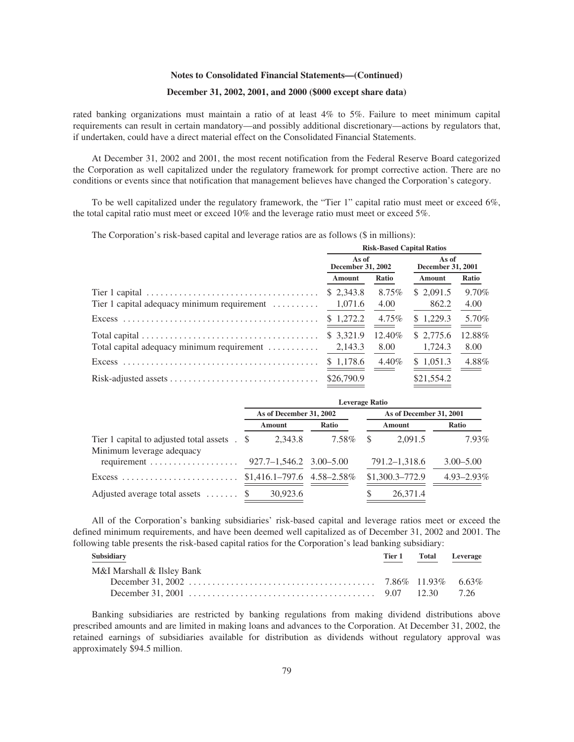rated banking organizations must maintain a ratio of at least 4% to 5%. Failure to meet minimum capital requirements can result in certain mandatory—and possibly additional discretionary—actions by regulators that, if undertaken, could have a direct material effect on the Consolidated Financial Statements.

At December 31, 2002 and 2001, the most recent notification from the Federal Reserve Board categorized the Corporation as well capitalized under the regulatory framework for prompt corrective action. There are no conditions or events since that notification that management believes have changed the Corporation's category.

To be well capitalized under the regulatory framework, the "Tier 1" capital ratio must meet or exceed 6%, the total capital ratio must meet or exceed 10% and the leverage ratio must meet or exceed 5%.

The Corporation's risk-based capital and leverage ratios are as follows ($ in millions):

| | Risk-Based Capital Ratios | | | |
|---|---|---|---|---|
| | As of December 31, 2002 | | As of December 31, 2001 | |
| | Amount | Ratio | Amount | Ratio |
| Tier 1 capital | $ 2,343.8 | 8.75% | $ 2,091.5 | 9.70% |
| Tier 1 capital adequacy minimum requirement | 1,071.6 | 4.00 | 862.2 | 4.00 |
| Excess | $ 1,272.2 | 4.75% | $ 1,229.3 | 5.70% |
| Total capital | $ 3,321.9 | 12.40% | $ 2,775.6 | 12.88% |
| Total capital adequacy minimum requirement | 2,143.3 | 8.00 | 1,724.3 | 8.00 |
| Excess | $ 1,178.6 | 4.40% | $ 1,051.3 | 4.88% |
| Risk-adjusted assets | $26,790.9 | | $21,554.2 | |

| | Leverage Ratio | | | |
|---|---|---|---|---|
| | As of December 31, 2002 | | As of December 31, 2001 | |
| | Amount | Ratio | Amount | Ratio |
| Tier 1 capital to adjusted total assets | $ 2,343.8 | 7.58% | $ 2,091.5 | 7.93% |
| Minimum leverage adequacy requirement | 927.7–1,546.2 | 3.00–5.00 | 791.2–1,318.6 | 3.00–5.00 |
| Excess | $1,416.1–797.6 | 4.58–2.58% | $1,300.3–772.9 | 4.93–2.93% |
| Adjusted average total assets | $ 30,923.6 | | $ 26,371.4 | |

All of the Corporation's banking subsidiaries' risk-based capital and leverage ratios meet or exceed the defined minimum requirements, and have been deemed well capitalized as of December 31, 2002 and 2001. The following table presents the risk-based capital ratios for the Corporation's lead banking subsidiary:

| Subsidiary | Tier 1 | Total | Leverage |
|---|---|---|---|
| M&I Marshall & Ilsley Bank | | | |
| December 31, 2002 | 7.86% | 11.93% | 6.63% |
| December 31, 2001 | 9.07 | 12.30 | 7.26 |

Banking subsidiaries are restricted by banking regulations from making dividend distributions above prescribed amounts and are limited in making loans and advances to the Corporation. At December 31, 2002, the retained earnings of subsidiaries available for distribution as dividends without regulatory approval was approximately $94.5 million.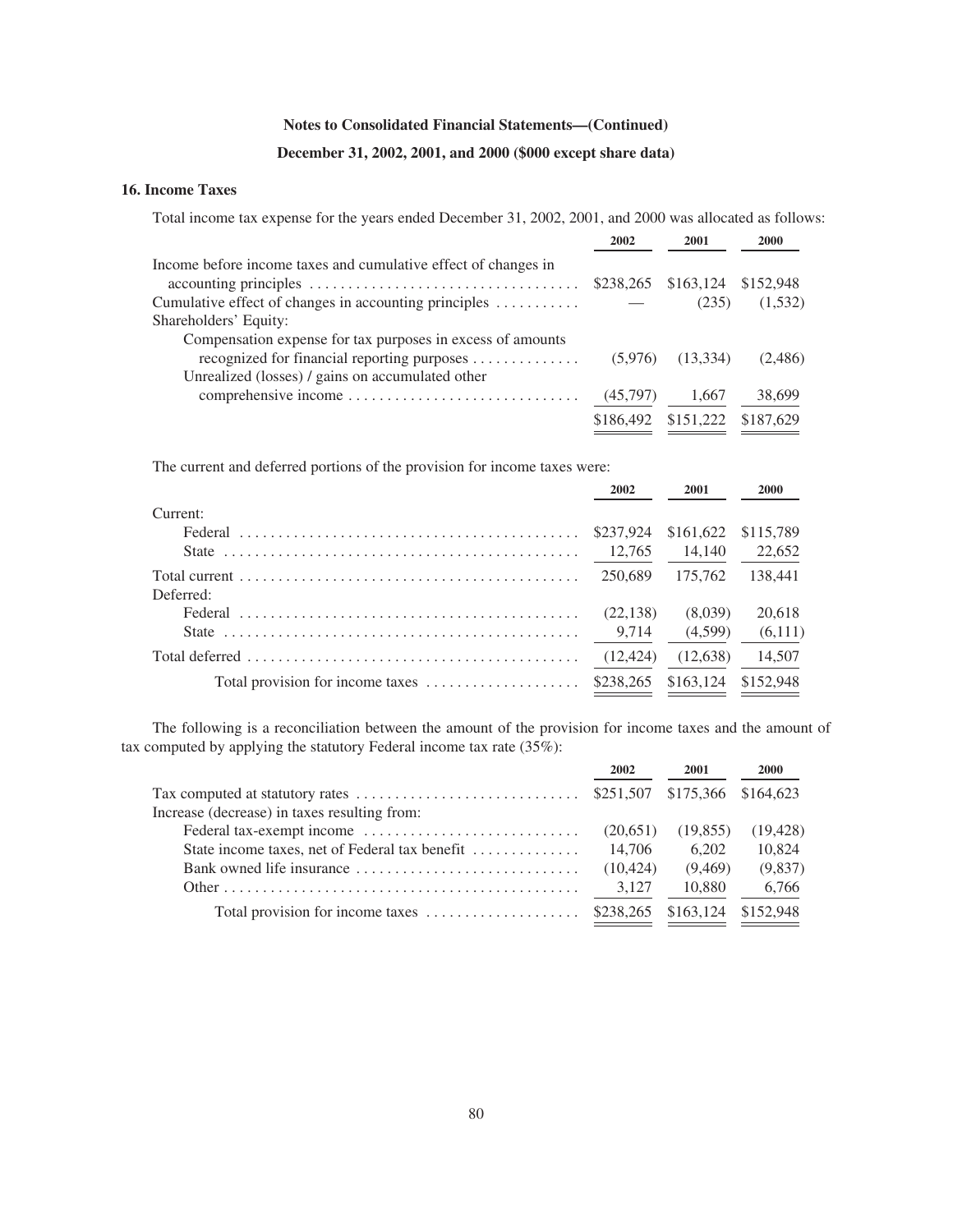**Notes to Consolidated Financial Statements—(Continued)**

**December 31, 2002, 2001, and 2000 ($000 except share data)**

### 16. Income Taxes

Total income tax expense for the years ended December 31, 2002, 2001, and 2000 was allocated as follows:

| | 2002 | 2001 | 2000 |
|---|---|---|---|
| Income before income taxes and cumulative effect of changes in accounting principles | $238,265 | $163,124 | $152,948 |
| Cumulative effect of changes in accounting principles | — | (235) | (1,532) |
| Shareholders' Equity: | | | |
| Compensation expense for tax purposes in excess of amounts recognized for financial reporting purposes | (5,976) | (13,334) | (2,486) |
| Unrealized (losses) / gains on accumulated other comprehensive income | (45,797) | 1,667 | 38,699 |
| | $186,492 | $151,222 | $187,629 |

The current and deferred portions of the provision for income taxes were:

| | 2002 | 2001 | 2000 |
|---|---|---|---|
| Current: | | | |
| Federal | $237,924 | $161,622 | $115,789 |
| State | 12,765 | 14,140 | 22,652 |
| Total current | 250,689 | 175,762 | 138,441 |
| Deferred: | | | |
| Federal | (22,138) | (8,039) | 20,618 |
| State | 9,714 | (4,599) | (6,111) |
| Total deferred | (12,424) | (12,638) | 14,507 |
| Total provision for income taxes | $238,265 | $163,124 | $152,948 |

The following is a reconciliation between the amount of the provision for income taxes and the amount of tax computed by applying the statutory Federal income tax rate (35%):

| | 2002 | 2001 | 2000 |
|---|---|---|---|
| Tax computed at statutory rates | $251,507 | $175,366 | $164,623 |
| Increase (decrease) in taxes resulting from: | | | |
| Federal tax-exempt income | (20,651) | (19,855) | (19,428) |
| State income taxes, net of Federal tax benefit | 14,706 | 6,202 | 10,824 |
| Bank owned life insurance | (10,424) | (9,469) | (9,837) |
| Other | 3,127 | 10,880 | 6,766 |
| Total provision for income taxes | $238,265 | $163,124 | $152,948 |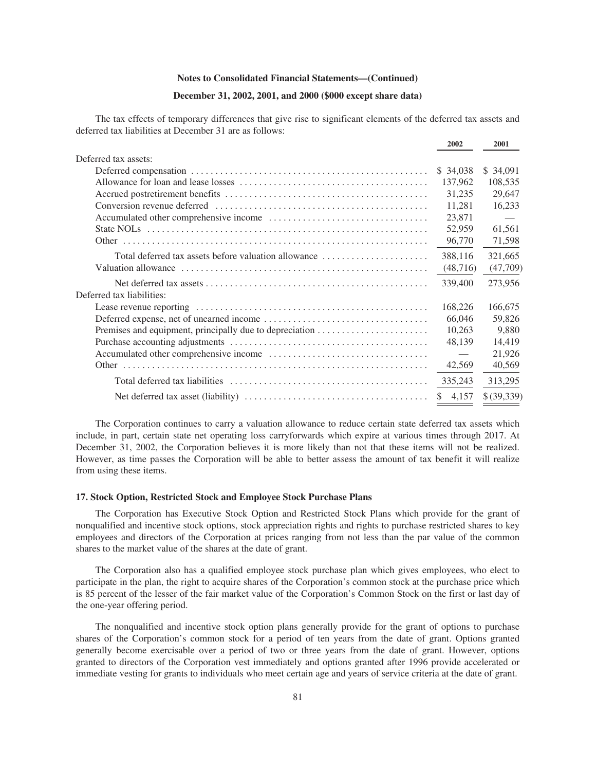**Notes to Consolidated Financial Statements—(Continued)**

**December 31, 2002, 2001, and 2000 ($000 except share data)**

The tax effects of temporary differences that give rise to significant elements of the deferred tax assets and deferred tax liabilities at December 31 are as follows:

| | 2002 | 2001 |
|---|---|---|
| Deferred tax assets: | | |
| Deferred compensation | $ 34,038 | $ 34,091 |
| Allowance for loan and lease losses | 137,962 | 108,535 |
| Accrued postretirement benefits | 31,235 | 29,647 |
| Conversion revenue deferred | 11,281 | 16,233 |
| Accumulated other comprehensive income | 23,871 | — |
| State NOLs | 52,959 | 61,561 |
| Other | 96,770 | 71,598 |
| Total deferred tax assets before valuation allowance | 388,116 | 321,665 |
| Valuation allowance | (48,716) | (47,709) |
| Net deferred tax assets | 339,400 | 273,956 |
| Deferred tax liabilities: | | |
| Lease revenue reporting | 168,226 | 166,675 |
| Deferred expense, net of unearned income | 66,046 | 59,826 |
| Premises and equipment, principally due to depreciation | 10,263 | 9,880 |
| Purchase accounting adjustments | 48,139 | 14,419 |
| Accumulated other comprehensive income | — | 21,926 |
| Other | 42,569 | 40,569 |
| Total deferred tax liabilities | 335,243 | 313,295 |
| Net deferred tax asset (liability) | $ 4,157 | $ (39,339) |

The Corporation continues to carry a valuation allowance to reduce certain state deferred tax assets which include, in part, certain state net operating loss carryforwards which expire at various times through 2017. At December 31, 2002, the Corporation believes it is more likely that not that these items will not be realized. However, as time passes the Corporation will be able to better assess the amount of tax benefit it will realize from using these items.

### 17. Stock Option, Restricted Stock and Employee Stock Purchase Plans

The Corporation has Executive Stock Option and Restricted Stock Plans which provide for the grant of nonqualified and incentive stock options, stock appreciation rights and rights to purchase restricted shares to key employees and directors of the Corporation at prices ranging from not less than the par value of the common shares to the market value of the shares at the date of grant.

The Corporation also has a qualified employee stock purchase plan which gives employees, who elect to participate in the plan, the right to acquire shares of the Corporation's common stock at the purchase price which is 85 percent of the lesser of the fair market value of the Corporation's Common Stock on the first or last day of the one-year offering period.

The nonqualified and incentive stock option plans generally provide for the grant of options to purchase shares of the Corporation's common stock for a period of ten years from the date of grant. Options granted generally become exercisable over a period of two or three years from the date of grant. However, options granted to directors of the Corporation vest immediately and options granted after 1996 provide accelerated or immediate vesting for grants to individuals who meet certain age and years of service criteria at the date of grant.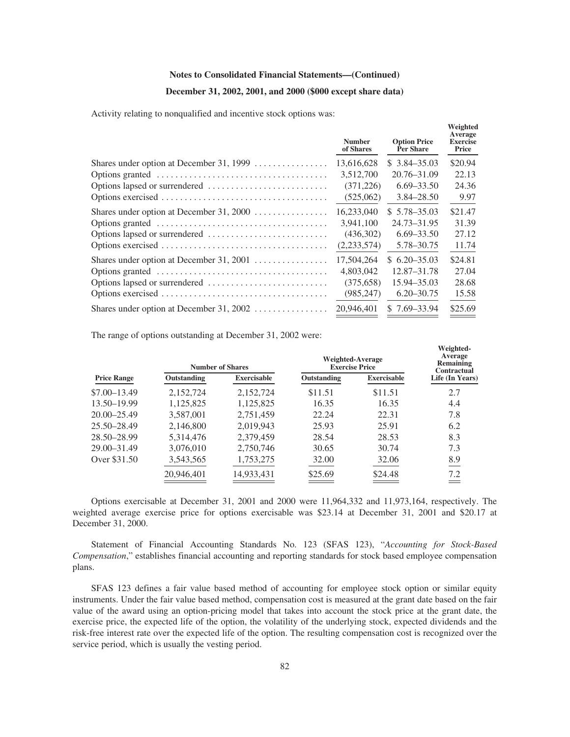**Notes to Consolidated Financial Statements—(Continued)**

**December 31, 2002, 2001, and 2000 ($000 except share data)**

Activity relating to nonqualified and incentive stock options was:

| | Number of Shares | Option Price Per Share | Weighted Average Exercise Price |
|---|---|---|---|
| Shares under option at December 31, 1999 | 13,616,628 | $ 3.84–35.03 | $20.94 |
| Options granted | 3,512,700 | 20.76–31.09 | 22.13 |
| Options lapsed or surrendered | (371,226) | 6.69–33.50 | 24.36 |
| Options exercised | (525,062) | 3.84–28.50 | 9.97 |
| Shares under option at December 31, 2000 | 16,233,040 | $ 5.78–35.03 | $21.47 |
| Options granted | 3,941,100 | 24.73–31.95 | 31.39 |
| Options lapsed or surrendered | (436,302) | 6.69–33.50 | 27.12 |
| Options exercised | (2,233,574) | 5.78–30.75 | 11.74 |
| Shares under option at December 31, 2001 | 17,504,264 | $ 6.20–35.03 | $24.81 |
| Options granted | 4,803,042 | 12.87–31.78 | 27.04 |
| Options lapsed or surrendered | (375,658) | 15.94–35.03 | 28.68 |
| Options exercised | (985,247) | 6.20–30.75 | 15.58 |
| Shares under option at December 31, 2002 | 20,946,401 | $ 7.69–33.94 | $25.69 |

The range of options outstanding at December 31, 2002 were:

| | Number of Shares | | Weighted-Average Exercise Price | | Weighted-Average Remaining Contractual |
|---|---|---|---|---|---|
| Price Range | Outstanding | Exercisable | Outstanding | Exercisable | Life (In Years) |
| $7.00–13.49 | 2,152,724 | 2,152,724 | $11.51 | $11.51 | 2.7 |
| 13.50–19.99 | 1,125,825 | 1,125,825 | 16.35 | 16.35 | 4.4 |
| 20.00–25.49 | 3,587,001 | 2,751,459 | 22.24 | 22.31 | 7.8 |
| 25.50–28.49 | 2,146,800 | 2,019,943 | 25.93 | 25.91 | 6.2 |
| 28.50–28.99 | 5,314,476 | 2,379,459 | 28.54 | 28.53 | 8.3 |
| 29.00–31.49 | 3,076,010 | 2,750,746 | 30.65 | 30.74 | 7.3 |
| Over $31.50 | 3,543,565 | 1,753,275 | 32.00 | 32.06 | 8.9 |
| | 20,946,401 | 14,933,431 | $25.69 | $24.48 | 7.2 |

Options exercisable at December 31, 2001 and 2000 were 11,964,332 and 11,973,164, respectively. The weighted average exercise price for options exercisable was $23.14 at December 31, 2001 and $20.17 at December 31, 2000.

Statement of Financial Accounting Standards No. 123 (SFAS 123), "*Accounting for Stock-Based Compensation*," establishes financial accounting and reporting standards for stock based employee compensation plans.

SFAS 123 defines a fair value based method of accounting for employee stock option or similar equity instruments. Under the fair value based method, compensation cost is measured at the grant date based on the fair value of the award using an option-pricing model that takes into account the stock price at the grant date, the exercise price, the expected life of the option, the volatility of the underlying stock, expected dividends and the risk-free interest rate over the expected life of the option. The resulting compensation cost is recognized over the service period, which is usually the vesting period.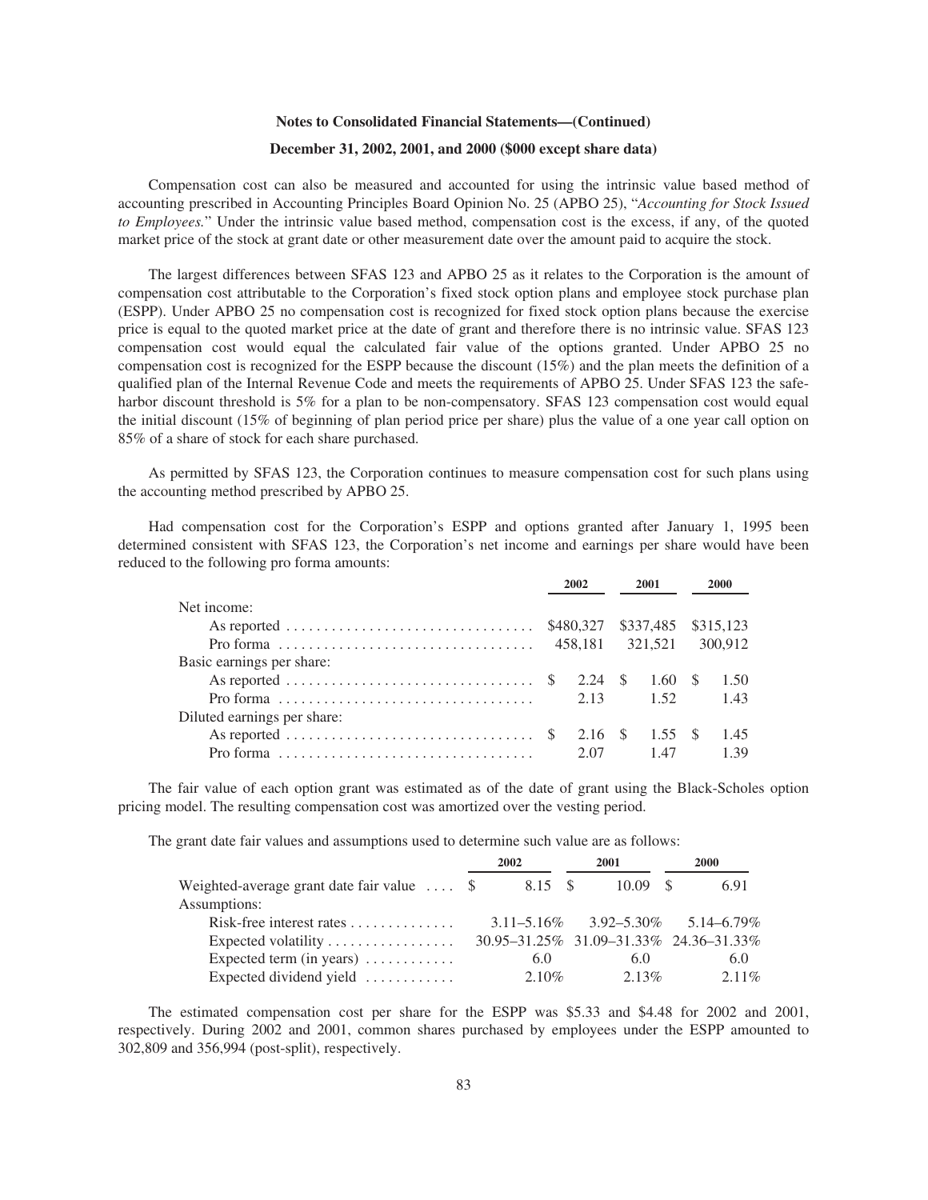**Notes to Consolidated Financial Statements—(Continued)**

**December 31, 2002, 2001, and 2000 ($000 except share data)**

Compensation cost can also be measured and accounted for using the intrinsic value based method of accounting prescribed in Accounting Principles Board Opinion No. 25 (APBO 25), "*Accounting for Stock Issued to Employees.*" Under the intrinsic value based method, compensation cost is the excess, if any, of the quoted market price of the stock at grant date or other measurement date over the amount paid to acquire the stock.

The largest differences between SFAS 123 and APBO 25 as it relates to the Corporation is the amount of compensation cost attributable to the Corporation's fixed stock option plans and employee stock purchase plan (ESPP). Under APBO 25 no compensation cost is recognized for fixed stock option plans because the exercise price is equal to the quoted market price at the date of grant and therefore there is no intrinsic value. SFAS 123 compensation cost would equal the calculated fair value of the options granted. Under APBO 25 no compensation cost is recognized for the ESPP because the discount (15%) and the plan meets the definition of a qualified plan of the Internal Revenue Code and meets the requirements of APBO 25. Under SFAS 123 the safe-harbor discount threshold is 5% for a plan to be non-compensatory. SFAS 123 compensation cost would equal the initial discount (15% of beginning of plan period price per share) plus the value of a one year call option on 85% of a share of stock for each share purchased.

As permitted by SFAS 123, the Corporation continues to measure compensation cost for such plans using the accounting method prescribed by APBO 25.

Had compensation cost for the Corporation's ESPP and options granted after January 1, 1995 been determined consistent with SFAS 123, the Corporation's net income and earnings per share would have been reduced to the following pro forma amounts:

| | 2002 | 2001 | 2000 |
|---|---|---|---|
| Net income: | | | |
| As reported | $480,327 | $337,485 | $315,123 |
| Pro forma | 458,181 | 321,521 | 300,912 |
| Basic earnings per share: | | | |
| As reported | $ 2.24 | $ 1.60 | $ 1.50 |
| Pro forma | 2.13 | 1.52 | 1.43 |
| Diluted earnings per share: | | | |
| As reported | $ 2.16 | $ 1.55 | $ 1.45 |
| Pro forma | 2.07 | 1.47 | 1.39 |

The fair value of each option grant was estimated as of the date of grant using the Black-Scholes option pricing model. The resulting compensation cost was amortized over the vesting period.

The grant date fair values and assumptions used to determine such value are as follows:

| | 2002 | 2001 | 2000 |
|---|---|---|---|
| Weighted-average grant date fair value | $ 8.15 | $ 10.09 | $ 6.91 |
| Assumptions: | | | |
| Risk-free interest rates | 3.11–5.16% | 3.92–5.30% | 5.14–6.79% |
| Expected volatility | 30.95–31.25% | 31.09–31.33% | 24.36–31.33% |
| Expected term (in years) | 6.0 | 6.0 | 6.0 |
| Expected dividend yield | 2.10% | 2.13% | 2.11% |

The estimated compensation cost per share for the ESPP was $5.33 and $4.48 for 2002 and 2001, respectively. During 2002 and 2001, common shares purchased by employees under the ESPP amounted to 302,809 and 356,994 (post-split), respectively.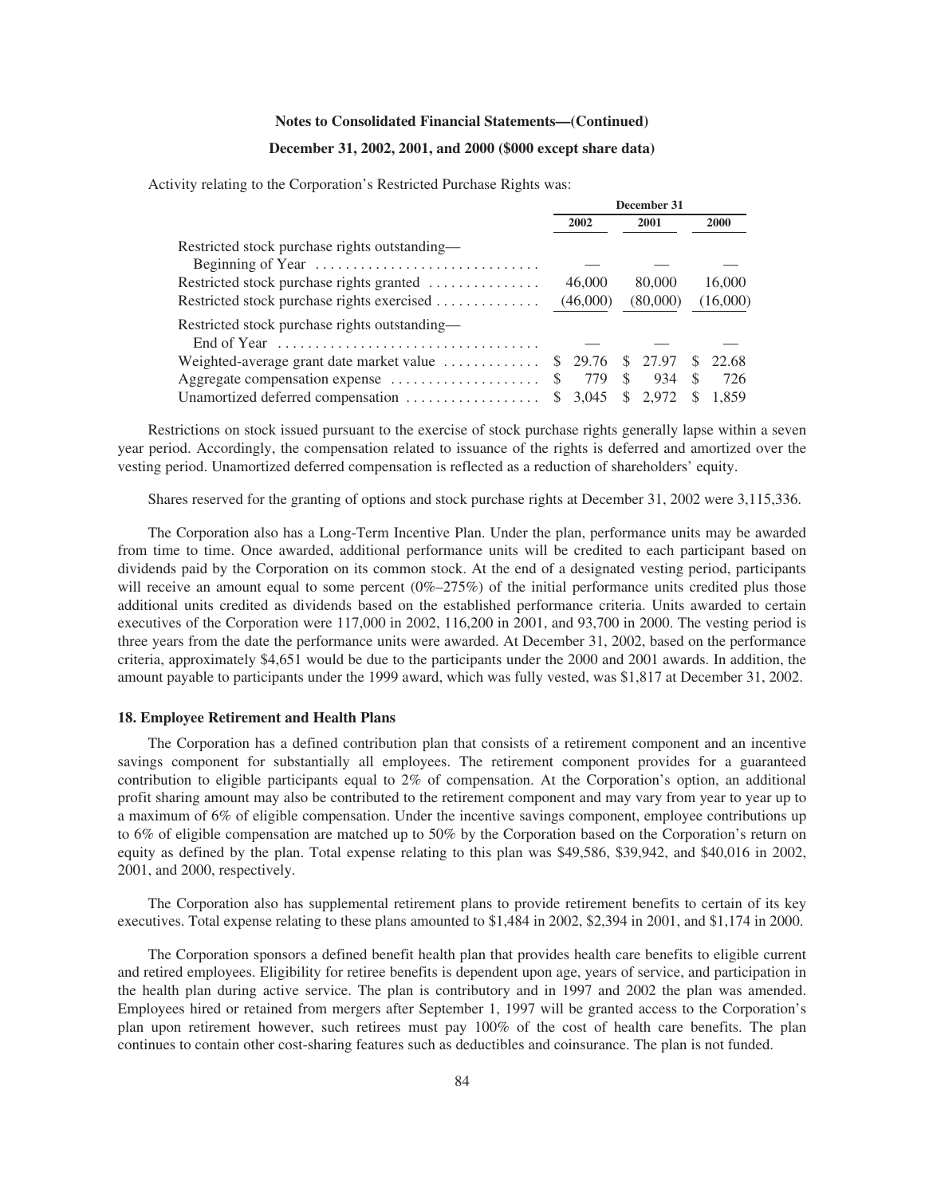**Notes to Consolidated Financial Statements—(Continued)**

**December 31, 2002, 2001, and 2000 ($000 except share data)**

Activity relating to the Corporation's Restricted Purchase Rights was:

| | December 31 | | |
|---|---|---|---|
| | 2002 | 2001 | 2000 |
| Restricted stock purchase rights outstanding— Beginning of Year | — | — | — |
| Restricted stock purchase rights granted | 46,000 | 80,000 | 16,000 |
| Restricted stock purchase rights exercised | (46,000) | (80,000) | (16,000) |
| Restricted stock purchase rights outstanding— End of Year | — | — | — |
| Weighted-average grant date market value | $ 29.76 | $ 27.97 | $ 22.68 |
| Aggregate compensation expense | $ 779 | $ 934 | $ 726 |
| Unamortized deferred compensation | $ 3,045 | $ 2,972 | $ 1,859 |

Restrictions on stock issued pursuant to the exercise of stock purchase rights generally lapse within a seven year period. Accordingly, the compensation related to issuance of the rights is deferred and amortized over the vesting period. Unamortized deferred compensation is reflected as a reduction of shareholders' equity.

Shares reserved for the granting of options and stock purchase rights at December 31, 2002 were 3,115,336.

The Corporation also has a Long-Term Incentive Plan. Under the plan, performance units may be awarded from time to time. Once awarded, additional performance units will be credited to each participant based on dividends paid by the Corporation on its common stock. At the end of a designated vesting period, participants will receive an amount equal to some percent (0%–275%) of the initial performance units credited plus those additional units credited as dividends based on the established performance criteria. Units awarded to certain executives of the Corporation were 117,000 in 2002, 116,200 in 2001, and 93,700 in 2000. The vesting period is three years from the date the performance units were awarded. At December 31, 2002, based on the performance criteria, approximately $4,651 would be due to the participants under the 2000 and 2001 awards. In addition, the amount payable to participants under the 1999 award, which was fully vested, was $1,817 at December 31, 2002.

**18. Employee Retirement and Health Plans**

The Corporation has a defined contribution plan that consists of a retirement component and an incentive savings component for substantially all employees. The retirement component provides for a guaranteed contribution to eligible participants equal to 2% of compensation. At the Corporation's option, an additional profit sharing amount may also be contributed to the retirement component and may vary from year to year up to a maximum of 6% of eligible compensation. Under the incentive savings component, employee contributions up to 6% of eligible compensation are matched up to 50% by the Corporation based on the Corporation's return on equity as defined by the plan. Total expense relating to this plan was $49,586, $39,942, and $40,016 in 2002, 2001, and 2000, respectively.

The Corporation also has supplemental retirement plans to provide retirement benefits to certain of its key executives. Total expense relating to these plans amounted to $1,484 in 2002, $2,394 in 2001, and $1,174 in 2000.

The Corporation sponsors a defined benefit health plan that provides health care benefits to eligible current and retired employees. Eligibility for retiree benefits is dependent upon age, years of service, and participation in the health plan during active service. The plan is contributory and in 1997 and 2002 the plan was amended. Employees hired or retained from mergers after September 1, 1997 will be granted access to the Corporation's plan upon retirement however, such retirees must pay 100% of the cost of health care benefits. The plan continues to contain other cost-sharing features such as deductibles and coinsurance. The plan is not funded.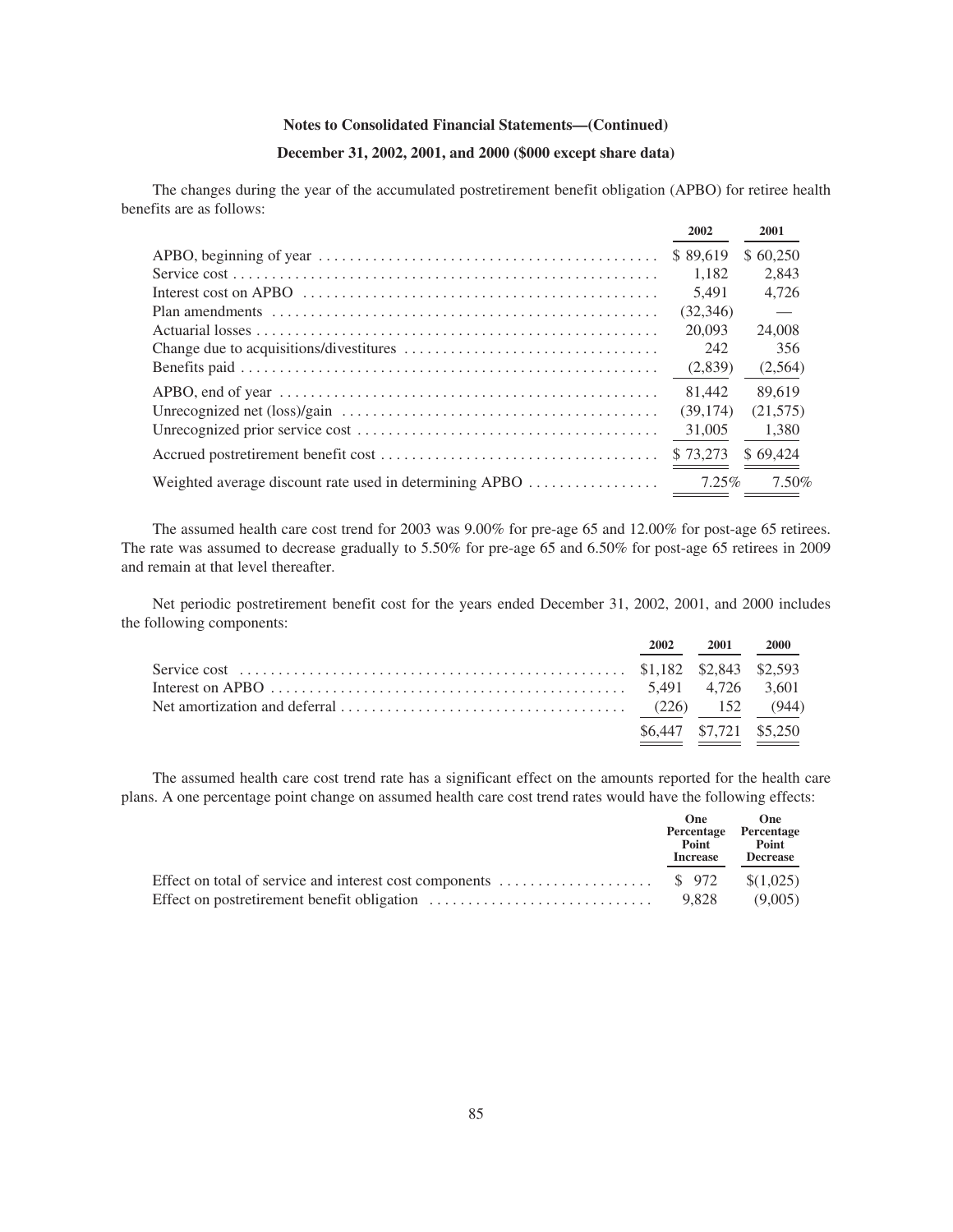**Notes to Consolidated Financial Statements—(Continued)**

**December 31, 2002, 2001, and 2000 ($000 except share data)**

The changes during the year of the accumulated postretirement benefit obligation (APBO) for retiree health benefits are as follows:

| | 2002 | 2001 |
|---|---|---|
| APBO, beginning of year | $ 89,619 | $ 60,250 |
| Service cost | 1,182 | 2,843 |
| Interest cost on APBO | 5,491 | 4,726 |
| Plan amendments | (32,346) | — |
| Actuarial losses | 20,093 | 24,008 |
| Change due to acquisitions/divestitures | 242 | 356 |
| Benefits paid | (2,839) | (2,564) |
| APBO, end of year | 81,442 | 89,619 |
| Unrecognized net (loss)/gain | (39,174) | (21,575) |
| Unrecognized prior service cost | 31,005 | 1,380 |
| Accrued postretirement benefit cost | $ 73,273 | $ 69,424 |
| Weighted average discount rate used in determining APBO | 7.25% | 7.50% |

The assumed health care cost trend for 2003 was 9.00% for pre-age 65 and 12.00% for post-age 65 retirees. The rate was assumed to decrease gradually to 5.50% for pre-age 65 and 6.50% for post-age 65 retirees in 2009 and remain at that level thereafter.

Net periodic postretirement benefit cost for the years ended December 31, 2002, 2001, and 2000 includes the following components:

| | 2002 | 2001 | 2000 |
|---|---|---|---|
| Service cost | $1,182 | $2,843 | $2,593 |
| Interest on APBO | 5,491 | 4,726 | 3,601 |
| Net amortization and deferral | (226) | 152 | (944) |
| | $6,447 | $7,721 | $5,250 |

The assumed health care cost trend rate has a significant effect on the amounts reported for the health care plans. A one percentage point change on assumed health care cost trend rates would have the following effects:

| | One Percentage Point Increase | One Percentage Point Decrease |
|---|---|---|
| Effect on total of service and interest cost components | $ 972 | $(1,025) |
| Effect on postretirement benefit obligation | 9,828 | (9,005) |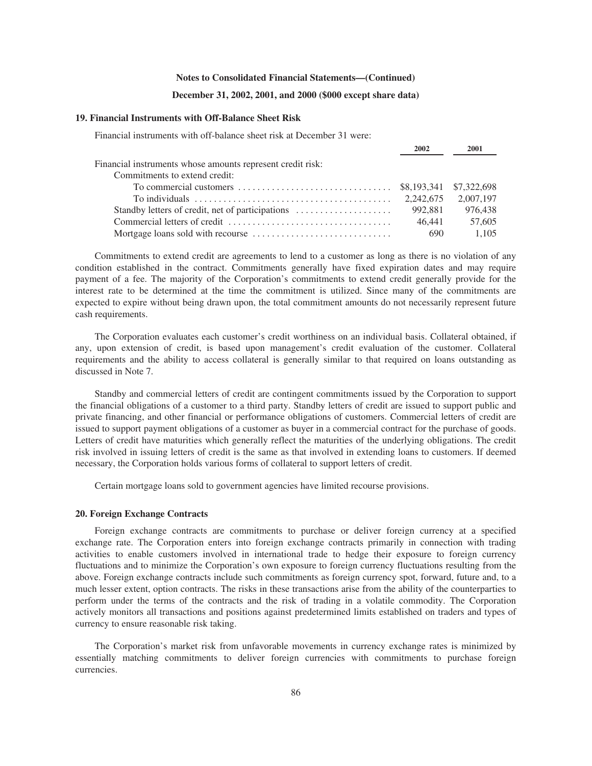**Notes to Consolidated Financial Statements—(Continued)**

**December 31, 2002, 2001, and 2000 ($000 except share data)**

### 19. Financial Instruments with Off-Balance Sheet Risk

Financial instruments with off-balance sheet risk at December 31 were:

| | 2002 | 2001 |
|---|---|---|
| Financial instruments whose amounts represent credit risk: | | |
| Commitments to extend credit: | | |
| To commercial customers | $8,193,341 | $7,322,698 |
| To individuals | 2,242,675 | 2,007,197 |
| Standby letters of credit, net of participations | 992,881 | 976,438 |
| Commercial letters of credit | 46,441 | 57,605 |
| Mortgage loans sold with recourse | 690 | 1,105 |

Commitments to extend credit are agreements to lend to a customer as long as there is no violation of any condition established in the contract. Commitments generally have fixed expiration dates and may require payment of a fee. The majority of the Corporation's commitments to extend credit generally provide for the interest rate to be determined at the time the commitment is utilized. Since many of the commitments are expected to expire without being drawn upon, the total commitment amounts do not necessarily represent future cash requirements.

The Corporation evaluates each customer's credit worthiness on an individual basis. Collateral obtained, if any, upon extension of credit, is based upon management's credit evaluation of the customer. Collateral requirements and the ability to access collateral is generally similar to that required on loans outstanding as discussed in Note 7.

Standby and commercial letters of credit are contingent commitments issued by the Corporation to support the financial obligations of a customer to a third party. Standby letters of credit are issued to support public and private financing, and other financial or performance obligations of customers. Commercial letters of credit are issued to support payment obligations of a customer as buyer in a commercial contract for the purchase of goods. Letters of credit have maturities which generally reflect the maturities of the underlying obligations. The credit risk involved in issuing letters of credit is the same as that involved in extending loans to customers. If deemed necessary, the Corporation holds various forms of collateral to support letters of credit.

Certain mortgage loans sold to government agencies have limited recourse provisions.

### 20. Foreign Exchange Contracts

Foreign exchange contracts are commitments to purchase or deliver foreign currency at a specified exchange rate. The Corporation enters into foreign exchange contracts primarily in connection with trading activities to enable customers involved in international trade to hedge their exposure to foreign currency fluctuations and to minimize the Corporation's own exposure to foreign currency fluctuations resulting from the above. Foreign exchange contracts include such commitments as foreign currency spot, forward, future and, to a much lesser extent, option contracts. The risks in these transactions arise from the ability of the counterparties to perform under the terms of the contracts and the risk of trading in a volatile commodity. The Corporation actively monitors all transactions and positions against predetermined limits established on traders and types of currency to ensure reasonable risk taking.

The Corporation's market risk from unfavorable movements in currency exchange rates is minimized by essentially matching commitments to deliver foreign currencies with commitments to purchase foreign currencies.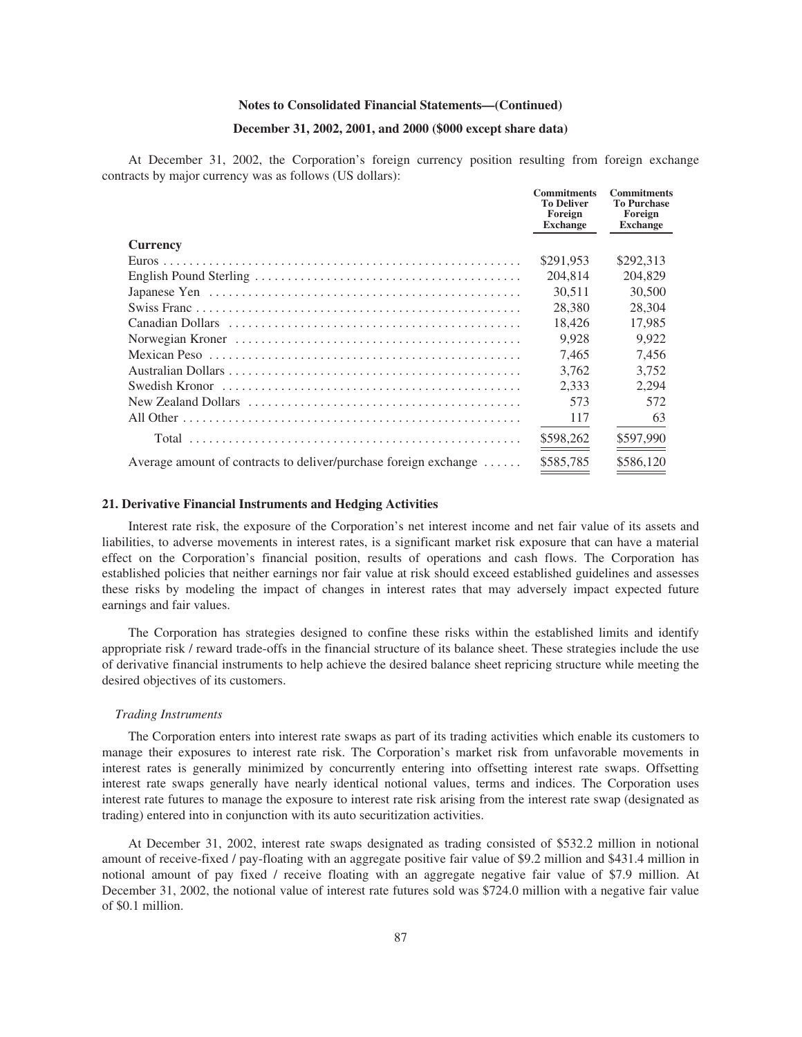At December 31, 2002, the Corporation's foreign currency position resulting from foreign exchange contracts by major currency was as follows (US dollars):

| | Commitments To Deliver Foreign Exchange | Commitments To Purchase Foreign Exchange |
|---|---|---|
| **Currency** | | |
| Euros | $291,953 | $292,313 |
| English Pound Sterling | 204,814 | 204,829 |
| Japanese Yen | 30,511 | 30,500 |
| Swiss Franc | 28,380 | 28,304 |
| Canadian Dollars | 18,426 | 17,985 |
| Norwegian Kroner | 9,928 | 9,922 |
| Mexican Peso | 7,465 | 7,456 |
| Australian Dollars | 3,762 | 3,752 |
| Swedish Kronor | 2,333 | 2,294 |
| New Zealand Dollars | 573 | 572 |
| All Other | 117 | 63 |
| Total | $598,262 | $597,990 |
| Average amount of contracts to deliver/purchase foreign exchange | $585,785 | $586,120 |

## 21. Derivative Financial Instruments and Hedging Activities

Interest rate risk, the exposure of the Corporation's net interest income and net fair value of its assets and liabilities, to adverse movements in interest rates, is a significant market risk exposure that can have a material effect on the Corporation's financial position, results of operations and cash flows. The Corporation has established policies that neither earnings nor fair value at risk should exceed established guidelines and assesses these risks by modeling the impact of changes in interest rates that may adversely impact expected future earnings and fair values.

The Corporation has strategies designed to confine these risks within the established limits and identify appropriate risk / reward trade-offs in the financial structure of its balance sheet. These strategies include the use of derivative financial instruments to help achieve the desired balance sheet repricing structure while meeting the desired objectives of its customers.

*Trading Instruments*

The Corporation enters into interest rate swaps as part of its trading activities which enable its customers to manage their exposures to interest rate risk. The Corporation's market risk from unfavorable movements in interest rates is generally minimized by concurrently entering into offsetting interest rate swaps. Offsetting interest rate swaps generally have nearly identical notional values, terms and indices. The Corporation uses interest rate futures to manage the exposure to interest rate risk arising from the interest rate swap (designated as trading) entered into in conjunction with its auto securitization activities.

At December 31, 2002, interest rate swaps designated as trading consisted of $532.2 million in notional amount of receive-fixed / pay-floating with an aggregate positive fair value of $9.2 million and $431.4 million in notional amount of pay fixed / receive floating with an aggregate negative fair value of $7.9 million. At December 31, 2002, the notional value of interest rate futures sold was $724.0 million with a negative fair value of $0.1 million.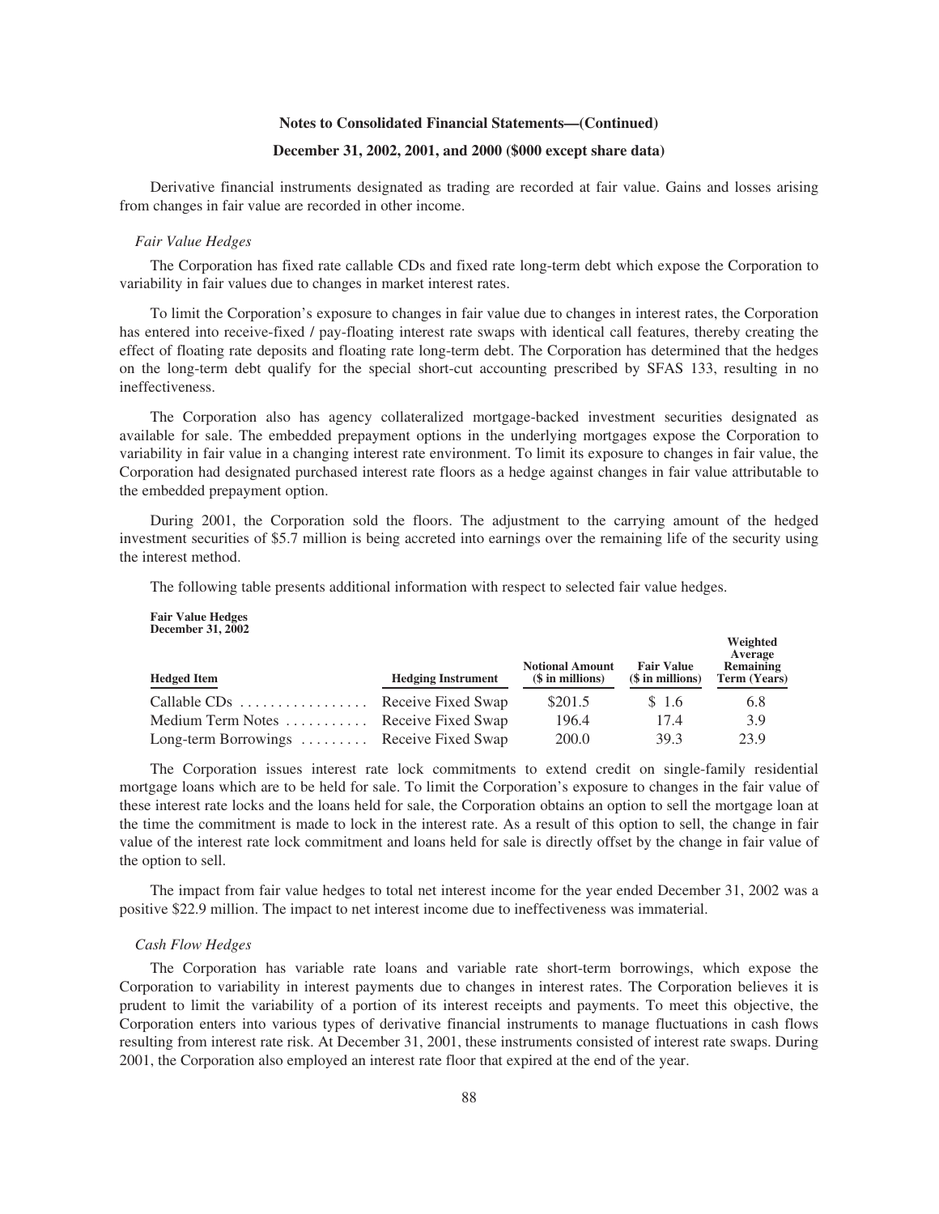Derivative financial instruments designated as trading are recorded at fair value. Gains and losses arising from changes in fair value are recorded in other income.

*Fair Value Hedges*

The Corporation has fixed rate callable CDs and fixed rate long-term debt which expose the Corporation to variability in fair values due to changes in market interest rates.

To limit the Corporation's exposure to changes in fair value due to changes in interest rates, the Corporation has entered into receive-fixed / pay-floating interest rate swaps with identical call features, thereby creating the effect of floating rate deposits and floating rate long-term debt. The Corporation has determined that the hedges on the long-term debt qualify for the special short-cut accounting prescribed by SFAS 133, resulting in no ineffectiveness.

The Corporation also has agency collateralized mortgage-backed investment securities designated as available for sale. The embedded prepayment options in the underlying mortgages expose the Corporation to variability in fair value in a changing interest rate environment. To limit its exposure to changes in fair value, the Corporation had designated purchased interest rate floors as a hedge against changes in fair value attributable to the embedded prepayment option.

During 2001, the Corporation sold the floors. The adjustment to the carrying amount of the hedged investment securities of $5.7 million is being accreted into earnings over the remaining life of the security using the interest method.

The following table presents additional information with respect to selected fair value hedges.

**Fair Value Hedges**
**December 31, 2002**

| Hedged Item | Hedging Instrument | Notional Amount ($ in millions) | Fair Value ($ in millions) | Weighted Average Remaining Term (Years) |
|---|---|---|---|---|
| Callable CDs | Receive Fixed Swap | $201.5 | $ 1.6 | 6.8 |
| Medium Term Notes | Receive Fixed Swap | 196.4 | 17.4 | 3.9 |
| Long-term Borrowings | Receive Fixed Swap | 200.0 | 39.3 | 23.9 |

The Corporation issues interest rate lock commitments to extend credit on single-family residential mortgage loans which are to be held for sale. To limit the Corporation's exposure to changes in the fair value of these interest rate locks and the loans held for sale, the Corporation obtains an option to sell the mortgage loan at the time the commitment is made to lock in the interest rate. As a result of this option to sell, the change in fair value of the interest rate lock commitment and loans held for sale is directly offset by the change in fair value of the option to sell.

The impact from fair value hedges to total net interest income for the year ended December 31, 2002 was a positive $22.9 million. The impact to net interest income due to ineffectiveness was immaterial.

*Cash Flow Hedges*

The Corporation has variable rate loans and variable rate short-term borrowings, which expose the Corporation to variability in interest payments due to changes in interest rates. The Corporation believes it is prudent to limit the variability of a portion of its interest receipts and payments. To meet this objective, the Corporation enters into various types of derivative financial instruments to manage fluctuations in cash flows resulting from interest rate risk. At December 31, 2001, these instruments consisted of interest rate swaps. During 2001, the Corporation also employed an interest rate floor that expired at the end of the year.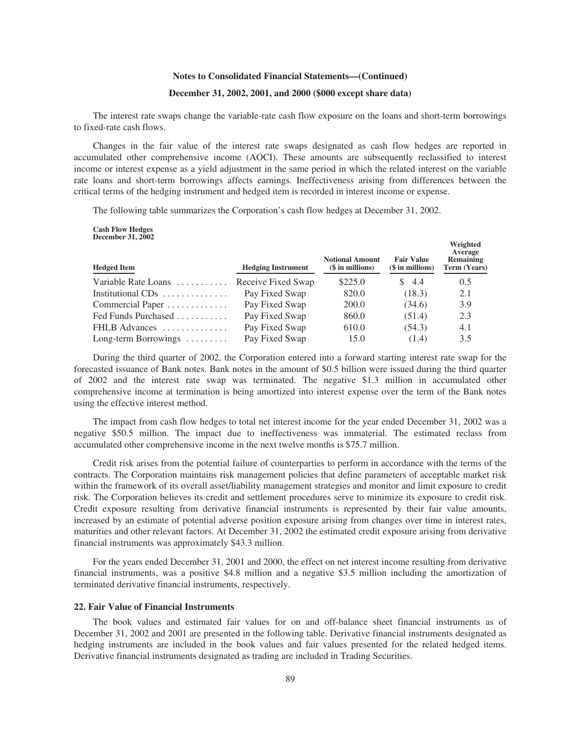The interest rate swaps change the variable-rate cash flow exposure on the loans and short-term borrowings to fixed-rate cash flows.

Changes in the fair value of the interest rate swaps designated as cash flow hedges are reported in accumulated other comprehensive income (AOCI). These amounts are subsequently reclassified to interest income or interest expense as a yield adjustment in the same period in which the related interest on the variable rate loans and short-term borrowings affects earnings. Ineffectiveness arising from differences between the critical terms of the hedging instrument and hedged item is recorded in interest income or expense.

The following table summarizes the Corporation's cash flow hedges at December 31, 2002.

**Cash Flow Hedges**
**December 31, 2002**

| Hedged Item | Hedging Instrument | Notional Amount ($ in millions) | Fair Value ($ in millions) | Weighted Average Remaining Term (Years) |
|---|---|---|---|---|
| Variable Rate Loans | Receive Fixed Swap | $225.0 | $ 4.4 | 0.5 |
| Institutional CDs | Pay Fixed Swap | 820.0 | (18.3) | 2.1 |
| Commercial Paper | Pay Fixed Swap | 200.0 | (34.6) | 3.9 |
| Fed Funds Purchased | Pay Fixed Swap | 860.0 | (51.4) | 2.3 |
| FHLB Advances | Pay Fixed Swap | 610.0 | (54.3) | 4.1 |
| Long-term Borrowings | Pay Fixed Swap | 15.0 | (1.4) | 3.5 |

During the third quarter of 2002, the Corporation entered into a forward starting interest rate swap for the forecasted issuance of Bank notes. Bank notes in the amount of $0.5 billion were issued during the third quarter of 2002 and the interest rate swap was terminated. The negative $1.3 million in accumulated other comprehensive income at termination is being amortized into interest expense over the term of the Bank notes using the effective interest method.

The impact from cash flow hedges to total net interest income for the year ended December 31, 2002 was a negative $50.5 million. The impact due to ineffectiveness was immaterial. The estimated reclass from accumulated other comprehensive income in the next twelve months is $75.7 million.

Credit risk arises from the potential failure of counterparties to perform in accordance with the terms of the contracts. The Corporation maintains risk management policies that define parameters of acceptable market risk within the framework of its overall asset/liability management strategies and monitor and limit exposure to credit risk. The Corporation believes its credit and settlement procedures serve to minimize its exposure to credit risk. Credit exposure resulting from derivative financial instruments is represented by their fair value amounts, increased by an estimate of potential adverse position exposure arising from changes over time in interest rates, maturities and other relevant factors. At December 31, 2002 the estimated credit exposure arising from derivative financial instruments was approximately $43.3 million.

For the years ended December 31, 2001 and 2000, the effect on net interest income resulting from derivative financial instruments, was a positive $4.8 million and a negative $3.5 million including the amortization of terminated derivative financial instruments, respectively.

### 22. Fair Value of Financial Instruments

The book values and estimated fair values for on and off-balance sheet financial instruments as of December 31, 2002 and 2001 are presented in the following table. Derivative financial instruments designated as hedging instruments are included in the book values and fair values presented for the related hedged items. Derivative financial instruments designated as trading are included in Trading Securities.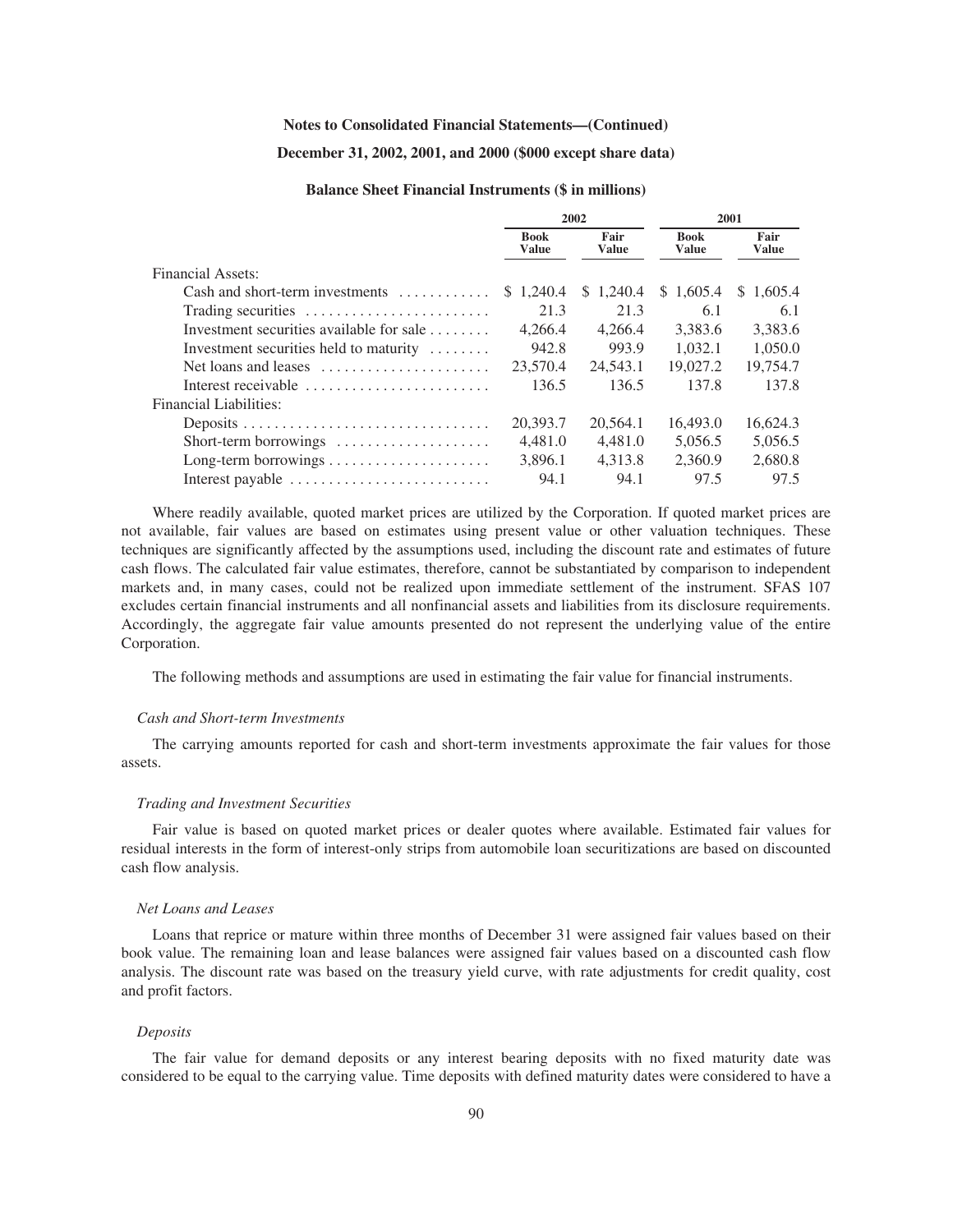**Notes to Consolidated Financial Statements—(Continued)**

**December 31, 2002, 2001, and 2000 ($000 except share data)**

**Balance Sheet Financial Instruments ($ in millions)**

| | 2002 | | 2001 | |
|---|---|---|---|---|
| | Book Value | Fair Value | Book Value | Fair Value |
| Financial Assets: | | | | |
| Cash and short-term investments | $ 1,240.4 | $ 1,240.4 | $ 1,605.4 | $ 1,605.4 |
| Trading securities | 21.3 | 21.3 | 6.1 | 6.1 |
| Investment securities available for sale | 4,266.4 | 4,266.4 | 3,383.6 | 3,383.6 |
| Investment securities held to maturity | 942.8 | 993.9 | 1,032.1 | 1,050.0 |
| Net loans and leases | 23,570.4 | 24,543.1 | 19,027.2 | 19,754.7 |
| Interest receivable | 136.5 | 136.5 | 137.8 | 137.8 |
| Financial Liabilities: | | | | |
| Deposits | 20,393.7 | 20,564.1 | 16,493.0 | 16,624.3 |
| Short-term borrowings | 4,481.0 | 4,481.0 | 5,056.5 | 5,056.5 |
| Long-term borrowings | 3,896.1 | 4,313.8 | 2,360.9 | 2,680.8 |
| Interest payable | 94.1 | 94.1 | 97.5 | 97.5 |

Where readily available, quoted market prices are utilized by the Corporation. If quoted market prices are not available, fair values are based on estimates using present value or other valuation techniques. These techniques are significantly affected by the assumptions used, including the discount rate and estimates of future cash flows. The calculated fair value estimates, therefore, cannot be substantiated by comparison to independent markets and, in many cases, could not be realized upon immediate settlement of the instrument. SFAS 107 excludes certain financial instruments and all nonfinancial assets and liabilities from its disclosure requirements. Accordingly, the aggregate fair value amounts presented do not represent the underlying value of the entire Corporation.

The following methods and assumptions are used in estimating the fair value for financial instruments.

*Cash and Short-term Investments*

The carrying amounts reported for cash and short-term investments approximate the fair values for those assets.

*Trading and Investment Securities*

Fair value is based on quoted market prices or dealer quotes where available. Estimated fair values for residual interests in the form of interest-only strips from automobile loan securitizations are based on discounted cash flow analysis.

*Net Loans and Leases*

Loans that reprice or mature within three months of December 31 were assigned fair values based on their book value. The remaining loan and lease balances were assigned fair values based on a discounted cash flow analysis. The discount rate was based on the treasury yield curve, with rate adjustments for credit quality, cost and profit factors.

*Deposits*

The fair value for demand deposits or any interest bearing deposits with no fixed maturity date was considered to be equal to the carrying value. Time deposits with defined maturity dates were considered to have a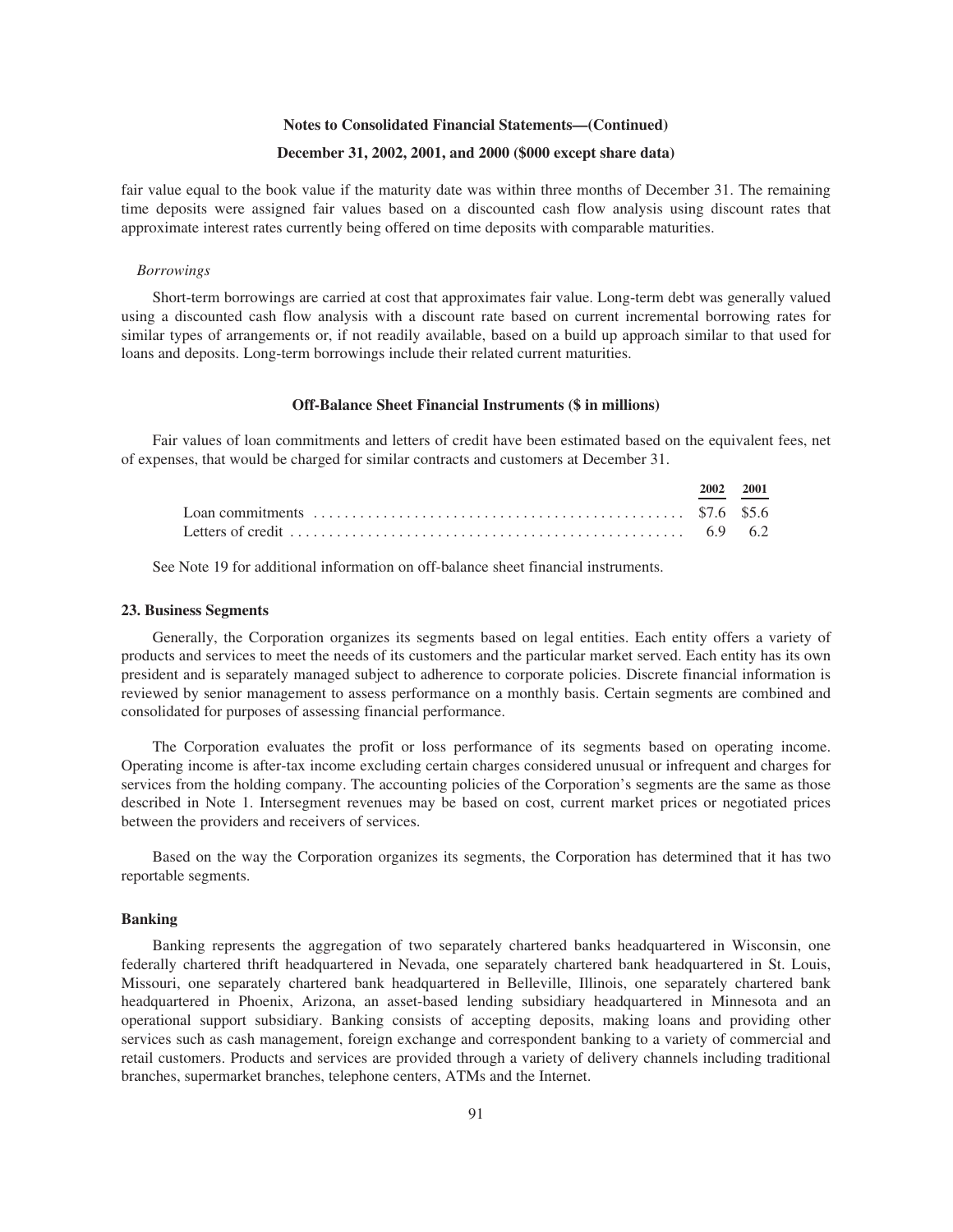fair value equal to the book value if the maturity date was within three months of December 31. The remaining time deposits were assigned fair values based on a discounted cash flow analysis using discount rates that approximate interest rates currently being offered on time deposits with comparable maturities.

*Borrowings*

Short-term borrowings are carried at cost that approximates fair value. Long-term debt was generally valued using a discounted cash flow analysis with a discount rate based on current incremental borrowing rates for similar types of arrangements or, if not readily available, based on a build up approach similar to that used for loans and deposits. Long-term borrowings include their related current maturities.

**Off-Balance Sheet Financial Instruments ($ in millions)**

Fair values of loan commitments and letters of credit have been estimated based on the equivalent fees, net of expenses, that would be charged for similar contracts and customers at December 31.

| | 2002 | 2001 |
|---|---|---|
| Loan commitments | $7.6 | $5.6 |
| Letters of credit | 6.9 | 6.2 |

See Note 19 for additional information on off-balance sheet financial instruments.

## 23. Business Segments

Generally, the Corporation organizes its segments based on legal entities. Each entity offers a variety of products and services to meet the needs of its customers and the particular market served. Each entity has its own president and is separately managed subject to adherence to corporate policies. Discrete financial information is reviewed by senior management to assess performance on a monthly basis. Certain segments are combined and consolidated for purposes of assessing financial performance.

The Corporation evaluates the profit or loss performance of its segments based on operating income. Operating income is after-tax income excluding certain charges considered unusual or infrequent and charges for services from the holding company. The accounting policies of the Corporation's segments are the same as those described in Note 1. Intersegment revenues may be based on cost, current market prices or negotiated prices between the providers and receivers of services.

Based on the way the Corporation organizes its segments, the Corporation has determined that it has two reportable segments.

### Banking

Banking represents the aggregation of two separately chartered banks headquartered in Wisconsin, one federally chartered thrift headquartered in Nevada, one separately chartered bank headquartered in St. Louis, Missouri, one separately chartered bank headquartered in Belleville, Illinois, one separately chartered bank headquartered in Phoenix, Arizona, an asset-based lending subsidiary headquartered in Minnesota and an operational support subsidiary. Banking consists of accepting deposits, making loans and providing other services such as cash management, foreign exchange and correspondent banking to a variety of commercial and retail customers. Products and services are provided through a variety of delivery channels including traditional branches, supermarket branches, telephone centers, ATMs and the Internet.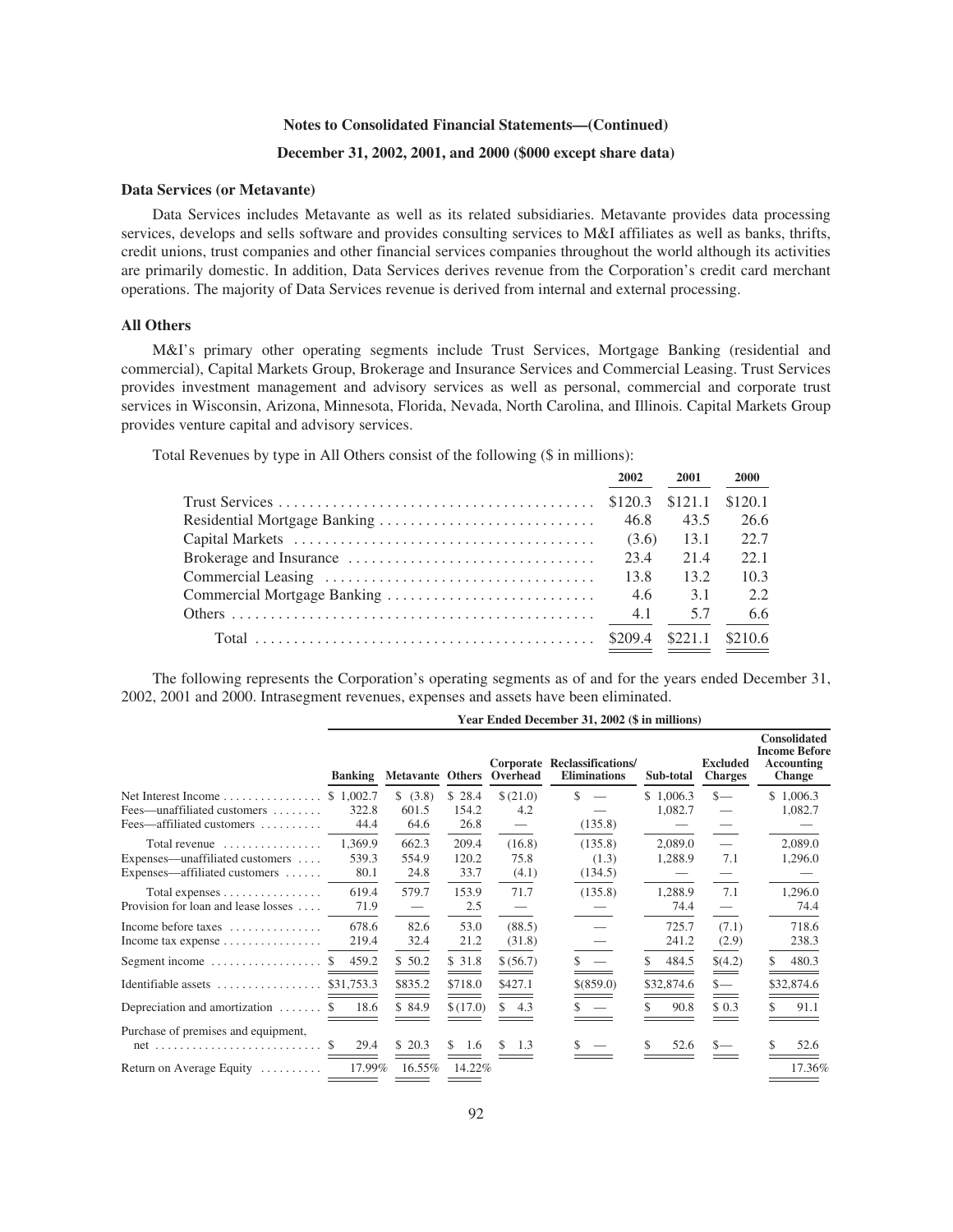**Notes to Consolidated Financial Statements—(Continued)**

**December 31, 2002, 2001, and 2000 ($000 except share data)**

### Data Services (or Metavante)

Data Services includes Metavante as well as its related subsidiaries. Metavante provides data processing services, develops and sells software and provides consulting services to M&I affiliates as well as banks, thrifts, credit unions, trust companies and other financial services companies throughout the world although its activities are primarily domestic. In addition, Data Services derives revenue from the Corporation's credit card merchant operations. The majority of Data Services revenue is derived from internal and external processing.

### All Others

M&I's primary other operating segments include Trust Services, Mortgage Banking (residential and commercial), Capital Markets Group, Brokerage and Insurance Services and Commercial Leasing. Trust Services provides investment management and advisory services as well as personal, commercial and corporate trust services in Wisconsin, Arizona, Minnesota, Florida, Nevada, North Carolina, and Illinois. Capital Markets Group provides venture capital and advisory services.

Total Revenues by type in All Others consist of the following ($ in millions):

| | 2002 | 2001 | 2000 |
|---|---|---|---|
| Trust Services | $120.3 | $121.1 | $120.1 |
| Residential Mortgage Banking | 46.8 | 43.5 | 26.6 |
| Capital Markets | (3.6) | 13.1 | 22.7 |
| Brokerage and Insurance | 23.4 | 21.4 | 22.1 |
| Commercial Leasing | 13.8 | 13.2 | 10.3 |
| Commercial Mortgage Banking | 4.6 | 3.1 | 2.2 |
| Others | 4.1 | 5.7 | 6.6 |
| Total | $209.4 | $221.1 | $210.6 |

The following represents the Corporation's operating segments as of and for the years ended December 31, 2002, 2001 and 2000. Intrasegment revenues, expenses and assets have been eliminated.

| | Year Ended December 31, 2002 ($ in millions) | | | | | | | |
|---|---|---|---|---|---|---|---|---|
| | Banking | Metavante | Others | Corporate Overhead | Reclassifications/ Eliminations | Sub-total | Excluded Charges | Consolidated Income Before Accounting Change |
| Net Interest Income | $ 1,002.7 | $ (3.8) | $ 28.4 | $ (21.0) | $ — | $ 1,006.3 | $— | $ 1,006.3 |
| Fees—unaffiliated customers | 322.8 | 601.5 | 154.2 | 4.2 | — | 1,082.7 | — | 1,082.7 |
| Fees—affiliated customers | 44.4 | 64.6 | 26.8 | — | (135.8) | — | — | — |
| Total revenue | 1,369.9 | 662.3 | 209.4 | (16.8) | (135.8) | 2,089.0 | — | 2,089.0 |
| Expenses—unaffiliated customers | 539.3 | 554.9 | 120.2 | 75.8 | (1.3) | 1,288.9 | 7.1 | 1,296.0 |
| Expenses—affiliated customers | 80.1 | 24.8 | 33.7 | (4.1) | (134.5) | — | — | — |
| Total expenses | 619.4 | 579.7 | 153.9 | 71.7 | (135.8) | 1,288.9 | 7.1 | 1,296.0 |
| Provision for loan and lease losses | 71.9 | — | 2.5 | — | — | 74.4 | — | 74.4 |
| Income before taxes | 678.6 | 82.6 | 53.0 | (88.5) | — | 725.7 | (7.1) | 718.6 |
| Income tax expense | 219.4 | 32.4 | 21.2 | (31.8) | — | 241.2 | (2.9) | 238.3 |
| Segment income | $ 459.2 | $ 50.2 | $ 31.8 | $ (56.7) | $ — | $ 484.5 | $(4.2) | $ 480.3 |
| Identifiable assets | $31,753.3 | $835.2 | $718.0 | $427.1 | $(859.0) | $32,874.6 | $— | $32,874.6 |
| Depreciation and amortization | $ 18.6 | $ 84.9 | $ (17.0) | $ 4.3 | $ — | $ 90.8 | $ 0.3 | $ 91.1 |
| Purchase of premises and equipment, net | $ 29.4 | $ 20.3 | $ 1.6 | $ 1.3 | $ — | $ 52.6 | $— | $ 52.6 |
| Return on Average Equity | 17.99% | 16.55% | 14.22% | | | | | 17.36% |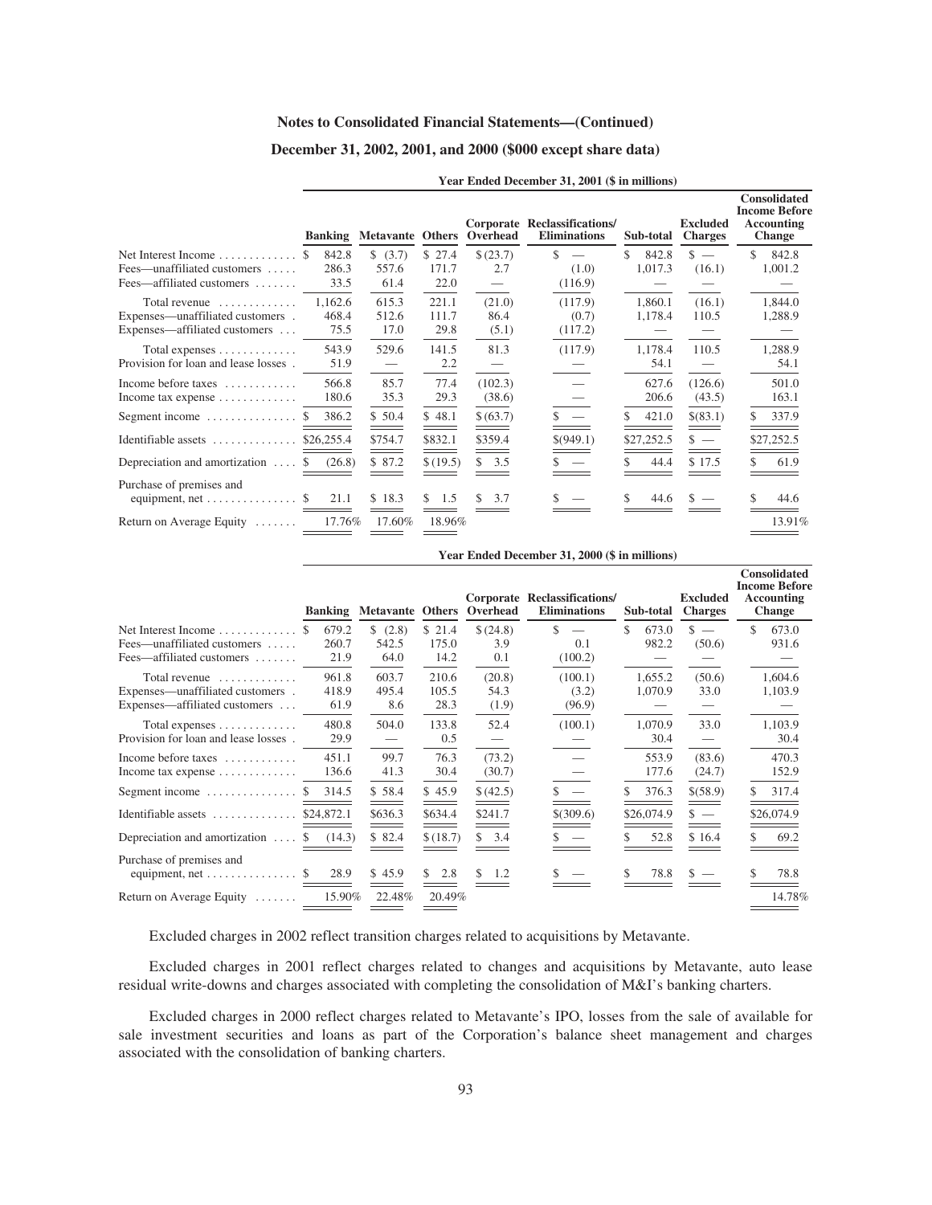## Notes to Consolidated Financial Statements—(Continued)

## December 31, 2002, 2001, and 2000 ($000 except share data)

| | Year Ended December 31, 2001 ($ in millions) | | | | | | | |
|---|---|---|---|---|---|---|---|---|
| | Banking | Metavante | Others | Corporate Overhead | Reclassifications/ Eliminations | Sub-total | Excluded Charges | Consolidated Income Before Accounting Change |
| Net Interest Income | $ 842.8 | $ (3.7) | $ 27.4 | $ (23.7) | $ — | $ 842.8 | $ — | $ 842.8 |
| Fees—unaffiliated customers | 286.3 | 557.6 | 171.7 | 2.7 | (1.0) | 1,017.3 | (16.1) | 1,001.2 |
| Fees—affiliated customers | 33.5 | 61.4 | 22.0 | — | (116.9) | — | — | — |
| Total revenue | 1,162.6 | 615.3 | 221.1 | (21.0) | (117.9) | 1,860.1 | (16.1) | 1,844.0 |
| Expenses—unaffiliated customers | 468.4 | 512.6 | 111.7 | 86.4 | (0.7) | 1,178.4 | 110.5 | 1,288.9 |
| Expenses—affiliated customers | 75.5 | 17.0 | 29.8 | (5.1) | (117.2) | — | — | — |
| Total expenses | 543.9 | 529.6 | 141.5 | 81.3 | (117.9) | 1,178.4 | 110.5 | 1,288.9 |
| Provision for loan and lease losses | 51.9 | — | 2.2 | — | — | 54.1 | — | 54.1 |
| Income before taxes | 566.8 | 85.7 | 77.4 | (102.3) | — | 627.6 | (126.6) | 501.0 |
| Income tax expense | 180.6 | 35.3 | 29.3 | (38.6) | — | 206.6 | (43.5) | 163.1 |
| Segment income | $ 386.2 | $ 50.4 | $ 48.1 | $ (63.7) | $ — | $ 421.0 | $ (83.1) | $ 337.9 |
| Identifiable assets | $26,255.4 | $754.7 | $832.1 | $359.4 | $(949.1) | $27,252.5 | $ — | $27,252.5 |
| Depreciation and amortization | $ (26.8) | $ 87.2 | $ (19.5) | $ 3.5 | $ — | $ 44.4 | $ 17.5 | $ 61.9 |
| Purchase of premises and equipment, net | $ 21.1 | $ 18.3 | $ 1.5 | $ 3.7 | $ — | $ 44.6 | $ — | $ 44.6 |
| Return on Average Equity | 17.76% | 17.60% | 18.96% | | | | | 13.91% |

| | Year Ended December 31, 2000 ($ in millions) | | | | | | | |
|---|---|---|---|---|---|---|---|---|
| | Banking | Metavante | Others | Corporate Overhead | Reclassifications/ Eliminations | Sub-total | Excluded Charges | Consolidated Income Before Accounting Change |
| Net Interest Income | $ 679.2 | $ (2.8) | $ 21.4 | $ (24.8) | $ — | $ 673.0 | $ — | $ 673.0 |
| Fees—unaffiliated customers | 260.7 | 542.5 | 175.0 | 3.9 | 0.1 | 982.2 | (50.6) | 931.6 |
| Fees—affiliated customers | 21.9 | 64.0 | 14.2 | 0.1 | (100.2) | — | — | — |
| Total revenue | 961.8 | 603.7 | 210.6 | (20.8) | (100.1) | 1,655.2 | (50.6) | 1,604.6 |
| Expenses—unaffiliated customers | 418.9 | 495.4 | 105.5 | 54.3 | (3.2) | 1,070.9 | 33.0 | 1,103.9 |
| Expenses—affiliated customers | 61.9 | 8.6 | 28.3 | (1.9) | (96.9) | — | — | — |
| Total expenses | 480.8 | 504.0 | 133.8 | 52.4 | (100.1) | 1,070.9 | 33.0 | 1,103.9 |
| Provision for loan and lease losses | 29.9 | — | 0.5 | — | — | 30.4 | — | 30.4 |
| Income before taxes | 451.1 | 99.7 | 76.3 | (73.2) | — | 553.9 | (83.6) | 470.3 |
| Income tax expense | 136.6 | 41.3 | 30.4 | (30.7) | — | 177.6 | (24.7) | 152.9 |
| Segment income | $ 314.5 | $ 58.4 | $ 45.9 | $ (42.5) | $ — | $ 376.3 | $ (58.9) | $ 317.4 |
| Identifiable assets | $24,872.1 | $636.3 | $634.4 | $241.7 | $(309.6) | $26,074.9 | $ — | $26,074.9 |
| Depreciation and amortization | $ (14.3) | $ 82.4 | $ (18.7) | $ 3.4 | $ — | $ 52.8 | $ 16.4 | $ 69.2 |
| Purchase of premises and equipment, net | $ 28.9 | $ 45.9 | $ 2.8 | $ 1.2 | $ — | $ 78.8 | $ — | $ 78.8 |
| Return on Average Equity | 15.90% | 22.48% | 20.49% | | | | | 14.78% |

Excluded charges in 2002 reflect transition charges related to acquisitions by Metavante.

Excluded charges in 2001 reflect charges related to changes and acquisitions by Metavante, auto lease residual write-downs and charges associated with completing the consolidation of M&I's banking charters.

Excluded charges in 2000 reflect charges related to Metavante's IPO, losses from the sale of available for sale investment securities and loans as part of the Corporation's balance sheet management and charges associated with the consolidation of banking charters.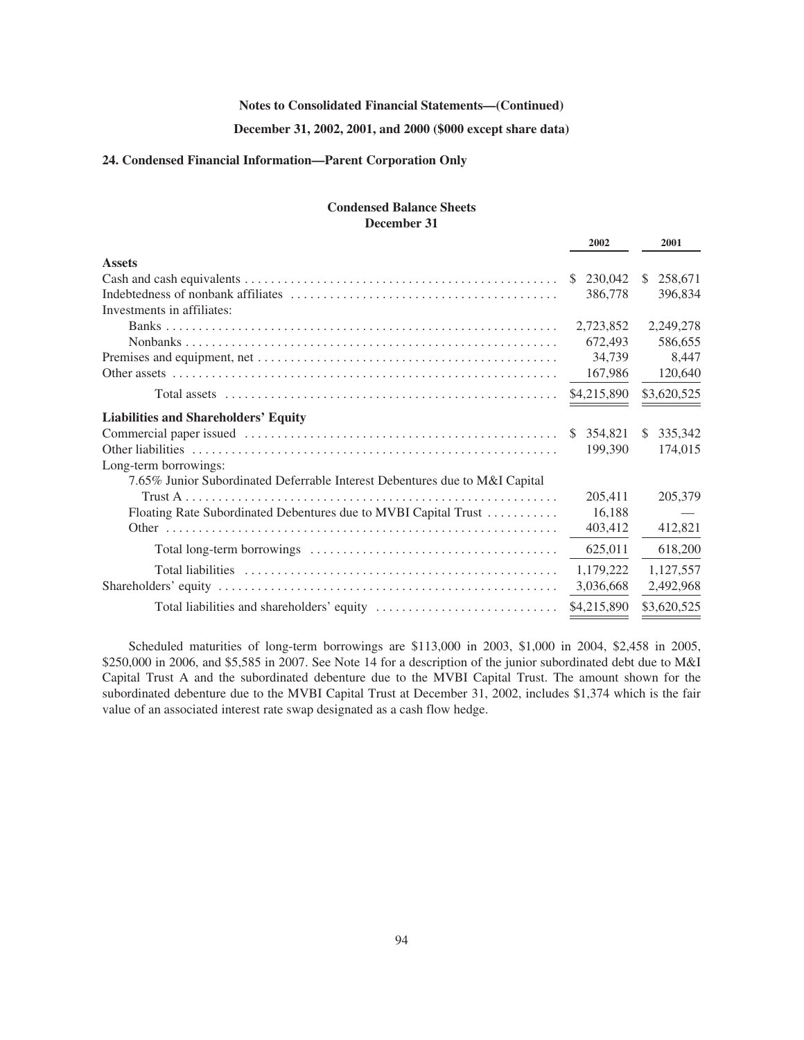**Notes to Consolidated Financial Statements—(Continued)**

**December 31, 2002, 2001, and 2000 ($000 except share data)**

## 24. Condensed Financial Information—Parent Corporation Only

**Condensed Balance Sheets**
**December 31**

| | 2002 | 2001 |
|---|---|---|
| **Assets** | | |
| Cash and cash equivalents | $ 230,042 | $ 258,671 |
| Indebtedness of nonbank affiliates | 386,778 | 396,834 |
| Investments in affiliates: | | |
| Banks | 2,723,852 | 2,249,278 |
| Nonbanks | 672,493 | 586,655 |
| Premises and equipment, net | 34,739 | 8,447 |
| Other assets | 167,986 | 120,640 |
| Total assets | $4,215,890 | $3,620,525 |
| **Liabilities and Shareholders' Equity** | | |
| Commercial paper issued | $ 354,821 | $ 335,342 |
| Other liabilities | 199,390 | 174,015 |
| Long-term borrowings: | | |
| 7.65% Junior Subordinated Deferrable Interest Debentures due to M&I Capital Trust A | 205,411 | 205,379 |
| Floating Rate Subordinated Debentures due to MVBI Capital Trust | 16,188 | — |
| Other | 403,412 | 412,821 |
| Total long-term borrowings | 625,011 | 618,200 |
| Total liabilities | 1,179,222 | 1,127,557 |
| Shareholders' equity | 3,036,668 | 2,492,968 |
| Total liabilities and shareholders' equity | $4,215,890 | $3,620,525 |

Scheduled maturities of long-term borrowings are $113,000 in 2003, $1,000 in 2004, $2,458 in 2005, $250,000 in 2006, and $5,585 in 2007. See Note 14 for a description of the junior subordinated debt due to M&I Capital Trust A and the subordinated debenture due to the MVBI Capital Trust. The amount shown for the subordinated debenture due to the MVBI Capital Trust at December 31, 2002, includes $1,374 which is the fair value of an associated interest rate swap designated as a cash flow hedge.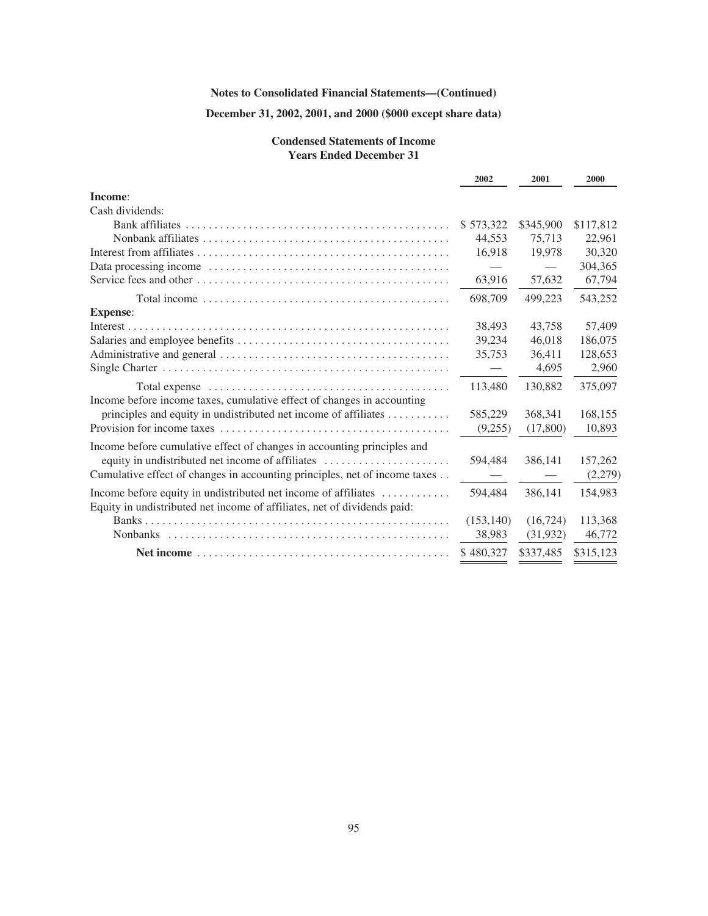**Notes to Consolidated Financial Statements—(Continued)**

**December 31, 2002, 2001, and 2000 ($000 except share data)**

**Condensed Statements of Income**
**Years Ended December 31**

| | 2002 | 2001 | 2000 |
|---|---|---|---|
| **Income**: | | | |
| Cash dividends: | | | |
| Bank affiliates | $ 573,322 | $345,900 | $117,812 |
| Nonbank affiliates | 44,553 | 75,713 | 22,961 |
| Interest from affiliates | 16,918 | 19,978 | 30,320 |
| Data processing income | — | — | 304,365 |
| Service fees and other | 63,916 | 57,632 | 67,794 |
| Total income | 698,709 | 499,223 | 543,252 |
| **Expense**: | | | |
| Interest | 38,493 | 43,758 | 57,409 |
| Salaries and employee benefits | 39,234 | 46,018 | 186,075 |
| Administrative and general | 35,753 | 36,411 | 128,653 |
| Single Charter | — | 4,695 | 2,960 |
| Total expense | 113,480 | 130,882 | 375,097 |
| Income before income taxes, cumulative effect of changes in accounting principles and equity in undistributed net income of affiliates | 585,229 | 368,341 | 168,155 |
| Provision for income taxes | (9,255) | (17,800) | 10,893 |
| Income before cumulative effect of changes in accounting principles and equity in undistributed net income of affiliates | 594,484 | 386,141 | 157,262 |
| Cumulative effect of changes in accounting principles, net of income taxes | — | — | (2,279) |
| Income before equity in undistributed net income of affiliates | 594,484 | 386,141 | 154,983 |
| Equity in undistributed net income of affiliates, net of dividends paid: | | | |
| Banks | (153,140) | (16,724) | 113,368 |
| Nonbanks | 38,983 | (31,932) | 46,772 |
| **Net income** | $ 480,327 | $337,485 | $315,123 |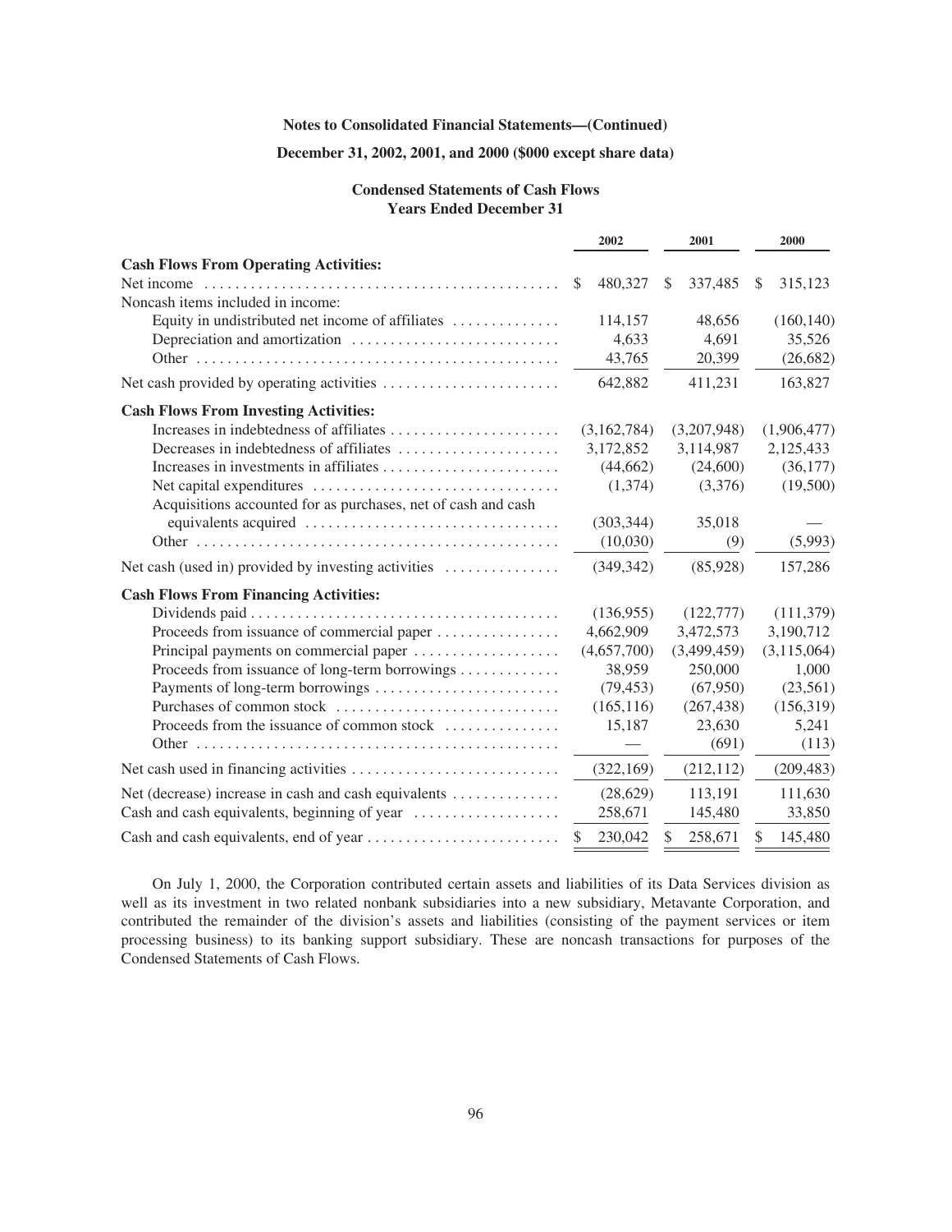**Notes to Consolidated Financial Statements—(Continued)**

**December 31, 2002, 2001, and 2000 ($000 except share data)**

**Condensed Statements of Cash Flows**
**Years Ended December 31**

| | 2002 | 2001 | 2000 |
|---|---|---|---|
| **Cash Flows From Operating Activities:** | | | |
| Net income | $ 480,327 | $ 337,485 | $ 315,123 |
| Noncash items included in income: | | | |
| Equity in undistributed net income of affiliates | 114,157 | 48,656 | (160,140) |
| Depreciation and amortization | 4,633 | 4,691 | 35,526 |
| Other | 43,765 | 20,399 | (26,682) |
| Net cash provided by operating activities | 642,882 | 411,231 | 163,827 |
| **Cash Flows From Investing Activities:** | | | |
| Increases in indebtedness of affiliates | (3,162,784) | (3,207,948) | (1,906,477) |
| Decreases in indebtedness of affiliates | 3,172,852 | 3,114,987 | 2,125,433 |
| Increases in investments in affiliates | (44,662) | (24,600) | (36,177) |
| Net capital expenditures | (1,374) | (3,376) | (19,500) |
| Acquisitions accounted for as purchases, net of cash and cash equivalents acquired | (303,344) | 35,018 | — |
| Other | (10,030) | (9) | (5,993) |
| Net cash (used in) provided by investing activities | (349,342) | (85,928) | 157,286 |
| **Cash Flows From Financing Activities:** | | | |
| Dividends paid | (136,955) | (122,777) | (111,379) |
| Proceeds from issuance of commercial paper | 4,662,909 | 3,472,573 | 3,190,712 |
| Principal payments on commercial paper | (4,657,700) | (3,499,459) | (3,115,064) |
| Proceeds from issuance of long-term borrowings | 38,959 | 250,000 | 1,000 |
| Payments of long-term borrowings | (79,453) | (67,950) | (23,561) |
| Purchases of common stock | (165,116) | (267,438) | (156,319) |
| Proceeds from the issuance of common stock | 15,187 | 23,630 | 5,241 |
| Other | — | (691) | (113) |
| Net cash used in financing activities | (322,169) | (212,112) | (209,483) |
| Net (decrease) increase in cash and cash equivalents | (28,629) | 113,191 | 111,630 |
| Cash and cash equivalents, beginning of year | 258,671 | 145,480 | 33,850 |
| Cash and cash equivalents, end of year | $ 230,042 | $ 258,671 | $ 145,480 |

On July 1, 2000, the Corporation contributed certain assets and liabilities of its Data Services division as well as its investment in two related nonbank subsidiaries into a new subsidiary, Metavante Corporation, and contributed the remainder of the division's assets and liabilities (consisting of the payment services or item processing business) to its banking support subsidiary. These are noncash transactions for purposes of the Condensed Statements of Cash Flows.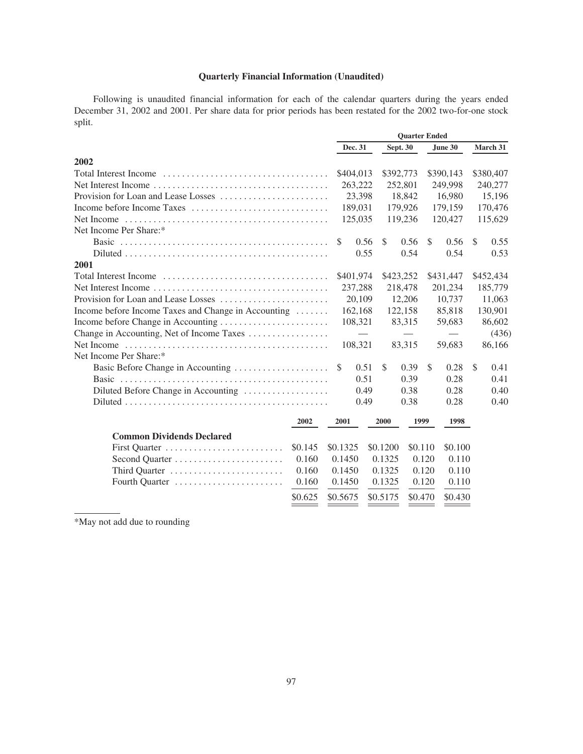### Quarterly Financial Information (Unaudited)

Following is unaudited financial information for each of the calendar quarters during the years ended December 31, 2002 and 2001. Per share data for prior periods has been restated for the 2002 two-for-one stock split.

| | Quarter Ended | | | |
|---|---|---|---|---|
| | Dec. 31 | Sept. 30 | June 30 | March 31 |
| **2002** | | | | |
| Total Interest Income | $404,013 | $392,773 | $390,143 | $380,407 |
| Net Interest Income | 263,222 | 252,801 | 249,998 | 240,277 |
| Provision for Loan and Lease Losses | 23,398 | 18,842 | 16,980 | 15,196 |
| Income before Income Taxes | 189,031 | 179,926 | 179,159 | 170,476 |
| Net Income | 125,035 | 119,236 | 120,427 | 115,629 |
| Net Income Per Share:* | | | | |
| Basic | $ 0.56 | $ 0.56 | $ 0.56 | $ 0.55 |
| Diluted | 0.55 | 0.54 | 0.54 | 0.53 |
| **2001** | | | | |
| Total Interest Income | $401,974 | $423,252 | $431,447 | $452,434 |
| Net Interest Income | 237,288 | 218,478 | 201,234 | 185,779 |
| Provision for Loan and Lease Losses | 20,109 | 12,206 | 10,737 | 11,063 |
| Income before Income Taxes and Change in Accounting | 162,168 | 122,158 | 85,818 | 130,901 |
| Income before Change in Accounting | 108,321 | 83,315 | 59,683 | 86,602 |
| Change in Accounting, Net of Income Taxes | — | — | — | (436) |
| Net Income | 108,321 | 83,315 | 59,683 | 86,166 |
| Net Income Per Share:* | | | | |
| Basic Before Change in Accounting | $ 0.51 | $ 0.39 | $ 0.28 | $ 0.41 |
| Basic | 0.51 | 0.39 | 0.28 | 0.41 |
| Diluted Before Change in Accounting | 0.49 | 0.38 | 0.28 | 0.40 |
| Diluted | 0.49 | 0.38 | 0.28 | 0.40 |

| | 2002 | 2001 | 2000 | 1999 | 1998 |
|---|---|---|---|---|---|
| **Common Dividends Declared** | | | | | |
| First Quarter | $0.145 | $0.1325 | $0.1200 | $0.110 | $0.100 |
| Second Quarter | 0.160 | 0.1450 | 0.1325 | 0.120 | 0.110 |
| Third Quarter | 0.160 | 0.1450 | 0.1325 | 0.120 | 0.110 |
| Fourth Quarter | 0.160 | 0.1450 | 0.1325 | 0.120 | 0.110 |
| | $0.625 | $0.5675 | $0.5175 | $0.470 | $0.430 |

*May not add due to rounding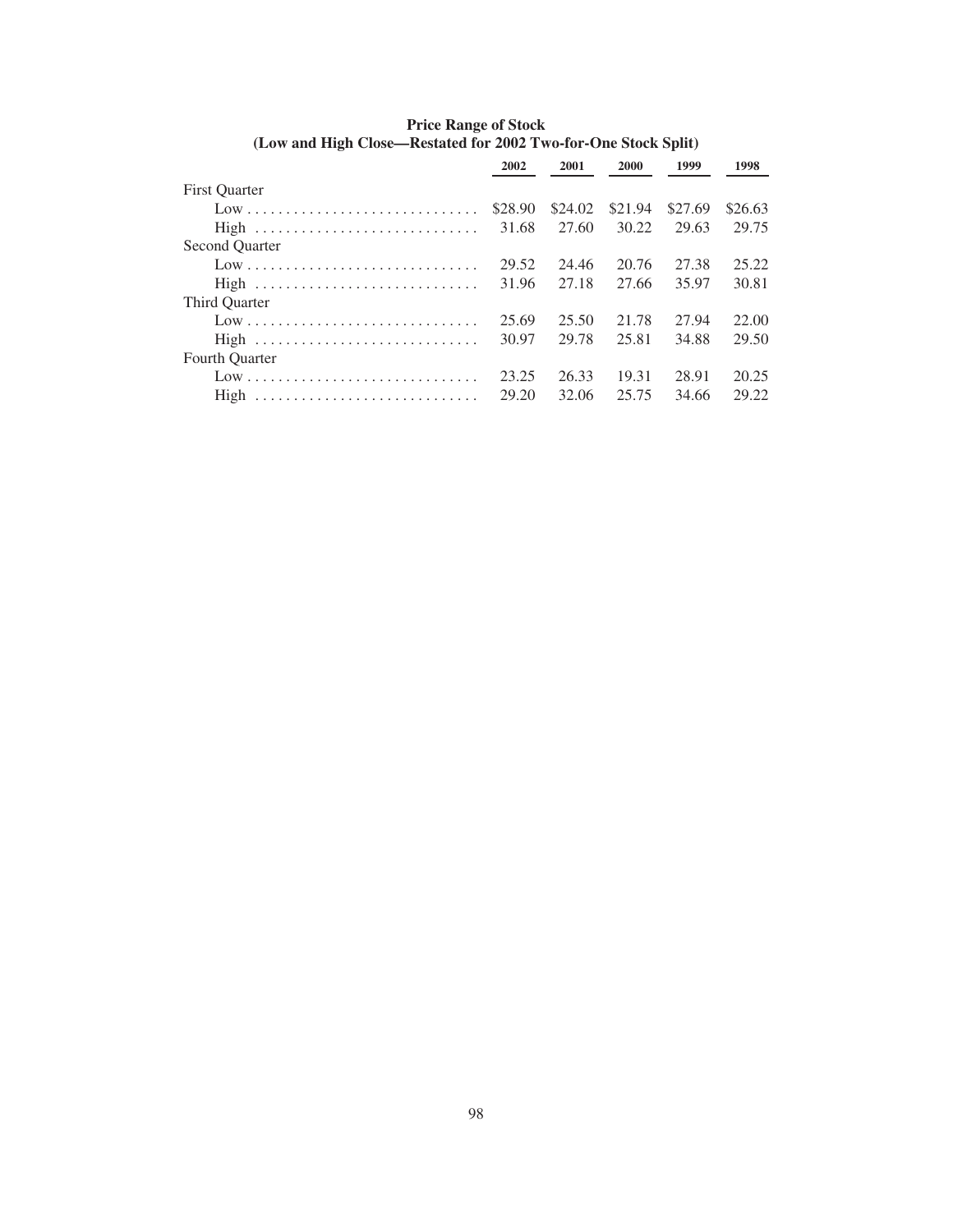**Price Range of Stock**
**(Low and High Close—Restated for 2002 Two-for-One Stock Split)**

| | 2002 | 2001 | 2000 | 1999 | 1998 |
|---|---|---|---|---|---|
| First Quarter | | | | | |
| Low | $28.90 | $24.02 | $21.94 | $27.69 | $26.63 |
| High | 31.68 | 27.60 | 30.22 | 29.63 | 29.75 |
| Second Quarter | | | | | |
| Low | 29.52 | 24.46 | 20.76 | 27.38 | 25.22 |
| High | 31.96 | 27.18 | 27.66 | 35.97 | 30.81 |
| Third Quarter | | | | | |
| Low | 25.69 | 25.50 | 21.78 | 27.94 | 22.00 |
| High | 30.97 | 29.78 | 25.81 | 34.88 | 29.50 |
| Fourth Quarter | | | | | |
| Low | 23.25 | 26.33 | 19.31 | 28.91 | 20.25 |
| High | 29.20 | 32.06 | 25.75 | 34.66 | 29.22 |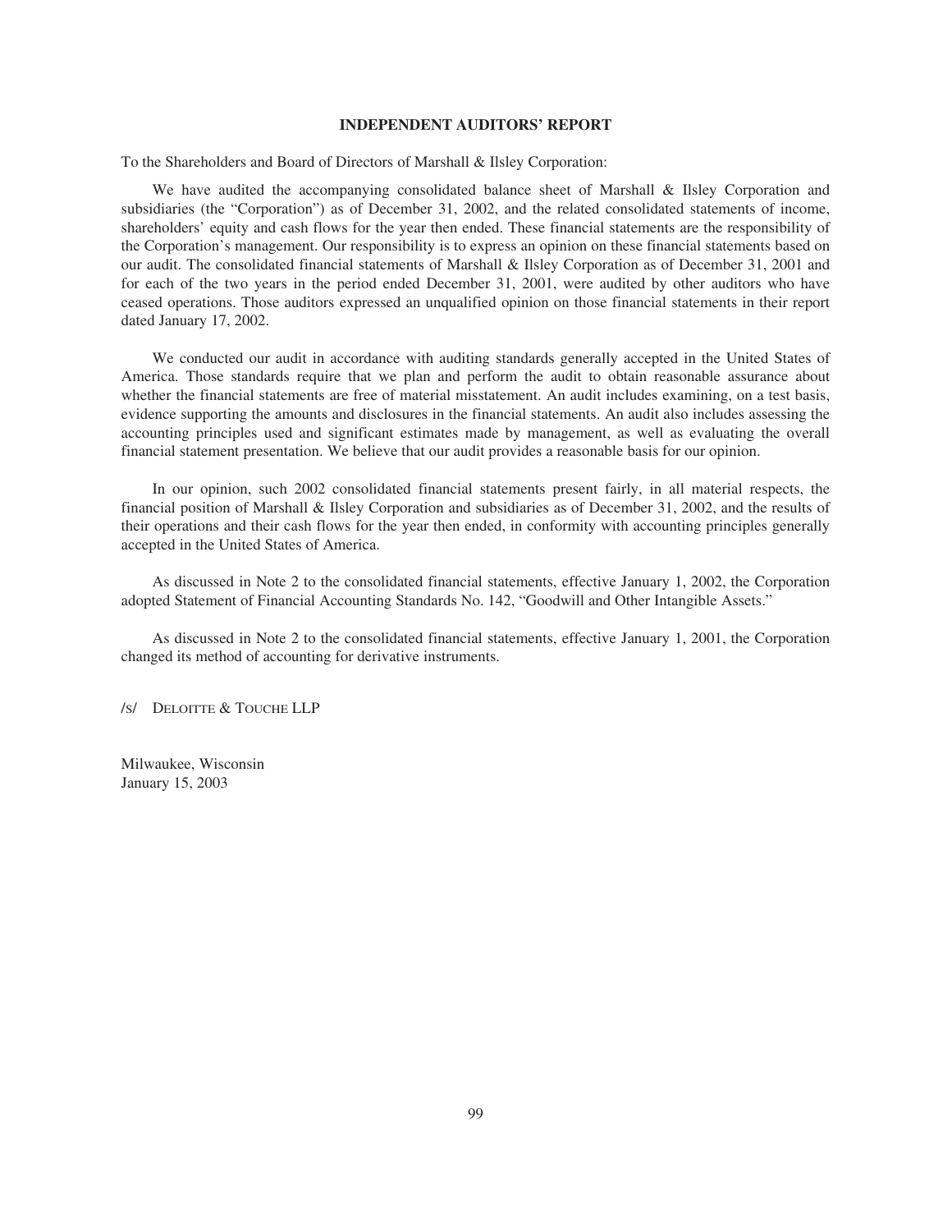**INDEPENDENT AUDITORS' REPORT**

To the Shareholders and Board of Directors of Marshall & Ilsley Corporation:

We have audited the accompanying consolidated balance sheet of Marshall & Ilsley Corporation and subsidiaries (the "Corporation") as of December 31, 2002, and the related consolidated statements of income, shareholders' equity and cash flows for the year then ended. These financial statements are the responsibility of the Corporation's management. Our responsibility is to express an opinion on these financial statements based on our audit. The consolidated financial statements of Marshall & Ilsley Corporation as of December 31, 2001 and for each of the two years in the period ended December 31, 2001, were audited by other auditors who have ceased operations. Those auditors expressed an unqualified opinion on those financial statements in their report dated January 17, 2002.

We conducted our audit in accordance with auditing standards generally accepted in the United States of America. Those standards require that we plan and perform the audit to obtain reasonable assurance about whether the financial statements are free of material misstatement. An audit includes examining, on a test basis, evidence supporting the amounts and disclosures in the financial statements. An audit also includes assessing the accounting principles used and significant estimates made by management, as well as evaluating the overall financial statement presentation. We believe that our audit provides a reasonable basis for our opinion.

In our opinion, such 2002 consolidated financial statements present fairly, in all material respects, the financial position of Marshall & Ilsley Corporation and subsidiaries as of December 31, 2002, and the results of their operations and their cash flows for the year then ended, in conformity with accounting principles generally accepted in the United States of America.

As discussed in Note 2 to the consolidated financial statements, effective January 1, 2002, the Corporation adopted Statement of Financial Accounting Standards No. 142, "Goodwill and Other Intangible Assets."

As discussed in Note 2 to the consolidated financial statements, effective January 1, 2001, the Corporation changed its method of accounting for derivative instruments.

/s/ DELOITTE & TOUCHE LLP

Milwaukee, Wisconsin
January 15, 2003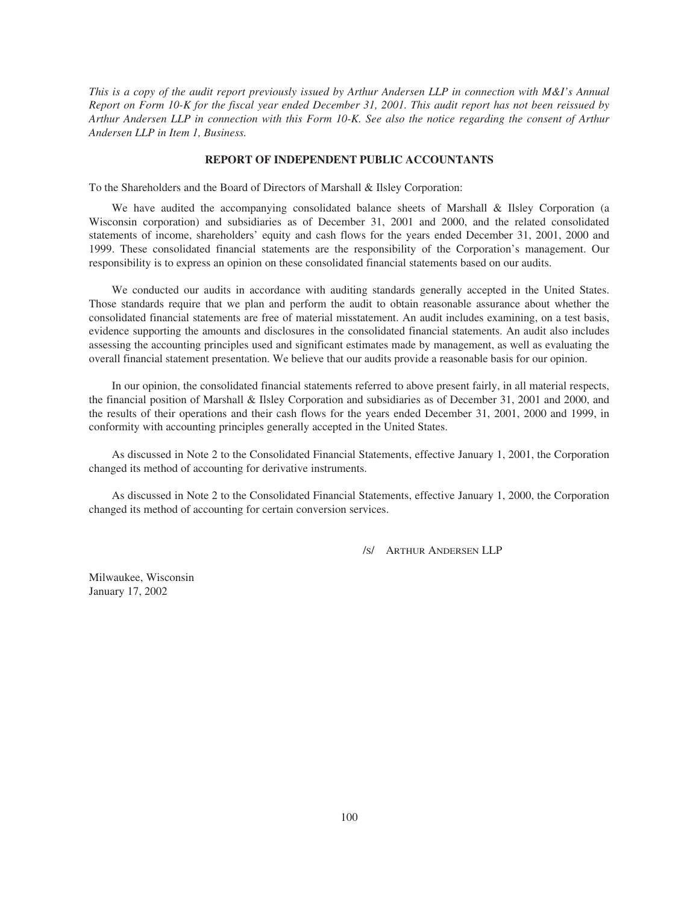*This is a copy of the audit report previously issued by Arthur Andersen LLP in connection with M&I's Annual Report on Form 10-K for the fiscal year ended December 31, 2001. This audit report has not been reissued by Arthur Andersen LLP in connection with this Form 10-K. See also the notice regarding the consent of Arthur Andersen LLP in Item 1, Business.*

## REPORT OF INDEPENDENT PUBLIC ACCOUNTANTS

To the Shareholders and the Board of Directors of Marshall & Ilsley Corporation:

We have audited the accompanying consolidated balance sheets of Marshall & Ilsley Corporation (a Wisconsin corporation) and subsidiaries as of December 31, 2001 and 2000, and the related consolidated statements of income, shareholders' equity and cash flows for the years ended December 31, 2001, 2000 and 1999. These consolidated financial statements are the responsibility of the Corporation's management. Our responsibility is to express an opinion on these consolidated financial statements based on our audits.

We conducted our audits in accordance with auditing standards generally accepted in the United States. Those standards require that we plan and perform the audit to obtain reasonable assurance about whether the consolidated financial statements are free of material misstatement. An audit includes examining, on a test basis, evidence supporting the amounts and disclosures in the consolidated financial statements. An audit also includes assessing the accounting principles used and significant estimates made by management, as well as evaluating the overall financial statement presentation. We believe that our audits provide a reasonable basis for our opinion.

In our opinion, the consolidated financial statements referred to above present fairly, in all material respects, the financial position of Marshall & Ilsley Corporation and subsidiaries as of December 31, 2001 and 2000, and the results of their operations and their cash flows for the years ended December 31, 2001, 2000 and 1999, in conformity with accounting principles generally accepted in the United States.

As discussed in Note 2 to the Consolidated Financial Statements, effective January 1, 2001, the Corporation changed its method of accounting for derivative instruments.

As discussed in Note 2 to the Consolidated Financial Statements, effective January 1, 2000, the Corporation changed its method of accounting for certain conversion services.

/S/ ARTHUR ANDERSEN LLP

Milwaukee, Wisconsin
January 17, 2002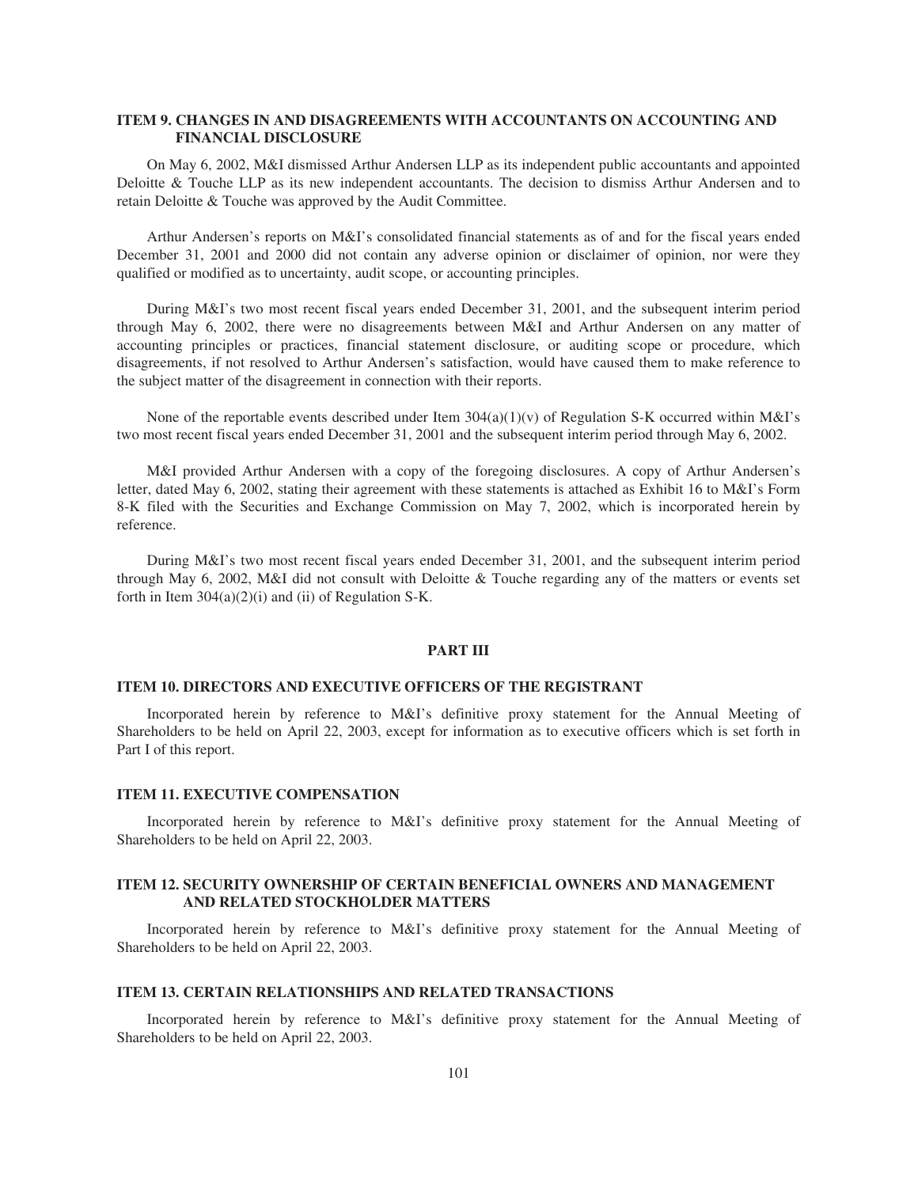## ITEM 9. CHANGES IN AND DISAGREEMENTS WITH ACCOUNTANTS ON ACCOUNTING AND FINANCIAL DISCLOSURE

On May 6, 2002, M&I dismissed Arthur Andersen LLP as its independent public accountants and appointed Deloitte & Touche LLP as its new independent accountants. The decision to dismiss Arthur Andersen and to retain Deloitte & Touche was approved by the Audit Committee.

Arthur Andersen's reports on M&I's consolidated financial statements as of and for the fiscal years ended December 31, 2001 and 2000 did not contain any adverse opinion or disclaimer of opinion, nor were they qualified or modified as to uncertainty, audit scope, or accounting principles.

During M&I's two most recent fiscal years ended December 31, 2001, and the subsequent interim period through May 6, 2002, there were no disagreements between M&I and Arthur Andersen on any matter of accounting principles or practices, financial statement disclosure, or auditing scope or procedure, which disagreements, if not resolved to Arthur Andersen's satisfaction, would have caused them to make reference to the subject matter of the disagreement in connection with their reports.

None of the reportable events described under Item 304(a)(1)(v) of Regulation S-K occurred within M&I's two most recent fiscal years ended December 31, 2001 and the subsequent interim period through May 6, 2002.

M&I provided Arthur Andersen with a copy of the foregoing disclosures. A copy of Arthur Andersen's letter, dated May 6, 2002, stating their agreement with these statements is attached as Exhibit 16 to M&I's Form 8-K filed with the Securities and Exchange Commission on May 7, 2002, which is incorporated herein by reference.

During M&I's two most recent fiscal years ended December 31, 2001, and the subsequent interim period through May 6, 2002, M&I did not consult with Deloitte & Touche regarding any of the matters or events set forth in Item 304(a)(2)(i) and (ii) of Regulation S-K.

# PART III

## ITEM 10. DIRECTORS AND EXECUTIVE OFFICERS OF THE REGISTRANT

Incorporated herein by reference to M&I's definitive proxy statement for the Annual Meeting of Shareholders to be held on April 22, 2003, except for information as to executive officers which is set forth in Part I of this report.

## ITEM 11. EXECUTIVE COMPENSATION

Incorporated herein by reference to M&I's definitive proxy statement for the Annual Meeting of Shareholders to be held on April 22, 2003.

## ITEM 12. SECURITY OWNERSHIP OF CERTAIN BENEFICIAL OWNERS AND MANAGEMENT AND RELATED STOCKHOLDER MATTERS

Incorporated herein by reference to M&I's definitive proxy statement for the Annual Meeting of Shareholders to be held on April 22, 2003.

## ITEM 13. CERTAIN RELATIONSHIPS AND RELATED TRANSACTIONS

Incorporated herein by reference to M&I's definitive proxy statement for the Annual Meeting of Shareholders to be held on April 22, 2003.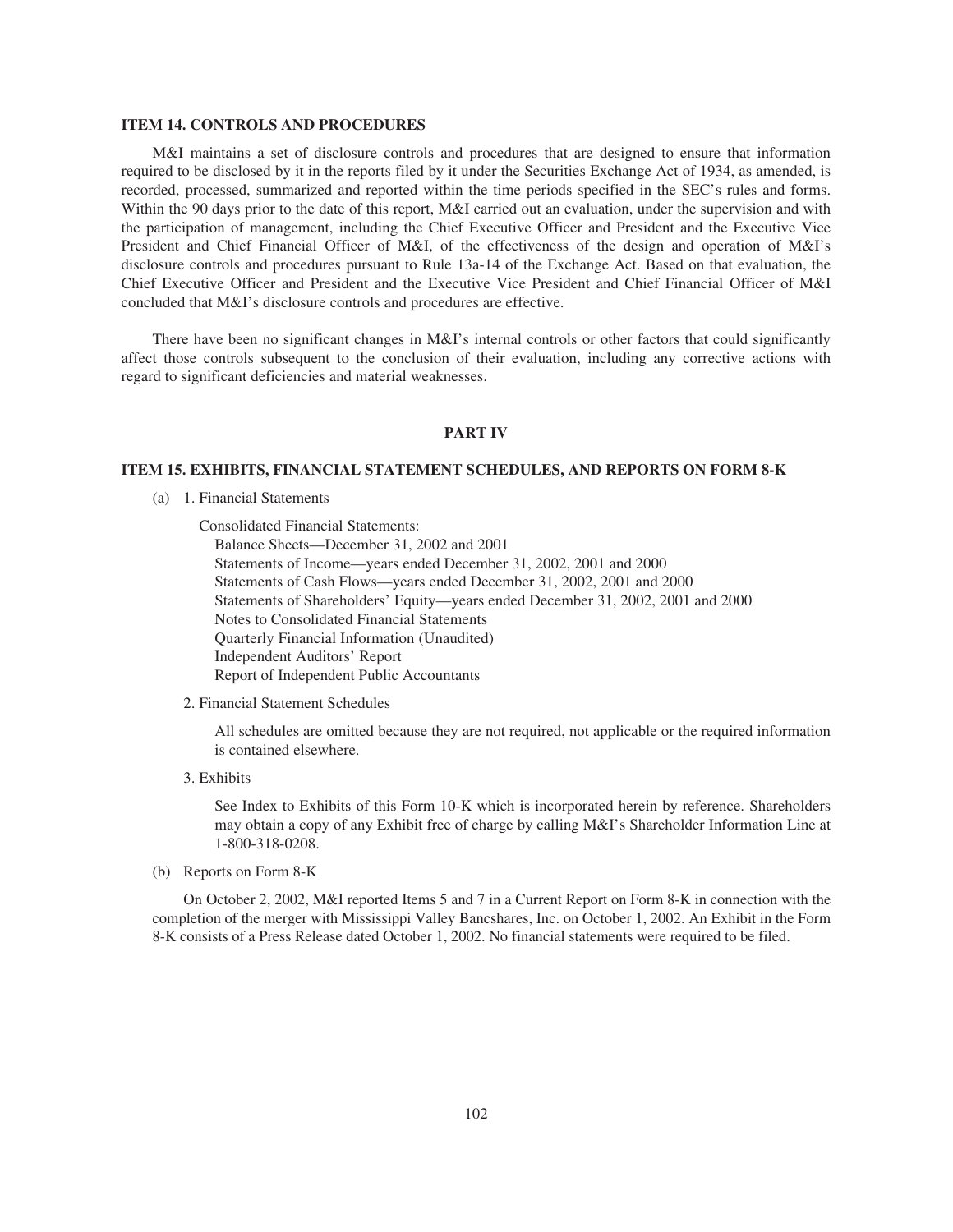### ITEM 14. CONTROLS AND PROCEDURES

M&I maintains a set of disclosure controls and procedures that are designed to ensure that information required to be disclosed by it in the reports filed by it under the Securities Exchange Act of 1934, as amended, is recorded, processed, summarized and reported within the time periods specified in the SEC's rules and forms. Within the 90 days prior to the date of this report, M&I carried out an evaluation, under the supervision and with the participation of management, including the Chief Executive Officer and President and the Executive Vice President and Chief Financial Officer of M&I, of the effectiveness of the design and operation of M&I's disclosure controls and procedures pursuant to Rule 13a-14 of the Exchange Act. Based on that evaluation, the Chief Executive Officer and President and the Executive Vice President and Chief Financial Officer of M&I concluded that M&I's disclosure controls and procedures are effective.

There have been no significant changes in M&I's internal controls or other factors that could significantly affect those controls subsequent to the conclusion of their evaluation, including any corrective actions with regard to significant deficiencies and material weaknesses.

## PART IV

### ITEM 15. EXHIBITS, FINANCIAL STATEMENT SCHEDULES, AND REPORTS ON FORM 8-K

(a) 1. Financial Statements

Consolidated Financial Statements:

- Balance Sheets—December 31, 2002 and 2001
- Statements of Income—years ended December 31, 2002, 2001 and 2000
- Statements of Cash Flows—years ended December 31, 2002, 2001 and 2000
- Statements of Shareholders' Equity—years ended December 31, 2002, 2001 and 2000
- Notes to Consolidated Financial Statements
- Quarterly Financial Information (Unaudited)
- Independent Auditors' Report
- Report of Independent Public Accountants

2. Financial Statement Schedules

All schedules are omitted because they are not required, not applicable or the required information is contained elsewhere.

3. Exhibits

See Index to Exhibits of this Form 10-K which is incorporated herein by reference. Shareholders may obtain a copy of any Exhibit free of charge by calling M&I's Shareholder Information Line at 1-800-318-0208.

(b) Reports on Form 8-K

On October 2, 2002, M&I reported Items 5 and 7 in a Current Report on Form 8-K in connection with the completion of the merger with Mississippi Valley Bancshares, Inc. on October 1, 2002. An Exhibit in the Form 8-K consists of a Press Release dated October 1, 2002. No financial statements were required to be filed.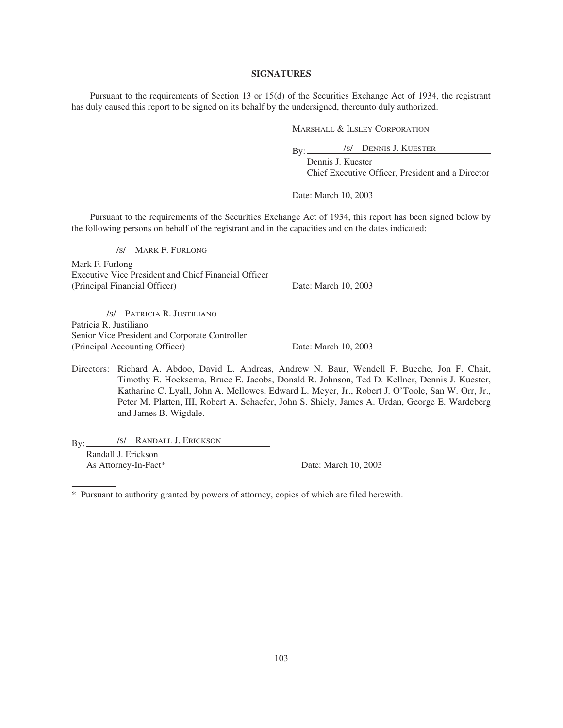## SIGNATURES

Pursuant to the requirements of Section 13 or 15(d) of the Securities Exchange Act of 1934, the registrant has duly caused this report to be signed on its behalf by the undersigned, thereunto duly authorized.

MARSHALL & ILSLEY CORPORATION

By: /s/ DENNIS J. KUESTER

Dennis J. Kuester
Chief Executive Officer, President and a Director

Date: March 10, 2003

Pursuant to the requirements of the Securities Exchange Act of 1934, this report has been signed below by the following persons on behalf of the registrant and in the capacities and on the dates indicated:

/s/ MARK F. FURLONG

Mark F. Furlong
Executive Vice President and Chief Financial Officer
(Principal Financial Officer)

Date: March 10, 2003

/s/ PATRICIA R. JUSTILIANO

Patricia R. Justiliano
Senior Vice President and Corporate Controller
(Principal Accounting Officer)

Date: March 10, 2003

Directors: Richard A. Abdoo, David L. Andreas, Andrew N. Baur, Wendell F. Bueche, Jon F. Chait, Timothy E. Hoeksema, Bruce E. Jacobs, Donald R. Johnson, Ted D. Kellner, Dennis J. Kuester, Katharine C. Lyall, John A. Mellowes, Edward L. Meyer, Jr., Robert J. O'Toole, San W. Orr, Jr., Peter M. Platten, III, Robert A. Schaefer, John S. Shiely, James A. Urdan, George E. Wardeberg and James B. Wigdale.

By: /s/ RANDALL J. ERICKSON

Randall J. Erickson
As Attorney-In-Fact*

Date: March 10, 2003

* Pursuant to authority granted by powers of attorney, copies of which are filed herewith.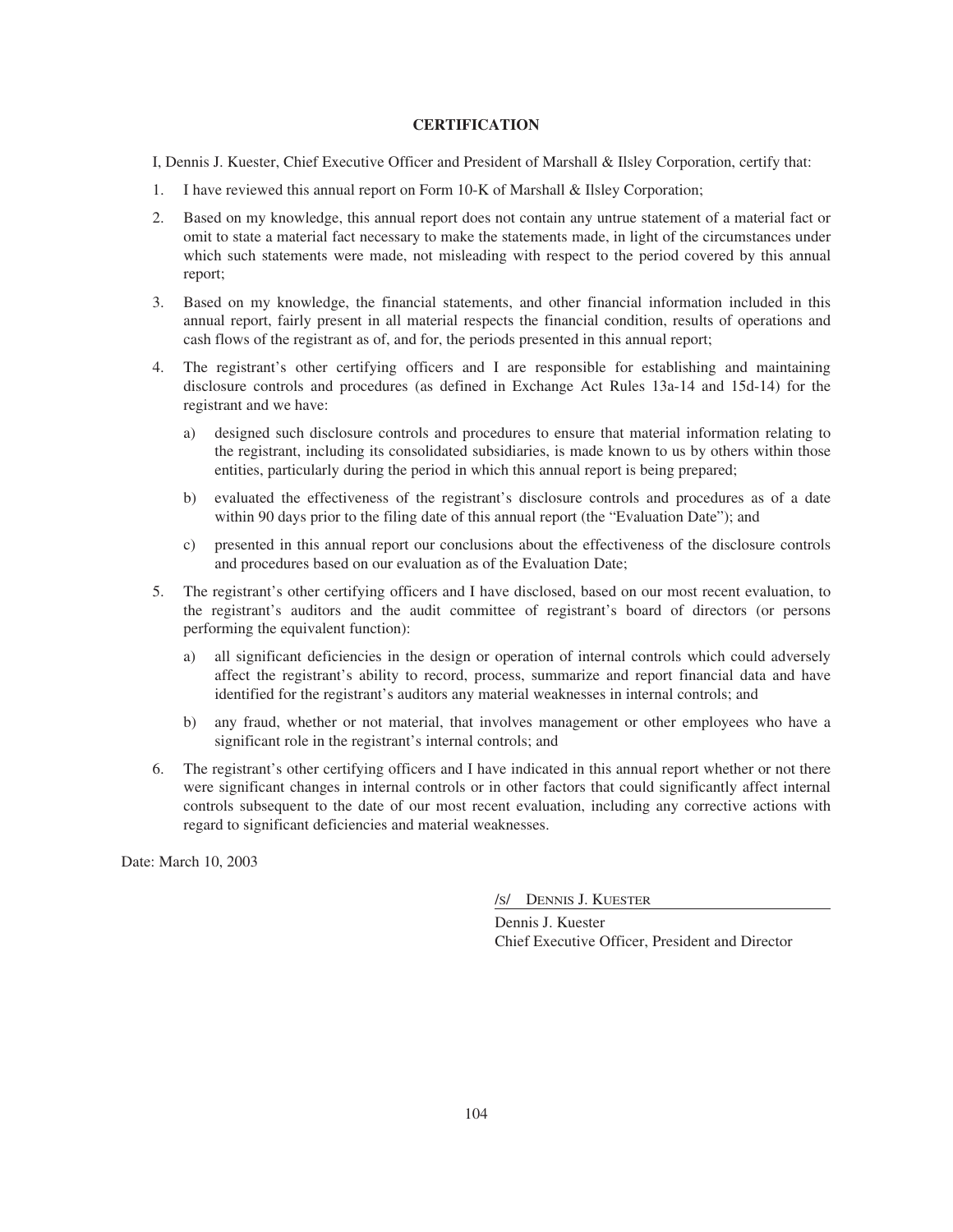**CERTIFICATION**

I, Dennis J. Kuester, Chief Executive Officer and President of Marshall & Ilsley Corporation, certify that:

1. I have reviewed this annual report on Form 10-K of Marshall & Ilsley Corporation;

2. Based on my knowledge, this annual report does not contain any untrue statement of a material fact or omit to state a material fact necessary to make the statements made, in light of the circumstances under which such statements were made, not misleading with respect to the period covered by this annual report;

3. Based on my knowledge, the financial statements, and other financial information included in this annual report, fairly present in all material respects the financial condition, results of operations and cash flows of the registrant as of, and for, the periods presented in this annual report;

4. The registrant's other certifying officers and I are responsible for establishing and maintaining disclosure controls and procedures (as defined in Exchange Act Rules 13a-14 and 15d-14) for the registrant and we have:

   a) designed such disclosure controls and procedures to ensure that material information relating to the registrant, including its consolidated subsidiaries, is made known to us by others within those entities, particularly during the period in which this annual report is being prepared;

   b) evaluated the effectiveness of the registrant's disclosure controls and procedures as of a date within 90 days prior to the filing date of this annual report (the "Evaluation Date"); and

   c) presented in this annual report our conclusions about the effectiveness of the disclosure controls and procedures based on our evaluation as of the Evaluation Date;

5. The registrant's other certifying officers and I have disclosed, based on our most recent evaluation, to the registrant's auditors and the audit committee of registrant's board of directors (or persons performing the equivalent function):

   a) all significant deficiencies in the design or operation of internal controls which could adversely affect the registrant's ability to record, process, summarize and report financial data and have identified for the registrant's auditors any material weaknesses in internal controls; and

   b) any fraud, whether or not material, that involves management or other employees who have a significant role in the registrant's internal controls; and

6. The registrant's other certifying officers and I have indicated in this annual report whether or not there were significant changes in internal controls or in other factors that could significantly affect internal controls subsequent to the date of our most recent evaluation, including any corrective actions with regard to significant deficiencies and material weaknesses.

Date: March 10, 2003

/s/ DENNIS J. KUESTER

Dennis J. Kuester
Chief Executive Officer, President and Director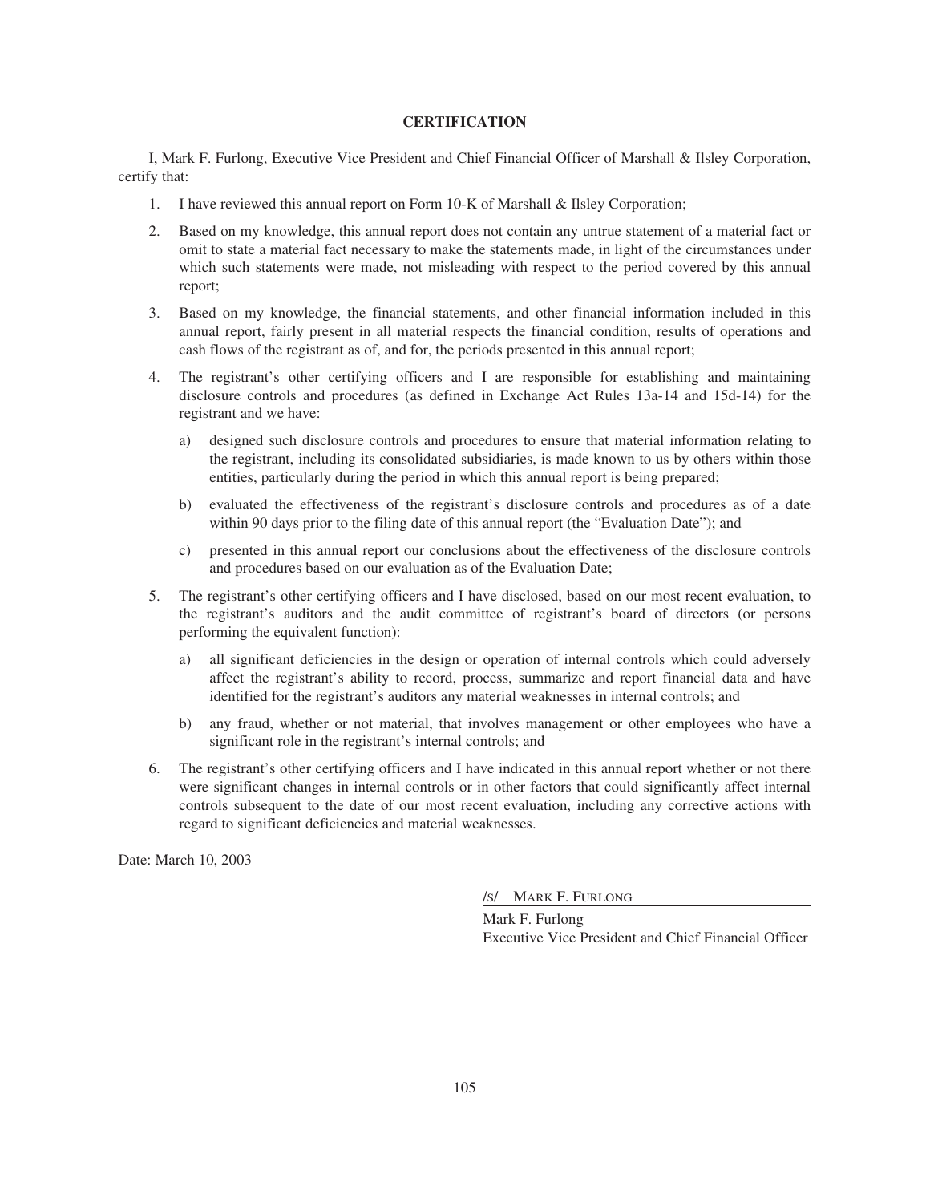**CERTIFICATION**

I, Mark F. Furlong, Executive Vice President and Chief Financial Officer of Marshall & Ilsley Corporation, certify that:

1. I have reviewed this annual report on Form 10-K of Marshall & Ilsley Corporation;
2. Based on my knowledge, this annual report does not contain any untrue statement of a material fact or omit to state a material fact necessary to make the statements made, in light of the circumstances under which such statements were made, not misleading with respect to the period covered by this annual report;
3. Based on my knowledge, the financial statements, and other financial information included in this annual report, fairly present in all material respects the financial condition, results of operations and cash flows of the registrant as of, and for, the periods presented in this annual report;
4. The registrant's other certifying officers and I are responsible for establishing and maintaining disclosure controls and procedures (as defined in Exchange Act Rules 13a-14 and 15d-14) for the registrant and we have:
   a) designed such disclosure controls and procedures to ensure that material information relating to the registrant, including its consolidated subsidiaries, is made known to us by others within those entities, particularly during the period in which this annual report is being prepared;
   b) evaluated the effectiveness of the registrant's disclosure controls and procedures as of a date within 90 days prior to the filing date of this annual report (the "Evaluation Date"); and
   c) presented in this annual report our conclusions about the effectiveness of the disclosure controls and procedures based on our evaluation as of the Evaluation Date;
5. The registrant's other certifying officers and I have disclosed, based on our most recent evaluation, to the registrant's auditors and the audit committee of registrant's board of directors (or persons performing the equivalent function):
   a) all significant deficiencies in the design or operation of internal controls which could adversely affect the registrant's ability to record, process, summarize and report financial data and have identified for the registrant's auditors any material weaknesses in internal controls; and
   b) any fraud, whether or not material, that involves management or other employees who have a significant role in the registrant's internal controls; and
6. The registrant's other certifying officers and I have indicated in this annual report whether or not there were significant changes in internal controls or in other factors that could significantly affect internal controls subsequent to the date of our most recent evaluation, including any corrective actions with regard to significant deficiencies and material weaknesses.

Date: March 10, 2003

/s/ Mark F. Furlong

Mark F. Furlong
Executive Vice President and Chief Financial Officer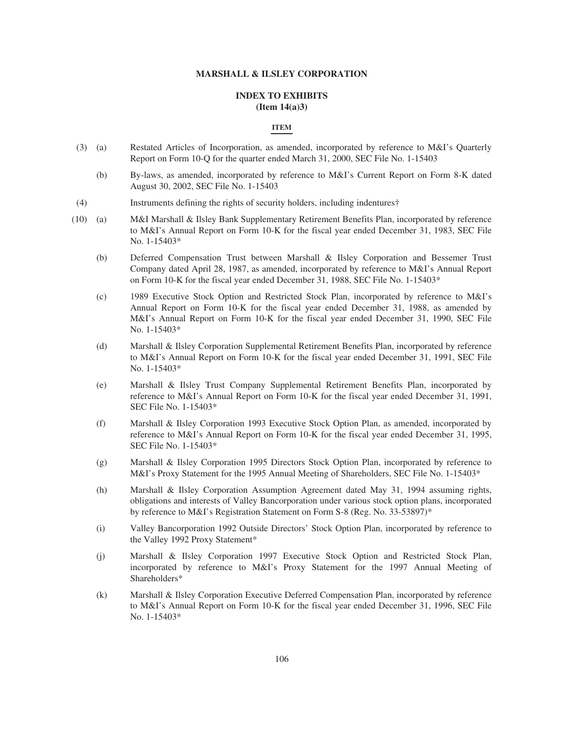**MARSHALL & ILSLEY CORPORATION**

**INDEX TO EXHIBITS**
**(Item 14(a)3)**

**ITEM**

(3) (a) Restated Articles of Incorporation, as amended, incorporated by reference to M&I's Quarterly Report on Form 10-Q for the quarter ended March 31, 2000, SEC File No. 1-15403

(b) By-laws, as amended, incorporated by reference to M&I's Current Report on Form 8-K dated August 30, 2002, SEC File No. 1-15403

(4) Instruments defining the rights of security holders, including indentures†

(10) (a) M&I Marshall & Ilsley Bank Supplementary Retirement Benefits Plan, incorporated by reference to M&I's Annual Report on Form 10-K for the fiscal year ended December 31, 1983, SEC File No. 1-15403*

(b) Deferred Compensation Trust between Marshall & Ilsley Corporation and Bessemer Trust Company dated April 28, 1987, as amended, incorporated by reference to M&I's Annual Report on Form 10-K for the fiscal year ended December 31, 1988, SEC File No. 1-15403*

(c) 1989 Executive Stock Option and Restricted Stock Plan, incorporated by reference to M&I's Annual Report on Form 10-K for the fiscal year ended December 31, 1988, as amended by M&I's Annual Report on Form 10-K for the fiscal year ended December 31, 1990, SEC File No. 1-15403*

(d) Marshall & Ilsley Corporation Supplemental Retirement Benefits Plan, incorporated by reference to M&I's Annual Report on Form 10-K for the fiscal year ended December 31, 1991, SEC File No. 1-15403*

(e) Marshall & Ilsley Trust Company Supplemental Retirement Benefits Plan, incorporated by reference to M&I's Annual Report on Form 10-K for the fiscal year ended December 31, 1991, SEC File No. 1-15403*

(f) Marshall & Ilsley Corporation 1993 Executive Stock Option Plan, as amended, incorporated by reference to M&I's Annual Report on Form 10-K for the fiscal year ended December 31, 1995, SEC File No. 1-15403*

(g) Marshall & Ilsley Corporation 1995 Directors Stock Option Plan, incorporated by reference to M&I's Proxy Statement for the 1995 Annual Meeting of Shareholders, SEC File No. 1-15403*

(h) Marshall & Ilsley Corporation Assumption Agreement dated May 31, 1994 assuming rights, obligations and interests of Valley Bancorporation under various stock option plans, incorporated by reference to M&I's Registration Statement on Form S-8 (Reg. No. 33-53897)*

(i) Valley Bancorporation 1992 Outside Directors' Stock Option Plan, incorporated by reference to the Valley 1992 Proxy Statement*

(j) Marshall & Ilsley Corporation 1997 Executive Stock Option and Restricted Stock Plan, incorporated by reference to M&I's Proxy Statement for the 1997 Annual Meeting of Shareholders*

(k) Marshall & Ilsley Corporation Executive Deferred Compensation Plan, incorporated by reference to M&I's Annual Report on Form 10-K for the fiscal year ended December 31, 1996, SEC File No. 1-15403*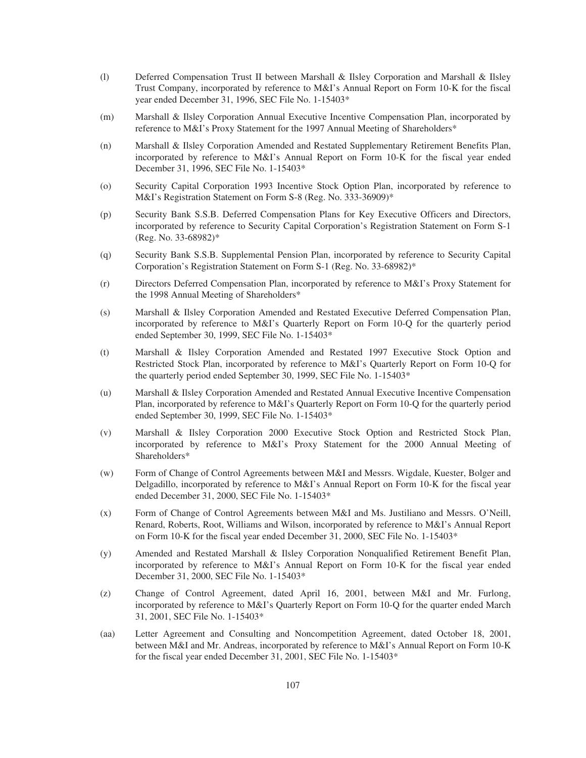(l) Deferred Compensation Trust II between Marshall & Ilsley Corporation and Marshall & Ilsley Trust Company, incorporated by reference to M&I's Annual Report on Form 10-K for the fiscal year ended December 31, 1996, SEC File No. 1-15403*

(m) Marshall & Ilsley Corporation Annual Executive Incentive Compensation Plan, incorporated by reference to M&I's Proxy Statement for the 1997 Annual Meeting of Shareholders*

(n) Marshall & Ilsley Corporation Amended and Restated Supplementary Retirement Benefits Plan, incorporated by reference to M&I's Annual Report on Form 10-K for the fiscal year ended December 31, 1996, SEC File No. 1-15403*

(o) Security Capital Corporation 1993 Incentive Stock Option Plan, incorporated by reference to M&I's Registration Statement on Form S-8 (Reg. No. 333-36909)*

(p) Security Bank S.S.B. Deferred Compensation Plans for Key Executive Officers and Directors, incorporated by reference to Security Capital Corporation's Registration Statement on Form S-1 (Reg. No. 33-68982)*

(q) Security Bank S.S.B. Supplemental Pension Plan, incorporated by reference to Security Capital Corporation's Registration Statement on Form S-1 (Reg. No. 33-68982)*

(r) Directors Deferred Compensation Plan, incorporated by reference to M&I's Proxy Statement for the 1998 Annual Meeting of Shareholders*

(s) Marshall & Ilsley Corporation Amended and Restated Executive Deferred Compensation Plan, incorporated by reference to M&I's Quarterly Report on Form 10-Q for the quarterly period ended September 30, 1999, SEC File No. 1-15403*

(t) Marshall & Ilsley Corporation Amended and Restated 1997 Executive Stock Option and Restricted Stock Plan, incorporated by reference to M&I's Quarterly Report on Form 10-Q for the quarterly period ended September 30, 1999, SEC File No. 1-15403*

(u) Marshall & Ilsley Corporation Amended and Restated Annual Executive Incentive Compensation Plan, incorporated by reference to M&I's Quarterly Report on Form 10-Q for the quarterly period ended September 30, 1999, SEC File No. 1-15403*

(v) Marshall & Ilsley Corporation 2000 Executive Stock Option and Restricted Stock Plan, incorporated by reference to M&I's Proxy Statement for the 2000 Annual Meeting of Shareholders*

(w) Form of Change of Control Agreements between M&I and Messrs. Wigdale, Kuester, Bolger and Delgadillo, incorporated by reference to M&I's Annual Report on Form 10-K for the fiscal year ended December 31, 2000, SEC File No. 1-15403*

(x) Form of Change of Control Agreements between M&I and Ms. Justiliano and Messrs. O'Neill, Renard, Roberts, Root, Williams and Wilson, incorporated by reference to M&I's Annual Report on Form 10-K for the fiscal year ended December 31, 2000, SEC File No. 1-15403*

(y) Amended and Restated Marshall & Ilsley Corporation Nonqualified Retirement Benefit Plan, incorporated by reference to M&I's Annual Report on Form 10-K for the fiscal year ended December 31, 2000, SEC File No. 1-15403*

(z) Change of Control Agreement, dated April 16, 2001, between M&I and Mr. Furlong, incorporated by reference to M&I's Quarterly Report on Form 10-Q for the quarter ended March 31, 2001, SEC File No. 1-15403*

(aa) Letter Agreement and Consulting and Noncompetition Agreement, dated October 18, 2001, between M&I and Mr. Andreas, incorporated by reference to M&I's Annual Report on Form 10-K for the fiscal year ended December 31, 2001, SEC File No. 1-15403*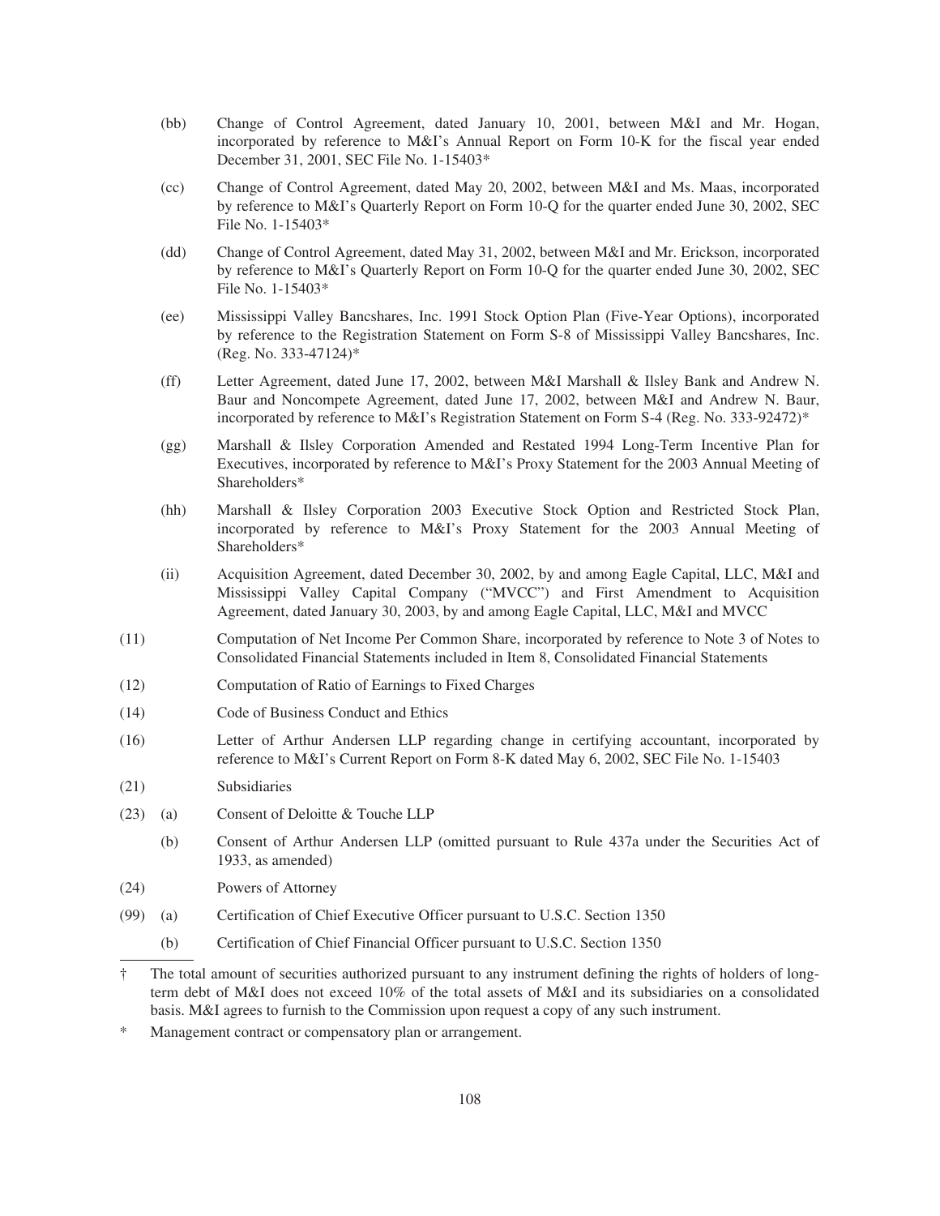(bb) Change of Control Agreement, dated January 10, 2001, between M&I and Mr. Hogan, incorporated by reference to M&I's Annual Report on Form 10-K for the fiscal year ended December 31, 2001, SEC File No. 1-15403*

(cc) Change of Control Agreement, dated May 20, 2002, between M&I and Ms. Maas, incorporated by reference to M&I's Quarterly Report on Form 10-Q for the quarter ended June 30, 2002, SEC File No. 1-15403*

(dd) Change of Control Agreement, dated May 31, 2002, between M&I and Mr. Erickson, incorporated by reference to M&I's Quarterly Report on Form 10-Q for the quarter ended June 30, 2002, SEC File No. 1-15403*

(ee) Mississippi Valley Bancshares, Inc. 1991 Stock Option Plan (Five-Year Options), incorporated by reference to the Registration Statement on Form S-8 of Mississippi Valley Bancshares, Inc. (Reg. No. 333-47124)*

(ff) Letter Agreement, dated June 17, 2002, between M&I Marshall & Ilsley Bank and Andrew N. Baur and Noncompete Agreement, dated June 17, 2002, between M&I and Andrew N. Baur, incorporated by reference to M&I's Registration Statement on Form S-4 (Reg. No. 333-92472)*

(gg) Marshall & Ilsley Corporation Amended and Restated 1994 Long-Term Incentive Plan for Executives, incorporated by reference to M&I's Proxy Statement for the 2003 Annual Meeting of Shareholders*

(hh) Marshall & Ilsley Corporation 2003 Executive Stock Option and Restricted Stock Plan, incorporated by reference to M&I's Proxy Statement for the 2003 Annual Meeting of Shareholders*

(ii) Acquisition Agreement, dated December 30, 2002, by and among Eagle Capital, LLC, M&I and Mississippi Valley Capital Company ("MVCC") and First Amendment to Acquisition Agreement, dated January 30, 2003, by and among Eagle Capital, LLC, M&I and MVCC

(11) Computation of Net Income Per Common Share, incorporated by reference to Note 3 of Notes to Consolidated Financial Statements included in Item 8, Consolidated Financial Statements

(12) Computation of Ratio of Earnings to Fixed Charges

(14) Code of Business Conduct and Ethics

(16) Letter of Arthur Andersen LLP regarding change in certifying accountant, incorporated by reference to M&I's Current Report on Form 8-K dated May 6, 2002, SEC File No. 1-15403

(21) Subsidiaries

(23) (a) Consent of Deloitte & Touche LLP

(b) Consent of Arthur Andersen LLP (omitted pursuant to Rule 437a under the Securities Act of 1933, as amended)

(24) Powers of Attorney

(99) (a) Certification of Chief Executive Officer pursuant to U.S.C. Section 1350

(b) Certification of Chief Financial Officer pursuant to U.S.C. Section 1350

---

† The total amount of securities authorized pursuant to any instrument defining the rights of holders of long-term debt of M&I does not exceed 10% of the total assets of M&I and its subsidiaries on a consolidated basis. M&I agrees to furnish to the Commission upon request a copy of any such instrument.

\* Management contract or compensatory plan or arrangement.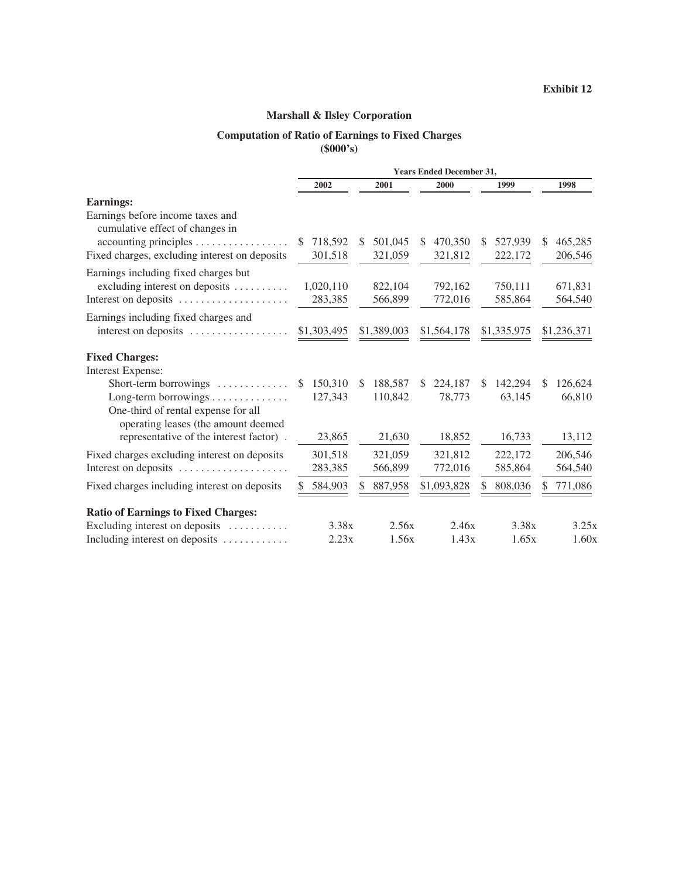**Exhibit 12**

## Marshall & Ilsley Corporation

### Computation of Ratio of Earnings to Fixed Charges
**($000's)**

| | Years Ended December 31, | | | | |
|---|---|---|---|---|---|
| | 2002 | 2001 | 2000 | 1999 | 1998 |
| **Earnings:** | | | | | |
| Earnings before income taxes and cumulative effect of changes in accounting principles | $ 718,592 | $ 501,045 | $ 470,350 | $ 527,939 | $ 465,285 |
| Fixed charges, excluding interest on deposits | 301,518 | 321,059 | 321,812 | 222,172 | 206,546 |
| Earnings including fixed charges but excluding interest on deposits | 1,020,110 | 822,104 | 792,162 | 750,111 | 671,831 |
| Interest on deposits | 283,385 | 566,899 | 772,016 | 585,864 | 564,540 |
| Earnings including fixed charges and interest on deposits | $1,303,495 | $1,389,003 | $1,564,178 | $1,335,975 | $1,236,371 |
| **Fixed Charges:** | | | | | |
| Interest Expense: | | | | | |
| Short-term borrowings | $ 150,310 | $ 188,587 | $ 224,187 | $ 142,294 | $ 126,624 |
| Long-term borrowings | 127,343 | 110,842 | 78,773 | 63,145 | 66,810 |
| One-third of rental expense for all operating leases (the amount deemed representative of the interest factor) | 23,865 | 21,630 | 18,852 | 16,733 | 13,112 |
| Fixed charges excluding interest on deposits | 301,518 | 321,059 | 321,812 | 222,172 | 206,546 |
| Interest on deposits | 283,385 | 566,899 | 772,016 | 585,864 | 564,540 |
| Fixed charges including interest on deposits | $ 584,903 | $ 887,958 | $1,093,828 | $ 808,036 | $ 771,086 |
| **Ratio of Earnings to Fixed Charges:** | | | | | |
| Excluding interest on deposits | 3.38x | 2.56x | 2.46x | 3.38x | 3.25x |
| Including interest on deposits | 2.23x | 1.56x | 1.43x | 1.65x | 1.60x |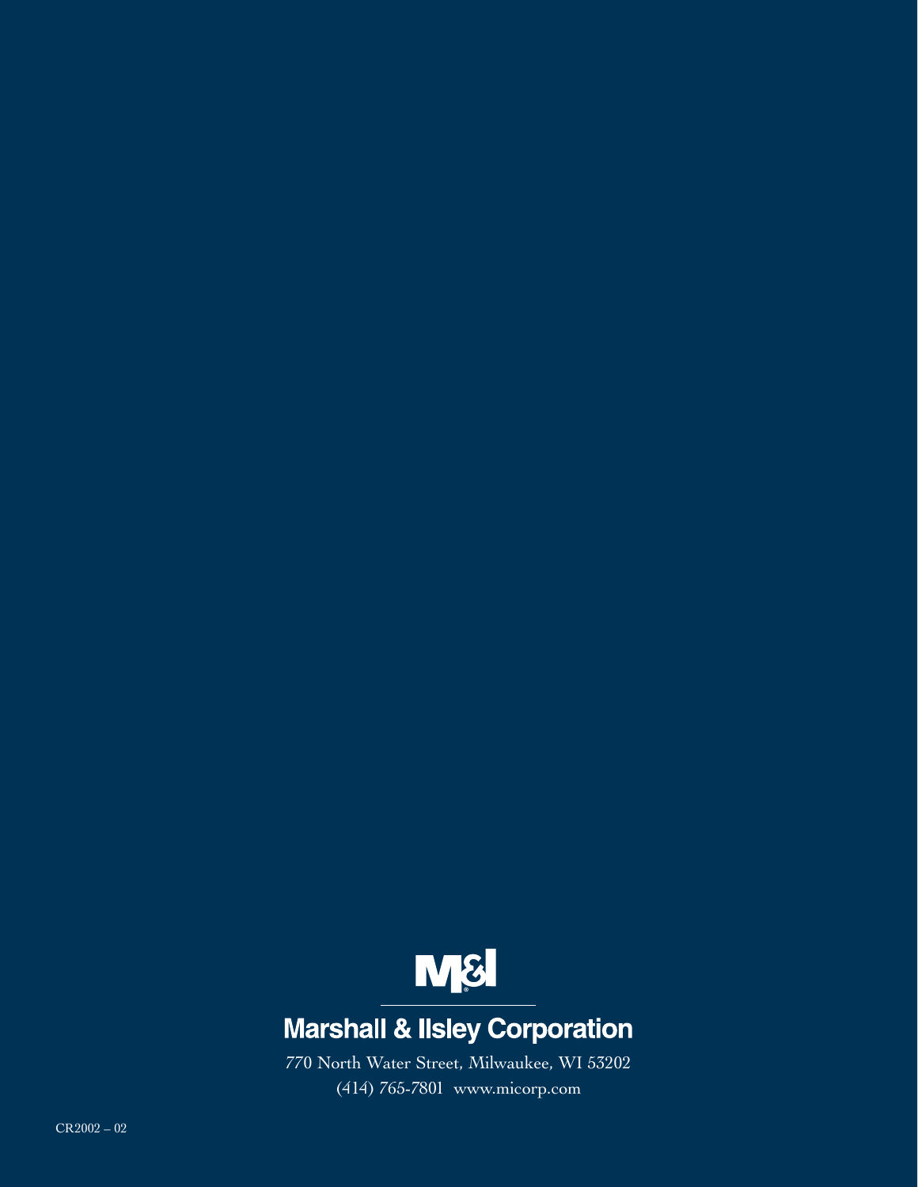M&I

**Marshall & Ilsley Corporation**

770 North Water Street, Milwaukee, WI 53202
(414) 765-7801 www.micorp.com

CR2002 – 02